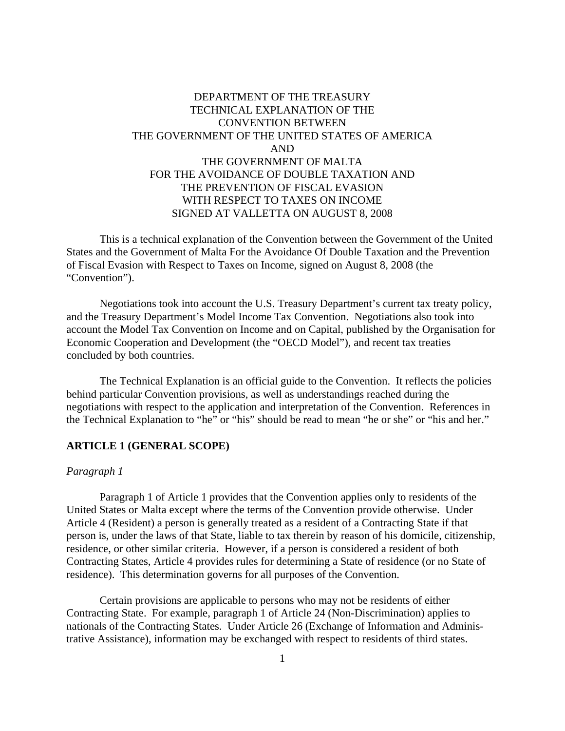# DEPARTMENT OF THE TREASURY
# TECHNICAL EXPLANATION OF THE CONVENTION BETWEEN THE GOVERNMENT OF THE UNITED STATES OF AMERICA AND THE GOVERNMENT OF MALTA FOR THE AVOIDANCE OF DOUBLE TAXATION AND THE PREVENTION OF FISCAL EVASION WITH RESPECT TO TAXES ON INCOME SIGNED AT VALLETTA ON AUGUST 8, 2008

This is a technical explanation of the Convention between the Government of the United States and the Government of Malta For the Avoidance Of Double Taxation and the Prevention of Fiscal Evasion with Respect to Taxes on Income, signed on August 8, 2008 (the "Convention").

Negotiations took into account the U.S. Treasury Department's current tax treaty policy, and the Treasury Department's Model Income Tax Convention. Negotiations also took into account the Model Tax Convention on Income and on Capital, published by the Organisation for Economic Cooperation and Development (the "OECD Model"), and recent tax treaties concluded by both countries.

The Technical Explanation is an official guide to the Convention. It reflects the policies behind particular Convention provisions, as well as understandings reached during the negotiations with respect to the application and interpretation of the Convention. References in the Technical Explanation to "he" or "his" should be read to mean "he or she" or "his and her."

## ARTICLE 1 (GENERAL SCOPE)

*Paragraph 1*

Paragraph 1 of Article 1 provides that the Convention applies only to residents of the United States or Malta except where the terms of the Convention provide otherwise. Under Article 4 (Resident) a person is generally treated as a resident of a Contracting State if that person is, under the laws of that State, liable to tax therein by reason of his domicile, citizenship, residence, or other similar criteria. However, if a person is considered a resident of both Contracting States, Article 4 provides rules for determining a State of residence (or no State of residence). This determination governs for all purposes of the Convention.

Certain provisions are applicable to persons who may not be residents of either Contracting State. For example, paragraph 1 of Article 24 (Non-Discrimination) applies to nationals of the Contracting States. Under Article 26 (Exchange of Information and Administrative Assistance), information may be exchanged with respect to residents of third states.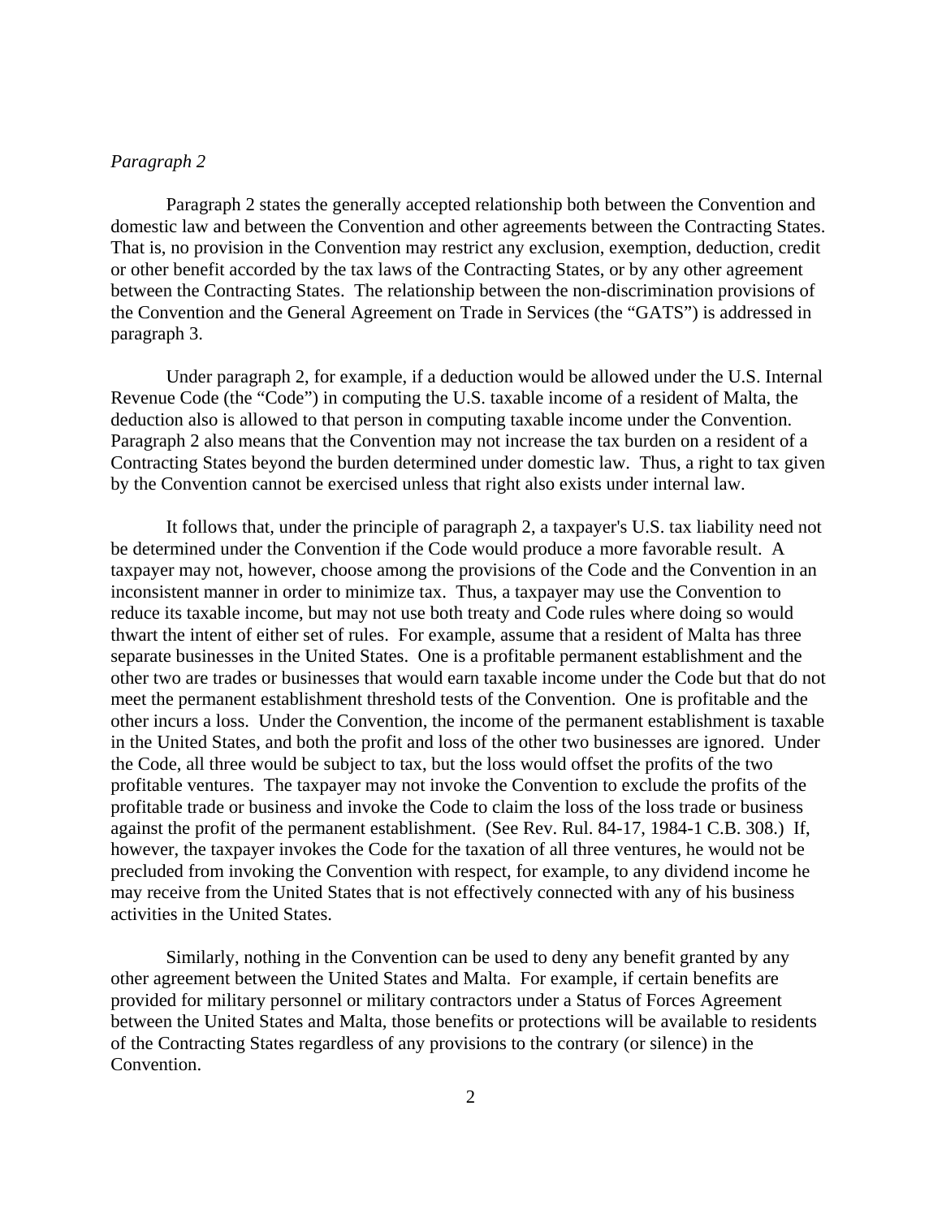*Paragraph 2*

Paragraph 2 states the generally accepted relationship both between the Convention and domestic law and between the Convention and other agreements between the Contracting States. That is, no provision in the Convention may restrict any exclusion, exemption, deduction, credit or other benefit accorded by the tax laws of the Contracting States, or by any other agreement between the Contracting States. The relationship between the non-discrimination provisions of the Convention and the General Agreement on Trade in Services (the "GATS") is addressed in paragraph 3.

Under paragraph 2, for example, if a deduction would be allowed under the U.S. Internal Revenue Code (the "Code") in computing the U.S. taxable income of a resident of Malta, the deduction also is allowed to that person in computing taxable income under the Convention. Paragraph 2 also means that the Convention may not increase the tax burden on a resident of a Contracting States beyond the burden determined under domestic law. Thus, a right to tax given by the Convention cannot be exercised unless that right also exists under internal law.

It follows that, under the principle of paragraph 2, a taxpayer's U.S. tax liability need not be determined under the Convention if the Code would produce a more favorable result. A taxpayer may not, however, choose among the provisions of the Code and the Convention in an inconsistent manner in order to minimize tax. Thus, a taxpayer may use the Convention to reduce its taxable income, but may not use both treaty and Code rules where doing so would thwart the intent of either set of rules. For example, assume that a resident of Malta has three separate businesses in the United States. One is a profitable permanent establishment and the other two are trades or businesses that would earn taxable income under the Code but that do not meet the permanent establishment threshold tests of the Convention. One is profitable and the other incurs a loss. Under the Convention, the income of the permanent establishment is taxable in the United States, and both the profit and loss of the other two businesses are ignored. Under the Code, all three would be subject to tax, but the loss would offset the profits of the two profitable ventures. The taxpayer may not invoke the Convention to exclude the profits of the profitable trade or business and invoke the Code to claim the loss of the loss trade or business against the profit of the permanent establishment. (See Rev. Rul. 84-17, 1984-1 C.B. 308.) If, however, the taxpayer invokes the Code for the taxation of all three ventures, he would not be precluded from invoking the Convention with respect, for example, to any dividend income he may receive from the United States that is not effectively connected with any of his business activities in the United States.

Similarly, nothing in the Convention can be used to deny any benefit granted by any other agreement between the United States and Malta. For example, if certain benefits are provided for military personnel or military contractors under a Status of Forces Agreement between the United States and Malta, those benefits or protections will be available to residents of the Contracting States regardless of any provisions to the contrary (or silence) in the Convention.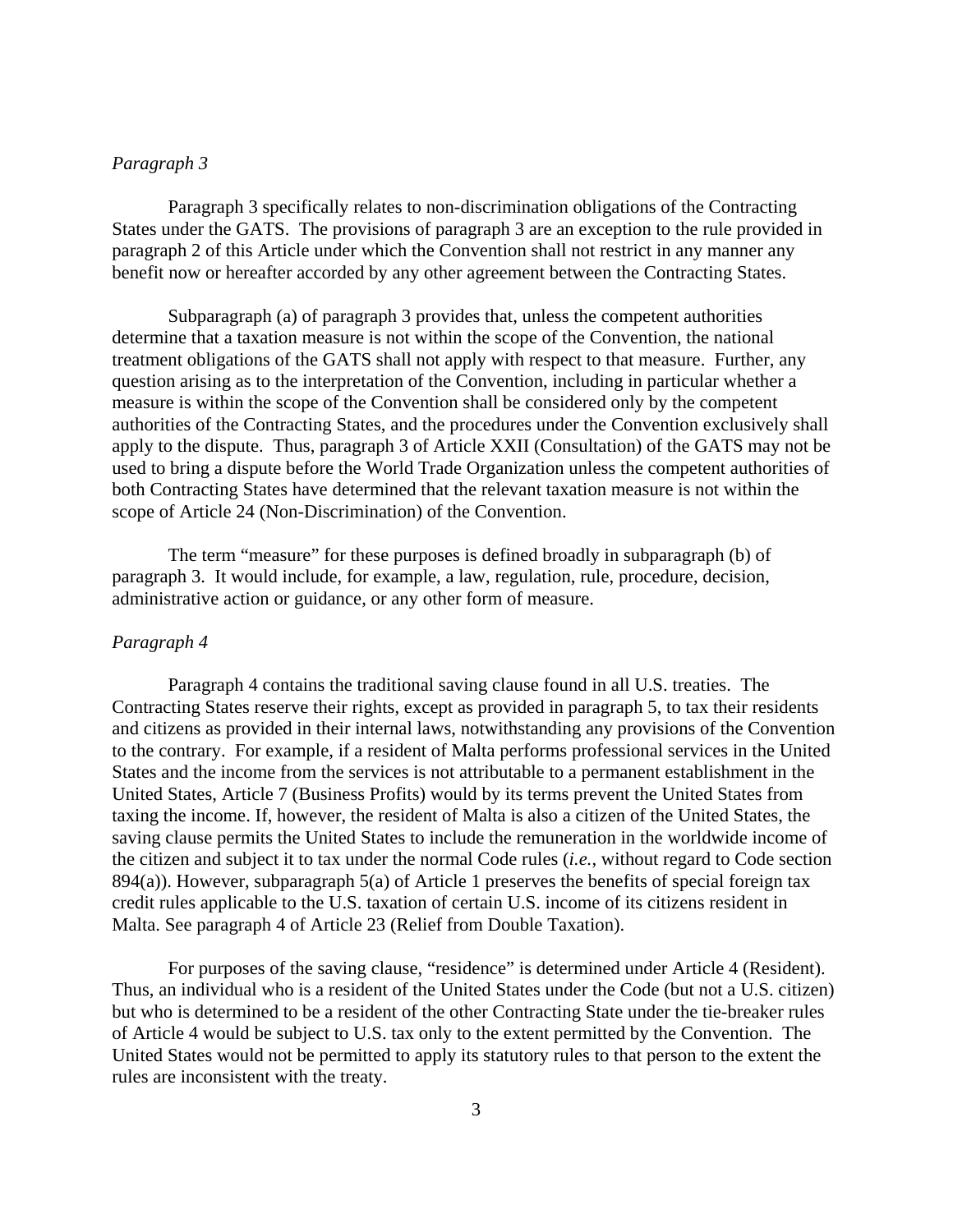*Paragraph 3*

Paragraph 3 specifically relates to non-discrimination obligations of the Contracting States under the GATS. The provisions of paragraph 3 are an exception to the rule provided in paragraph 2 of this Article under which the Convention shall not restrict in any manner any benefit now or hereafter accorded by any other agreement between the Contracting States.

Subparagraph (a) of paragraph 3 provides that, unless the competent authorities determine that a taxation measure is not within the scope of the Convention, the national treatment obligations of the GATS shall not apply with respect to that measure. Further, any question arising as to the interpretation of the Convention, including in particular whether a measure is within the scope of the Convention shall be considered only by the competent authorities of the Contracting States, and the procedures under the Convention exclusively shall apply to the dispute. Thus, paragraph 3 of Article XXII (Consultation) of the GATS may not be used to bring a dispute before the World Trade Organization unless the competent authorities of both Contracting States have determined that the relevant taxation measure is not within the scope of Article 24 (Non-Discrimination) of the Convention.

The term "measure" for these purposes is defined broadly in subparagraph (b) of paragraph 3. It would include, for example, a law, regulation, rule, procedure, decision, administrative action or guidance, or any other form of measure.

*Paragraph 4*

Paragraph 4 contains the traditional saving clause found in all U.S. treaties. The Contracting States reserve their rights, except as provided in paragraph 5, to tax their residents and citizens as provided in their internal laws, notwithstanding any provisions of the Convention to the contrary. For example, if a resident of Malta performs professional services in the United States and the income from the services is not attributable to a permanent establishment in the United States, Article 7 (Business Profits) would by its terms prevent the United States from taxing the income. If, however, the resident of Malta is also a citizen of the United States, the saving clause permits the United States to include the remuneration in the worldwide income of the citizen and subject it to tax under the normal Code rules (*i.e.*, without regard to Code section 894(a)). However, subparagraph 5(a) of Article 1 preserves the benefits of special foreign tax credit rules applicable to the U.S. taxation of certain U.S. income of its citizens resident in Malta. See paragraph 4 of Article 23 (Relief from Double Taxation).

For purposes of the saving clause, "residence" is determined under Article 4 (Resident). Thus, an individual who is a resident of the United States under the Code (but not a U.S. citizen) but who is determined to be a resident of the other Contracting State under the tie-breaker rules of Article 4 would be subject to U.S. tax only to the extent permitted by the Convention. The United States would not be permitted to apply its statutory rules to that person to the extent the rules are inconsistent with the treaty.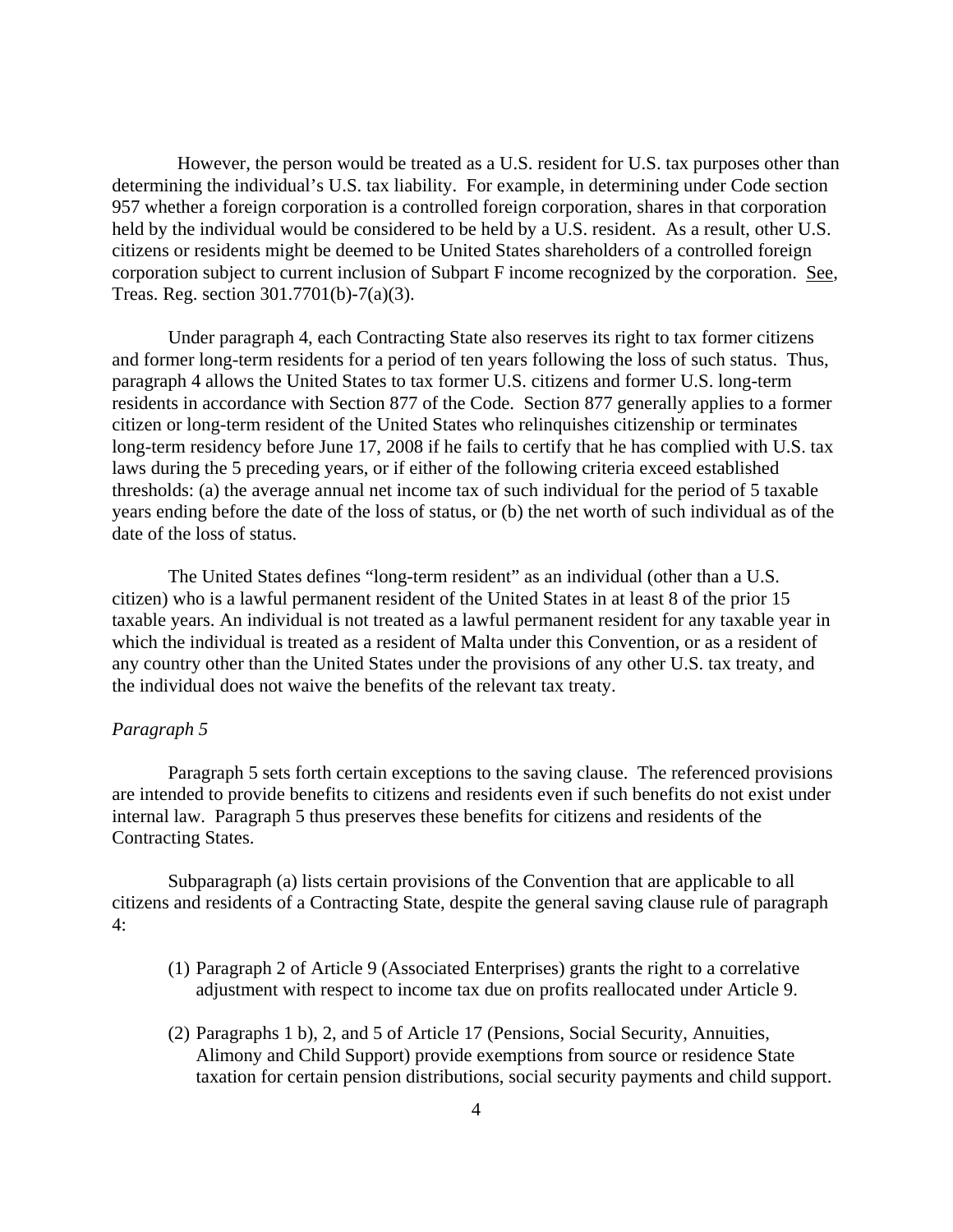However, the person would be treated as a U.S. resident for U.S. tax purposes other than determining the individual's U.S. tax liability. For example, in determining under Code section 957 whether a foreign corporation is a controlled foreign corporation, shares in that corporation held by the individual would be considered to be held by a U.S. resident. As a result, other U.S. citizens or residents might be deemed to be United States shareholders of a controlled foreign corporation subject to current inclusion of Subpart F income recognized by the corporation. See, Treas. Reg. section 301.7701(b)-7(a)(3).

Under paragraph 4, each Contracting State also reserves its right to tax former citizens and former long-term residents for a period of ten years following the loss of such status. Thus, paragraph 4 allows the United States to tax former U.S. citizens and former U.S. long-term residents in accordance with Section 877 of the Code. Section 877 generally applies to a former citizen or long-term resident of the United States who relinquishes citizenship or terminates long-term residency before June 17, 2008 if he fails to certify that he has complied with U.S. tax laws during the 5 preceding years, or if either of the following criteria exceed established thresholds: (a) the average annual net income tax of such individual for the period of 5 taxable years ending before the date of the loss of status, or (b) the net worth of such individual as of the date of the loss of status.

The United States defines "long-term resident" as an individual (other than a U.S. citizen) who is a lawful permanent resident of the United States in at least 8 of the prior 15 taxable years. An individual is not treated as a lawful permanent resident for any taxable year in which the individual is treated as a resident of Malta under this Convention, or as a resident of any country other than the United States under the provisions of any other U.S. tax treaty, and the individual does not waive the benefits of the relevant tax treaty.

*Paragraph 5*

Paragraph 5 sets forth certain exceptions to the saving clause. The referenced provisions are intended to provide benefits to citizens and residents even if such benefits do not exist under internal law. Paragraph 5 thus preserves these benefits for citizens and residents of the Contracting States.

Subparagraph (a) lists certain provisions of the Convention that are applicable to all citizens and residents of a Contracting State, despite the general saving clause rule of paragraph 4:

(1) Paragraph 2 of Article 9 (Associated Enterprises) grants the right to a correlative adjustment with respect to income tax due on profits reallocated under Article 9.

(2) Paragraphs 1 b), 2, and 5 of Article 17 (Pensions, Social Security, Annuities, Alimony and Child Support) provide exemptions from source or residence State taxation for certain pension distributions, social security payments and child support.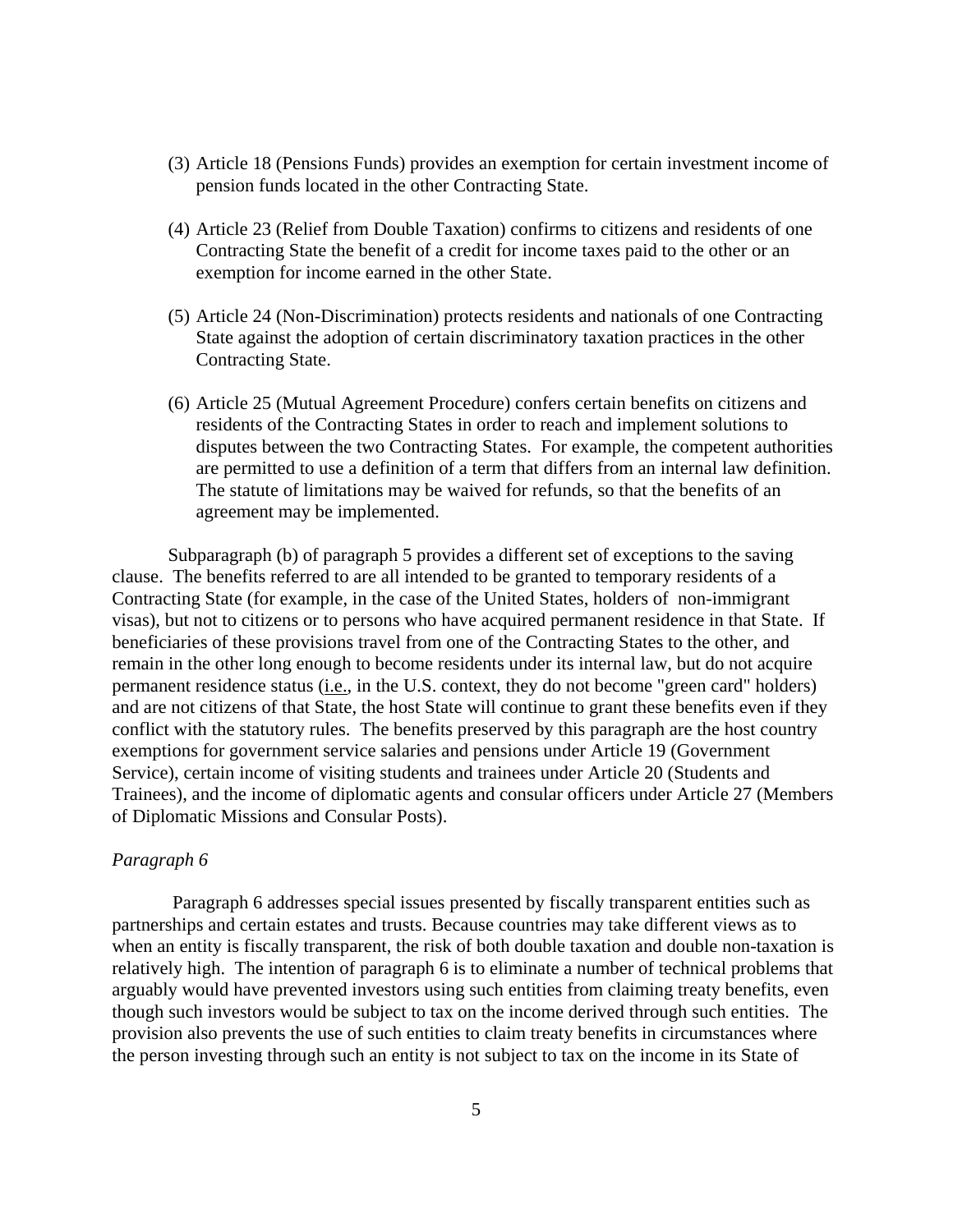(3) Article 18 (Pensions Funds) provides an exemption for certain investment income of pension funds located in the other Contracting State.

(4) Article 23 (Relief from Double Taxation) confirms to citizens and residents of one Contracting State the benefit of a credit for income taxes paid to the other or an exemption for income earned in the other State.

(5) Article 24 (Non-Discrimination) protects residents and nationals of one Contracting State against the adoption of certain discriminatory taxation practices in the other Contracting State.

(6) Article 25 (Mutual Agreement Procedure) confers certain benefits on citizens and residents of the Contracting States in order to reach and implement solutions to disputes between the two Contracting States. For example, the competent authorities are permitted to use a definition of a term that differs from an internal law definition. The statute of limitations may be waived for refunds, so that the benefits of an agreement may be implemented.

Subparagraph (b) of paragraph 5 provides a different set of exceptions to the saving clause. The benefits referred to are all intended to be granted to temporary residents of a Contracting State (for example, in the case of the United States, holders of non-immigrant visas), but not to citizens or to persons who have acquired permanent residence in that State. If beneficiaries of these provisions travel from one of the Contracting States to the other, and remain in the other long enough to become residents under its internal law, but do not acquire permanent residence status (i.e., in the U.S. context, they do not become "green card" holders) and are not citizens of that State, the host State will continue to grant these benefits even if they conflict with the statutory rules. The benefits preserved by this paragraph are the host country exemptions for government service salaries and pensions under Article 19 (Government Service), certain income of visiting students and trainees under Article 20 (Students and Trainees), and the income of diplomatic agents and consular officers under Article 27 (Members of Diplomatic Missions and Consular Posts).

*Paragraph 6*

Paragraph 6 addresses special issues presented by fiscally transparent entities such as partnerships and certain estates and trusts. Because countries may take different views as to when an entity is fiscally transparent, the risk of both double taxation and double non-taxation is relatively high. The intention of paragraph 6 is to eliminate a number of technical problems that arguably would have prevented investors using such entities from claiming treaty benefits, even though such investors would be subject to tax on the income derived through such entities. The provision also prevents the use of such entities to claim treaty benefits in circumstances where the person investing through such an entity is not subject to tax on the income in its State of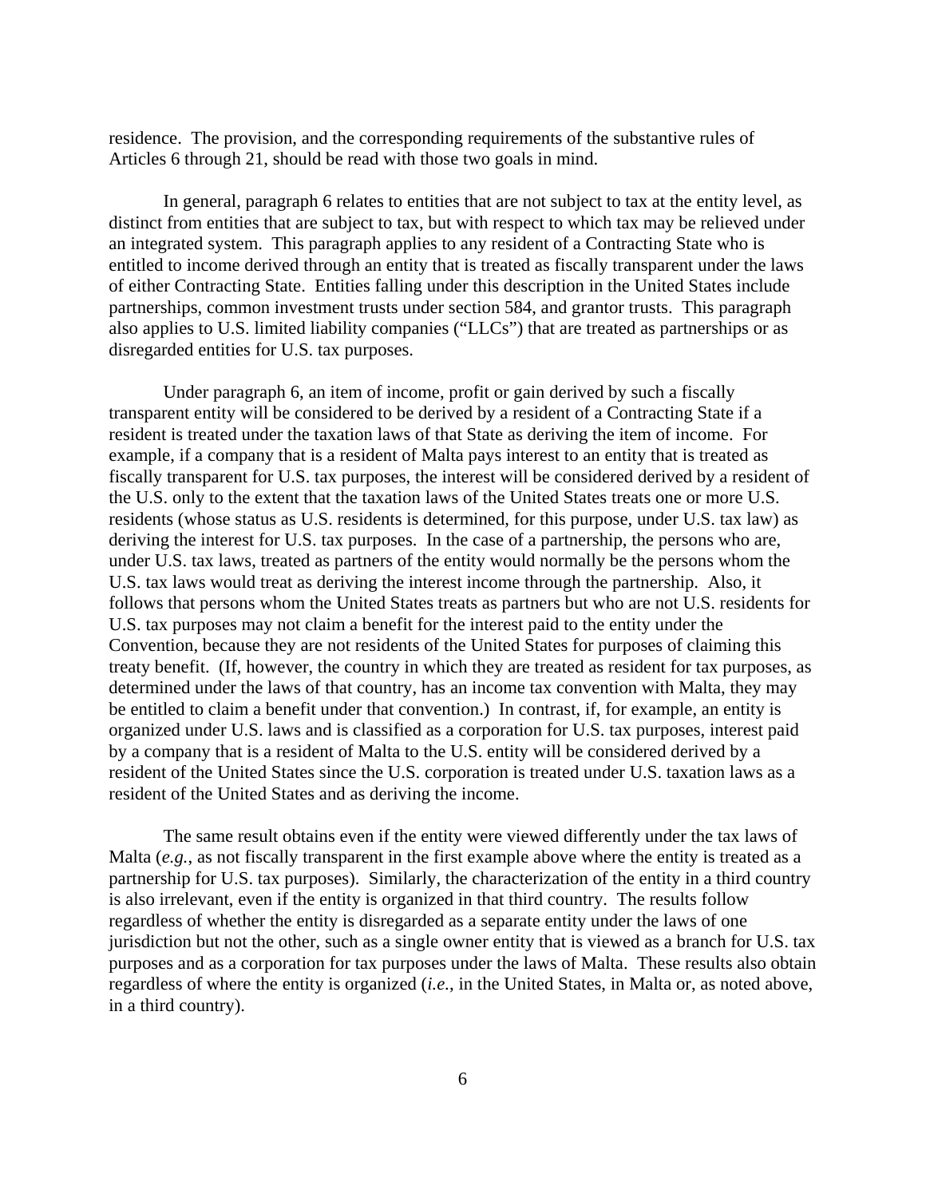residence. The provision, and the corresponding requirements of the substantive rules of Articles 6 through 21, should be read with those two goals in mind.

In general, paragraph 6 relates to entities that are not subject to tax at the entity level, as distinct from entities that are subject to tax, but with respect to which tax may be relieved under an integrated system. This paragraph applies to any resident of a Contracting State who is entitled to income derived through an entity that is treated as fiscally transparent under the laws of either Contracting State. Entities falling under this description in the United States include partnerships, common investment trusts under section 584, and grantor trusts. This paragraph also applies to U.S. limited liability companies ("LLCs") that are treated as partnerships or as disregarded entities for U.S. tax purposes.

Under paragraph 6, an item of income, profit or gain derived by such a fiscally transparent entity will be considered to be derived by a resident of a Contracting State if a resident is treated under the taxation laws of that State as deriving the item of income. For example, if a company that is a resident of Malta pays interest to an entity that is treated as fiscally transparent for U.S. tax purposes, the interest will be considered derived by a resident of the U.S. only to the extent that the taxation laws of the United States treats one or more U.S. residents (whose status as U.S. residents is determined, for this purpose, under U.S. tax law) as deriving the interest for U.S. tax purposes. In the case of a partnership, the persons who are, under U.S. tax laws, treated as partners of the entity would normally be the persons whom the U.S. tax laws would treat as deriving the interest income through the partnership. Also, it follows that persons whom the United States treats as partners but who are not U.S. residents for U.S. tax purposes may not claim a benefit for the interest paid to the entity under the Convention, because they are not residents of the United States for purposes of claiming this treaty benefit. (If, however, the country in which they are treated as resident for tax purposes, as determined under the laws of that country, has an income tax convention with Malta, they may be entitled to claim a benefit under that convention.) In contrast, if, for example, an entity is organized under U.S. laws and is classified as a corporation for U.S. tax purposes, interest paid by a company that is a resident of Malta to the U.S. entity will be considered derived by a resident of the United States since the U.S. corporation is treated under U.S. taxation laws as a resident of the United States and as deriving the income.

The same result obtains even if the entity were viewed differently under the tax laws of Malta (*e.g.*, as not fiscally transparent in the first example above where the entity is treated as a partnership for U.S. tax purposes). Similarly, the characterization of the entity in a third country is also irrelevant, even if the entity is organized in that third country. The results follow regardless of whether the entity is disregarded as a separate entity under the laws of one jurisdiction but not the other, such as a single owner entity that is viewed as a branch for U.S. tax purposes and as a corporation for tax purposes under the laws of Malta. These results also obtain regardless of where the entity is organized (*i.e.*, in the United States, in Malta or, as noted above, in a third country).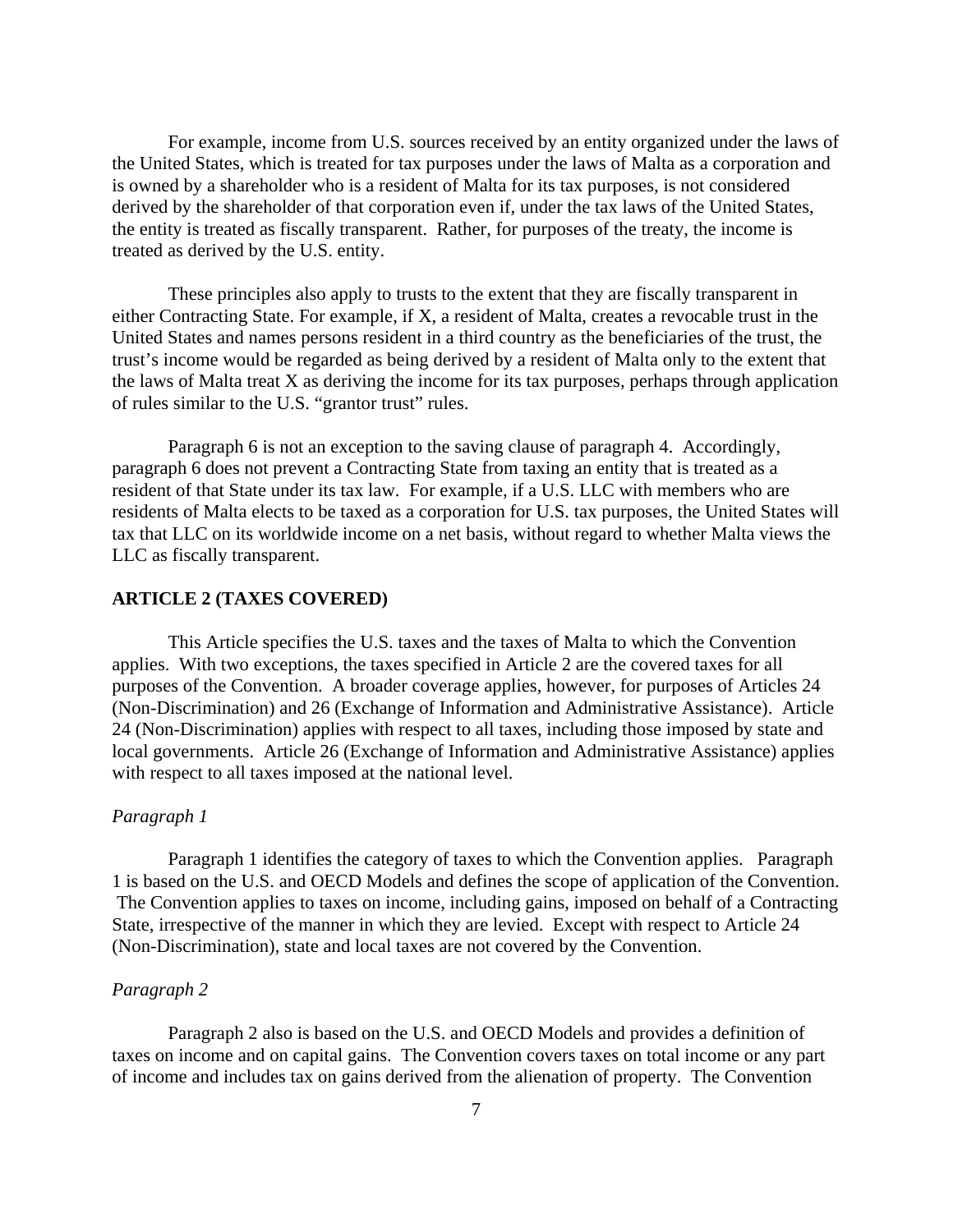For example, income from U.S. sources received by an entity organized under the laws of the United States, which is treated for tax purposes under the laws of Malta as a corporation and is owned by a shareholder who is a resident of Malta for its tax purposes, is not considered derived by the shareholder of that corporation even if, under the tax laws of the United States, the entity is treated as fiscally transparent. Rather, for purposes of the treaty, the income is treated as derived by the U.S. entity.

These principles also apply to trusts to the extent that they are fiscally transparent in either Contracting State. For example, if X, a resident of Malta, creates a revocable trust in the United States and names persons resident in a third country as the beneficiaries of the trust, the trust's income would be regarded as being derived by a resident of Malta only to the extent that the laws of Malta treat X as deriving the income for its tax purposes, perhaps through application of rules similar to the U.S. "grantor trust" rules.

Paragraph 6 is not an exception to the saving clause of paragraph 4. Accordingly, paragraph 6 does not prevent a Contracting State from taxing an entity that is treated as a resident of that State under its tax law. For example, if a U.S. LLC with members who are residents of Malta elects to be taxed as a corporation for U.S. tax purposes, the United States will tax that LLC on its worldwide income on a net basis, without regard to whether Malta views the LLC as fiscally transparent.

## ARTICLE 2 (TAXES COVERED)

This Article specifies the U.S. taxes and the taxes of Malta to which the Convention applies. With two exceptions, the taxes specified in Article 2 are the covered taxes for all purposes of the Convention. A broader coverage applies, however, for purposes of Articles 24 (Non-Discrimination) and 26 (Exchange of Information and Administrative Assistance). Article 24 (Non-Discrimination) applies with respect to all taxes, including those imposed by state and local governments. Article 26 (Exchange of Information and Administrative Assistance) applies with respect to all taxes imposed at the national level.

*Paragraph 1*

Paragraph 1 identifies the category of taxes to which the Convention applies. Paragraph 1 is based on the U.S. and OECD Models and defines the scope of application of the Convention. The Convention applies to taxes on income, including gains, imposed on behalf of a Contracting State, irrespective of the manner in which they are levied. Except with respect to Article 24 (Non-Discrimination), state and local taxes are not covered by the Convention.

*Paragraph 2*

Paragraph 2 also is based on the U.S. and OECD Models and provides a definition of taxes on income and on capital gains. The Convention covers taxes on total income or any part of income and includes tax on gains derived from the alienation of property. The Convention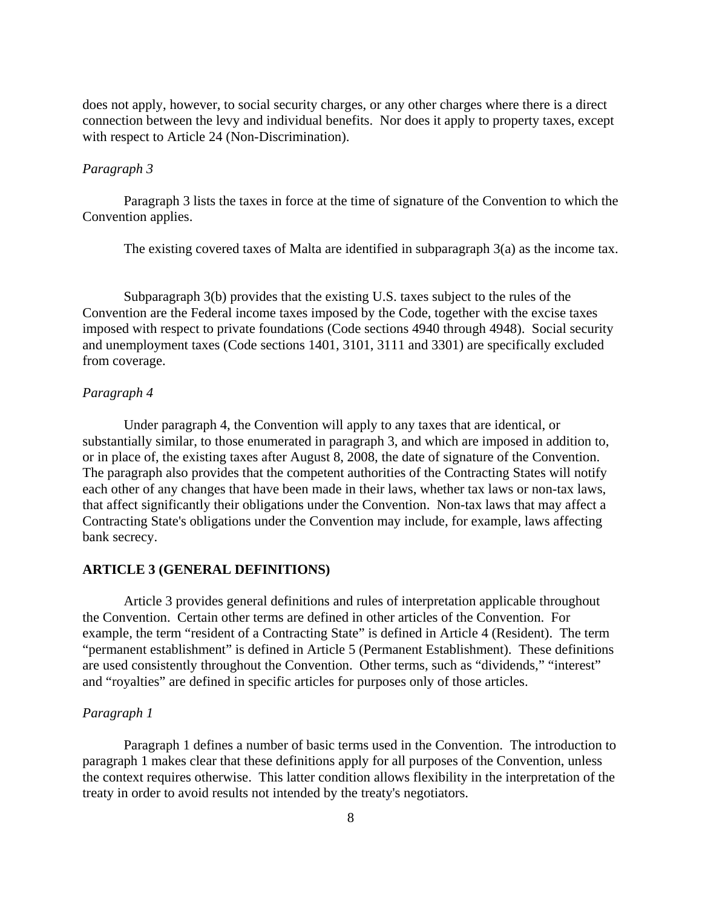does not apply, however, to social security charges, or any other charges where there is a direct connection between the levy and individual benefits. Nor does it apply to property taxes, except with respect to Article 24 (Non-Discrimination).

*Paragraph 3*

Paragraph 3 lists the taxes in force at the time of signature of the Convention to which the Convention applies.

The existing covered taxes of Malta are identified in subparagraph 3(a) as the income tax.

Subparagraph 3(b) provides that the existing U.S. taxes subject to the rules of the Convention are the Federal income taxes imposed by the Code, together with the excise taxes imposed with respect to private foundations (Code sections 4940 through 4948). Social security and unemployment taxes (Code sections 1401, 3101, 3111 and 3301) are specifically excluded from coverage.

*Paragraph 4*

Under paragraph 4, the Convention will apply to any taxes that are identical, or substantially similar, to those enumerated in paragraph 3, and which are imposed in addition to, or in place of, the existing taxes after August 8, 2008, the date of signature of the Convention. The paragraph also provides that the competent authorities of the Contracting States will notify each other of any changes that have been made in their laws, whether tax laws or non-tax laws, that affect significantly their obligations under the Convention. Non-tax laws that may affect a Contracting State's obligations under the Convention may include, for example, laws affecting bank secrecy.

## ARTICLE 3 (GENERAL DEFINITIONS)

Article 3 provides general definitions and rules of interpretation applicable throughout the Convention. Certain other terms are defined in other articles of the Convention. For example, the term "resident of a Contracting State" is defined in Article 4 (Resident). The term "permanent establishment" is defined in Article 5 (Permanent Establishment). These definitions are used consistently throughout the Convention. Other terms, such as "dividends," "interest" and "royalties" are defined in specific articles for purposes only of those articles.

*Paragraph 1*

Paragraph 1 defines a number of basic terms used in the Convention. The introduction to paragraph 1 makes clear that these definitions apply for all purposes of the Convention, unless the context requires otherwise. This latter condition allows flexibility in the interpretation of the treaty in order to avoid results not intended by the treaty's negotiators.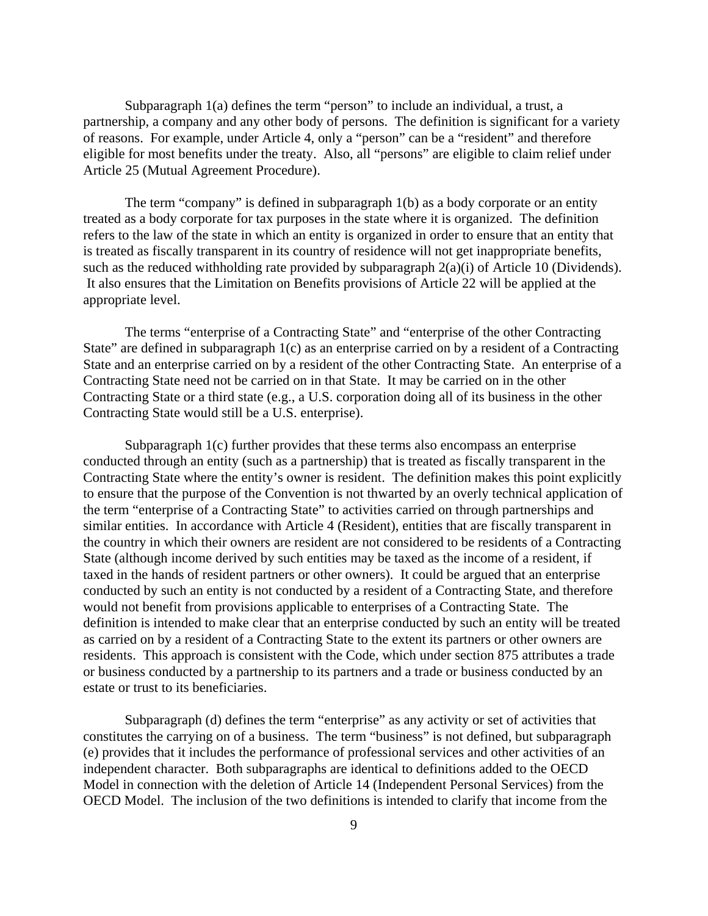Subparagraph 1(a) defines the term "person" to include an individual, a trust, a partnership, a company and any other body of persons. The definition is significant for a variety of reasons. For example, under Article 4, only a "person" can be a "resident" and therefore eligible for most benefits under the treaty. Also, all "persons" are eligible to claim relief under Article 25 (Mutual Agreement Procedure).

The term "company" is defined in subparagraph 1(b) as a body corporate or an entity treated as a body corporate for tax purposes in the state where it is organized. The definition refers to the law of the state in which an entity is organized in order to ensure that an entity that is treated as fiscally transparent in its country of residence will not get inappropriate benefits, such as the reduced withholding rate provided by subparagraph 2(a)(i) of Article 10 (Dividends). It also ensures that the Limitation on Benefits provisions of Article 22 will be applied at the appropriate level.

The terms "enterprise of a Contracting State" and "enterprise of the other Contracting State" are defined in subparagraph 1(c) as an enterprise carried on by a resident of a Contracting State and an enterprise carried on by a resident of the other Contracting State. An enterprise of a Contracting State need not be carried on in that State. It may be carried on in the other Contracting State or a third state (e.g., a U.S. corporation doing all of its business in the other Contracting State would still be a U.S. enterprise).

Subparagraph 1(c) further provides that these terms also encompass an enterprise conducted through an entity (such as a partnership) that is treated as fiscally transparent in the Contracting State where the entity's owner is resident. The definition makes this point explicitly to ensure that the purpose of the Convention is not thwarted by an overly technical application of the term "enterprise of a Contracting State" to activities carried on through partnerships and similar entities. In accordance with Article 4 (Resident), entities that are fiscally transparent in the country in which their owners are resident are not considered to be residents of a Contracting State (although income derived by such entities may be taxed as the income of a resident, if taxed in the hands of resident partners or other owners). It could be argued that an enterprise conducted by such an entity is not conducted by a resident of a Contracting State, and therefore would not benefit from provisions applicable to enterprises of a Contracting State. The definition is intended to make clear that an enterprise conducted by such an entity will be treated as carried on by a resident of a Contracting State to the extent its partners or other owners are residents. This approach is consistent with the Code, which under section 875 attributes a trade or business conducted by a partnership to its partners and a trade or business conducted by an estate or trust to its beneficiaries.

Subparagraph (d) defines the term "enterprise" as any activity or set of activities that constitutes the carrying on of a business. The term "business" is not defined, but subparagraph (e) provides that it includes the performance of professional services and other activities of an independent character. Both subparagraphs are identical to definitions added to the OECD Model in connection with the deletion of Article 14 (Independent Personal Services) from the OECD Model. The inclusion of the two definitions is intended to clarify that income from the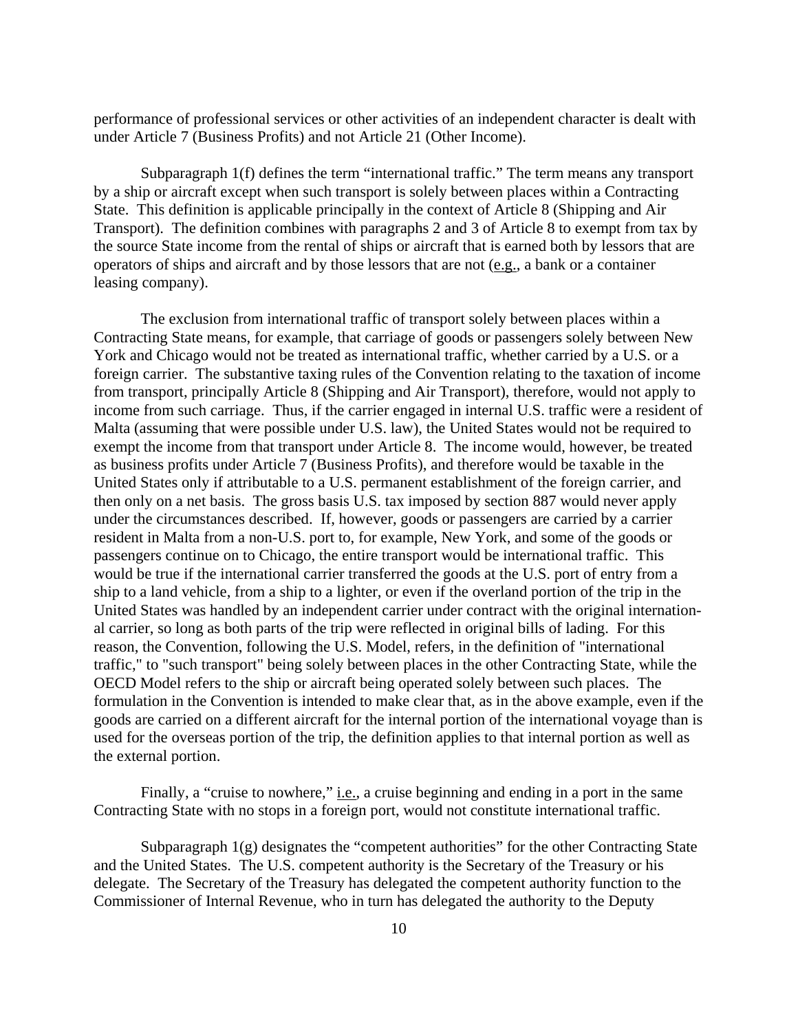performance of professional services or other activities of an independent character is dealt with under Article 7 (Business Profits) and not Article 21 (Other Income).

Subparagraph 1(f) defines the term "international traffic." The term means any transport by a ship or aircraft except when such transport is solely between places within a Contracting State. This definition is applicable principally in the context of Article 8 (Shipping and Air Transport). The definition combines with paragraphs 2 and 3 of Article 8 to exempt from tax by the source State income from the rental of ships or aircraft that is earned both by lessors that are operators of ships and aircraft and by those lessors that are not (e.g., a bank or a container leasing company).

The exclusion from international traffic of transport solely between places within a Contracting State means, for example, that carriage of goods or passengers solely between New York and Chicago would not be treated as international traffic, whether carried by a U.S. or a foreign carrier. The substantive taxing rules of the Convention relating to the taxation of income from transport, principally Article 8 (Shipping and Air Transport), therefore, would not apply to income from such carriage. Thus, if the carrier engaged in internal U.S. traffic were a resident of Malta (assuming that were possible under U.S. law), the United States would not be required to exempt the income from that transport under Article 8. The income would, however, be treated as business profits under Article 7 (Business Profits), and therefore would be taxable in the United States only if attributable to a U.S. permanent establishment of the foreign carrier, and then only on a net basis. The gross basis U.S. tax imposed by section 887 would never apply under the circumstances described. If, however, goods or passengers are carried by a carrier resident in Malta from a non-U.S. port to, for example, New York, and some of the goods or passengers continue on to Chicago, the entire transport would be international traffic. This would be true if the international carrier transferred the goods at the U.S. port of entry from a ship to a land vehicle, from a ship to a lighter, or even if the overland portion of the trip in the United States was handled by an independent carrier under contract with the original international carrier, so long as both parts of the trip were reflected in original bills of lading. For this reason, the Convention, following the U.S. Model, refers, in the definition of "international traffic," to "such transport" being solely between places in the other Contracting State, while the OECD Model refers to the ship or aircraft being operated solely between such places. The formulation in the Convention is intended to make clear that, as in the above example, even if the goods are carried on a different aircraft for the internal portion of the international voyage than is used for the overseas portion of the trip, the definition applies to that internal portion as well as the external portion.

Finally, a "cruise to nowhere," i.e., a cruise beginning and ending in a port in the same Contracting State with no stops in a foreign port, would not constitute international traffic.

Subparagraph 1(g) designates the "competent authorities" for the other Contracting State and the United States. The U.S. competent authority is the Secretary of the Treasury or his delegate. The Secretary of the Treasury has delegated the competent authority function to the Commissioner of Internal Revenue, who in turn has delegated the authority to the Deputy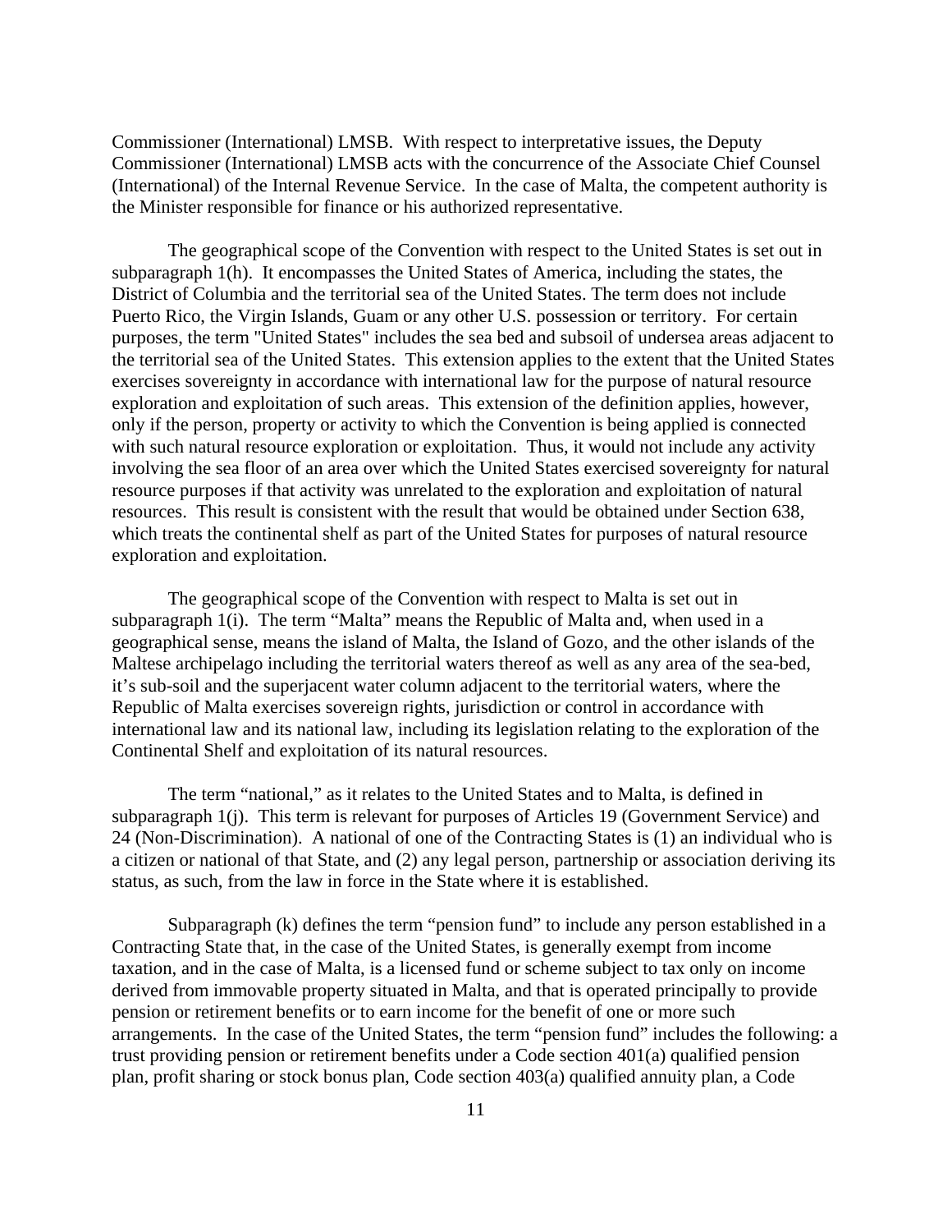Commissioner (International) LMSB. With respect to interpretative issues, the Deputy Commissioner (International) LMSB acts with the concurrence of the Associate Chief Counsel (International) of the Internal Revenue Service. In the case of Malta, the competent authority is the Minister responsible for finance or his authorized representative.

The geographical scope of the Convention with respect to the United States is set out in subparagraph 1(h). It encompasses the United States of America, including the states, the District of Columbia and the territorial sea of the United States. The term does not include Puerto Rico, the Virgin Islands, Guam or any other U.S. possession or territory. For certain purposes, the term "United States" includes the sea bed and subsoil of undersea areas adjacent to the territorial sea of the United States. This extension applies to the extent that the United States exercises sovereignty in accordance with international law for the purpose of natural resource exploration and exploitation of such areas. This extension of the definition applies, however, only if the person, property or activity to which the Convention is being applied is connected with such natural resource exploration or exploitation. Thus, it would not include any activity involving the sea floor of an area over which the United States exercised sovereignty for natural resource purposes if that activity was unrelated to the exploration and exploitation of natural resources. This result is consistent with the result that would be obtained under Section 638, which treats the continental shelf as part of the United States for purposes of natural resource exploration and exploitation.

The geographical scope of the Convention with respect to Malta is set out in subparagraph 1(i). The term "Malta" means the Republic of Malta and, when used in a geographical sense, means the island of Malta, the Island of Gozo, and the other islands of the Maltese archipelago including the territorial waters thereof as well as any area of the sea-bed, it's sub-soil and the superjacent water column adjacent to the territorial waters, where the Republic of Malta exercises sovereign rights, jurisdiction or control in accordance with international law and its national law, including its legislation relating to the exploration of the Continental Shelf and exploitation of its natural resources.

The term "national," as it relates to the United States and to Malta, is defined in subparagraph 1(j). This term is relevant for purposes of Articles 19 (Government Service) and 24 (Non-Discrimination). A national of one of the Contracting States is (1) an individual who is a citizen or national of that State, and (2) any legal person, partnership or association deriving its status, as such, from the law in force in the State where it is established.

Subparagraph (k) defines the term "pension fund" to include any person established in a Contracting State that, in the case of the United States, is generally exempt from income taxation, and in the case of Malta, is a licensed fund or scheme subject to tax only on income derived from immovable property situated in Malta, and that is operated principally to provide pension or retirement benefits or to earn income for the benefit of one or more such arrangements. In the case of the United States, the term "pension fund" includes the following: a trust providing pension or retirement benefits under a Code section 401(a) qualified pension plan, profit sharing or stock bonus plan, Code section 403(a) qualified annuity plan, a Code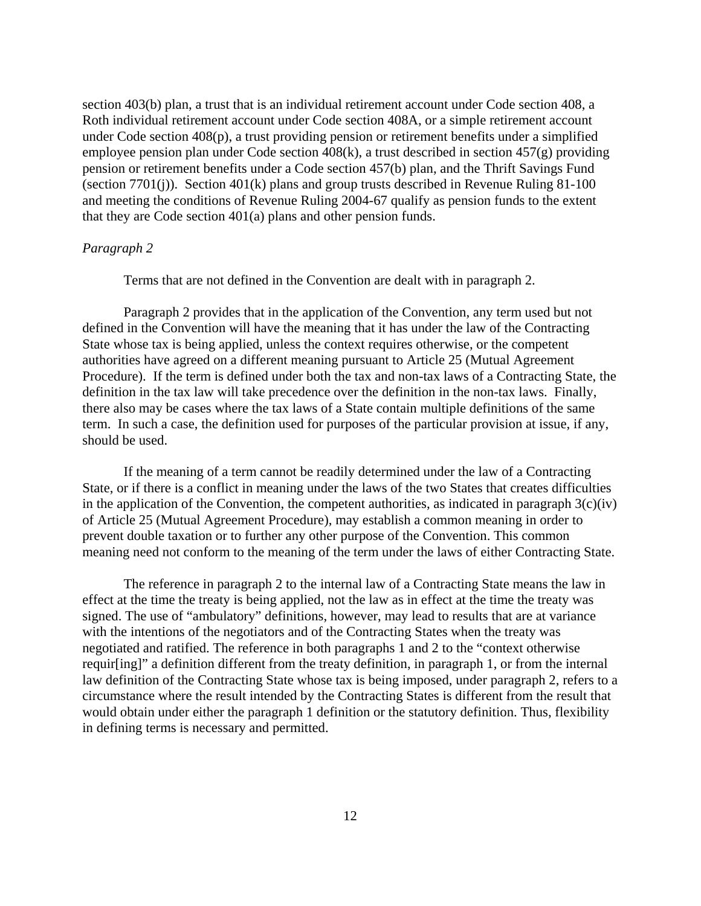section 403(b) plan, a trust that is an individual retirement account under Code section 408, a Roth individual retirement account under Code section 408A, or a simple retirement account under Code section 408(p), a trust providing pension or retirement benefits under a simplified employee pension plan under Code section 408(k), a trust described in section 457(g) providing pension or retirement benefits under a Code section 457(b) plan, and the Thrift Savings Fund (section 7701(j)). Section 401(k) plans and group trusts described in Revenue Ruling 81-100 and meeting the conditions of Revenue Ruling 2004-67 qualify as pension funds to the extent that they are Code section 401(a) plans and other pension funds.

*Paragraph 2*

Terms that are not defined in the Convention are dealt with in paragraph 2.

Paragraph 2 provides that in the application of the Convention, any term used but not defined in the Convention will have the meaning that it has under the law of the Contracting State whose tax is being applied, unless the context requires otherwise, or the competent authorities have agreed on a different meaning pursuant to Article 25 (Mutual Agreement Procedure). If the term is defined under both the tax and non-tax laws of a Contracting State, the definition in the tax law will take precedence over the definition in the non-tax laws. Finally, there also may be cases where the tax laws of a State contain multiple definitions of the same term. In such a case, the definition used for purposes of the particular provision at issue, if any, should be used.

If the meaning of a term cannot be readily determined under the law of a Contracting State, or if there is a conflict in meaning under the laws of the two States that creates difficulties in the application of the Convention, the competent authorities, as indicated in paragraph 3(c)(iv) of Article 25 (Mutual Agreement Procedure), may establish a common meaning in order to prevent double taxation or to further any other purpose of the Convention. This common meaning need not conform to the meaning of the term under the laws of either Contracting State.

The reference in paragraph 2 to the internal law of a Contracting State means the law in effect at the time the treaty is being applied, not the law as in effect at the time the treaty was signed. The use of "ambulatory" definitions, however, may lead to results that are at variance with the intentions of the negotiators and of the Contracting States when the treaty was negotiated and ratified. The reference in both paragraphs 1 and 2 to the "context otherwise requir[ing]" a definition different from the treaty definition, in paragraph 1, or from the internal law definition of the Contracting State whose tax is being imposed, under paragraph 2, refers to a circumstance where the result intended by the Contracting States is different from the result that would obtain under either the paragraph 1 definition or the statutory definition. Thus, flexibility in defining terms is necessary and permitted.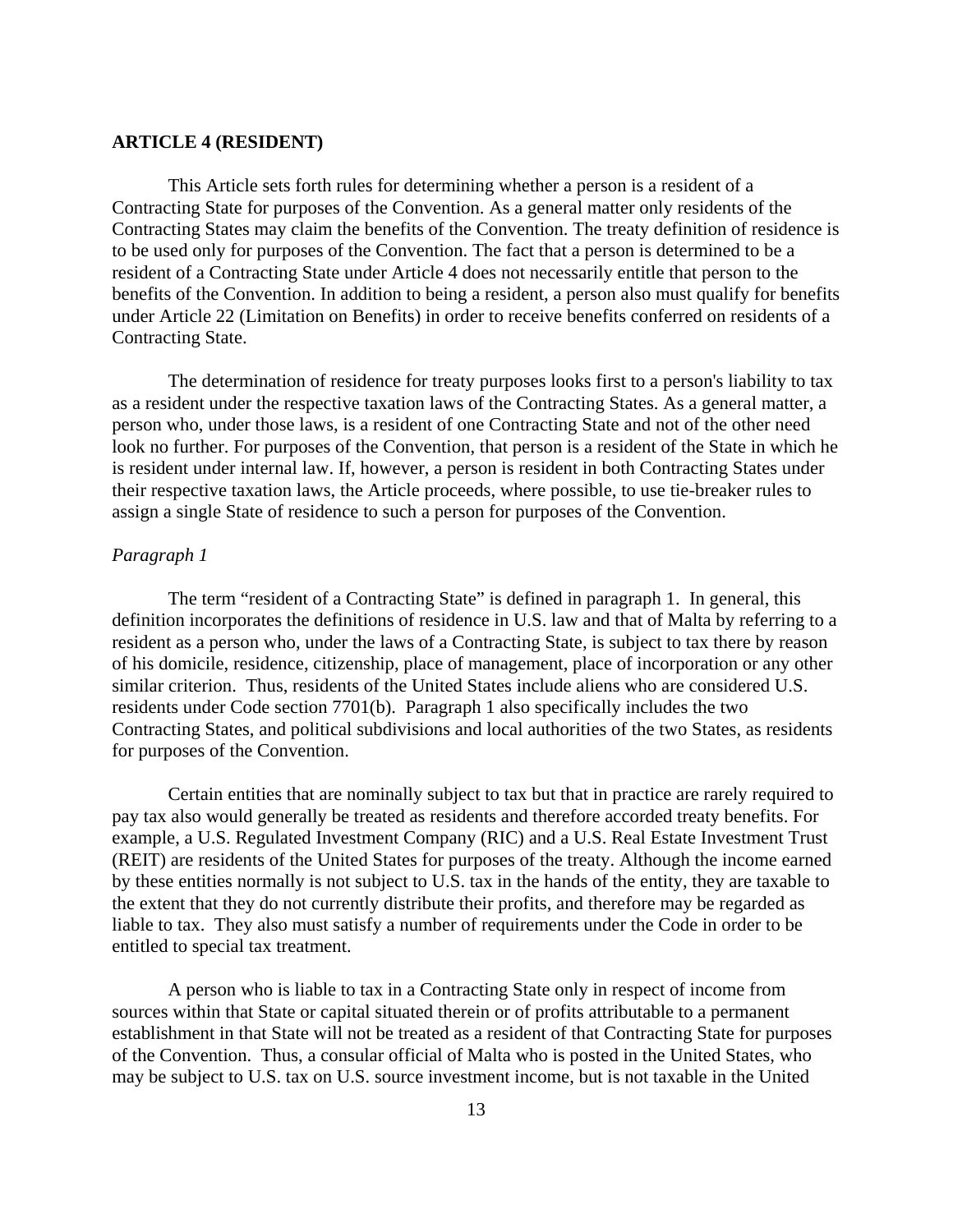**ARTICLE 4 (RESIDENT)**

This Article sets forth rules for determining whether a person is a resident of a Contracting State for purposes of the Convention. As a general matter only residents of the Contracting States may claim the benefits of the Convention. The treaty definition of residence is to be used only for purposes of the Convention. The fact that a person is determined to be a resident of a Contracting State under Article 4 does not necessarily entitle that person to the benefits of the Convention. In addition to being a resident, a person also must qualify for benefits under Article 22 (Limitation on Benefits) in order to receive benefits conferred on residents of a Contracting State.

The determination of residence for treaty purposes looks first to a person's liability to tax as a resident under the respective taxation laws of the Contracting States. As a general matter, a person who, under those laws, is a resident of one Contracting State and not of the other need look no further. For purposes of the Convention, that person is a resident of the State in which he is resident under internal law. If, however, a person is resident in both Contracting States under their respective taxation laws, the Article proceeds, where possible, to use tie-breaker rules to assign a single State of residence to such a person for purposes of the Convention.

*Paragraph 1*

The term "resident of a Contracting State" is defined in paragraph 1. In general, this definition incorporates the definitions of residence in U.S. law and that of Malta by referring to a resident as a person who, under the laws of a Contracting State, is subject to tax there by reason of his domicile, residence, citizenship, place of management, place of incorporation or any other similar criterion. Thus, residents of the United States include aliens who are considered U.S. residents under Code section 7701(b). Paragraph 1 also specifically includes the two Contracting States, and political subdivisions and local authorities of the two States, as residents for purposes of the Convention.

Certain entities that are nominally subject to tax but that in practice are rarely required to pay tax also would generally be treated as residents and therefore accorded treaty benefits. For example, a U.S. Regulated Investment Company (RIC) and a U.S. Real Estate Investment Trust (REIT) are residents of the United States for purposes of the treaty. Although the income earned by these entities normally is not subject to U.S. tax in the hands of the entity, they are taxable to the extent that they do not currently distribute their profits, and therefore may be regarded as liable to tax. They also must satisfy a number of requirements under the Code in order to be entitled to special tax treatment.

A person who is liable to tax in a Contracting State only in respect of income from sources within that State or capital situated therein or of profits attributable to a permanent establishment in that State will not be treated as a resident of that Contracting State for purposes of the Convention. Thus, a consular official of Malta who is posted in the United States, who may be subject to U.S. tax on U.S. source investment income, but is not taxable in the United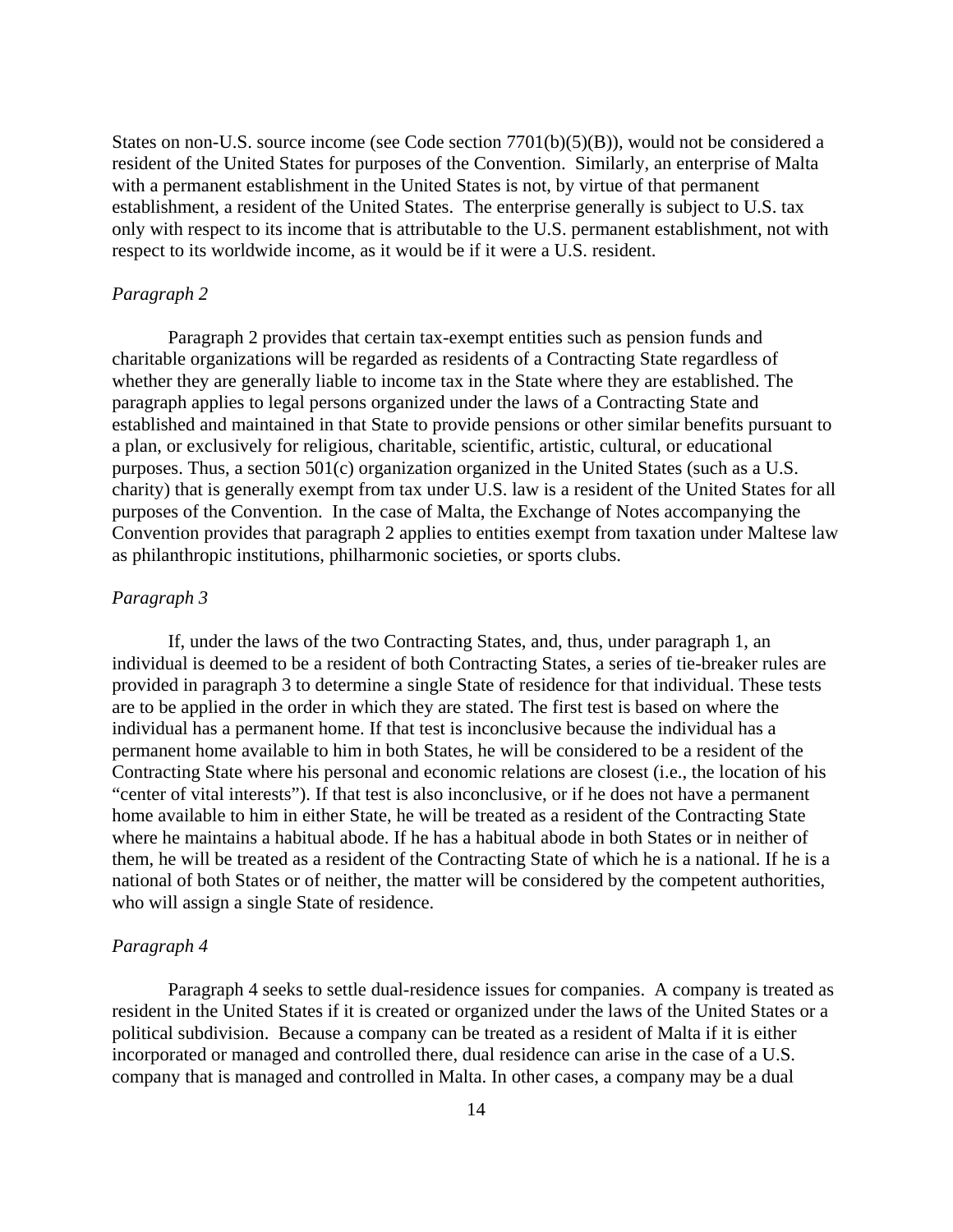States on non-U.S. source income (see Code section 7701(b)(5)(B)), would not be considered a resident of the United States for purposes of the Convention. Similarly, an enterprise of Malta with a permanent establishment in the United States is not, by virtue of that permanent establishment, a resident of the United States. The enterprise generally is subject to U.S. tax only with respect to its income that is attributable to the U.S. permanent establishment, not with respect to its worldwide income, as it would be if it were a U.S. resident.

*Paragraph 2*

Paragraph 2 provides that certain tax-exempt entities such as pension funds and charitable organizations will be regarded as residents of a Contracting State regardless of whether they are generally liable to income tax in the State where they are established. The paragraph applies to legal persons organized under the laws of a Contracting State and established and maintained in that State to provide pensions or other similar benefits pursuant to a plan, or exclusively for religious, charitable, scientific, artistic, cultural, or educational purposes. Thus, a section 501(c) organization organized in the United States (such as a U.S. charity) that is generally exempt from tax under U.S. law is a resident of the United States for all purposes of the Convention. In the case of Malta, the Exchange of Notes accompanying the Convention provides that paragraph 2 applies to entities exempt from taxation under Maltese law as philanthropic institutions, philharmonic societies, or sports clubs.

*Paragraph 3*

If, under the laws of the two Contracting States, and, thus, under paragraph 1, an individual is deemed to be a resident of both Contracting States, a series of tie-breaker rules are provided in paragraph 3 to determine a single State of residence for that individual. These tests are to be applied in the order in which they are stated. The first test is based on where the individual has a permanent home. If that test is inconclusive because the individual has a permanent home available to him in both States, he will be considered to be a resident of the Contracting State where his personal and economic relations are closest (i.e., the location of his "center of vital interests"). If that test is also inconclusive, or if he does not have a permanent home available to him in either State, he will be treated as a resident of the Contracting State where he maintains a habitual abode. If he has a habitual abode in both States or in neither of them, he will be treated as a resident of the Contracting State of which he is a national. If he is a national of both States or of neither, the matter will be considered by the competent authorities, who will assign a single State of residence.

*Paragraph 4*

Paragraph 4 seeks to settle dual-residence issues for companies. A company is treated as resident in the United States if it is created or organized under the laws of the United States or a political subdivision. Because a company can be treated as a resident of Malta if it is either incorporated or managed and controlled there, dual residence can arise in the case of a U.S. company that is managed and controlled in Malta. In other cases, a company may be a dual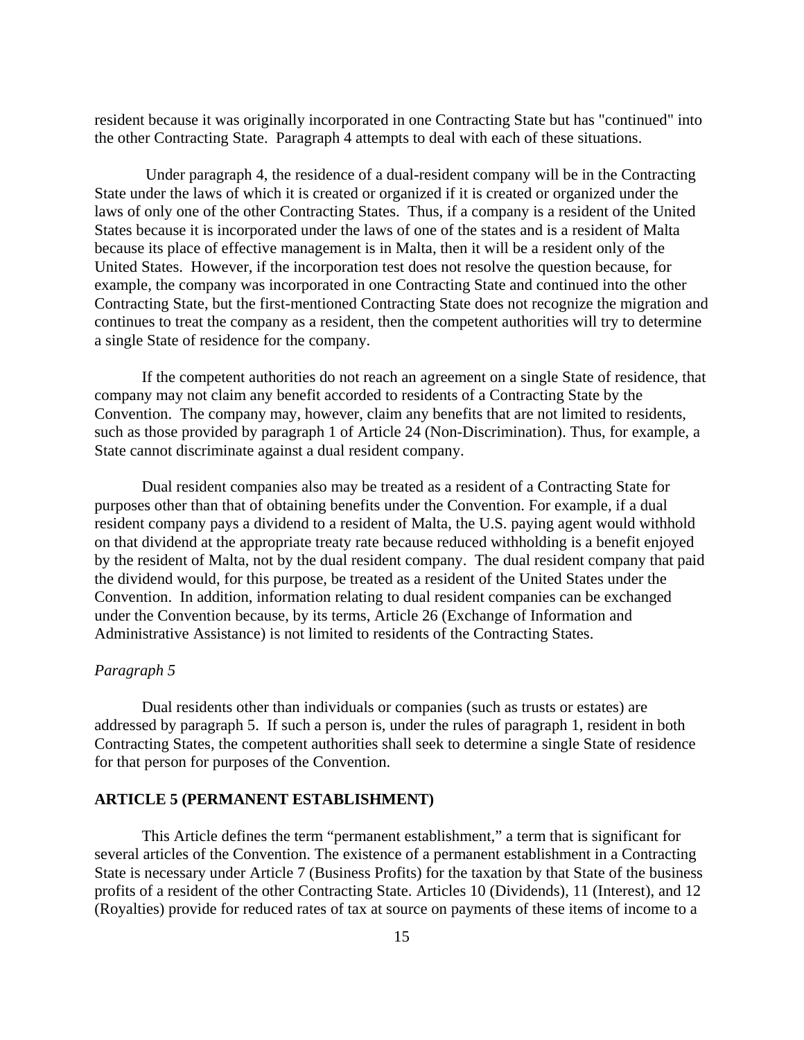resident because it was originally incorporated in one Contracting State but has "continued" into the other Contracting State. Paragraph 4 attempts to deal with each of these situations.

Under paragraph 4, the residence of a dual-resident company will be in the Contracting State under the laws of which it is created or organized if it is created or organized under the laws of only one of the other Contracting States. Thus, if a company is a resident of the United States because it is incorporated under the laws of one of the states and is a resident of Malta because its place of effective management is in Malta, then it will be a resident only of the United States. However, if the incorporation test does not resolve the question because, for example, the company was incorporated in one Contracting State and continued into the other Contracting State, but the first-mentioned Contracting State does not recognize the migration and continues to treat the company as a resident, then the competent authorities will try to determine a single State of residence for the company.

If the competent authorities do not reach an agreement on a single State of residence, that company may not claim any benefit accorded to residents of a Contracting State by the Convention. The company may, however, claim any benefits that are not limited to residents, such as those provided by paragraph 1 of Article 24 (Non-Discrimination). Thus, for example, a State cannot discriminate against a dual resident company.

Dual resident companies also may be treated as a resident of a Contracting State for purposes other than that of obtaining benefits under the Convention. For example, if a dual resident company pays a dividend to a resident of Malta, the U.S. paying agent would withhold on that dividend at the appropriate treaty rate because reduced withholding is a benefit enjoyed by the resident of Malta, not by the dual resident company. The dual resident company that paid the dividend would, for this purpose, be treated as a resident of the United States under the Convention. In addition, information relating to dual resident companies can be exchanged under the Convention because, by its terms, Article 26 (Exchange of Information and Administrative Assistance) is not limited to residents of the Contracting States.

*Paragraph 5*

Dual residents other than individuals or companies (such as trusts or estates) are addressed by paragraph 5. If such a person is, under the rules of paragraph 1, resident in both Contracting States, the competent authorities shall seek to determine a single State of residence for that person for purposes of the Convention.

## ARTICLE 5 (PERMANENT ESTABLISHMENT)

This Article defines the term "permanent establishment," a term that is significant for several articles of the Convention. The existence of a permanent establishment in a Contracting State is necessary under Article 7 (Business Profits) for the taxation by that State of the business profits of a resident of the other Contracting State. Articles 10 (Dividends), 11 (Interest), and 12 (Royalties) provide for reduced rates of tax at source on payments of these items of income to a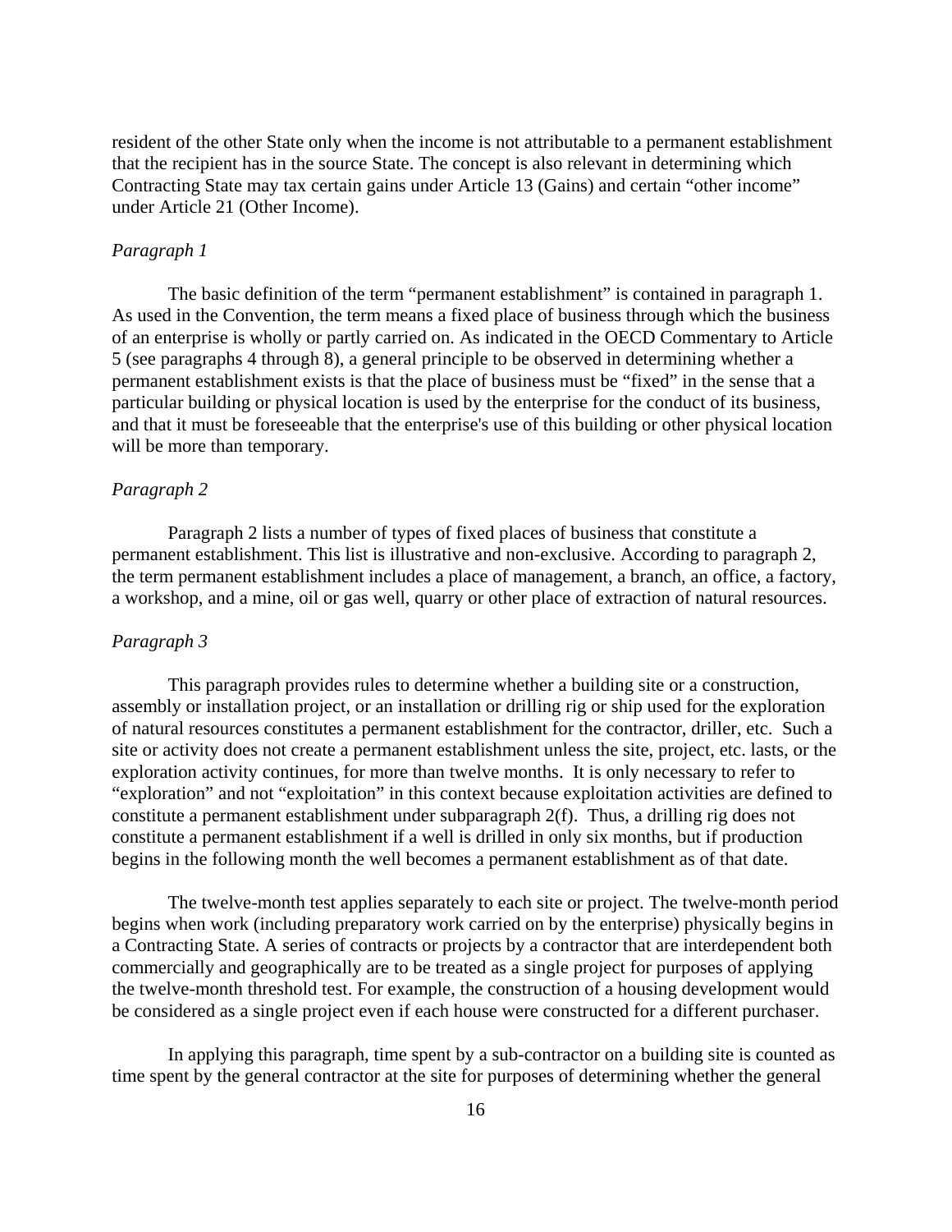resident of the other State only when the income is not attributable to a permanent establishment that the recipient has in the source State. The concept is also relevant in determining which Contracting State may tax certain gains under Article 13 (Gains) and certain "other income" under Article 21 (Other Income).

*Paragraph 1*

The basic definition of the term "permanent establishment" is contained in paragraph 1. As used in the Convention, the term means a fixed place of business through which the business of an enterprise is wholly or partly carried on. As indicated in the OECD Commentary to Article 5 (see paragraphs 4 through 8), a general principle to be observed in determining whether a permanent establishment exists is that the place of business must be "fixed" in the sense that a particular building or physical location is used by the enterprise for the conduct of its business, and that it must be foreseeable that the enterprise's use of this building or other physical location will be more than temporary.

*Paragraph 2*

Paragraph 2 lists a number of types of fixed places of business that constitute a permanent establishment. This list is illustrative and non-exclusive. According to paragraph 2, the term permanent establishment includes a place of management, a branch, an office, a factory, a workshop, and a mine, oil or gas well, quarry or other place of extraction of natural resources.

*Paragraph 3*

This paragraph provides rules to determine whether a building site or a construction, assembly or installation project, or an installation or drilling rig or ship used for the exploration of natural resources constitutes a permanent establishment for the contractor, driller, etc. Such a site or activity does not create a permanent establishment unless the site, project, etc. lasts, or the exploration activity continues, for more than twelve months. It is only necessary to refer to "exploration" and not "exploitation" in this context because exploitation activities are defined to constitute a permanent establishment under subparagraph 2(f). Thus, a drilling rig does not constitute a permanent establishment if a well is drilled in only six months, but if production begins in the following month the well becomes a permanent establishment as of that date.

The twelve-month test applies separately to each site or project. The twelve-month period begins when work (including preparatory work carried on by the enterprise) physically begins in a Contracting State. A series of contracts or projects by a contractor that are interdependent both commercially and geographically are to be treated as a single project for purposes of applying the twelve-month threshold test. For example, the construction of a housing development would be considered as a single project even if each house were constructed for a different purchaser.

In applying this paragraph, time spent by a sub-contractor on a building site is counted as time spent by the general contractor at the site for purposes of determining whether the general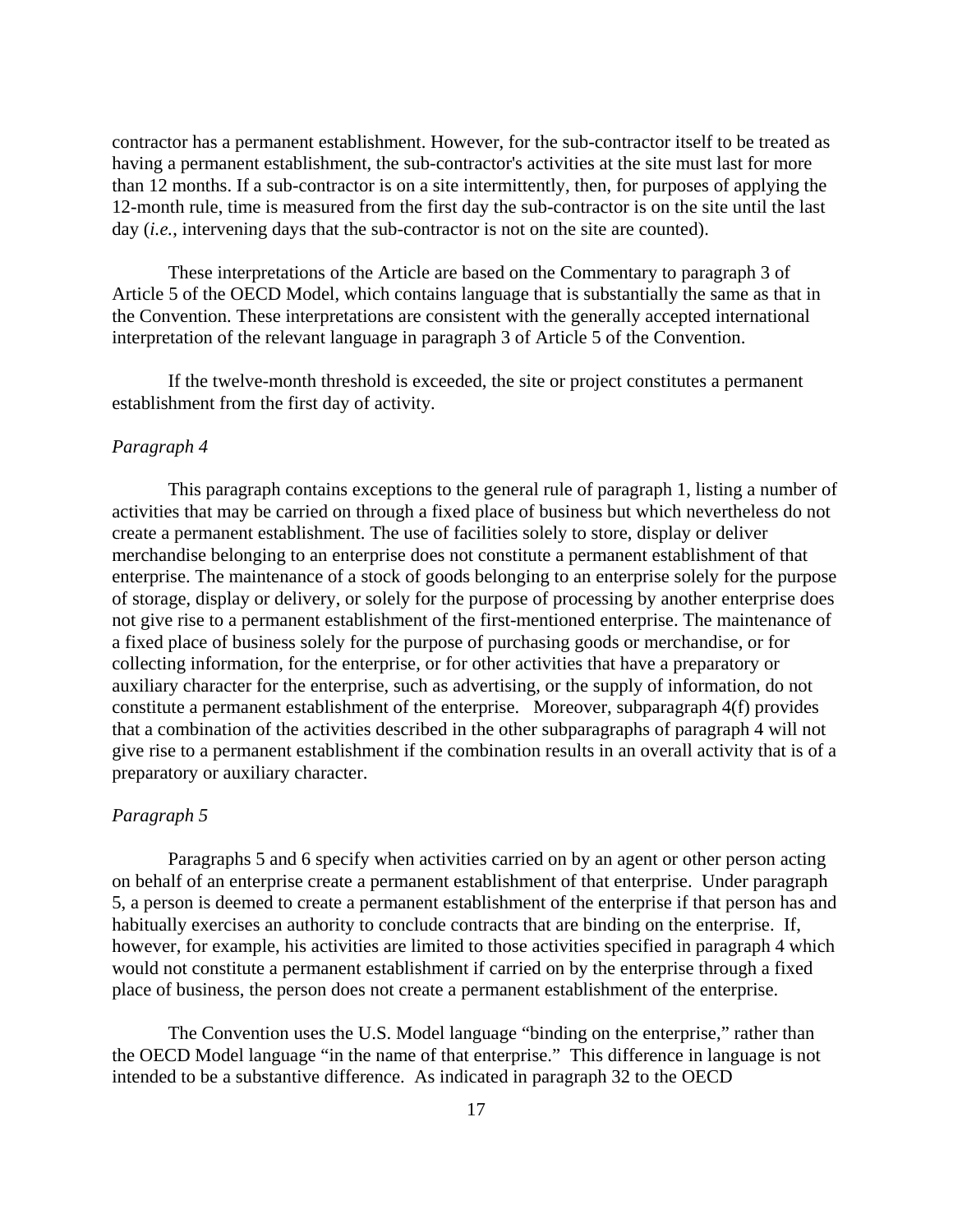contractor has a permanent establishment. However, for the sub-contractor itself to be treated as having a permanent establishment, the sub-contractor's activities at the site must last for more than 12 months. If a sub-contractor is on a site intermittently, then, for purposes of applying the 12-month rule, time is measured from the first day the sub-contractor is on the site until the last day (*i.e.*, intervening days that the sub-contractor is not on the site are counted).

These interpretations of the Article are based on the Commentary to paragraph 3 of Article 5 of the OECD Model, which contains language that is substantially the same as that in the Convention. These interpretations are consistent with the generally accepted international interpretation of the relevant language in paragraph 3 of Article 5 of the Convention.

If the twelve-month threshold is exceeded, the site or project constitutes a permanent establishment from the first day of activity.

*Paragraph 4*

This paragraph contains exceptions to the general rule of paragraph 1, listing a number of activities that may be carried on through a fixed place of business but which nevertheless do not create a permanent establishment. The use of facilities solely to store, display or deliver merchandise belonging to an enterprise does not constitute a permanent establishment of that enterprise. The maintenance of a stock of goods belonging to an enterprise solely for the purpose of storage, display or delivery, or solely for the purpose of processing by another enterprise does not give rise to a permanent establishment of the first-mentioned enterprise. The maintenance of a fixed place of business solely for the purpose of purchasing goods or merchandise, or for collecting information, for the enterprise, or for other activities that have a preparatory or auxiliary character for the enterprise, such as advertising, or the supply of information, do not constitute a permanent establishment of the enterprise. Moreover, subparagraph 4(f) provides that a combination of the activities described in the other subparagraphs of paragraph 4 will not give rise to a permanent establishment if the combination results in an overall activity that is of a preparatory or auxiliary character.

*Paragraph 5*

Paragraphs 5 and 6 specify when activities carried on by an agent or other person acting on behalf of an enterprise create a permanent establishment of that enterprise. Under paragraph 5, a person is deemed to create a permanent establishment of the enterprise if that person has and habitually exercises an authority to conclude contracts that are binding on the enterprise. If, however, for example, his activities are limited to those activities specified in paragraph 4 which would not constitute a permanent establishment if carried on by the enterprise through a fixed place of business, the person does not create a permanent establishment of the enterprise.

The Convention uses the U.S. Model language "binding on the enterprise," rather than the OECD Model language "in the name of that enterprise." This difference in language is not intended to be a substantive difference. As indicated in paragraph 32 to the OECD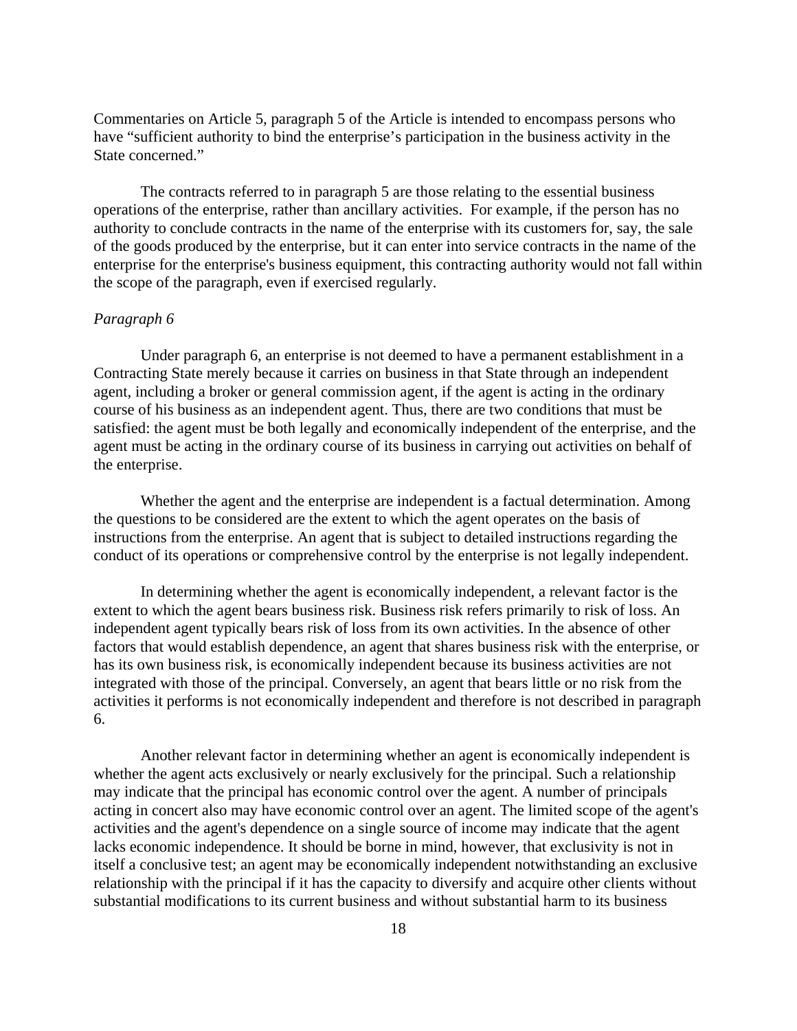Commentaries on Article 5, paragraph 5 of the Article is intended to encompass persons who have "sufficient authority to bind the enterprise's participation in the business activity in the State concerned."

The contracts referred to in paragraph 5 are those relating to the essential business operations of the enterprise, rather than ancillary activities. For example, if the person has no authority to conclude contracts in the name of the enterprise with its customers for, say, the sale of the goods produced by the enterprise, but it can enter into service contracts in the name of the enterprise for the enterprise's business equipment, this contracting authority would not fall within the scope of the paragraph, even if exercised regularly.

*Paragraph 6*

Under paragraph 6, an enterprise is not deemed to have a permanent establishment in a Contracting State merely because it carries on business in that State through an independent agent, including a broker or general commission agent, if the agent is acting in the ordinary course of his business as an independent agent. Thus, there are two conditions that must be satisfied: the agent must be both legally and economically independent of the enterprise, and the agent must be acting in the ordinary course of its business in carrying out activities on behalf of the enterprise.

Whether the agent and the enterprise are independent is a factual determination. Among the questions to be considered are the extent to which the agent operates on the basis of instructions from the enterprise. An agent that is subject to detailed instructions regarding the conduct of its operations or comprehensive control by the enterprise is not legally independent.

In determining whether the agent is economically independent, a relevant factor is the extent to which the agent bears business risk. Business risk refers primarily to risk of loss. An independent agent typically bears risk of loss from its own activities. In the absence of other factors that would establish dependence, an agent that shares business risk with the enterprise, or has its own business risk, is economically independent because its business activities are not integrated with those of the principal. Conversely, an agent that bears little or no risk from the activities it performs is not economically independent and therefore is not described in paragraph 6.

Another relevant factor in determining whether an agent is economically independent is whether the agent acts exclusively or nearly exclusively for the principal. Such a relationship may indicate that the principal has economic control over the agent. A number of principals acting in concert also may have economic control over an agent. The limited scope of the agent's activities and the agent's dependence on a single source of income may indicate that the agent lacks economic independence. It should be borne in mind, however, that exclusivity is not in itself a conclusive test; an agent may be economically independent notwithstanding an exclusive relationship with the principal if it has the capacity to diversify and acquire other clients without substantial modifications to its current business and without substantial harm to its business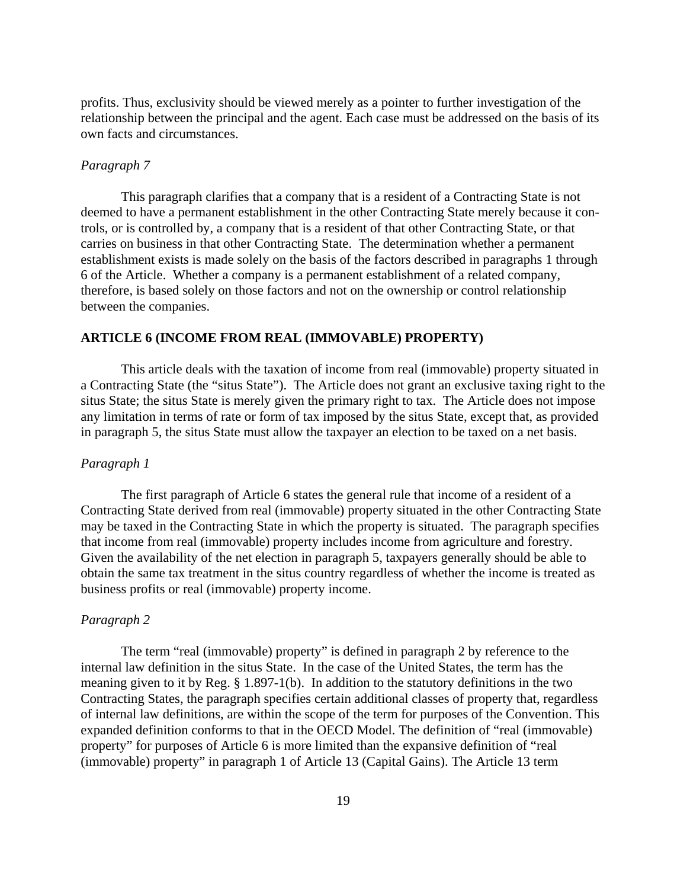profits. Thus, exclusivity should be viewed merely as a pointer to further investigation of the relationship between the principal and the agent. Each case must be addressed on the basis of its own facts and circumstances.

*Paragraph 7*

This paragraph clarifies that a company that is a resident of a Contracting State is not deemed to have a permanent establishment in the other Contracting State merely because it controls, or is controlled by, a company that is a resident of that other Contracting State, or that carries on business in that other Contracting State. The determination whether a permanent establishment exists is made solely on the basis of the factors described in paragraphs 1 through 6 of the Article. Whether a company is a permanent establishment of a related company, therefore, is based solely on those factors and not on the ownership or control relationship between the companies.

## ARTICLE 6 (INCOME FROM REAL (IMMOVABLE) PROPERTY)

This article deals with the taxation of income from real (immovable) property situated in a Contracting State (the "situs State"). The Article does not grant an exclusive taxing right to the situs State; the situs State is merely given the primary right to tax. The Article does not impose any limitation in terms of rate or form of tax imposed by the situs State, except that, as provided in paragraph 5, the situs State must allow the taxpayer an election to be taxed on a net basis.

*Paragraph 1*

The first paragraph of Article 6 states the general rule that income of a resident of a Contracting State derived from real (immovable) property situated in the other Contracting State may be taxed in the Contracting State in which the property is situated. The paragraph specifies that income from real (immovable) property includes income from agriculture and forestry. Given the availability of the net election in paragraph 5, taxpayers generally should be able to obtain the same tax treatment in the situs country regardless of whether the income is treated as business profits or real (immovable) property income.

*Paragraph 2*

The term "real (immovable) property" is defined in paragraph 2 by reference to the internal law definition in the situs State. In the case of the United States, the term has the meaning given to it by Reg. § 1.897-1(b). In addition to the statutory definitions in the two Contracting States, the paragraph specifies certain additional classes of property that, regardless of internal law definitions, are within the scope of the term for purposes of the Convention. This expanded definition conforms to that in the OECD Model. The definition of "real (immovable) property" for purposes of Article 6 is more limited than the expansive definition of "real (immovable) property" in paragraph 1 of Article 13 (Capital Gains). The Article 13 term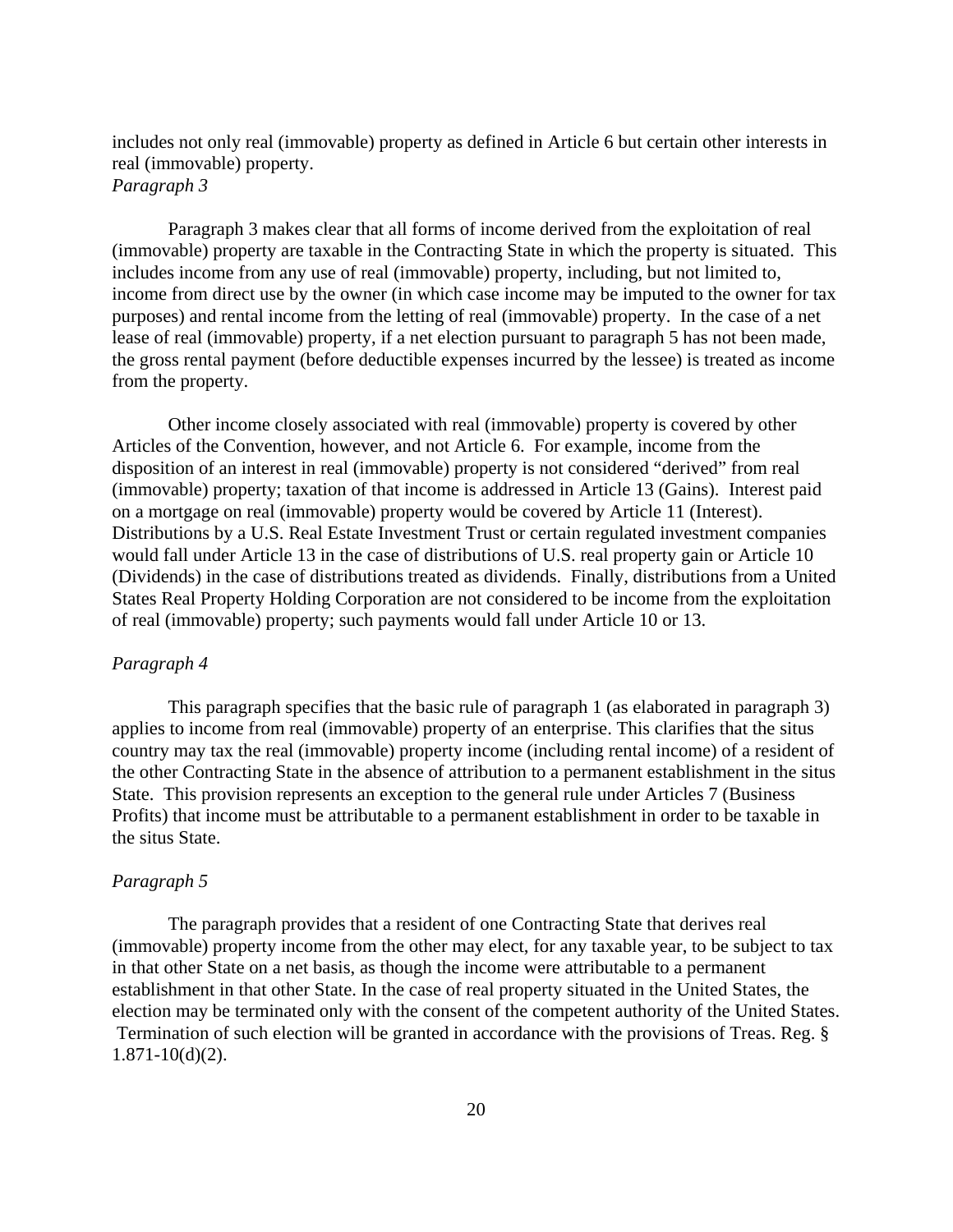includes not only real (immovable) property as defined in Article 6 but certain other interests in real (immovable) property.

*Paragraph 3*

Paragraph 3 makes clear that all forms of income derived from the exploitation of real (immovable) property are taxable in the Contracting State in which the property is situated. This includes income from any use of real (immovable) property, including, but not limited to, income from direct use by the owner (in which case income may be imputed to the owner for tax purposes) and rental income from the letting of real (immovable) property. In the case of a net lease of real (immovable) property, if a net election pursuant to paragraph 5 has not been made, the gross rental payment (before deductible expenses incurred by the lessee) is treated as income from the property.

Other income closely associated with real (immovable) property is covered by other Articles of the Convention, however, and not Article 6. For example, income from the disposition of an interest in real (immovable) property is not considered "derived" from real (immovable) property; taxation of that income is addressed in Article 13 (Gains). Interest paid on a mortgage on real (immovable) property would be covered by Article 11 (Interest). Distributions by a U.S. Real Estate Investment Trust or certain regulated investment companies would fall under Article 13 in the case of distributions of U.S. real property gain or Article 10 (Dividends) in the case of distributions treated as dividends. Finally, distributions from a United States Real Property Holding Corporation are not considered to be income from the exploitation of real (immovable) property; such payments would fall under Article 10 or 13.

*Paragraph 4*

This paragraph specifies that the basic rule of paragraph 1 (as elaborated in paragraph 3) applies to income from real (immovable) property of an enterprise. This clarifies that the situs country may tax the real (immovable) property income (including rental income) of a resident of the other Contracting State in the absence of attribution to a permanent establishment in the situs State. This provision represents an exception to the general rule under Articles 7 (Business Profits) that income must be attributable to a permanent establishment in order to be taxable in the situs State.

*Paragraph 5*

The paragraph provides that a resident of one Contracting State that derives real (immovable) property income from the other may elect, for any taxable year, to be subject to tax in that other State on a net basis, as though the income were attributable to a permanent establishment in that other State. In the case of real property situated in the United States, the election may be terminated only with the consent of the competent authority of the United States. Termination of such election will be granted in accordance with the provisions of Treas. Reg. § 1.871-10(d)(2).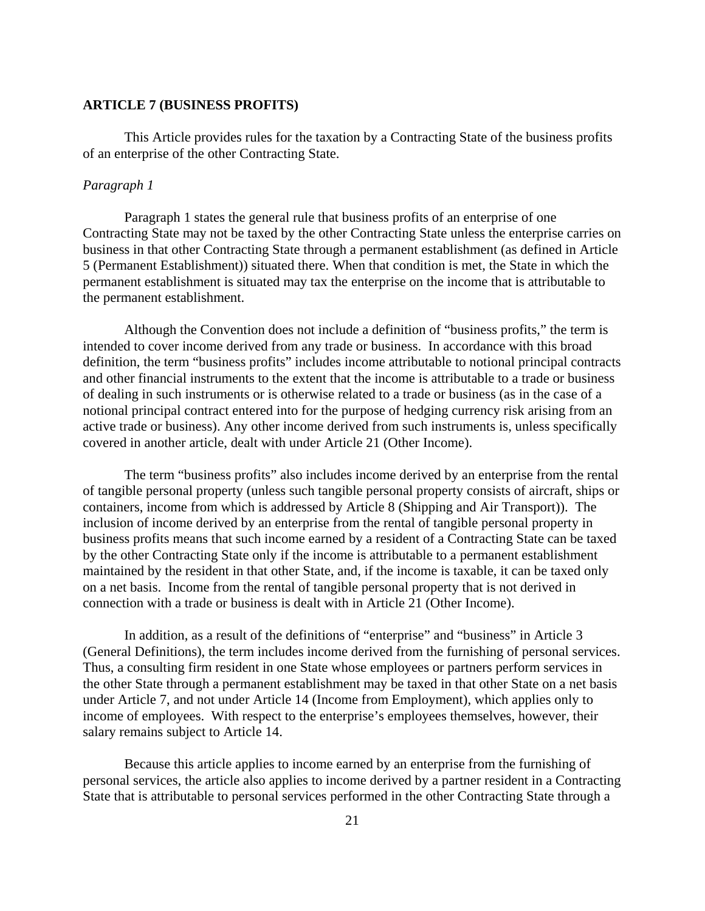**ARTICLE 7 (BUSINESS PROFITS)**

This Article provides rules for the taxation by a Contracting State of the business profits of an enterprise of the other Contracting State.

*Paragraph 1*

Paragraph 1 states the general rule that business profits of an enterprise of one Contracting State may not be taxed by the other Contracting State unless the enterprise carries on business in that other Contracting State through a permanent establishment (as defined in Article 5 (Permanent Establishment)) situated there. When that condition is met, the State in which the permanent establishment is situated may tax the enterprise on the income that is attributable to the permanent establishment.

Although the Convention does not include a definition of "business profits," the term is intended to cover income derived from any trade or business. In accordance with this broad definition, the term "business profits" includes income attributable to notional principal contracts and other financial instruments to the extent that the income is attributable to a trade or business of dealing in such instruments or is otherwise related to a trade or business (as in the case of a notional principal contract entered into for the purpose of hedging currency risk arising from an active trade or business). Any other income derived from such instruments is, unless specifically covered in another article, dealt with under Article 21 (Other Income).

The term "business profits" also includes income derived by an enterprise from the rental of tangible personal property (unless such tangible personal property consists of aircraft, ships or containers, income from which is addressed by Article 8 (Shipping and Air Transport)). The inclusion of income derived by an enterprise from the rental of tangible personal property in business profits means that such income earned by a resident of a Contracting State can be taxed by the other Contracting State only if the income is attributable to a permanent establishment maintained by the resident in that other State, and, if the income is taxable, it can be taxed only on a net basis. Income from the rental of tangible personal property that is not derived in connection with a trade or business is dealt with in Article 21 (Other Income).

In addition, as a result of the definitions of "enterprise" and "business" in Article 3 (General Definitions), the term includes income derived from the furnishing of personal services. Thus, a consulting firm resident in one State whose employees or partners perform services in the other State through a permanent establishment may be taxed in that other State on a net basis under Article 7, and not under Article 14 (Income from Employment), which applies only to income of employees. With respect to the enterprise's employees themselves, however, their salary remains subject to Article 14.

Because this article applies to income earned by an enterprise from the furnishing of personal services, the article also applies to income derived by a partner resident in a Contracting State that is attributable to personal services performed in the other Contracting State through a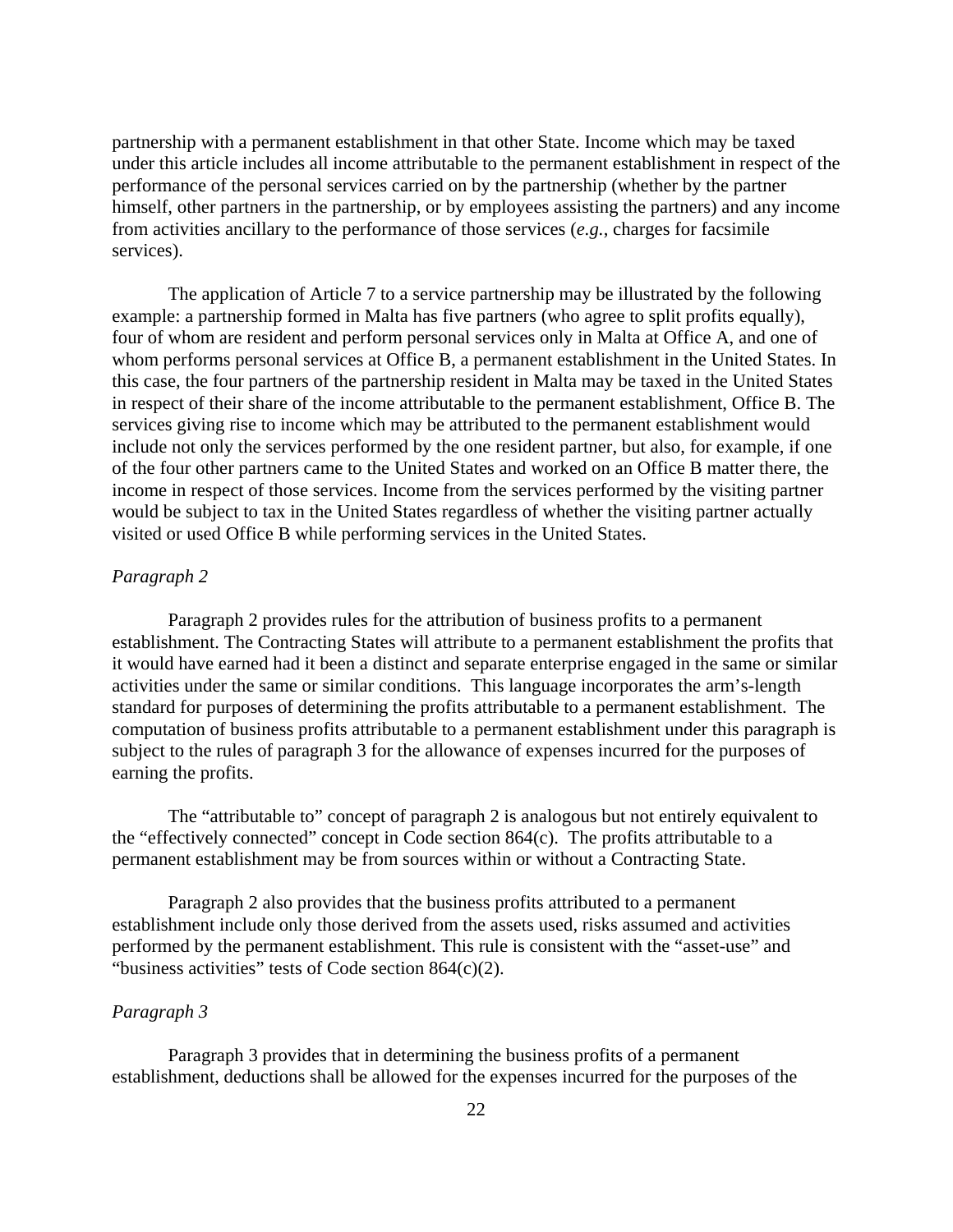partnership with a permanent establishment in that other State. Income which may be taxed under this article includes all income attributable to the permanent establishment in respect of the performance of the personal services carried on by the partnership (whether by the partner himself, other partners in the partnership, or by employees assisting the partners) and any income from activities ancillary to the performance of those services (*e.g.*, charges for facsimile services).

The application of Article 7 to a service partnership may be illustrated by the following example: a partnership formed in Malta has five partners (who agree to split profits equally), four of whom are resident and perform personal services only in Malta at Office A, and one of whom performs personal services at Office B, a permanent establishment in the United States. In this case, the four partners of the partnership resident in Malta may be taxed in the United States in respect of their share of the income attributable to the permanent establishment, Office B. The services giving rise to income which may be attributed to the permanent establishment would include not only the services performed by the one resident partner, but also, for example, if one of the four other partners came to the United States and worked on an Office B matter there, the income in respect of those services. Income from the services performed by the visiting partner would be subject to tax in the United States regardless of whether the visiting partner actually visited or used Office B while performing services in the United States.

*Paragraph 2*

Paragraph 2 provides rules for the attribution of business profits to a permanent establishment. The Contracting States will attribute to a permanent establishment the profits that it would have earned had it been a distinct and separate enterprise engaged in the same or similar activities under the same or similar conditions. This language incorporates the arm's-length standard for purposes of determining the profits attributable to a permanent establishment. The computation of business profits attributable to a permanent establishment under this paragraph is subject to the rules of paragraph 3 for the allowance of expenses incurred for the purposes of earning the profits.

The "attributable to" concept of paragraph 2 is analogous but not entirely equivalent to the "effectively connected" concept in Code section 864(c). The profits attributable to a permanent establishment may be from sources within or without a Contracting State.

Paragraph 2 also provides that the business profits attributed to a permanent establishment include only those derived from the assets used, risks assumed and activities performed by the permanent establishment. This rule is consistent with the "asset-use" and "business activities" tests of Code section 864(c)(2).

*Paragraph 3*

Paragraph 3 provides that in determining the business profits of a permanent establishment, deductions shall be allowed for the expenses incurred for the purposes of the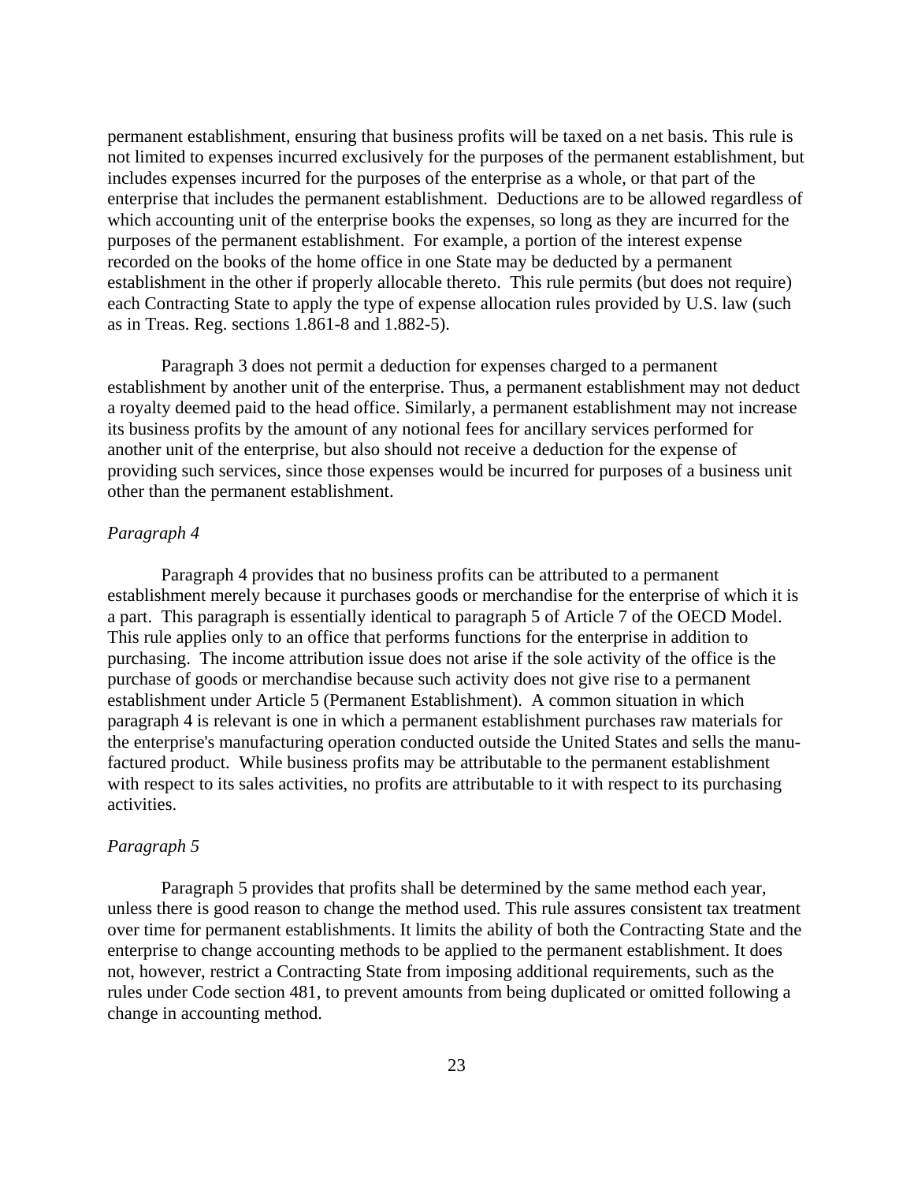permanent establishment, ensuring that business profits will be taxed on a net basis. This rule is not limited to expenses incurred exclusively for the purposes of the permanent establishment, but includes expenses incurred for the purposes of the enterprise as a whole, or that part of the enterprise that includes the permanent establishment. Deductions are to be allowed regardless of which accounting unit of the enterprise books the expenses, so long as they are incurred for the purposes of the permanent establishment. For example, a portion of the interest expense recorded on the books of the home office in one State may be deducted by a permanent establishment in the other if properly allocable thereto. This rule permits (but does not require) each Contracting State to apply the type of expense allocation rules provided by U.S. law (such as in Treas. Reg. sections 1.861-8 and 1.882-5).

Paragraph 3 does not permit a deduction for expenses charged to a permanent establishment by another unit of the enterprise. Thus, a permanent establishment may not deduct a royalty deemed paid to the head office. Similarly, a permanent establishment may not increase its business profits by the amount of any notional fees for ancillary services performed for another unit of the enterprise, but also should not receive a deduction for the expense of providing such services, since those expenses would be incurred for purposes of a business unit other than the permanent establishment.

*Paragraph 4*

Paragraph 4 provides that no business profits can be attributed to a permanent establishment merely because it purchases goods or merchandise for the enterprise of which it is a part. This paragraph is essentially identical to paragraph 5 of Article 7 of the OECD Model. This rule applies only to an office that performs functions for the enterprise in addition to purchasing. The income attribution issue does not arise if the sole activity of the office is the purchase of goods or merchandise because such activity does not give rise to a permanent establishment under Article 5 (Permanent Establishment). A common situation in which paragraph 4 is relevant is one in which a permanent establishment purchases raw materials for the enterprise's manufacturing operation conducted outside the United States and sells the manufactured product. While business profits may be attributable to the permanent establishment with respect to its sales activities, no profits are attributable to it with respect to its purchasing activities.

*Paragraph 5*

Paragraph 5 provides that profits shall be determined by the same method each year, unless there is good reason to change the method used. This rule assures consistent tax treatment over time for permanent establishments. It limits the ability of both the Contracting State and the enterprise to change accounting methods to be applied to the permanent establishment. It does not, however, restrict a Contracting State from imposing additional requirements, such as the rules under Code section 481, to prevent amounts from being duplicated or omitted following a change in accounting method.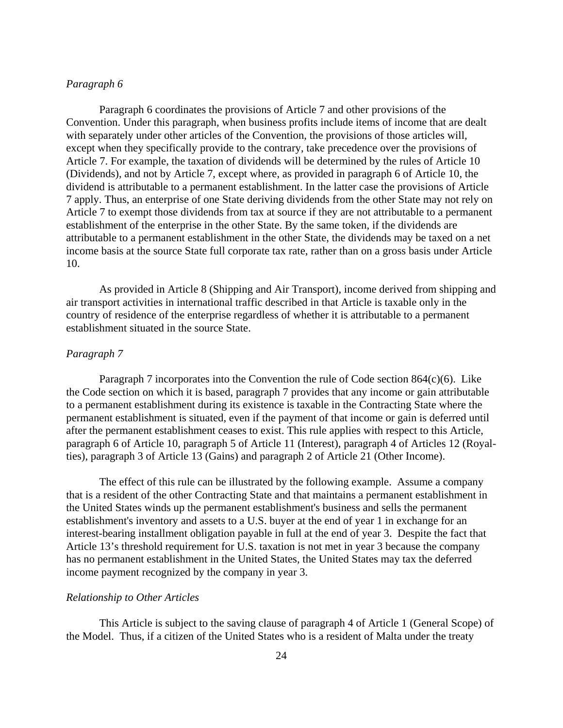*Paragraph 6*

Paragraph 6 coordinates the provisions of Article 7 and other provisions of the Convention. Under this paragraph, when business profits include items of income that are dealt with separately under other articles of the Convention, the provisions of those articles will, except when they specifically provide to the contrary, take precedence over the provisions of Article 7. For example, the taxation of dividends will be determined by the rules of Article 10 (Dividends), and not by Article 7, except where, as provided in paragraph 6 of Article 10, the dividend is attributable to a permanent establishment. In the latter case the provisions of Article 7 apply. Thus, an enterprise of one State deriving dividends from the other State may not rely on Article 7 to exempt those dividends from tax at source if they are not attributable to a permanent establishment of the enterprise in the other State. By the same token, if the dividends are attributable to a permanent establishment in the other State, the dividends may be taxed on a net income basis at the source State full corporate tax rate, rather than on a gross basis under Article 10.

As provided in Article 8 (Shipping and Air Transport), income derived from shipping and air transport activities in international traffic described in that Article is taxable only in the country of residence of the enterprise regardless of whether it is attributable to a permanent establishment situated in the source State.

*Paragraph 7*

Paragraph 7 incorporates into the Convention the rule of Code section 864(c)(6). Like the Code section on which it is based, paragraph 7 provides that any income or gain attributable to a permanent establishment during its existence is taxable in the Contracting State where the permanent establishment is situated, even if the payment of that income or gain is deferred until after the permanent establishment ceases to exist. This rule applies with respect to this Article, paragraph 6 of Article 10, paragraph 5 of Article 11 (Interest), paragraph 4 of Articles 12 (Royalties), paragraph 3 of Article 13 (Gains) and paragraph 2 of Article 21 (Other Income).

The effect of this rule can be illustrated by the following example. Assume a company that is a resident of the other Contracting State and that maintains a permanent establishment in the United States winds up the permanent establishment's business and sells the permanent establishment's inventory and assets to a U.S. buyer at the end of year 1 in exchange for an interest-bearing installment obligation payable in full at the end of year 3. Despite the fact that Article 13's threshold requirement for U.S. taxation is not met in year 3 because the company has no permanent establishment in the United States, the United States may tax the deferred income payment recognized by the company in year 3.

*Relationship to Other Articles*

This Article is subject to the saving clause of paragraph 4 of Article 1 (General Scope) of the Model. Thus, if a citizen of the United States who is a resident of Malta under the treaty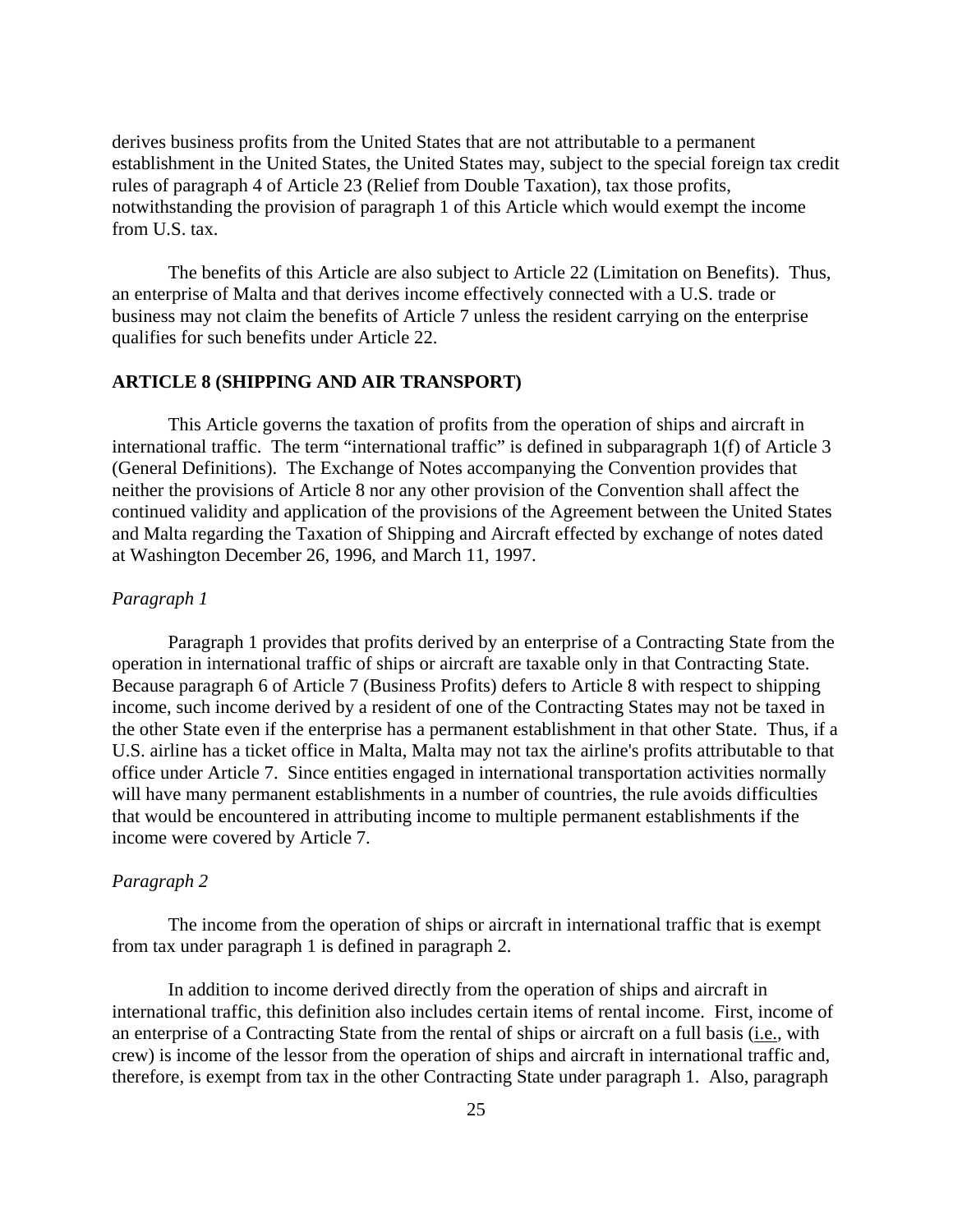derives business profits from the United States that are not attributable to a permanent establishment in the United States, the United States may, subject to the special foreign tax credit rules of paragraph 4 of Article 23 (Relief from Double Taxation), tax those profits, notwithstanding the provision of paragraph 1 of this Article which would exempt the income from U.S. tax.

The benefits of this Article are also subject to Article 22 (Limitation on Benefits). Thus, an enterprise of Malta and that derives income effectively connected with a U.S. trade or business may not claim the benefits of Article 7 unless the resident carrying on the enterprise qualifies for such benefits under Article 22.

## ARTICLE 8 (SHIPPING AND AIR TRANSPORT)

This Article governs the taxation of profits from the operation of ships and aircraft in international traffic. The term "international traffic" is defined in subparagraph 1(f) of Article 3 (General Definitions). The Exchange of Notes accompanying the Convention provides that neither the provisions of Article 8 nor any other provision of the Convention shall affect the continued validity and application of the provisions of the Agreement between the United States and Malta regarding the Taxation of Shipping and Aircraft effected by exchange of notes dated at Washington December 26, 1996, and March 11, 1997.

*Paragraph 1*

Paragraph 1 provides that profits derived by an enterprise of a Contracting State from the operation in international traffic of ships or aircraft are taxable only in that Contracting State. Because paragraph 6 of Article 7 (Business Profits) defers to Article 8 with respect to shipping income, such income derived by a resident of one of the Contracting States may not be taxed in the other State even if the enterprise has a permanent establishment in that other State. Thus, if a U.S. airline has a ticket office in Malta, Malta may not tax the airline's profits attributable to that office under Article 7. Since entities engaged in international transportation activities normally will have many permanent establishments in a number of countries, the rule avoids difficulties that would be encountered in attributing income to multiple permanent establishments if the income were covered by Article 7.

*Paragraph 2*

The income from the operation of ships or aircraft in international traffic that is exempt from tax under paragraph 1 is defined in paragraph 2.

In addition to income derived directly from the operation of ships and aircraft in international traffic, this definition also includes certain items of rental income. First, income of an enterprise of a Contracting State from the rental of ships or aircraft on a full basis (i.e., with crew) is income of the lessor from the operation of ships and aircraft in international traffic and, therefore, is exempt from tax in the other Contracting State under paragraph 1. Also, paragraph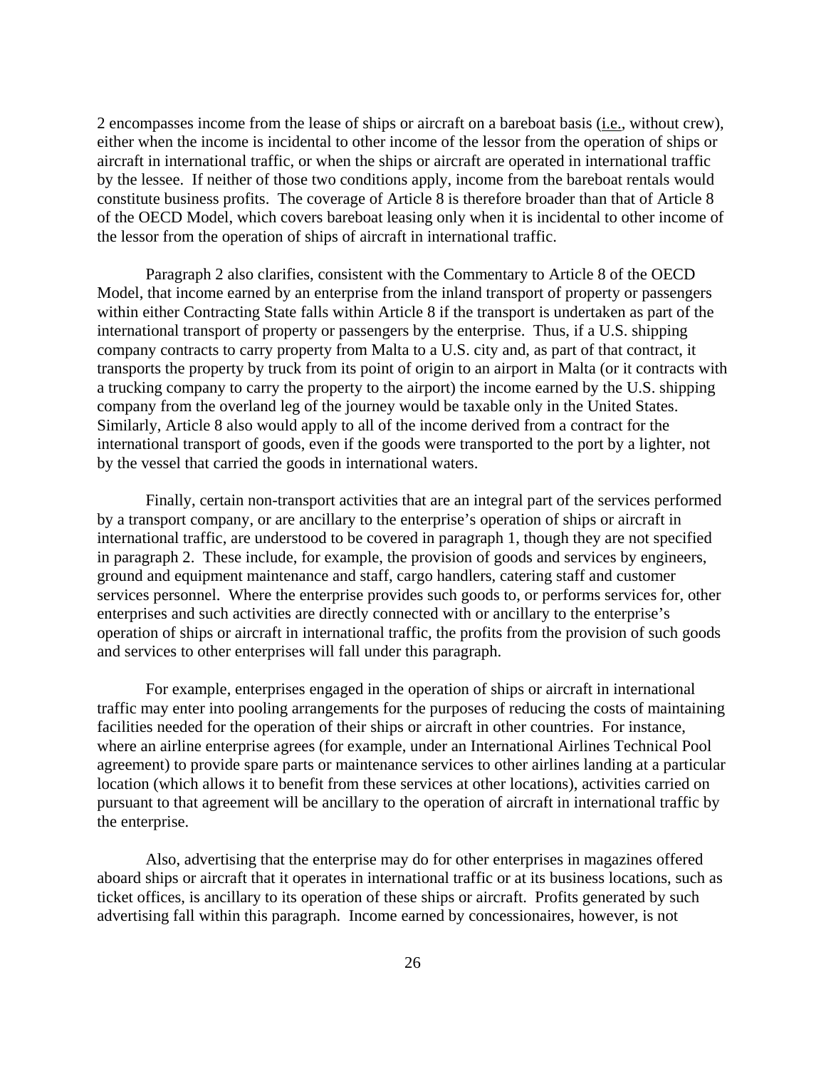2 encompasses income from the lease of ships or aircraft on a bareboat basis (i.e., without crew), either when the income is incidental to other income of the lessor from the operation of ships or aircraft in international traffic, or when the ships or aircraft are operated in international traffic by the lessee. If neither of those two conditions apply, income from the bareboat rentals would constitute business profits. The coverage of Article 8 is therefore broader than that of Article 8 of the OECD Model, which covers bareboat leasing only when it is incidental to other income of the lessor from the operation of ships of aircraft in international traffic.

Paragraph 2 also clarifies, consistent with the Commentary to Article 8 of the OECD Model, that income earned by an enterprise from the inland transport of property or passengers within either Contracting State falls within Article 8 if the transport is undertaken as part of the international transport of property or passengers by the enterprise. Thus, if a U.S. shipping company contracts to carry property from Malta to a U.S. city and, as part of that contract, it transports the property by truck from its point of origin to an airport in Malta (or it contracts with a trucking company to carry the property to the airport) the income earned by the U.S. shipping company from the overland leg of the journey would be taxable only in the United States. Similarly, Article 8 also would apply to all of the income derived from a contract for the international transport of goods, even if the goods were transported to the port by a lighter, not by the vessel that carried the goods in international waters.

Finally, certain non-transport activities that are an integral part of the services performed by a transport company, or are ancillary to the enterprise's operation of ships or aircraft in international traffic, are understood to be covered in paragraph 1, though they are not specified in paragraph 2. These include, for example, the provision of goods and services by engineers, ground and equipment maintenance and staff, cargo handlers, catering staff and customer services personnel. Where the enterprise provides such goods to, or performs services for, other enterprises and such activities are directly connected with or ancillary to the enterprise's operation of ships or aircraft in international traffic, the profits from the provision of such goods and services to other enterprises will fall under this paragraph.

For example, enterprises engaged in the operation of ships or aircraft in international traffic may enter into pooling arrangements for the purposes of reducing the costs of maintaining facilities needed for the operation of their ships or aircraft in other countries. For instance, where an airline enterprise agrees (for example, under an International Airlines Technical Pool agreement) to provide spare parts or maintenance services to other airlines landing at a particular location (which allows it to benefit from these services at other locations), activities carried on pursuant to that agreement will be ancillary to the operation of aircraft in international traffic by the enterprise.

Also, advertising that the enterprise may do for other enterprises in magazines offered aboard ships or aircraft that it operates in international traffic or at its business locations, such as ticket offices, is ancillary to its operation of these ships or aircraft. Profits generated by such advertising fall within this paragraph. Income earned by concessionaires, however, is not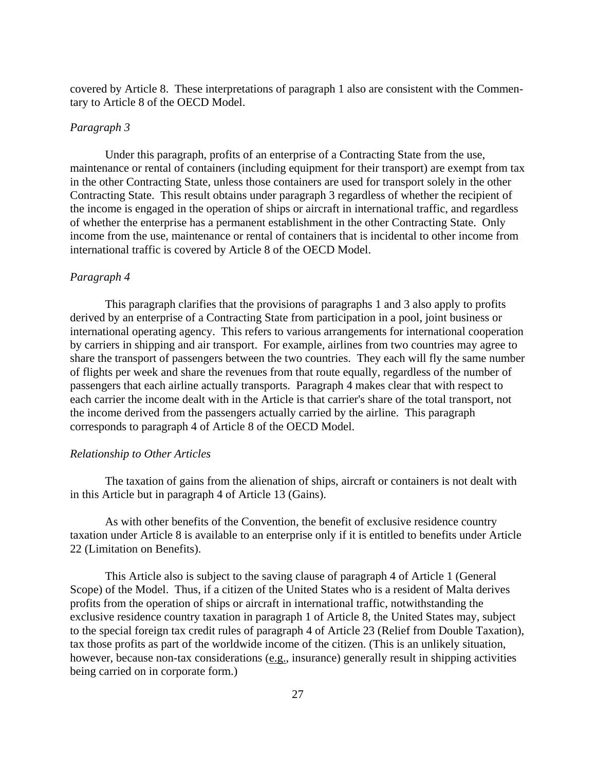covered by Article 8. These interpretations of paragraph 1 also are consistent with the Commentary to Article 8 of the OECD Model.

*Paragraph 3*

Under this paragraph, profits of an enterprise of a Contracting State from the use, maintenance or rental of containers (including equipment for their transport) are exempt from tax in the other Contracting State, unless those containers are used for transport solely in the other Contracting State. This result obtains under paragraph 3 regardless of whether the recipient of the income is engaged in the operation of ships or aircraft in international traffic, and regardless of whether the enterprise has a permanent establishment in the other Contracting State. Only income from the use, maintenance or rental of containers that is incidental to other income from international traffic is covered by Article 8 of the OECD Model.

*Paragraph 4*

This paragraph clarifies that the provisions of paragraphs 1 and 3 also apply to profits derived by an enterprise of a Contracting State from participation in a pool, joint business or international operating agency. This refers to various arrangements for international cooperation by carriers in shipping and air transport. For example, airlines from two countries may agree to share the transport of passengers between the two countries. They each will fly the same number of flights per week and share the revenues from that route equally, regardless of the number of passengers that each airline actually transports. Paragraph 4 makes clear that with respect to each carrier the income dealt with in the Article is that carrier's share of the total transport, not the income derived from the passengers actually carried by the airline. This paragraph corresponds to paragraph 4 of Article 8 of the OECD Model.

*Relationship to Other Articles*

The taxation of gains from the alienation of ships, aircraft or containers is not dealt with in this Article but in paragraph 4 of Article 13 (Gains).

As with other benefits of the Convention, the benefit of exclusive residence country taxation under Article 8 is available to an enterprise only if it is entitled to benefits under Article 22 (Limitation on Benefits).

This Article also is subject to the saving clause of paragraph 4 of Article 1 (General Scope) of the Model. Thus, if a citizen of the United States who is a resident of Malta derives profits from the operation of ships or aircraft in international traffic, notwithstanding the exclusive residence country taxation in paragraph 1 of Article 8, the United States may, subject to the special foreign tax credit rules of paragraph 4 of Article 23 (Relief from Double Taxation), tax those profits as part of the worldwide income of the citizen. (This is an unlikely situation, however, because non-tax considerations (e.g., insurance) generally result in shipping activities being carried on in corporate form.)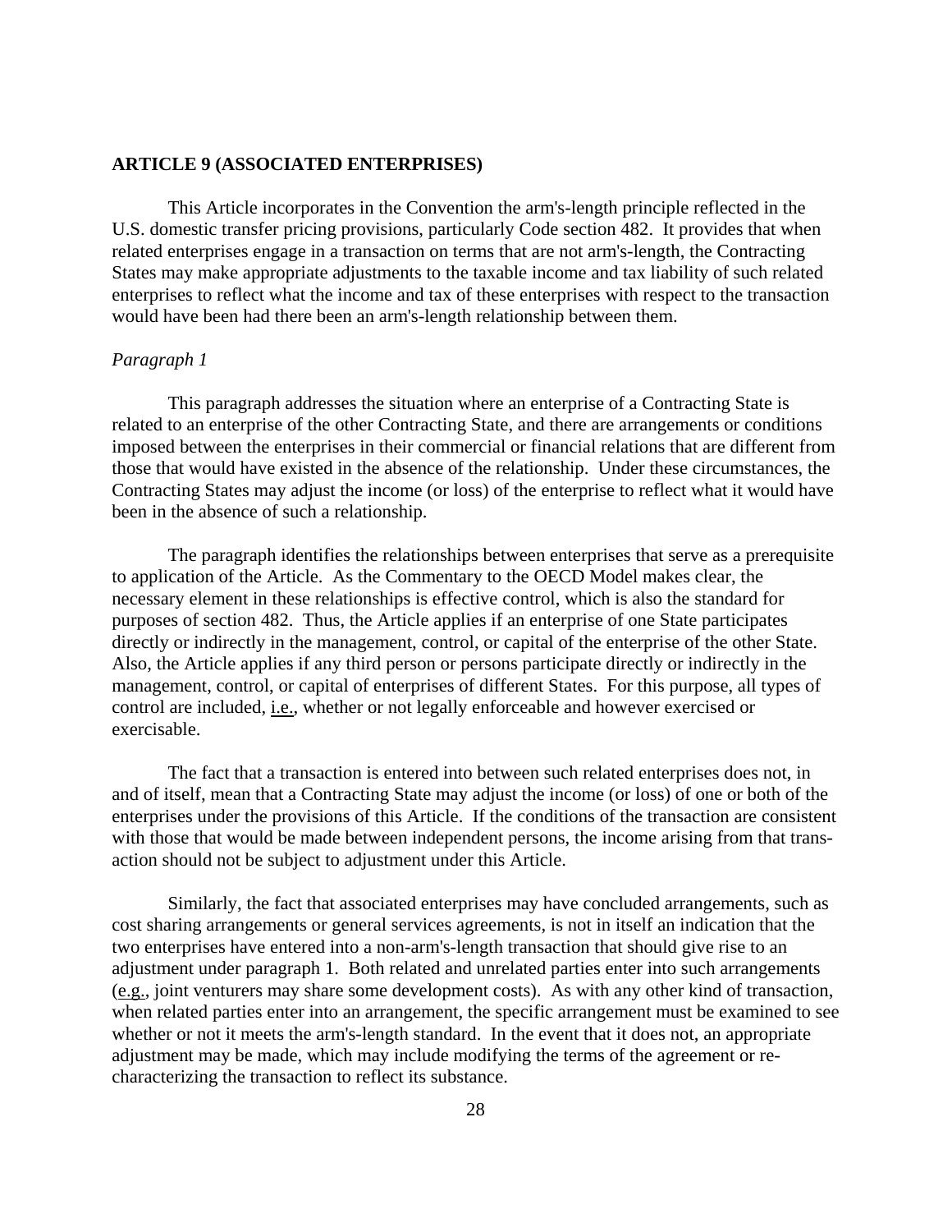## ARTICLE 9 (ASSOCIATED ENTERPRISES)

This Article incorporates in the Convention the arm's-length principle reflected in the U.S. domestic transfer pricing provisions, particularly Code section 482. It provides that when related enterprises engage in a transaction on terms that are not arm's-length, the Contracting States may make appropriate adjustments to the taxable income and tax liability of such related enterprises to reflect what the income and tax of these enterprises with respect to the transaction would have been had there been an arm's-length relationship between them.

### *Paragraph 1*

This paragraph addresses the situation where an enterprise of a Contracting State is related to an enterprise of the other Contracting State, and there are arrangements or conditions imposed between the enterprises in their commercial or financial relations that are different from those that would have existed in the absence of the relationship. Under these circumstances, the Contracting States may adjust the income (or loss) of the enterprise to reflect what it would have been in the absence of such a relationship.

The paragraph identifies the relationships between enterprises that serve as a prerequisite to application of the Article. As the Commentary to the OECD Model makes clear, the necessary element in these relationships is effective control, which is also the standard for purposes of section 482. Thus, the Article applies if an enterprise of one State participates directly or indirectly in the management, control, or capital of the enterprise of the other State. Also, the Article applies if any third person or persons participate directly or indirectly in the management, control, or capital of enterprises of different States. For this purpose, all types of control are included, i.e., whether or not legally enforceable and however exercised or exercisable.

The fact that a transaction is entered into between such related enterprises does not, in and of itself, mean that a Contracting State may adjust the income (or loss) of one or both of the enterprises under the provisions of this Article. If the conditions of the transaction are consistent with those that would be made between independent persons, the income arising from that transaction should not be subject to adjustment under this Article.

Similarly, the fact that associated enterprises may have concluded arrangements, such as cost sharing arrangements or general services agreements, is not in itself an indication that the two enterprises have entered into a non-arm's-length transaction that should give rise to an adjustment under paragraph 1. Both related and unrelated parties enter into such arrangements (e.g., joint venturers may share some development costs). As with any other kind of transaction, when related parties enter into an arrangement, the specific arrangement must be examined to see whether or not it meets the arm's-length standard. In the event that it does not, an appropriate adjustment may be made, which may include modifying the terms of the agreement or re-characterizing the transaction to reflect its substance.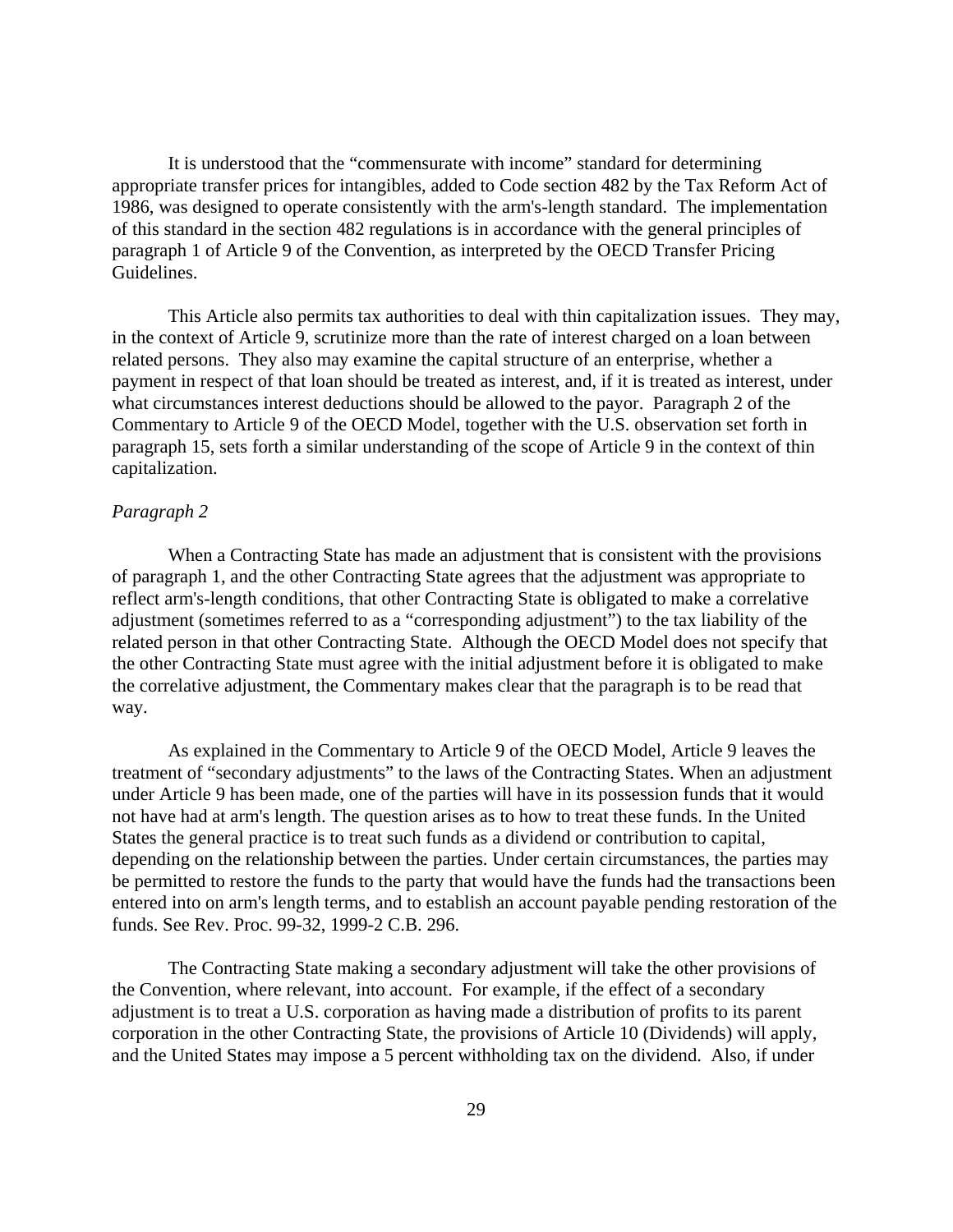It is understood that the "commensurate with income" standard for determining appropriate transfer prices for intangibles, added to Code section 482 by the Tax Reform Act of 1986, was designed to operate consistently with the arm's-length standard. The implementation of this standard in the section 482 regulations is in accordance with the general principles of paragraph 1 of Article 9 of the Convention, as interpreted by the OECD Transfer Pricing Guidelines.

This Article also permits tax authorities to deal with thin capitalization issues. They may, in the context of Article 9, scrutinize more than the rate of interest charged on a loan between related persons. They also may examine the capital structure of an enterprise, whether a payment in respect of that loan should be treated as interest, and, if it is treated as interest, under what circumstances interest deductions should be allowed to the payor. Paragraph 2 of the Commentary to Article 9 of the OECD Model, together with the U.S. observation set forth in paragraph 15, sets forth a similar understanding of the scope of Article 9 in the context of thin capitalization.

*Paragraph 2*

When a Contracting State has made an adjustment that is consistent with the provisions of paragraph 1, and the other Contracting State agrees that the adjustment was appropriate to reflect arm's-length conditions, that other Contracting State is obligated to make a correlative adjustment (sometimes referred to as a "corresponding adjustment") to the tax liability of the related person in that other Contracting State. Although the OECD Model does not specify that the other Contracting State must agree with the initial adjustment before it is obligated to make the correlative adjustment, the Commentary makes clear that the paragraph is to be read that way.

As explained in the Commentary to Article 9 of the OECD Model, Article 9 leaves the treatment of "secondary adjustments" to the laws of the Contracting States. When an adjustment under Article 9 has been made, one of the parties will have in its possession funds that it would not have had at arm's length. The question arises as to how to treat these funds. In the United States the general practice is to treat such funds as a dividend or contribution to capital, depending on the relationship between the parties. Under certain circumstances, the parties may be permitted to restore the funds to the party that would have the funds had the transactions been entered into on arm's length terms, and to establish an account payable pending restoration of the funds. See Rev. Proc. 99-32, 1999-2 C.B. 296.

The Contracting State making a secondary adjustment will take the other provisions of the Convention, where relevant, into account. For example, if the effect of a secondary adjustment is to treat a U.S. corporation as having made a distribution of profits to its parent corporation in the other Contracting State, the provisions of Article 10 (Dividends) will apply, and the United States may impose a 5 percent withholding tax on the dividend. Also, if under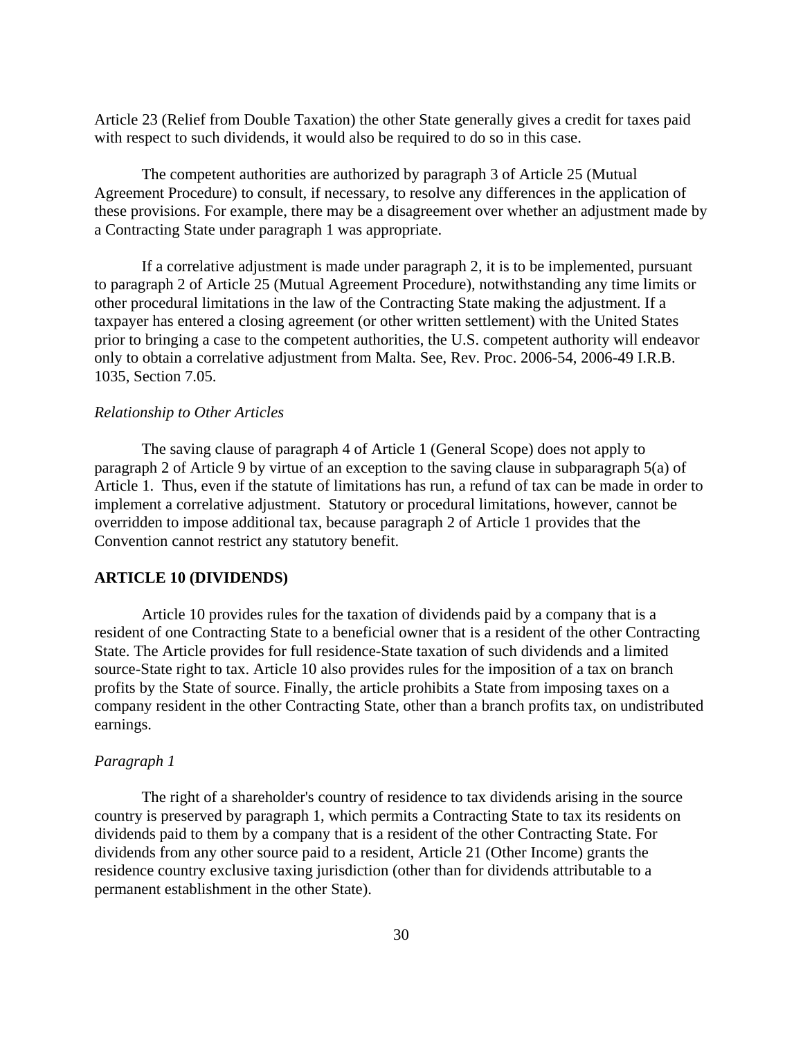Article 23 (Relief from Double Taxation) the other State generally gives a credit for taxes paid with respect to such dividends, it would also be required to do so in this case.

The competent authorities are authorized by paragraph 3 of Article 25 (Mutual Agreement Procedure) to consult, if necessary, to resolve any differences in the application of these provisions. For example, there may be a disagreement over whether an adjustment made by a Contracting State under paragraph 1 was appropriate.

If a correlative adjustment is made under paragraph 2, it is to be implemented, pursuant to paragraph 2 of Article 25 (Mutual Agreement Procedure), notwithstanding any time limits or other procedural limitations in the law of the Contracting State making the adjustment. If a taxpayer has entered a closing agreement (or other written settlement) with the United States prior to bringing a case to the competent authorities, the U.S. competent authority will endeavor only to obtain a correlative adjustment from Malta. See, Rev. Proc. 2006-54, 2006-49 I.R.B. 1035, Section 7.05.

*Relationship to Other Articles*

The saving clause of paragraph 4 of Article 1 (General Scope) does not apply to paragraph 2 of Article 9 by virtue of an exception to the saving clause in subparagraph 5(a) of Article 1. Thus, even if the statute of limitations has run, a refund of tax can be made in order to implement a correlative adjustment. Statutory or procedural limitations, however, cannot be overridden to impose additional tax, because paragraph 2 of Article 1 provides that the Convention cannot restrict any statutory benefit.

## ARTICLE 10 (DIVIDENDS)

Article 10 provides rules for the taxation of dividends paid by a company that is a resident of one Contracting State to a beneficial owner that is a resident of the other Contracting State. The Article provides for full residence-State taxation of such dividends and a limited source-State right to tax. Article 10 also provides rules for the imposition of a tax on branch profits by the State of source. Finally, the article prohibits a State from imposing taxes on a company resident in the other Contracting State, other than a branch profits tax, on undistributed earnings.

*Paragraph 1*

The right of a shareholder's country of residence to tax dividends arising in the source country is preserved by paragraph 1, which permits a Contracting State to tax its residents on dividends paid to them by a company that is a resident of the other Contracting State. For dividends from any other source paid to a resident, Article 21 (Other Income) grants the residence country exclusive taxing jurisdiction (other than for dividends attributable to a permanent establishment in the other State).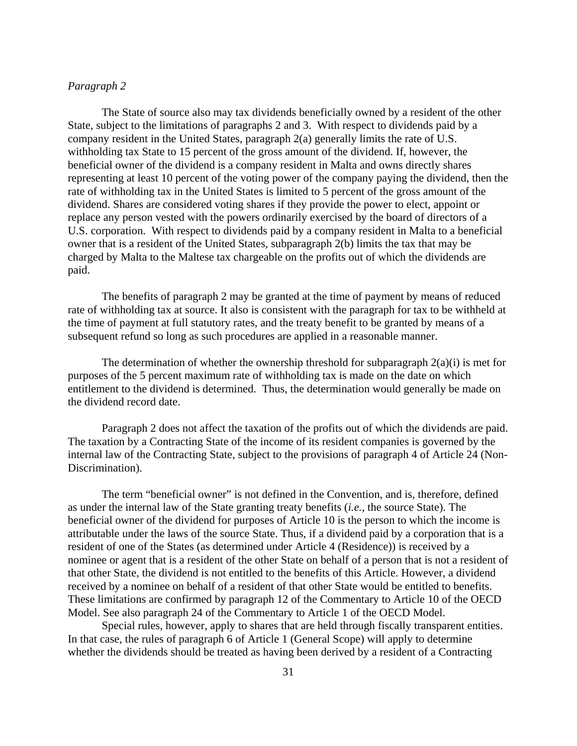*Paragraph 2*

The State of source also may tax dividends beneficially owned by a resident of the other State, subject to the limitations of paragraphs 2 and 3. With respect to dividends paid by a company resident in the United States, paragraph 2(a) generally limits the rate of U.S. withholding tax State to 15 percent of the gross amount of the dividend. If, however, the beneficial owner of the dividend is a company resident in Malta and owns directly shares representing at least 10 percent of the voting power of the company paying the dividend, then the rate of withholding tax in the United States is limited to 5 percent of the gross amount of the dividend. Shares are considered voting shares if they provide the power to elect, appoint or replace any person vested with the powers ordinarily exercised by the board of directors of a U.S. corporation. With respect to dividends paid by a company resident in Malta to a beneficial owner that is a resident of the United States, subparagraph 2(b) limits the tax that may be charged by Malta to the Maltese tax chargeable on the profits out of which the dividends are paid.

The benefits of paragraph 2 may be granted at the time of payment by means of reduced rate of withholding tax at source. It also is consistent with the paragraph for tax to be withheld at the time of payment at full statutory rates, and the treaty benefit to be granted by means of a subsequent refund so long as such procedures are applied in a reasonable manner.

The determination of whether the ownership threshold for subparagraph 2(a)(i) is met for purposes of the 5 percent maximum rate of withholding tax is made on the date on which entitlement to the dividend is determined. Thus, the determination would generally be made on the dividend record date.

Paragraph 2 does not affect the taxation of the profits out of which the dividends are paid. The taxation by a Contracting State of the income of its resident companies is governed by the internal law of the Contracting State, subject to the provisions of paragraph 4 of Article 24 (Non-Discrimination).

The term "beneficial owner" is not defined in the Convention, and is, therefore, defined as under the internal law of the State granting treaty benefits (*i.e.*, the source State). The beneficial owner of the dividend for purposes of Article 10 is the person to which the income is attributable under the laws of the source State. Thus, if a dividend paid by a corporation that is a resident of one of the States (as determined under Article 4 (Residence)) is received by a nominee or agent that is a resident of the other State on behalf of a person that is not a resident of that other State, the dividend is not entitled to the benefits of this Article. However, a dividend received by a nominee on behalf of a resident of that other State would be entitled to benefits. These limitations are confirmed by paragraph 12 of the Commentary to Article 10 of the OECD Model. See also paragraph 24 of the Commentary to Article 1 of the OECD Model.

Special rules, however, apply to shares that are held through fiscally transparent entities. In that case, the rules of paragraph 6 of Article 1 (General Scope) will apply to determine whether the dividends should be treated as having been derived by a resident of a Contracting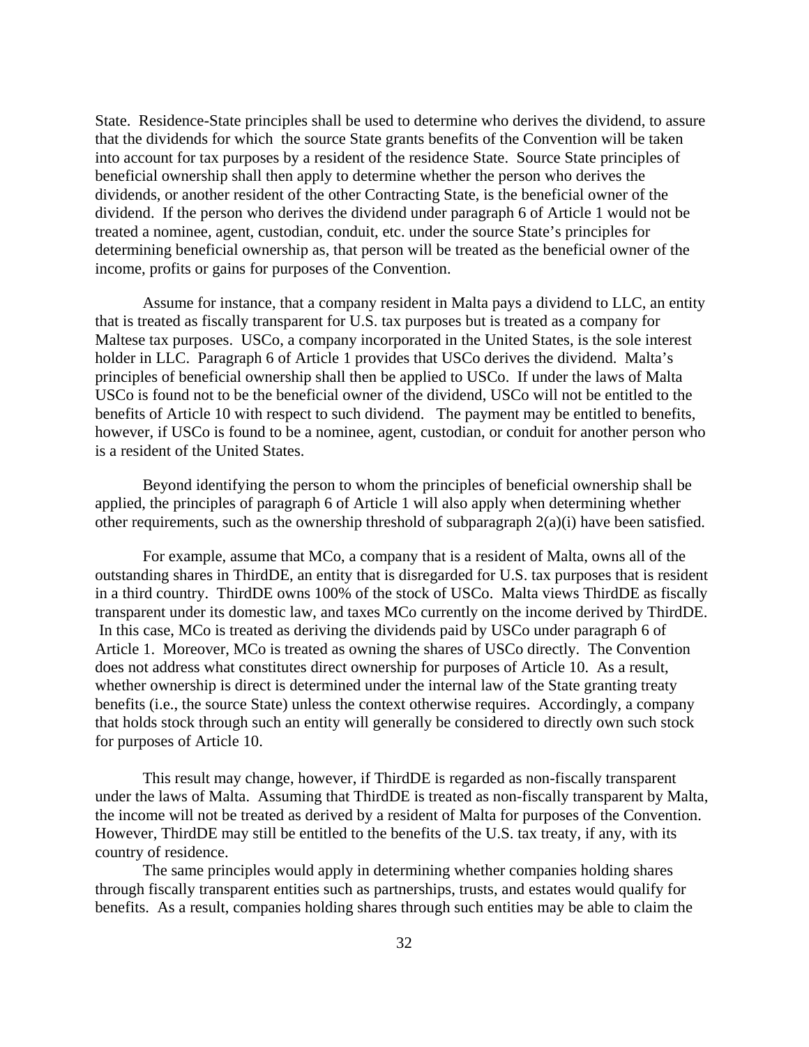State. Residence-State principles shall be used to determine who derives the dividend, to assure that the dividends for which the source State grants benefits of the Convention will be taken into account for tax purposes by a resident of the residence State. Source State principles of beneficial ownership shall then apply to determine whether the person who derives the dividends, or another resident of the other Contracting State, is the beneficial owner of the dividend. If the person who derives the dividend under paragraph 6 of Article 1 would not be treated a nominee, agent, custodian, conduit, etc. under the source State's principles for determining beneficial ownership as, that person will be treated as the beneficial owner of the income, profits or gains for purposes of the Convention.

Assume for instance, that a company resident in Malta pays a dividend to LLC, an entity that is treated as fiscally transparent for U.S. tax purposes but is treated as a company for Maltese tax purposes. USCo, a company incorporated in the United States, is the sole interest holder in LLC. Paragraph 6 of Article 1 provides that USCo derives the dividend. Malta's principles of beneficial ownership shall then be applied to USCo. If under the laws of Malta USCo is found not to be the beneficial owner of the dividend, USCo will not be entitled to the benefits of Article 10 with respect to such dividend. The payment may be entitled to benefits, however, if USCo is found to be a nominee, agent, custodian, or conduit for another person who is a resident of the United States.

Beyond identifying the person to whom the principles of beneficial ownership shall be applied, the principles of paragraph 6 of Article 1 will also apply when determining whether other requirements, such as the ownership threshold of subparagraph 2(a)(i) have been satisfied.

For example, assume that MCo, a company that is a resident of Malta, owns all of the outstanding shares in ThirdDE, an entity that is disregarded for U.S. tax purposes that is resident in a third country. ThirdDE owns 100% of the stock of USCo. Malta views ThirdDE as fiscally transparent under its domestic law, and taxes MCo currently on the income derived by ThirdDE. In this case, MCo is treated as deriving the dividends paid by USCo under paragraph 6 of Article 1. Moreover, MCo is treated as owning the shares of USCo directly. The Convention does not address what constitutes direct ownership for purposes of Article 10. As a result, whether ownership is direct is determined under the internal law of the State granting treaty benefits (i.e., the source State) unless the context otherwise requires. Accordingly, a company that holds stock through such an entity will generally be considered to directly own such stock for purposes of Article 10.

This result may change, however, if ThirdDE is regarded as non-fiscally transparent under the laws of Malta. Assuming that ThirdDE is treated as non-fiscally transparent by Malta, the income will not be treated as derived by a resident of Malta for purposes of the Convention. However, ThirdDE may still be entitled to the benefits of the U.S. tax treaty, if any, with its country of residence.

The same principles would apply in determining whether companies holding shares through fiscally transparent entities such as partnerships, trusts, and estates would qualify for benefits. As a result, companies holding shares through such entities may be able to claim the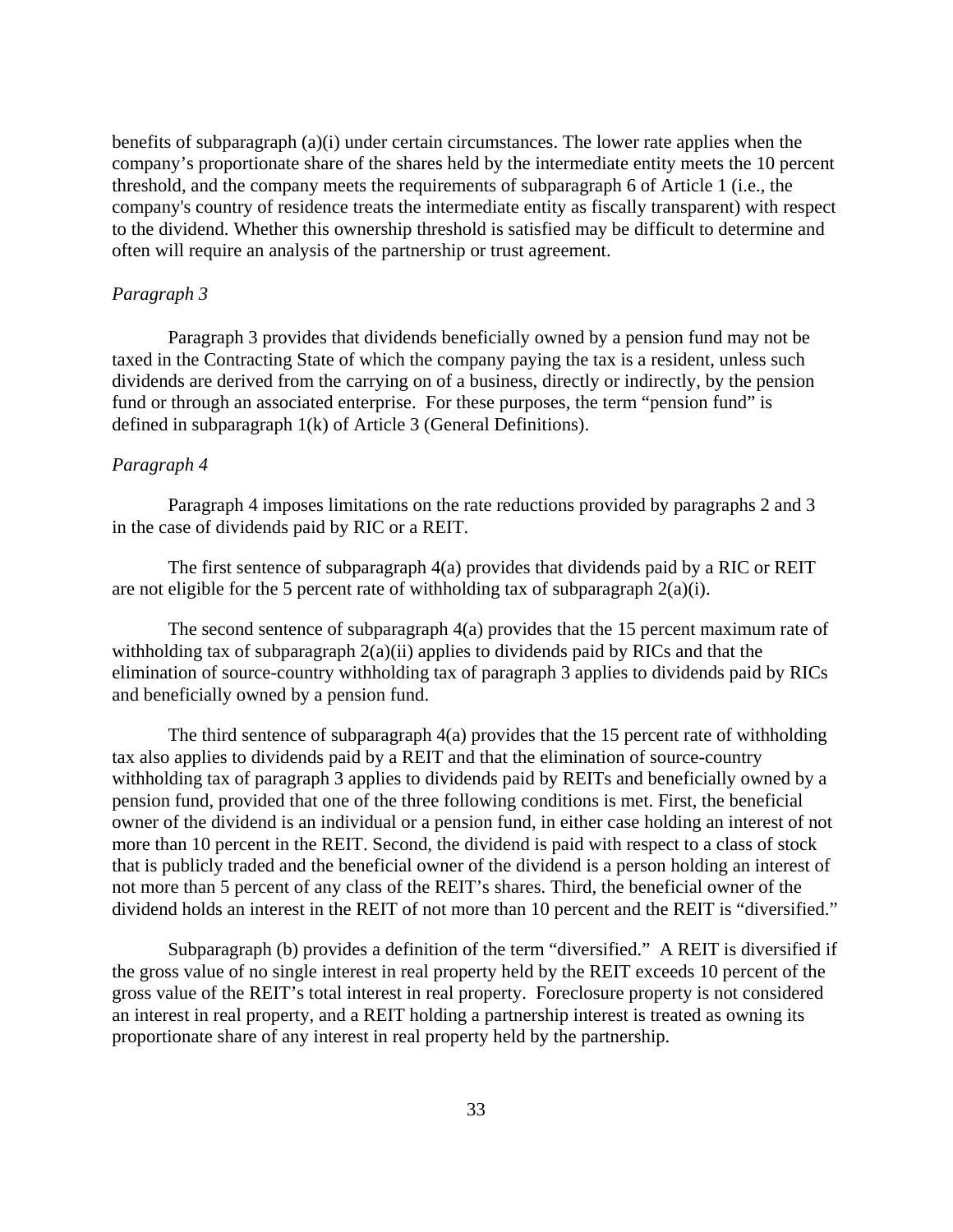benefits of subparagraph (a)(i) under certain circumstances. The lower rate applies when the company's proportionate share of the shares held by the intermediate entity meets the 10 percent threshold, and the company meets the requirements of subparagraph 6 of Article 1 (i.e., the company's country of residence treats the intermediate entity as fiscally transparent) with respect to the dividend. Whether this ownership threshold is satisfied may be difficult to determine and often will require an analysis of the partnership or trust agreement.

*Paragraph 3*

Paragraph 3 provides that dividends beneficially owned by a pension fund may not be taxed in the Contracting State of which the company paying the tax is a resident, unless such dividends are derived from the carrying on of a business, directly or indirectly, by the pension fund or through an associated enterprise. For these purposes, the term "pension fund" is defined in subparagraph 1(k) of Article 3 (General Definitions).

*Paragraph 4*

Paragraph 4 imposes limitations on the rate reductions provided by paragraphs 2 and 3 in the case of dividends paid by RIC or a REIT.

The first sentence of subparagraph 4(a) provides that dividends paid by a RIC or REIT are not eligible for the 5 percent rate of withholding tax of subparagraph 2(a)(i).

The second sentence of subparagraph 4(a) provides that the 15 percent maximum rate of withholding tax of subparagraph 2(a)(ii) applies to dividends paid by RICs and that the elimination of source-country withholding tax of paragraph 3 applies to dividends paid by RICs and beneficially owned by a pension fund.

The third sentence of subparagraph 4(a) provides that the 15 percent rate of withholding tax also applies to dividends paid by a REIT and that the elimination of source-country withholding tax of paragraph 3 applies to dividends paid by REITs and beneficially owned by a pension fund, provided that one of the three following conditions is met. First, the beneficial owner of the dividend is an individual or a pension fund, in either case holding an interest of not more than 10 percent in the REIT. Second, the dividend is paid with respect to a class of stock that is publicly traded and the beneficial owner of the dividend is a person holding an interest of not more than 5 percent of any class of the REIT's shares. Third, the beneficial owner of the dividend holds an interest in the REIT of not more than 10 percent and the REIT is "diversified."

Subparagraph (b) provides a definition of the term "diversified." A REIT is diversified if the gross value of no single interest in real property held by the REIT exceeds 10 percent of the gross value of the REIT's total interest in real property. Foreclosure property is not considered an interest in real property, and a REIT holding a partnership interest is treated as owning its proportionate share of any interest in real property held by the partnership.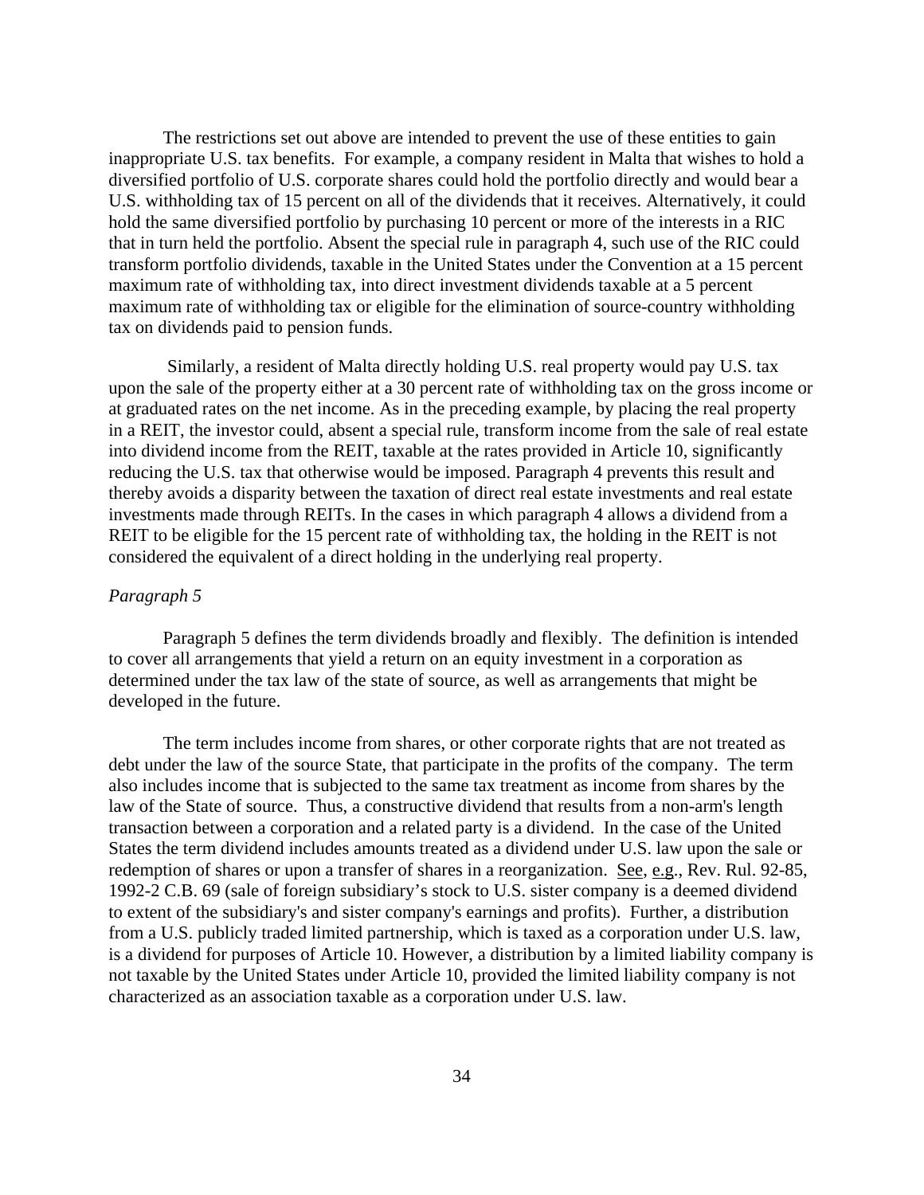The restrictions set out above are intended to prevent the use of these entities to gain inappropriate U.S. tax benefits. For example, a company resident in Malta that wishes to hold a diversified portfolio of U.S. corporate shares could hold the portfolio directly and would bear a U.S. withholding tax of 15 percent on all of the dividends that it receives. Alternatively, it could hold the same diversified portfolio by purchasing 10 percent or more of the interests in a RIC that in turn held the portfolio. Absent the special rule in paragraph 4, such use of the RIC could transform portfolio dividends, taxable in the United States under the Convention at a 15 percent maximum rate of withholding tax, into direct investment dividends taxable at a 5 percent maximum rate of withholding tax or eligible for the elimination of source-country withholding tax on dividends paid to pension funds.

Similarly, a resident of Malta directly holding U.S. real property would pay U.S. tax upon the sale of the property either at a 30 percent rate of withholding tax on the gross income or at graduated rates on the net income. As in the preceding example, by placing the real property in a REIT, the investor could, absent a special rule, transform income from the sale of real estate into dividend income from the REIT, taxable at the rates provided in Article 10, significantly reducing the U.S. tax that otherwise would be imposed. Paragraph 4 prevents this result and thereby avoids a disparity between the taxation of direct real estate investments and real estate investments made through REITs. In the cases in which paragraph 4 allows a dividend from a REIT to be eligible for the 15 percent rate of withholding tax, the holding in the REIT is not considered the equivalent of a direct holding in the underlying real property.

*Paragraph 5*

Paragraph 5 defines the term dividends broadly and flexibly. The definition is intended to cover all arrangements that yield a return on an equity investment in a corporation as determined under the tax law of the state of source, as well as arrangements that might be developed in the future.

The term includes income from shares, or other corporate rights that are not treated as debt under the law of the source State, that participate in the profits of the company. The term also includes income that is subjected to the same tax treatment as income from shares by the law of the State of source. Thus, a constructive dividend that results from a non-arm's length transaction between a corporation and a related party is a dividend. In the case of the United States the term dividend includes amounts treated as a dividend under U.S. law upon the sale or redemption of shares or upon a transfer of shares in a reorganization. See, e.g., Rev. Rul. 92-85, 1992-2 C.B. 69 (sale of foreign subsidiary's stock to U.S. sister company is a deemed dividend to extent of the subsidiary's and sister company's earnings and profits). Further, a distribution from a U.S. publicly traded limited partnership, which is taxed as a corporation under U.S. law, is a dividend for purposes of Article 10. However, a distribution by a limited liability company is not taxable by the United States under Article 10, provided the limited liability company is not characterized as an association taxable as a corporation under U.S. law.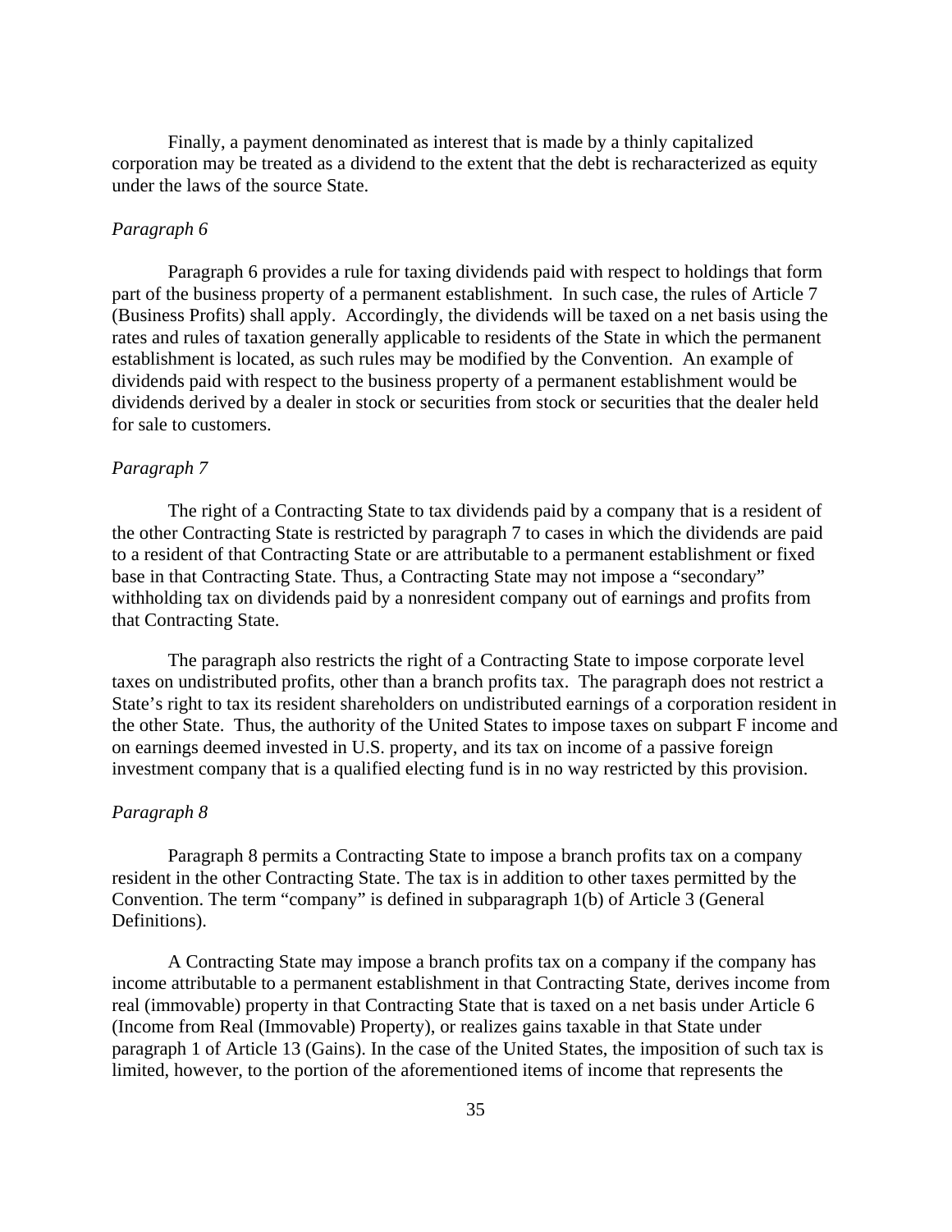Finally, a payment denominated as interest that is made by a thinly capitalized corporation may be treated as a dividend to the extent that the debt is recharacterized as equity under the laws of the source State.

*Paragraph 6*

Paragraph 6 provides a rule for taxing dividends paid with respect to holdings that form part of the business property of a permanent establishment. In such case, the rules of Article 7 (Business Profits) shall apply. Accordingly, the dividends will be taxed on a net basis using the rates and rules of taxation generally applicable to residents of the State in which the permanent establishment is located, as such rules may be modified by the Convention. An example of dividends paid with respect to the business property of a permanent establishment would be dividends derived by a dealer in stock or securities from stock or securities that the dealer held for sale to customers.

*Paragraph 7*

The right of a Contracting State to tax dividends paid by a company that is a resident of the other Contracting State is restricted by paragraph 7 to cases in which the dividends are paid to a resident of that Contracting State or are attributable to a permanent establishment or fixed base in that Contracting State. Thus, a Contracting State may not impose a "secondary" withholding tax on dividends paid by a nonresident company out of earnings and profits from that Contracting State.

The paragraph also restricts the right of a Contracting State to impose corporate level taxes on undistributed profits, other than a branch profits tax. The paragraph does not restrict a State's right to tax its resident shareholders on undistributed earnings of a corporation resident in the other State. Thus, the authority of the United States to impose taxes on subpart F income and on earnings deemed invested in U.S. property, and its tax on income of a passive foreign investment company that is a qualified electing fund is in no way restricted by this provision.

*Paragraph 8*

Paragraph 8 permits a Contracting State to impose a branch profits tax on a company resident in the other Contracting State. The tax is in addition to other taxes permitted by the Convention. The term "company" is defined in subparagraph 1(b) of Article 3 (General Definitions).

A Contracting State may impose a branch profits tax on a company if the company has income attributable to a permanent establishment in that Contracting State, derives income from real (immovable) property in that Contracting State that is taxed on a net basis under Article 6 (Income from Real (Immovable) Property), or realizes gains taxable in that State under paragraph 1 of Article 13 (Gains). In the case of the United States, the imposition of such tax is limited, however, to the portion of the aforementioned items of income that represents the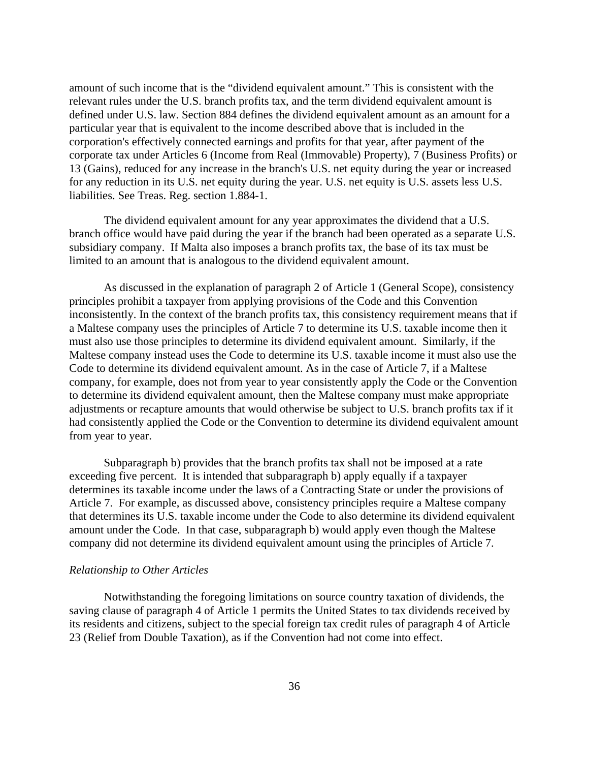amount of such income that is the "dividend equivalent amount." This is consistent with the relevant rules under the U.S. branch profits tax, and the term dividend equivalent amount is defined under U.S. law. Section 884 defines the dividend equivalent amount as an amount for a particular year that is equivalent to the income described above that is included in the corporation's effectively connected earnings and profits for that year, after payment of the corporate tax under Articles 6 (Income from Real (Immovable) Property), 7 (Business Profits) or 13 (Gains), reduced for any increase in the branch's U.S. net equity during the year or increased for any reduction in its U.S. net equity during the year. U.S. net equity is U.S. assets less U.S. liabilities. See Treas. Reg. section 1.884-1.

The dividend equivalent amount for any year approximates the dividend that a U.S. branch office would have paid during the year if the branch had been operated as a separate U.S. subsidiary company. If Malta also imposes a branch profits tax, the base of its tax must be limited to an amount that is analogous to the dividend equivalent amount.

As discussed in the explanation of paragraph 2 of Article 1 (General Scope), consistency principles prohibit a taxpayer from applying provisions of the Code and this Convention inconsistently. In the context of the branch profits tax, this consistency requirement means that if a Maltese company uses the principles of Article 7 to determine its U.S. taxable income then it must also use those principles to determine its dividend equivalent amount. Similarly, if the Maltese company instead uses the Code to determine its U.S. taxable income it must also use the Code to determine its dividend equivalent amount. As in the case of Article 7, if a Maltese company, for example, does not from year to year consistently apply the Code or the Convention to determine its dividend equivalent amount, then the Maltese company must make appropriate adjustments or recapture amounts that would otherwise be subject to U.S. branch profits tax if it had consistently applied the Code or the Convention to determine its dividend equivalent amount from year to year.

Subparagraph b) provides that the branch profits tax shall not be imposed at a rate exceeding five percent. It is intended that subparagraph b) apply equally if a taxpayer determines its taxable income under the laws of a Contracting State or under the provisions of Article 7. For example, as discussed above, consistency principles require a Maltese company that determines its U.S. taxable income under the Code to also determine its dividend equivalent amount under the Code. In that case, subparagraph b) would apply even though the Maltese company did not determine its dividend equivalent amount using the principles of Article 7.

*Relationship to Other Articles*

Notwithstanding the foregoing limitations on source country taxation of dividends, the saving clause of paragraph 4 of Article 1 permits the United States to tax dividends received by its residents and citizens, subject to the special foreign tax credit rules of paragraph 4 of Article 23 (Relief from Double Taxation), as if the Convention had not come into effect.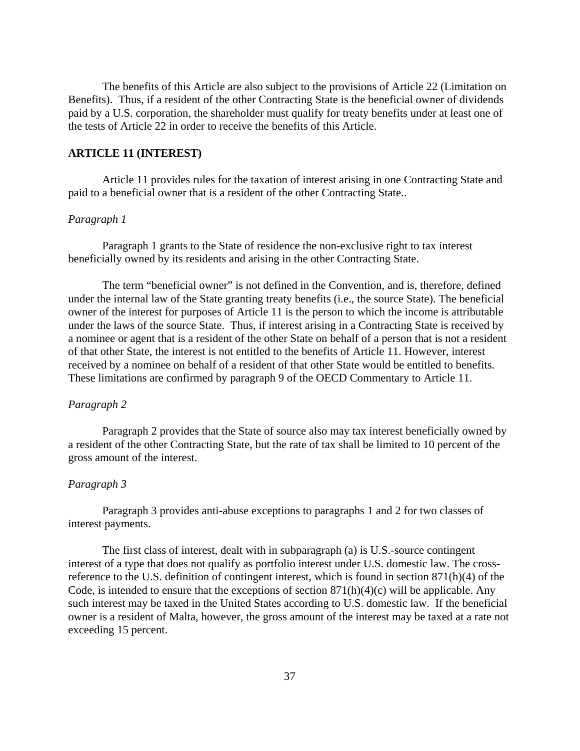The benefits of this Article are also subject to the provisions of Article 22 (Limitation on Benefits). Thus, if a resident of the other Contracting State is the beneficial owner of dividends paid by a U.S. corporation, the shareholder must qualify for treaty benefits under at least one of the tests of Article 22 in order to receive the benefits of this Article.

## ARTICLE 11 (INTEREST)

Article 11 provides rules for the taxation of interest arising in one Contracting State and paid to a beneficial owner that is a resident of the other Contracting State..

*Paragraph 1*

Paragraph 1 grants to the State of residence the non-exclusive right to tax interest beneficially owned by its residents and arising in the other Contracting State.

The term "beneficial owner" is not defined in the Convention, and is, therefore, defined under the internal law of the State granting treaty benefits (i.e., the source State). The beneficial owner of the interest for purposes of Article 11 is the person to which the income is attributable under the laws of the source State. Thus, if interest arising in a Contracting State is received by a nominee or agent that is a resident of the other State on behalf of a person that is not a resident of that other State, the interest is not entitled to the benefits of Article 11. However, interest received by a nominee on behalf of a resident of that other State would be entitled to benefits. These limitations are confirmed by paragraph 9 of the OECD Commentary to Article 11.

*Paragraph 2*

Paragraph 2 provides that the State of source also may tax interest beneficially owned by a resident of the other Contracting State, but the rate of tax shall be limited to 10 percent of the gross amount of the interest.

*Paragraph 3*

Paragraph 3 provides anti-abuse exceptions to paragraphs 1 and 2 for two classes of interest payments.

The first class of interest, dealt with in subparagraph (a) is U.S.-source contingent interest of a type that does not qualify as portfolio interest under U.S. domestic law. The cross-reference to the U.S. definition of contingent interest, which is found in section 871(h)(4) of the Code, is intended to ensure that the exceptions of section 871(h)(4)(c) will be applicable. Any such interest may be taxed in the United States according to U.S. domestic law. If the beneficial owner is a resident of Malta, however, the gross amount of the interest may be taxed at a rate not exceeding 15 percent.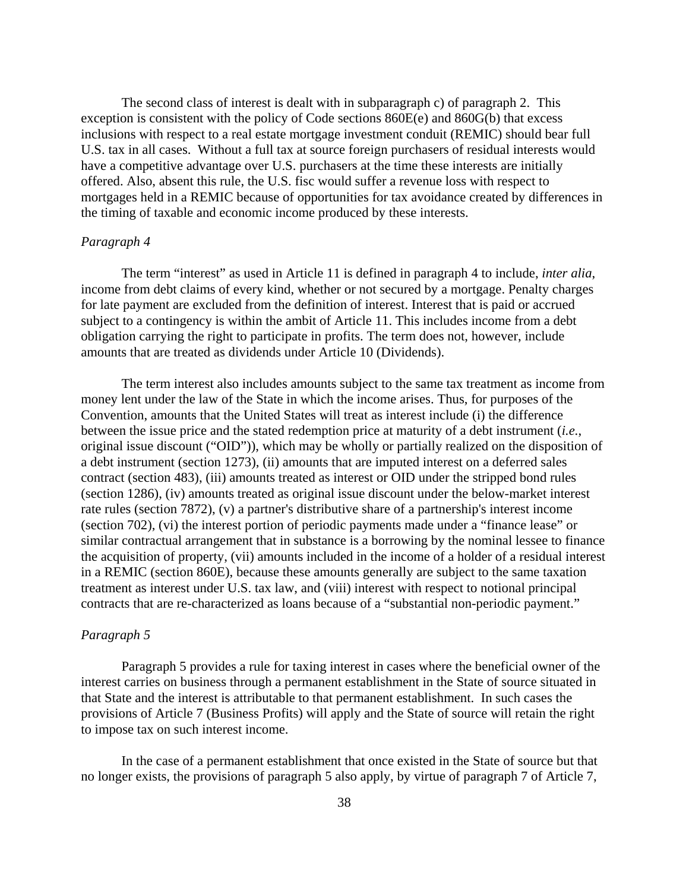The second class of interest is dealt with in subparagraph c) of paragraph 2. This exception is consistent with the policy of Code sections 860E(e) and 860G(b) that excess inclusions with respect to a real estate mortgage investment conduit (REMIC) should bear full U.S. tax in all cases. Without a full tax at source foreign purchasers of residual interests would have a competitive advantage over U.S. purchasers at the time these interests are initially offered. Also, absent this rule, the U.S. fisc would suffer a revenue loss with respect to mortgages held in a REMIC because of opportunities for tax avoidance created by differences in the timing of taxable and economic income produced by these interests.

*Paragraph 4*

The term "interest" as used in Article 11 is defined in paragraph 4 to include, *inter alia*, income from debt claims of every kind, whether or not secured by a mortgage. Penalty charges for late payment are excluded from the definition of interest. Interest that is paid or accrued subject to a contingency is within the ambit of Article 11. This includes income from a debt obligation carrying the right to participate in profits. The term does not, however, include amounts that are treated as dividends under Article 10 (Dividends).

The term interest also includes amounts subject to the same tax treatment as income from money lent under the law of the State in which the income arises. Thus, for purposes of the Convention, amounts that the United States will treat as interest include (i) the difference between the issue price and the stated redemption price at maturity of a debt instrument (*i.e.*, original issue discount ("OID")), which may be wholly or partially realized on the disposition of a debt instrument (section 1273), (ii) amounts that are imputed interest on a deferred sales contract (section 483), (iii) amounts treated as interest or OID under the stripped bond rules (section 1286), (iv) amounts treated as original issue discount under the below-market interest rate rules (section 7872), (v) a partner's distributive share of a partnership's interest income (section 702), (vi) the interest portion of periodic payments made under a "finance lease" or similar contractual arrangement that in substance is a borrowing by the nominal lessee to finance the acquisition of property, (vii) amounts included in the income of a holder of a residual interest in a REMIC (section 860E), because these amounts generally are subject to the same taxation treatment as interest under U.S. tax law, and (viii) interest with respect to notional principal contracts that are re-characterized as loans because of a "substantial non-periodic payment."

*Paragraph 5*

Paragraph 5 provides a rule for taxing interest in cases where the beneficial owner of the interest carries on business through a permanent establishment in the State of source situated in that State and the interest is attributable to that permanent establishment. In such cases the provisions of Article 7 (Business Profits) will apply and the State of source will retain the right to impose tax on such interest income.

In the case of a permanent establishment that once existed in the State of source but that no longer exists, the provisions of paragraph 5 also apply, by virtue of paragraph 7 of Article 7,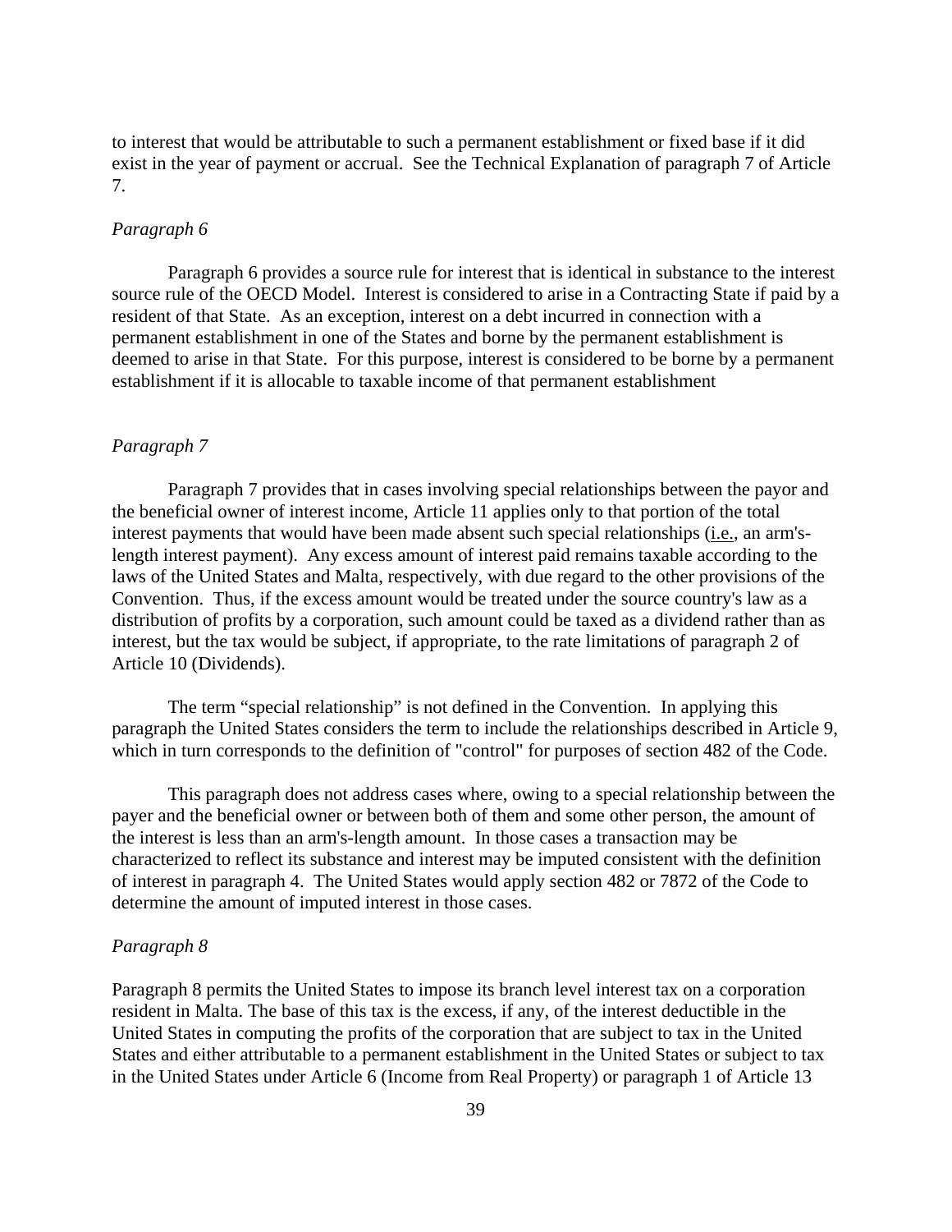to interest that would be attributable to such a permanent establishment or fixed base if it did exist in the year of payment or accrual. See the Technical Explanation of paragraph 7 of Article 7.

*Paragraph 6*

Paragraph 6 provides a source rule for interest that is identical in substance to the interest source rule of the OECD Model. Interest is considered to arise in a Contracting State if paid by a resident of that State. As an exception, interest on a debt incurred in connection with a permanent establishment in one of the States and borne by the permanent establishment is deemed to arise in that State. For this purpose, interest is considered to be borne by a permanent establishment if it is allocable to taxable income of that permanent establishment

*Paragraph 7*

Paragraph 7 provides that in cases involving special relationships between the payor and the beneficial owner of interest income, Article 11 applies only to that portion of the total interest payments that would have been made absent such special relationships (i.e., an arm's-length interest payment). Any excess amount of interest paid remains taxable according to the laws of the United States and Malta, respectively, with due regard to the other provisions of the Convention. Thus, if the excess amount would be treated under the source country's law as a distribution of profits by a corporation, such amount could be taxed as a dividend rather than as interest, but the tax would be subject, if appropriate, to the rate limitations of paragraph 2 of Article 10 (Dividends).

The term "special relationship" is not defined in the Convention. In applying this paragraph the United States considers the term to include the relationships described in Article 9, which in turn corresponds to the definition of "control" for purposes of section 482 of the Code.

This paragraph does not address cases where, owing to a special relationship between the payer and the beneficial owner or between both of them and some other person, the amount of the interest is less than an arm's-length amount. In those cases a transaction may be characterized to reflect its substance and interest may be imputed consistent with the definition of interest in paragraph 4. The United States would apply section 482 or 7872 of the Code to determine the amount of imputed interest in those cases.

*Paragraph 8*

Paragraph 8 permits the United States to impose its branch level interest tax on a corporation resident in Malta. The base of this tax is the excess, if any, of the interest deductible in the United States in computing the profits of the corporation that are subject to tax in the United States and either attributable to a permanent establishment in the United States or subject to tax in the United States under Article 6 (Income from Real Property) or paragraph 1 of Article 13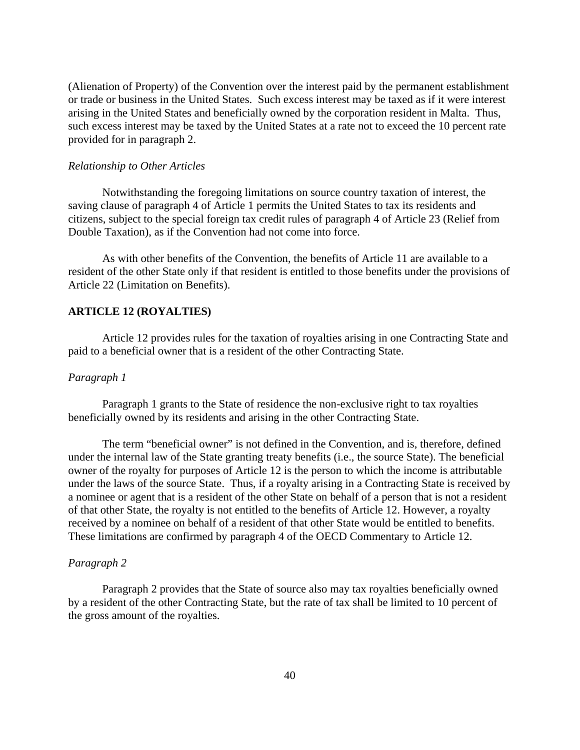(Alienation of Property) of the Convention over the interest paid by the permanent establishment or trade or business in the United States. Such excess interest may be taxed as if it were interest arising in the United States and beneficially owned by the corporation resident in Malta. Thus, such excess interest may be taxed by the United States at a rate not to exceed the 10 percent rate provided for in paragraph 2.

*Relationship to Other Articles*

Notwithstanding the foregoing limitations on source country taxation of interest, the saving clause of paragraph 4 of Article 1 permits the United States to tax its residents and citizens, subject to the special foreign tax credit rules of paragraph 4 of Article 23 (Relief from Double Taxation), as if the Convention had not come into force.

As with other benefits of the Convention, the benefits of Article 11 are available to a resident of the other State only if that resident is entitled to those benefits under the provisions of Article 22 (Limitation on Benefits).

## ARTICLE 12 (ROYALTIES)

Article 12 provides rules for the taxation of royalties arising in one Contracting State and paid to a beneficial owner that is a resident of the other Contracting State.

*Paragraph 1*

Paragraph 1 grants to the State of residence the non-exclusive right to tax royalties beneficially owned by its residents and arising in the other Contracting State.

The term "beneficial owner" is not defined in the Convention, and is, therefore, defined under the internal law of the State granting treaty benefits (i.e., the source State). The beneficial owner of the royalty for purposes of Article 12 is the person to which the income is attributable under the laws of the source State. Thus, if a royalty arising in a Contracting State is received by a nominee or agent that is a resident of the other State on behalf of a person that is not a resident of that other State, the royalty is not entitled to the benefits of Article 12. However, a royalty received by a nominee on behalf of a resident of that other State would be entitled to benefits. These limitations are confirmed by paragraph 4 of the OECD Commentary to Article 12.

*Paragraph 2*

Paragraph 2 provides that the State of source also may tax royalties beneficially owned by a resident of the other Contracting State, but the rate of tax shall be limited to 10 percent of the gross amount of the royalties.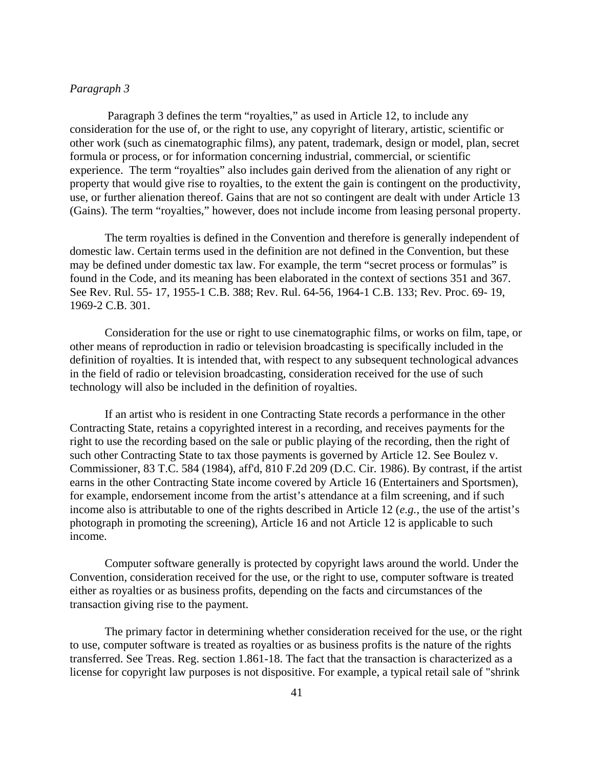*Paragraph 3*

Paragraph 3 defines the term "royalties," as used in Article 12, to include any consideration for the use of, or the right to use, any copyright of literary, artistic, scientific or other work (such as cinematographic films), any patent, trademark, design or model, plan, secret formula or process, or for information concerning industrial, commercial, or scientific experience. The term "royalties" also includes gain derived from the alienation of any right or property that would give rise to royalties, to the extent the gain is contingent on the productivity, use, or further alienation thereof. Gains that are not so contingent are dealt with under Article 13 (Gains). The term "royalties," however, does not include income from leasing personal property.

The term royalties is defined in the Convention and therefore is generally independent of domestic law. Certain terms used in the definition are not defined in the Convention, but these may be defined under domestic tax law. For example, the term "secret process or formulas" is found in the Code, and its meaning has been elaborated in the context of sections 351 and 367. See Rev. Rul. 55- 17, 1955-1 C.B. 388; Rev. Rul. 64-56, 1964-1 C.B. 133; Rev. Proc. 69- 19, 1969-2 C.B. 301.

Consideration for the use or right to use cinematographic films, or works on film, tape, or other means of reproduction in radio or television broadcasting is specifically included in the definition of royalties. It is intended that, with respect to any subsequent technological advances in the field of radio or television broadcasting, consideration received for the use of such technology will also be included in the definition of royalties.

If an artist who is resident in one Contracting State records a performance in the other Contracting State, retains a copyrighted interest in a recording, and receives payments for the right to use the recording based on the sale or public playing of the recording, then the right of such other Contracting State to tax those payments is governed by Article 12. See Boulez v. Commissioner, 83 T.C. 584 (1984), aff'd, 810 F.2d 209 (D.C. Cir. 1986). By contrast, if the artist earns in the other Contracting State income covered by Article 16 (Entertainers and Sportsmen), for example, endorsement income from the artist's attendance at a film screening, and if such income also is attributable to one of the rights described in Article 12 (*e.g.*, the use of the artist's photograph in promoting the screening), Article 16 and not Article 12 is applicable to such income.

Computer software generally is protected by copyright laws around the world. Under the Convention, consideration received for the use, or the right to use, computer software is treated either as royalties or as business profits, depending on the facts and circumstances of the transaction giving rise to the payment.

The primary factor in determining whether consideration received for the use, or the right to use, computer software is treated as royalties or as business profits is the nature of the rights transferred. See Treas. Reg. section 1.861-18. The fact that the transaction is characterized as a license for copyright law purposes is not dispositive. For example, a typical retail sale of "shrink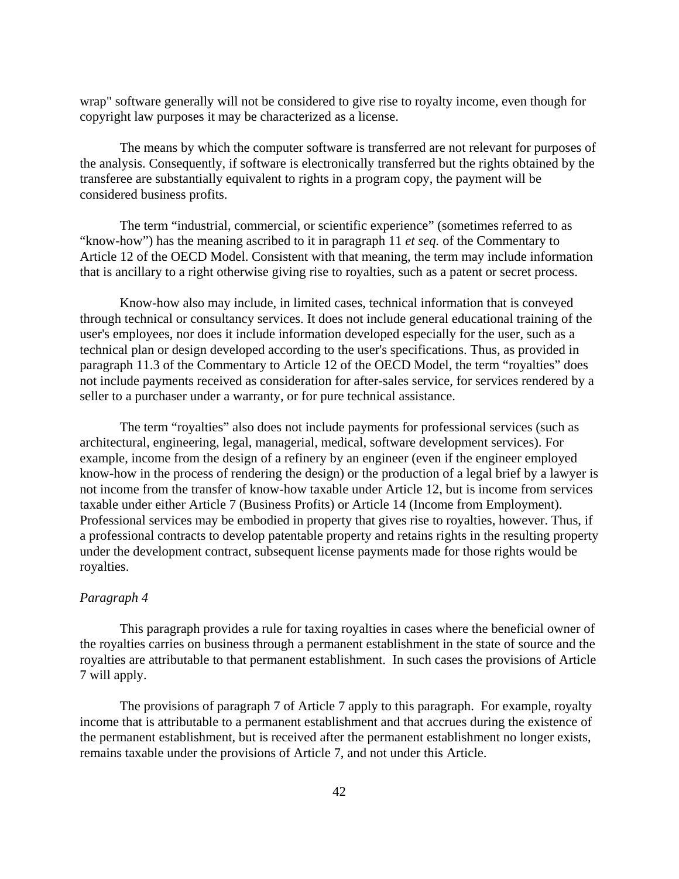wrap" software generally will not be considered to give rise to royalty income, even though for copyright law purposes it may be characterized as a license.

The means by which the computer software is transferred are not relevant for purposes of the analysis. Consequently, if software is electronically transferred but the rights obtained by the transferee are substantially equivalent to rights in a program copy, the payment will be considered business profits.

The term "industrial, commercial, or scientific experience" (sometimes referred to as "know-how") has the meaning ascribed to it in paragraph 11 *et seq.* of the Commentary to Article 12 of the OECD Model. Consistent with that meaning, the term may include information that is ancillary to a right otherwise giving rise to royalties, such as a patent or secret process.

Know-how also may include, in limited cases, technical information that is conveyed through technical or consultancy services. It does not include general educational training of the user's employees, nor does it include information developed especially for the user, such as a technical plan or design developed according to the user's specifications. Thus, as provided in paragraph 11.3 of the Commentary to Article 12 of the OECD Model, the term "royalties" does not include payments received as consideration for after-sales service, for services rendered by a seller to a purchaser under a warranty, or for pure technical assistance.

The term "royalties" also does not include payments for professional services (such as architectural, engineering, legal, managerial, medical, software development services). For example, income from the design of a refinery by an engineer (even if the engineer employed know-how in the process of rendering the design) or the production of a legal brief by a lawyer is not income from the transfer of know-how taxable under Article 12, but is income from services taxable under either Article 7 (Business Profits) or Article 14 (Income from Employment). Professional services may be embodied in property that gives rise to royalties, however. Thus, if a professional contracts to develop patentable property and retains rights in the resulting property under the development contract, subsequent license payments made for those rights would be royalties.

*Paragraph 4*

This paragraph provides a rule for taxing royalties in cases where the beneficial owner of the royalties carries on business through a permanent establishment in the state of source and the royalties are attributable to that permanent establishment. In such cases the provisions of Article 7 will apply.

The provisions of paragraph 7 of Article 7 apply to this paragraph. For example, royalty income that is attributable to a permanent establishment and that accrues during the existence of the permanent establishment, but is received after the permanent establishment no longer exists, remains taxable under the provisions of Article 7, and not under this Article.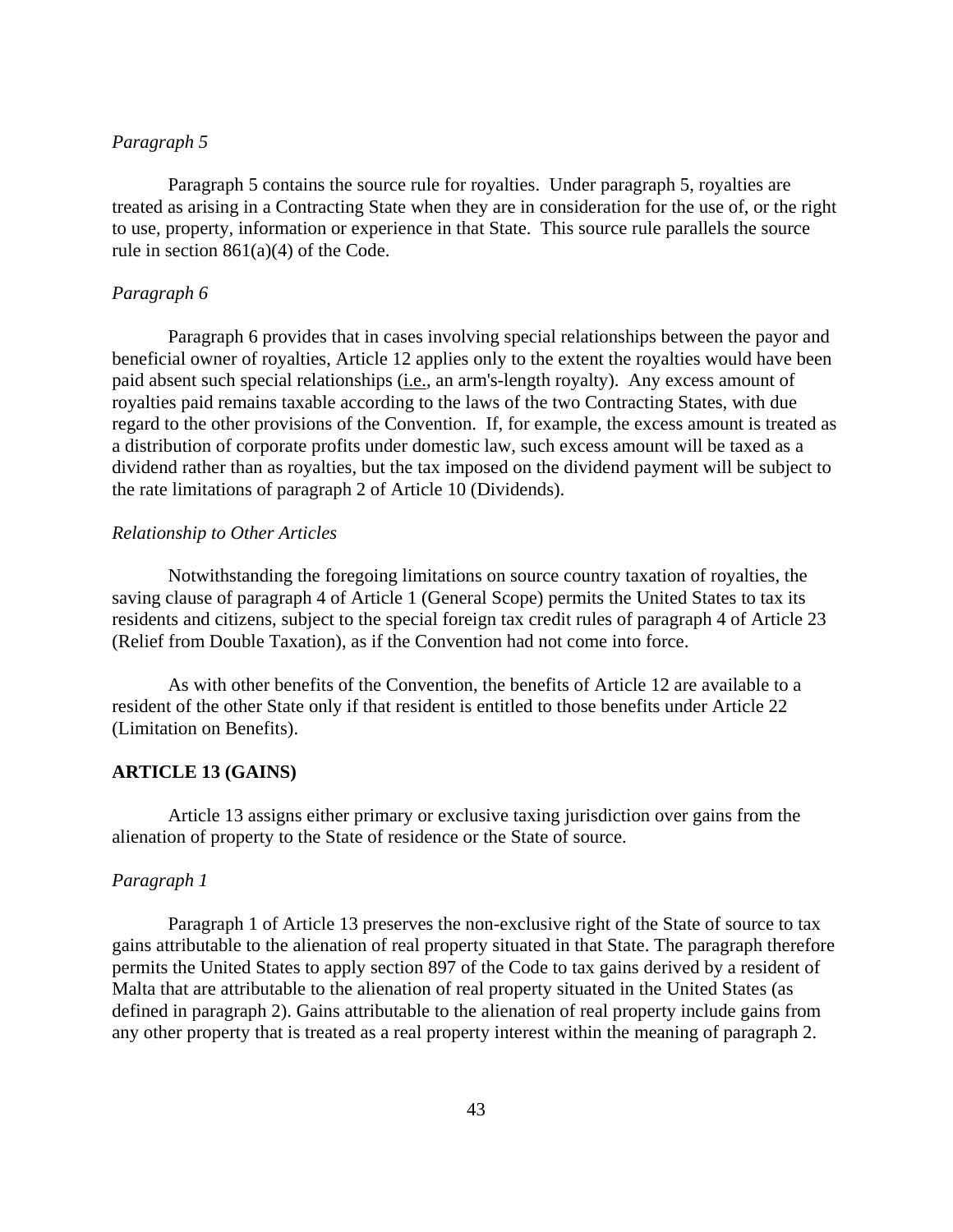*Paragraph 5*

Paragraph 5 contains the source rule for royalties. Under paragraph 5, royalties are treated as arising in a Contracting State when they are in consideration for the use of, or the right to use, property, information or experience in that State. This source rule parallels the source rule in section 861(a)(4) of the Code.

*Paragraph 6*

Paragraph 6 provides that in cases involving special relationships between the payor and beneficial owner of royalties, Article 12 applies only to the extent the royalties would have been paid absent such special relationships (i.e., an arm's-length royalty). Any excess amount of royalties paid remains taxable according to the laws of the two Contracting States, with due regard to the other provisions of the Convention. If, for example, the excess amount is treated as a distribution of corporate profits under domestic law, such excess amount will be taxed as a dividend rather than as royalties, but the tax imposed on the dividend payment will be subject to the rate limitations of paragraph 2 of Article 10 (Dividends).

*Relationship to Other Articles*

Notwithstanding the foregoing limitations on source country taxation of royalties, the saving clause of paragraph 4 of Article 1 (General Scope) permits the United States to tax its residents and citizens, subject to the special foreign tax credit rules of paragraph 4 of Article 23 (Relief from Double Taxation), as if the Convention had not come into force.

As with other benefits of the Convention, the benefits of Article 12 are available to a resident of the other State only if that resident is entitled to those benefits under Article 22 (Limitation on Benefits).

**ARTICLE 13 (GAINS)**

Article 13 assigns either primary or exclusive taxing jurisdiction over gains from the alienation of property to the State of residence or the State of source.

*Paragraph 1*

Paragraph 1 of Article 13 preserves the non-exclusive right of the State of source to tax gains attributable to the alienation of real property situated in that State. The paragraph therefore permits the United States to apply section 897 of the Code to tax gains derived by a resident of Malta that are attributable to the alienation of real property situated in the United States (as defined in paragraph 2). Gains attributable to the alienation of real property include gains from any other property that is treated as a real property interest within the meaning of paragraph 2.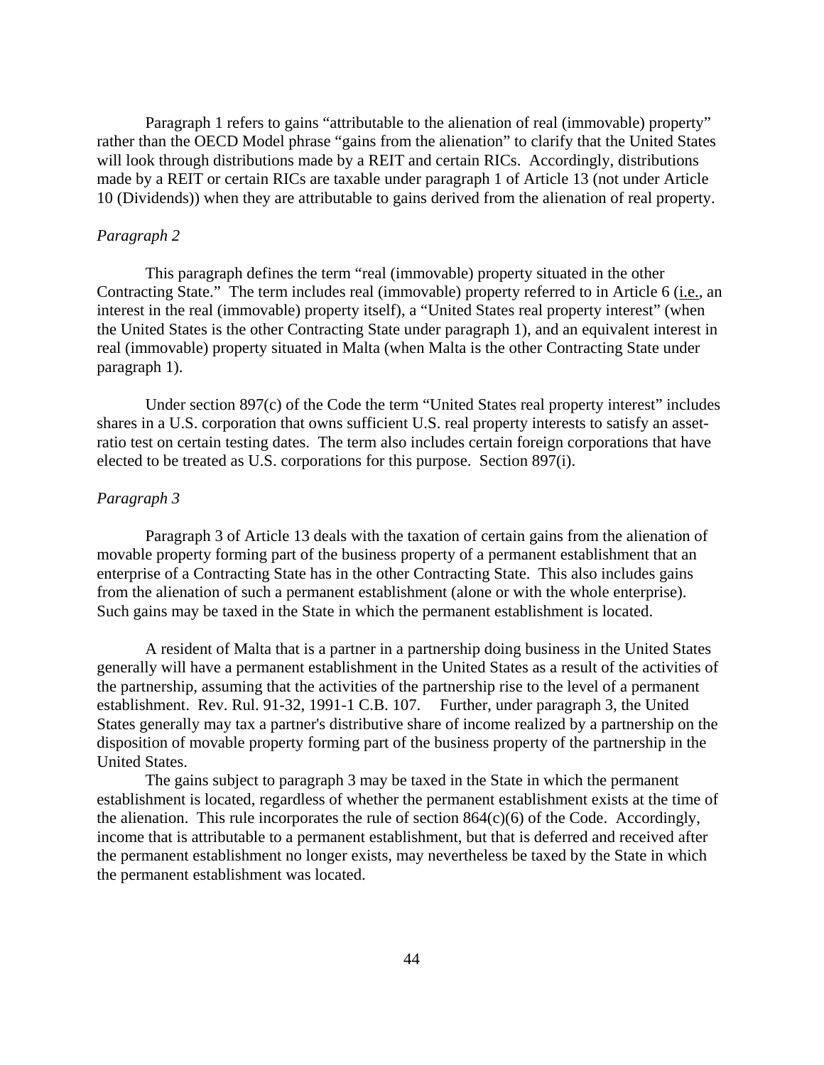Paragraph 1 refers to gains "attributable to the alienation of real (immovable) property" rather than the OECD Model phrase "gains from the alienation" to clarify that the United States will look through distributions made by a REIT and certain RICs. Accordingly, distributions made by a REIT or certain RICs are taxable under paragraph 1 of Article 13 (not under Article 10 (Dividends)) when they are attributable to gains derived from the alienation of real property.

*Paragraph 2*

This paragraph defines the term "real (immovable) property situated in the other Contracting State." The term includes real (immovable) property referred to in Article 6 (i.e., an interest in the real (immovable) property itself), a "United States real property interest" (when the United States is the other Contracting State under paragraph 1), and an equivalent interest in real (immovable) property situated in Malta (when Malta is the other Contracting State under paragraph 1).

Under section 897(c) of the Code the term "United States real property interest" includes shares in a U.S. corporation that owns sufficient U.S. real property interests to satisfy an asset-ratio test on certain testing dates. The term also includes certain foreign corporations that have elected to be treated as U.S. corporations for this purpose. Section 897(i).

*Paragraph 3*

Paragraph 3 of Article 13 deals with the taxation of certain gains from the alienation of movable property forming part of the business property of a permanent establishment that an enterprise of a Contracting State has in the other Contracting State. This also includes gains from the alienation of such a permanent establishment (alone or with the whole enterprise). Such gains may be taxed in the State in which the permanent establishment is located.

A resident of Malta that is a partner in a partnership doing business in the United States generally will have a permanent establishment in the United States as a result of the activities of the partnership, assuming that the activities of the partnership rise to the level of a permanent establishment. Rev. Rul. 91-32, 1991-1 C.B. 107. Further, under paragraph 3, the United States generally may tax a partner's distributive share of income realized by a partnership on the disposition of movable property forming part of the business property of the partnership in the United States.

The gains subject to paragraph 3 may be taxed in the State in which the permanent establishment is located, regardless of whether the permanent establishment exists at the time of the alienation. This rule incorporates the rule of section 864(c)(6) of the Code. Accordingly, income that is attributable to a permanent establishment, but that is deferred and received after the permanent establishment no longer exists, may nevertheless be taxed by the State in which the permanent establishment was located.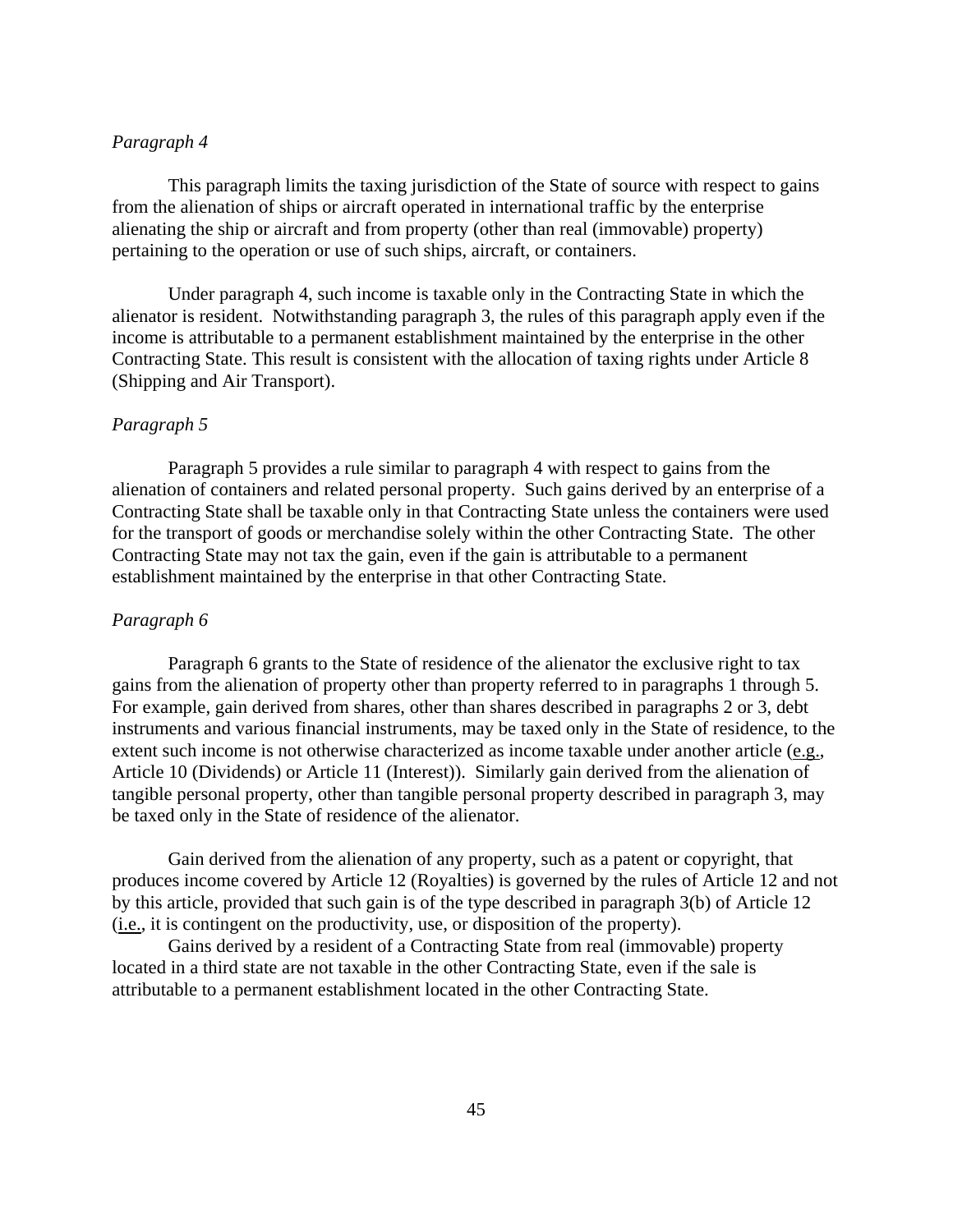*Paragraph 4*

This paragraph limits the taxing jurisdiction of the State of source with respect to gains from the alienation of ships or aircraft operated in international traffic by the enterprise alienating the ship or aircraft and from property (other than real (immovable) property) pertaining to the operation or use of such ships, aircraft, or containers.

Under paragraph 4, such income is taxable only in the Contracting State in which the alienator is resident. Notwithstanding paragraph 3, the rules of this paragraph apply even if the income is attributable to a permanent establishment maintained by the enterprise in the other Contracting State. This result is consistent with the allocation of taxing rights under Article 8 (Shipping and Air Transport).

*Paragraph 5*

Paragraph 5 provides a rule similar to paragraph 4 with respect to gains from the alienation of containers and related personal property. Such gains derived by an enterprise of a Contracting State shall be taxable only in that Contracting State unless the containers were used for the transport of goods or merchandise solely within the other Contracting State. The other Contracting State may not tax the gain, even if the gain is attributable to a permanent establishment maintained by the enterprise in that other Contracting State.

*Paragraph 6*

Paragraph 6 grants to the State of residence of the alienator the exclusive right to tax gains from the alienation of property other than property referred to in paragraphs 1 through 5. For example, gain derived from shares, other than shares described in paragraphs 2 or 3, debt instruments and various financial instruments, may be taxed only in the State of residence, to the extent such income is not otherwise characterized as income taxable under another article (e.g., Article 10 (Dividends) or Article 11 (Interest)). Similarly gain derived from the alienation of tangible personal property, other than tangible personal property described in paragraph 3, may be taxed only in the State of residence of the alienator.

Gain derived from the alienation of any property, such as a patent or copyright, that produces income covered by Article 12 (Royalties) is governed by the rules of Article 12 and not by this article, provided that such gain is of the type described in paragraph 3(b) of Article 12 (i.e., it is contingent on the productivity, use, or disposition of the property).

Gains derived by a resident of a Contracting State from real (immovable) property located in a third state are not taxable in the other Contracting State, even if the sale is attributable to a permanent establishment located in the other Contracting State.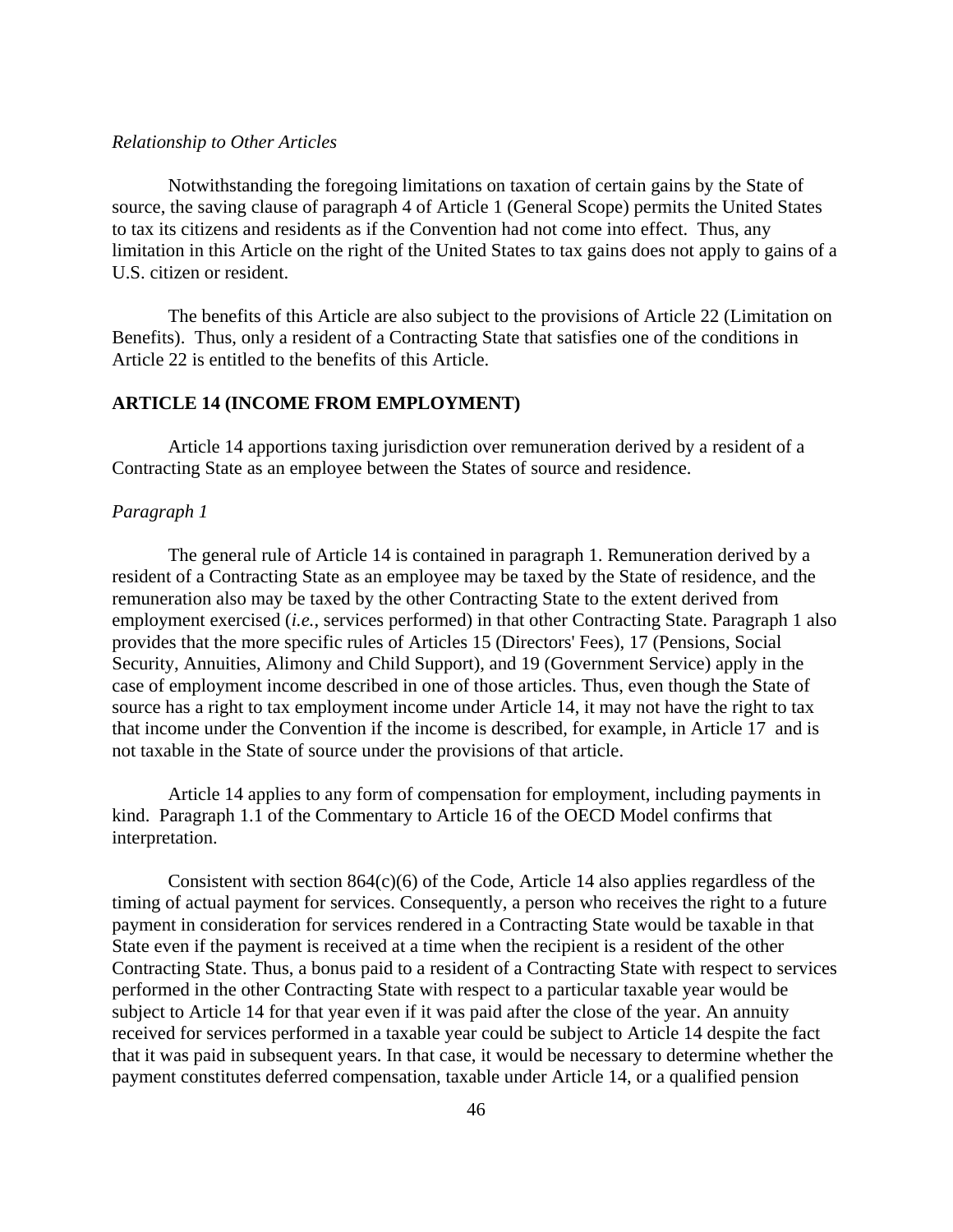*Relationship to Other Articles*

Notwithstanding the foregoing limitations on taxation of certain gains by the State of source, the saving clause of paragraph 4 of Article 1 (General Scope) permits the United States to tax its citizens and residents as if the Convention had not come into effect. Thus, any limitation in this Article on the right of the United States to tax gains does not apply to gains of a U.S. citizen or resident.

The benefits of this Article are also subject to the provisions of Article 22 (Limitation on Benefits). Thus, only a resident of a Contracting State that satisfies one of the conditions in Article 22 is entitled to the benefits of this Article.

## ARTICLE 14 (INCOME FROM EMPLOYMENT)

Article 14 apportions taxing jurisdiction over remuneration derived by a resident of a Contracting State as an employee between the States of source and residence.

*Paragraph 1*

The general rule of Article 14 is contained in paragraph 1. Remuneration derived by a resident of a Contracting State as an employee may be taxed by the State of residence, and the remuneration also may be taxed by the other Contracting State to the extent derived from employment exercised (*i.e.*, services performed) in that other Contracting State. Paragraph 1 also provides that the more specific rules of Articles 15 (Directors' Fees), 17 (Pensions, Social Security, Annuities, Alimony and Child Support), and 19 (Government Service) apply in the case of employment income described in one of those articles. Thus, even though the State of source has a right to tax employment income under Article 14, it may not have the right to tax that income under the Convention if the income is described, for example, in Article 17 and is not taxable in the State of source under the provisions of that article.

Article 14 applies to any form of compensation for employment, including payments in kind. Paragraph 1.1 of the Commentary to Article 16 of the OECD Model confirms that interpretation.

Consistent with section 864(c)(6) of the Code, Article 14 also applies regardless of the timing of actual payment for services. Consequently, a person who receives the right to a future payment in consideration for services rendered in a Contracting State would be taxable in that State even if the payment is received at a time when the recipient is a resident of the other Contracting State. Thus, a bonus paid to a resident of a Contracting State with respect to services performed in the other Contracting State with respect to a particular taxable year would be subject to Article 14 for that year even if it was paid after the close of the year. An annuity received for services performed in a taxable year could be subject to Article 14 despite the fact that it was paid in subsequent years. In that case, it would be necessary to determine whether the payment constitutes deferred compensation, taxable under Article 14, or a qualified pension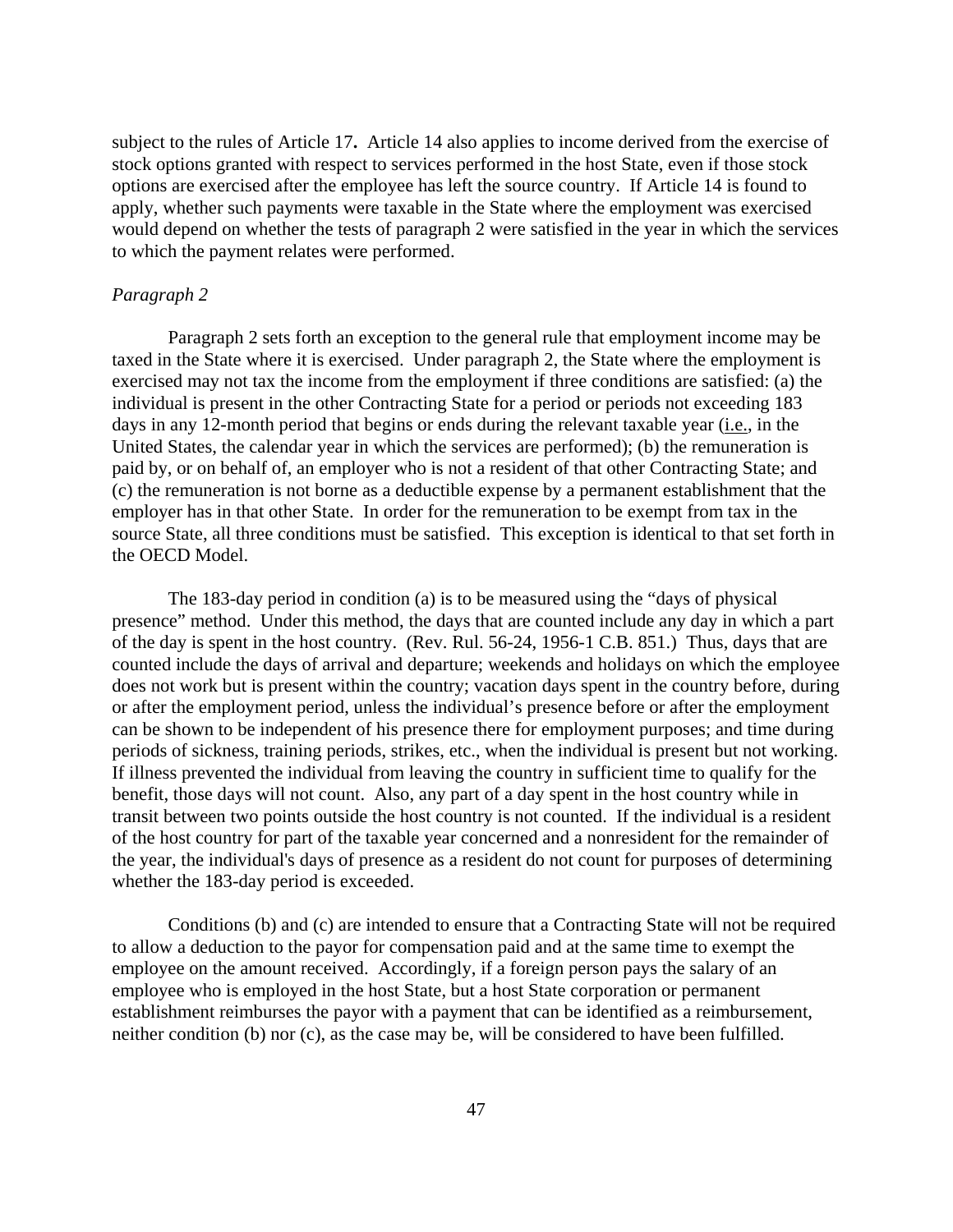subject to the rules of Article 17**.** Article 14 also applies to income derived from the exercise of stock options granted with respect to services performed in the host State, even if those stock options are exercised after the employee has left the source country. If Article 14 is found to apply, whether such payments were taxable in the State where the employment was exercised would depend on whether the tests of paragraph 2 were satisfied in the year in which the services to which the payment relates were performed.

*Paragraph 2*

Paragraph 2 sets forth an exception to the general rule that employment income may be taxed in the State where it is exercised. Under paragraph 2, the State where the employment is exercised may not tax the income from the employment if three conditions are satisfied: (a) the individual is present in the other Contracting State for a period or periods not exceeding 183 days in any 12-month period that begins or ends during the relevant taxable year (i.e., in the United States, the calendar year in which the services are performed); (b) the remuneration is paid by, or on behalf of, an employer who is not a resident of that other Contracting State; and (c) the remuneration is not borne as a deductible expense by a permanent establishment that the employer has in that other State. In order for the remuneration to be exempt from tax in the source State, all three conditions must be satisfied. This exception is identical to that set forth in the OECD Model.

The 183-day period in condition (a) is to be measured using the "days of physical presence" method. Under this method, the days that are counted include any day in which a part of the day is spent in the host country. (Rev. Rul. 56-24, 1956-1 C.B. 851.) Thus, days that are counted include the days of arrival and departure; weekends and holidays on which the employee does not work but is present within the country; vacation days spent in the country before, during or after the employment period, unless the individual's presence before or after the employment can be shown to be independent of his presence there for employment purposes; and time during periods of sickness, training periods, strikes, etc., when the individual is present but not working. If illness prevented the individual from leaving the country in sufficient time to qualify for the benefit, those days will not count. Also, any part of a day spent in the host country while in transit between two points outside the host country is not counted. If the individual is a resident of the host country for part of the taxable year concerned and a nonresident for the remainder of the year, the individual's days of presence as a resident do not count for purposes of determining whether the 183-day period is exceeded.

Conditions (b) and (c) are intended to ensure that a Contracting State will not be required to allow a deduction to the payor for compensation paid and at the same time to exempt the employee on the amount received. Accordingly, if a foreign person pays the salary of an employee who is employed in the host State, but a host State corporation or permanent establishment reimburses the payor with a payment that can be identified as a reimbursement, neither condition (b) nor (c), as the case may be, will be considered to have been fulfilled.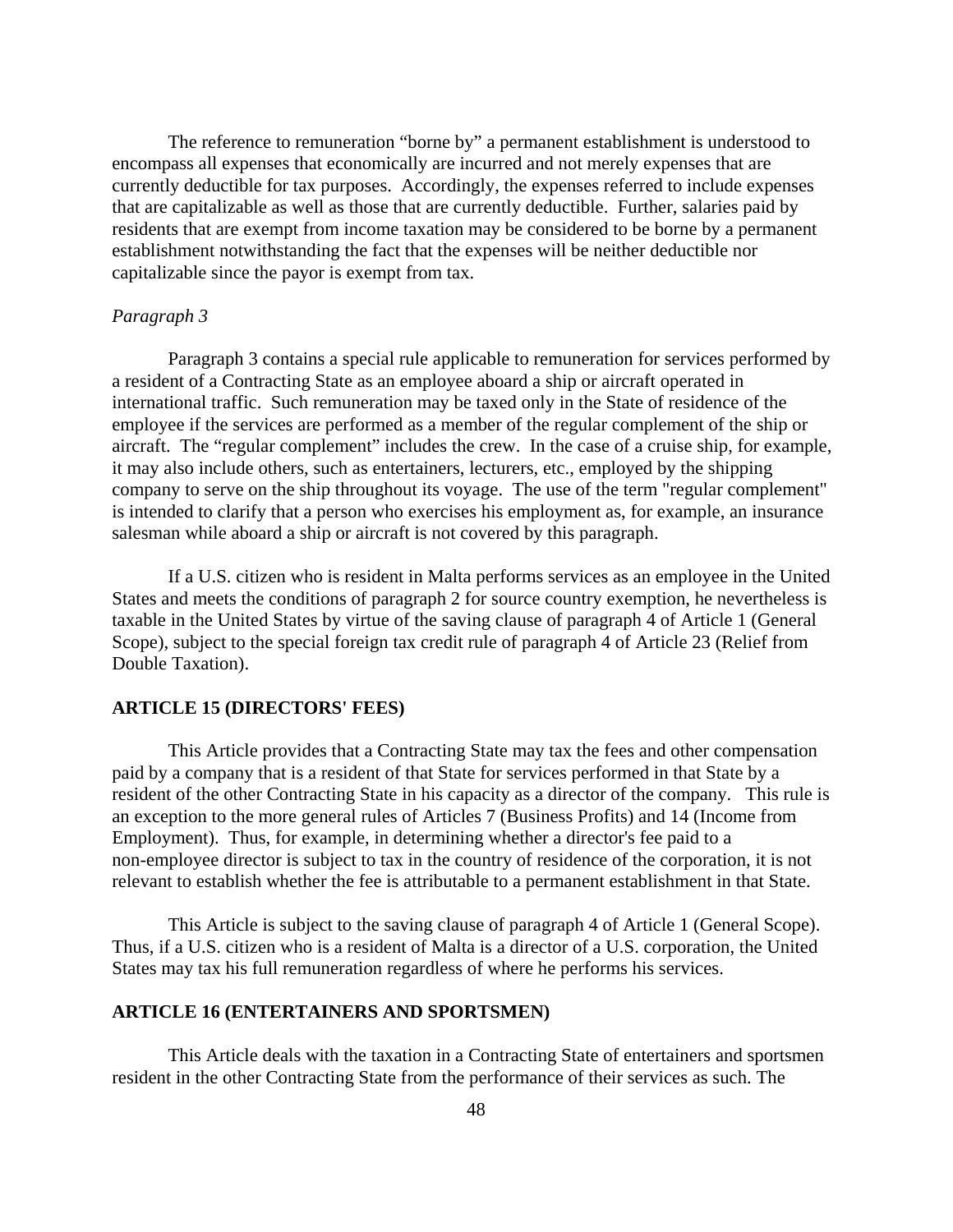The reference to remuneration “borne by” a permanent establishment is understood to encompass all expenses that economically are incurred and not merely expenses that are currently deductible for tax purposes. Accordingly, the expenses referred to include expenses that are capitalizable as well as those that are currently deductible. Further, salaries paid by residents that are exempt from income taxation may be considered to be borne by a permanent establishment notwithstanding the fact that the expenses will be neither deductible nor capitalizable since the payor is exempt from tax.

*Paragraph 3*

Paragraph 3 contains a special rule applicable to remuneration for services performed by a resident of a Contracting State as an employee aboard a ship or aircraft operated in international traffic. Such remuneration may be taxed only in the State of residence of the employee if the services are performed as a member of the regular complement of the ship or aircraft. The “regular complement” includes the crew. In the case of a cruise ship, for example, it may also include others, such as entertainers, lecturers, etc., employed by the shipping company to serve on the ship throughout its voyage. The use of the term "regular complement" is intended to clarify that a person who exercises his employment as, for example, an insurance salesman while aboard a ship or aircraft is not covered by this paragraph.

If a U.S. citizen who is resident in Malta performs services as an employee in the United States and meets the conditions of paragraph 2 for source country exemption, he nevertheless is taxable in the United States by virtue of the saving clause of paragraph 4 of Article 1 (General Scope), subject to the special foreign tax credit rule of paragraph 4 of Article 23 (Relief from Double Taxation).

## ARTICLE 15 (DIRECTORS' FEES)

This Article provides that a Contracting State may tax the fees and other compensation paid by a company that is a resident of that State for services performed in that State by a resident of the other Contracting State in his capacity as a director of the company. This rule is an exception to the more general rules of Articles 7 (Business Profits) and 14 (Income from Employment). Thus, for example, in determining whether a director's fee paid to a non-employee director is subject to tax in the country of residence of the corporation, it is not relevant to establish whether the fee is attributable to a permanent establishment in that State.

This Article is subject to the saving clause of paragraph 4 of Article 1 (General Scope). Thus, if a U.S. citizen who is a resident of Malta is a director of a U.S. corporation, the United States may tax his full remuneration regardless of where he performs his services.

## ARTICLE 16 (ENTERTAINERS AND SPORTSMEN)

This Article deals with the taxation in a Contracting State of entertainers and sportsmen resident in the other Contracting State from the performance of their services as such. The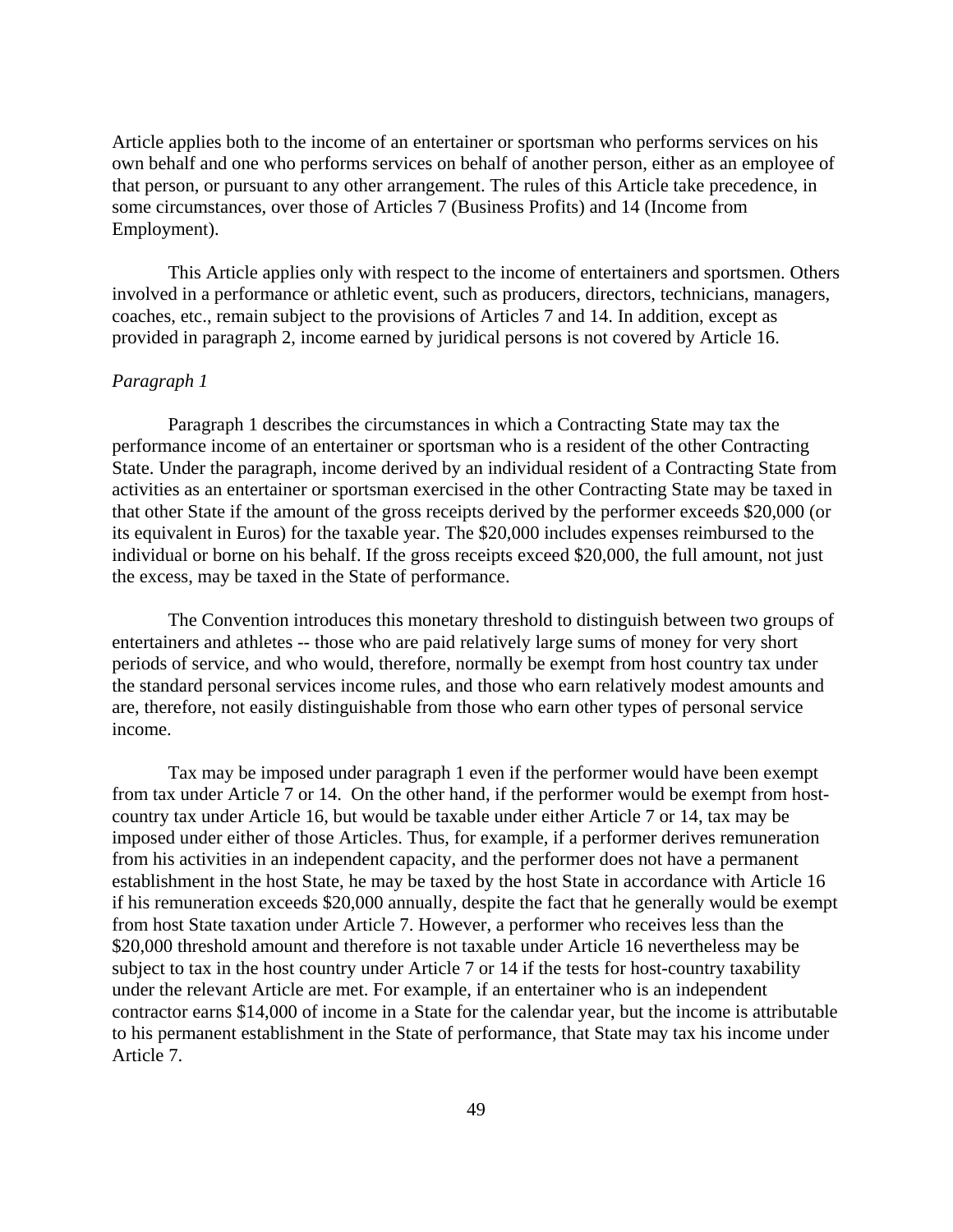Article applies both to the income of an entertainer or sportsman who performs services on his own behalf and one who performs services on behalf of another person, either as an employee of that person, or pursuant to any other arrangement. The rules of this Article take precedence, in some circumstances, over those of Articles 7 (Business Profits) and 14 (Income from Employment).

This Article applies only with respect to the income of entertainers and sportsmen. Others involved in a performance or athletic event, such as producers, directors, technicians, managers, coaches, etc., remain subject to the provisions of Articles 7 and 14. In addition, except as provided in paragraph 2, income earned by juridical persons is not covered by Article 16.

*Paragraph 1*

Paragraph 1 describes the circumstances in which a Contracting State may tax the performance income of an entertainer or sportsman who is a resident of the other Contracting State. Under the paragraph, income derived by an individual resident of a Contracting State from activities as an entertainer or sportsman exercised in the other Contracting State may be taxed in that other State if the amount of the gross receipts derived by the performer exceeds $20,000 (or its equivalent in Euros) for the taxable year. The $20,000 includes expenses reimbursed to the individual or borne on his behalf. If the gross receipts exceed $20,000, the full amount, not just the excess, may be taxed in the State of performance.

The Convention introduces this monetary threshold to distinguish between two groups of entertainers and athletes -- those who are paid relatively large sums of money for very short periods of service, and who would, therefore, normally be exempt from host country tax under the standard personal services income rules, and those who earn relatively modest amounts and are, therefore, not easily distinguishable from those who earn other types of personal service income.

Tax may be imposed under paragraph 1 even if the performer would have been exempt from tax under Article 7 or 14. On the other hand, if the performer would be exempt from host-country tax under Article 16, but would be taxable under either Article 7 or 14, tax may be imposed under either of those Articles. Thus, for example, if a performer derives remuneration from his activities in an independent capacity, and the performer does not have a permanent establishment in the host State, he may be taxed by the host State in accordance with Article 16 if his remuneration exceeds $20,000 annually, despite the fact that he generally would be exempt from host State taxation under Article 7. However, a performer who receives less than the $20,000 threshold amount and therefore is not taxable under Article 16 nevertheless may be subject to tax in the host country under Article 7 or 14 if the tests for host-country taxability under the relevant Article are met. For example, if an entertainer who is an independent contractor earns $14,000 of income in a State for the calendar year, but the income is attributable to his permanent establishment in the State of performance, that State may tax his income under Article 7.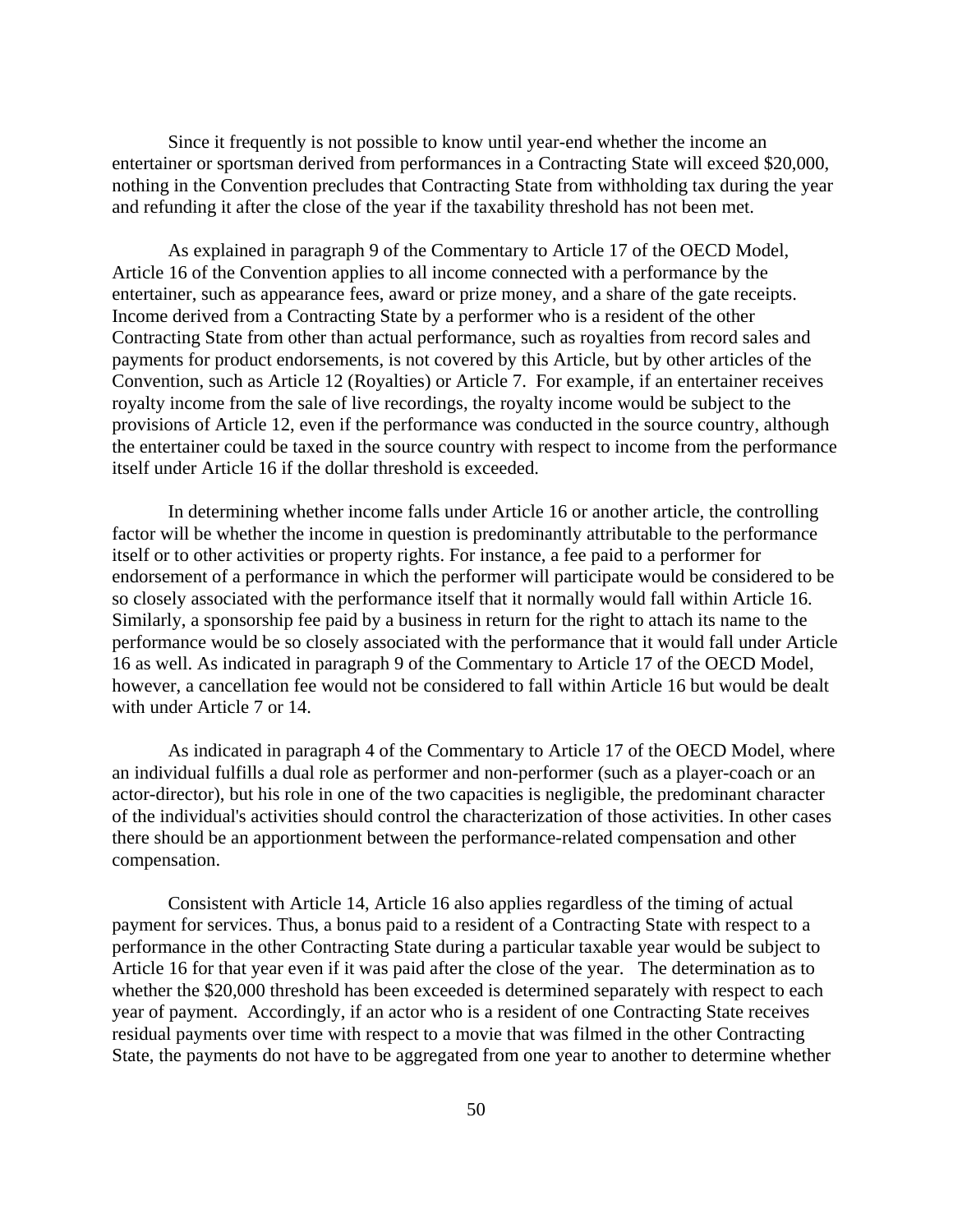Since it frequently is not possible to know until year-end whether the income an entertainer or sportsman derived from performances in a Contracting State will exceed $20,000, nothing in the Convention precludes that Contracting State from withholding tax during the year and refunding it after the close of the year if the taxability threshold has not been met.

As explained in paragraph 9 of the Commentary to Article 17 of the OECD Model, Article 16 of the Convention applies to all income connected with a performance by the entertainer, such as appearance fees, award or prize money, and a share of the gate receipts. Income derived from a Contracting State by a performer who is a resident of the other Contracting State from other than actual performance, such as royalties from record sales and payments for product endorsements, is not covered by this Article, but by other articles of the Convention, such as Article 12 (Royalties) or Article 7. For example, if an entertainer receives royalty income from the sale of live recordings, the royalty income would be subject to the provisions of Article 12, even if the performance was conducted in the source country, although the entertainer could be taxed in the source country with respect to income from the performance itself under Article 16 if the dollar threshold is exceeded.

In determining whether income falls under Article 16 or another article, the controlling factor will be whether the income in question is predominantly attributable to the performance itself or to other activities or property rights. For instance, a fee paid to a performer for endorsement of a performance in which the performer will participate would be considered to be so closely associated with the performance itself that it normally would fall within Article 16. Similarly, a sponsorship fee paid by a business in return for the right to attach its name to the performance would be so closely associated with the performance that it would fall under Article 16 as well. As indicated in paragraph 9 of the Commentary to Article 17 of the OECD Model, however, a cancellation fee would not be considered to fall within Article 16 but would be dealt with under Article 7 or 14.

As indicated in paragraph 4 of the Commentary to Article 17 of the OECD Model, where an individual fulfills a dual role as performer and non-performer (such as a player-coach or an actor-director), but his role in one of the two capacities is negligible, the predominant character of the individual's activities should control the characterization of those activities. In other cases there should be an apportionment between the performance-related compensation and other compensation.

Consistent with Article 14, Article 16 also applies regardless of the timing of actual payment for services. Thus, a bonus paid to a resident of a Contracting State with respect to a performance in the other Contracting State during a particular taxable year would be subject to Article 16 for that year even if it was paid after the close of the year. The determination as to whether the $20,000 threshold has been exceeded is determined separately with respect to each year of payment. Accordingly, if an actor who is a resident of one Contracting State receives residual payments over time with respect to a movie that was filmed in the other Contracting State, the payments do not have to be aggregated from one year to another to determine whether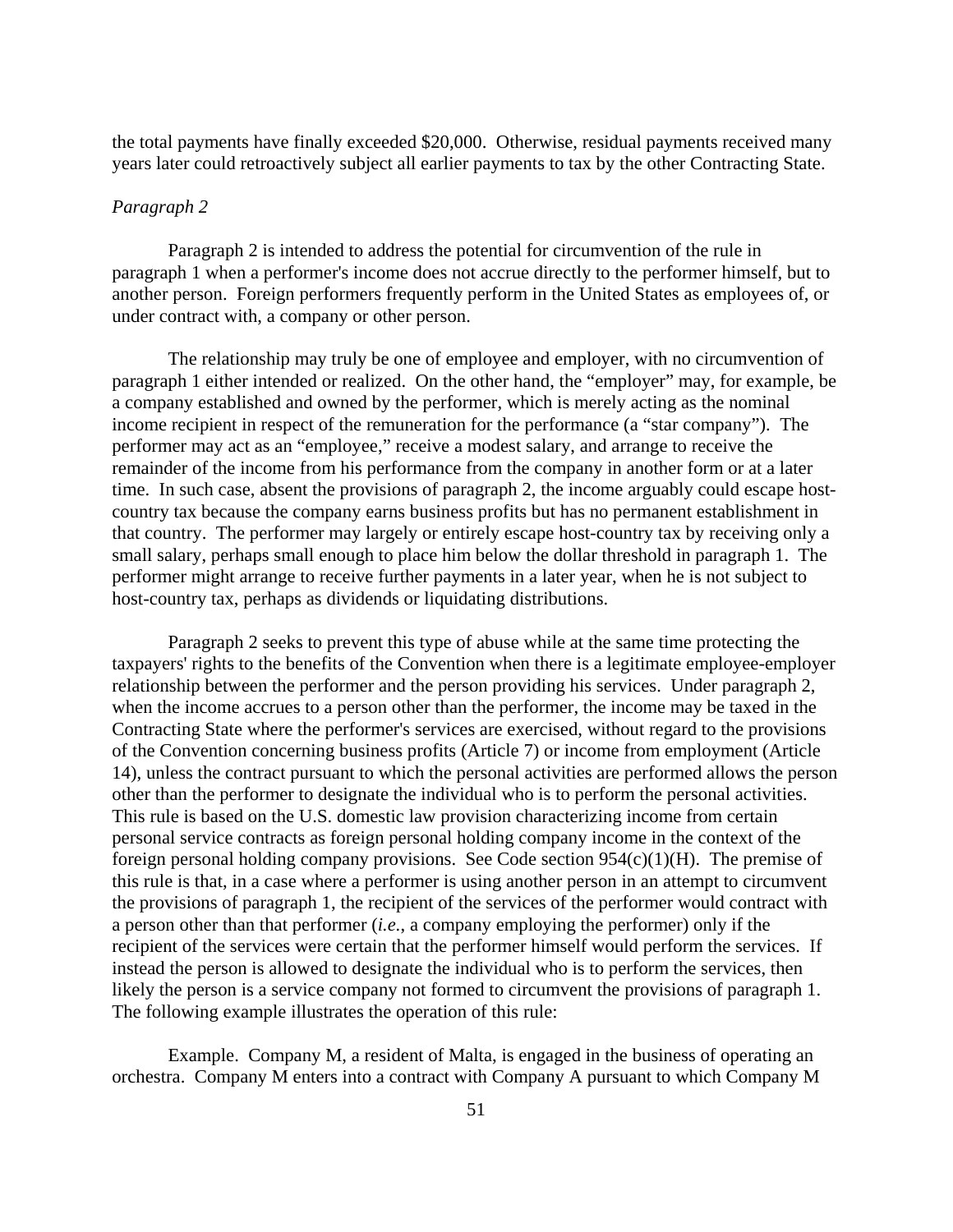the total payments have finally exceeded $20,000. Otherwise, residual payments received many years later could retroactively subject all earlier payments to tax by the other Contracting State.

*Paragraph 2*

Paragraph 2 is intended to address the potential for circumvention of the rule in paragraph 1 when a performer's income does not accrue directly to the performer himself, but to another person. Foreign performers frequently perform in the United States as employees of, or under contract with, a company or other person.

The relationship may truly be one of employee and employer, with no circumvention of paragraph 1 either intended or realized. On the other hand, the "employer" may, for example, be a company established and owned by the performer, which is merely acting as the nominal income recipient in respect of the remuneration for the performance (a "star company"). The performer may act as an "employee," receive a modest salary, and arrange to receive the remainder of the income from his performance from the company in another form or at a later time. In such case, absent the provisions of paragraph 2, the income arguably could escape host-country tax because the company earns business profits but has no permanent establishment in that country. The performer may largely or entirely escape host-country tax by receiving only a small salary, perhaps small enough to place him below the dollar threshold in paragraph 1. The performer might arrange to receive further payments in a later year, when he is not subject to host-country tax, perhaps as dividends or liquidating distributions.

Paragraph 2 seeks to prevent this type of abuse while at the same time protecting the taxpayers' rights to the benefits of the Convention when there is a legitimate employee-employer relationship between the performer and the person providing his services. Under paragraph 2, when the income accrues to a person other than the performer, the income may be taxed in the Contracting State where the performer's services are exercised, without regard to the provisions of the Convention concerning business profits (Article 7) or income from employment (Article 14), unless the contract pursuant to which the personal activities are performed allows the person other than the performer to designate the individual who is to perform the personal activities. This rule is based on the U.S. domestic law provision characterizing income from certain personal service contracts as foreign personal holding company income in the context of the foreign personal holding company provisions. See Code section 954(c)(1)(H). The premise of this rule is that, in a case where a performer is using another person in an attempt to circumvent the provisions of paragraph 1, the recipient of the services of the performer would contract with a person other than that performer (*i.e.*, a company employing the performer) only if the recipient of the services were certain that the performer himself would perform the services. If instead the person is allowed to designate the individual who is to perform the services, then likely the person is a service company not formed to circumvent the provisions of paragraph 1. The following example illustrates the operation of this rule:

Example. Company M, a resident of Malta, is engaged in the business of operating an orchestra. Company M enters into a contract with Company A pursuant to which Company M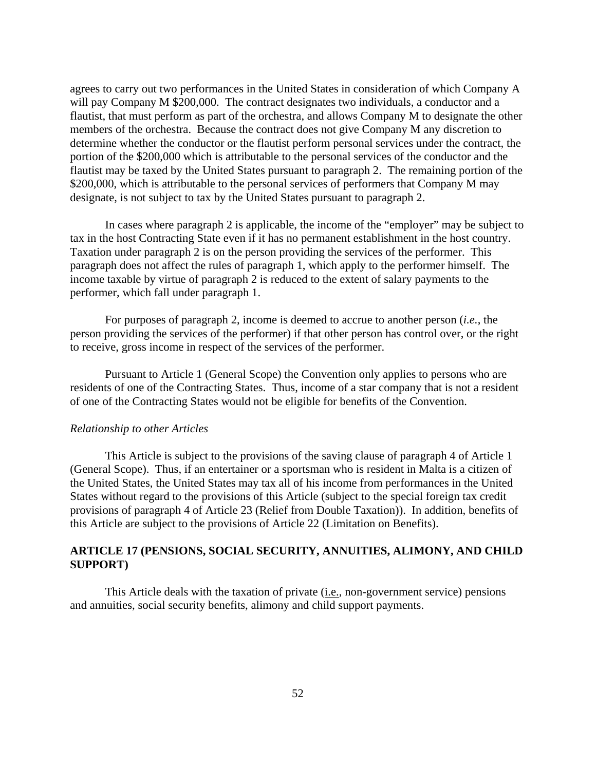agrees to carry out two performances in the United States in consideration of which Company A will pay Company M $200,000. The contract designates two individuals, a conductor and a flautist, that must perform as part of the orchestra, and allows Company M to designate the other members of the orchestra. Because the contract does not give Company M any discretion to determine whether the conductor or the flautist perform personal services under the contract, the portion of the $200,000 which is attributable to the personal services of the conductor and the flautist may be taxed by the United States pursuant to paragraph 2. The remaining portion of the $200,000, which is attributable to the personal services of performers that Company M may designate, is not subject to tax by the United States pursuant to paragraph 2.

In cases where paragraph 2 is applicable, the income of the "employer" may be subject to tax in the host Contracting State even if it has no permanent establishment in the host country. Taxation under paragraph 2 is on the person providing the services of the performer. This paragraph does not affect the rules of paragraph 1, which apply to the performer himself. The income taxable by virtue of paragraph 2 is reduced to the extent of salary payments to the performer, which fall under paragraph 1.

For purposes of paragraph 2, income is deemed to accrue to another person (*i.e.*, the person providing the services of the performer) if that other person has control over, or the right to receive, gross income in respect of the services of the performer.

Pursuant to Article 1 (General Scope) the Convention only applies to persons who are residents of one of the Contracting States. Thus, income of a star company that is not a resident of one of the Contracting States would not be eligible for benefits of the Convention.

*Relationship to other Articles*

This Article is subject to the provisions of the saving clause of paragraph 4 of Article 1 (General Scope). Thus, if an entertainer or a sportsman who is resident in Malta is a citizen of the United States, the United States may tax all of his income from performances in the United States without regard to the provisions of this Article (subject to the special foreign tax credit provisions of paragraph 4 of Article 23 (Relief from Double Taxation)). In addition, benefits of this Article are subject to the provisions of Article 22 (Limitation on Benefits).

## ARTICLE 17 (PENSIONS, SOCIAL SECURITY, ANNUITIES, ALIMONY, AND CHILD SUPPORT)

This Article deals with the taxation of private (i.e., non-government service) pensions and annuities, social security benefits, alimony and child support payments.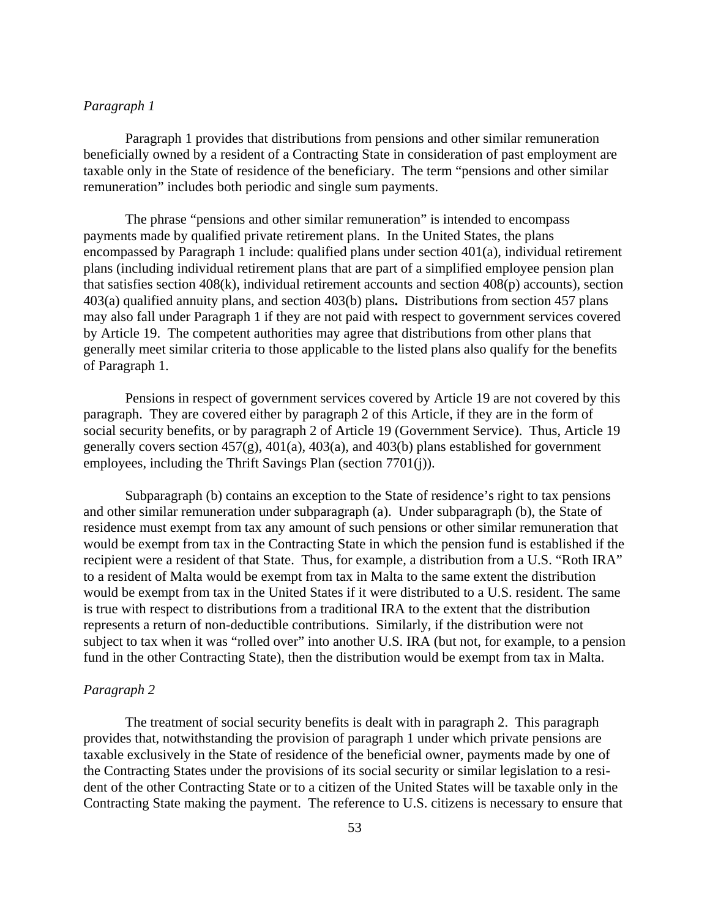*Paragraph 1*

Paragraph 1 provides that distributions from pensions and other similar remuneration beneficially owned by a resident of a Contracting State in consideration of past employment are taxable only in the State of residence of the beneficiary. The term "pensions and other similar remuneration" includes both periodic and single sum payments.

The phrase "pensions and other similar remuneration" is intended to encompass payments made by qualified private retirement plans. In the United States, the plans encompassed by Paragraph 1 include: qualified plans under section 401(a), individual retirement plans (including individual retirement plans that are part of a simplified employee pension plan that satisfies section 408(k), individual retirement accounts and section 408(p) accounts), section 403(a) qualified annuity plans, and section 403(b) plans**.** Distributions from section 457 plans may also fall under Paragraph 1 if they are not paid with respect to government services covered by Article 19. The competent authorities may agree that distributions from other plans that generally meet similar criteria to those applicable to the listed plans also qualify for the benefits of Paragraph 1.

Pensions in respect of government services covered by Article 19 are not covered by this paragraph. They are covered either by paragraph 2 of this Article, if they are in the form of social security benefits, or by paragraph 2 of Article 19 (Government Service). Thus, Article 19 generally covers section 457(g), 401(a), 403(a), and 403(b) plans established for government employees, including the Thrift Savings Plan (section 7701(j)).

Subparagraph (b) contains an exception to the State of residence's right to tax pensions and other similar remuneration under subparagraph (a). Under subparagraph (b), the State of residence must exempt from tax any amount of such pensions or other similar remuneration that would be exempt from tax in the Contracting State in which the pension fund is established if the recipient were a resident of that State. Thus, for example, a distribution from a U.S. "Roth IRA" to a resident of Malta would be exempt from tax in Malta to the same extent the distribution would be exempt from tax in the United States if it were distributed to a U.S. resident. The same is true with respect to distributions from a traditional IRA to the extent that the distribution represents a return of non-deductible contributions. Similarly, if the distribution were not subject to tax when it was "rolled over" into another U.S. IRA (but not, for example, to a pension fund in the other Contracting State), then the distribution would be exempt from tax in Malta.

*Paragraph 2*

The treatment of social security benefits is dealt with in paragraph 2. This paragraph provides that, notwithstanding the provision of paragraph 1 under which private pensions are taxable exclusively in the State of residence of the beneficial owner, payments made by one of the Contracting States under the provisions of its social security or similar legislation to a resident of the other Contracting State or to a citizen of the United States will be taxable only in the Contracting State making the payment. The reference to U.S. citizens is necessary to ensure that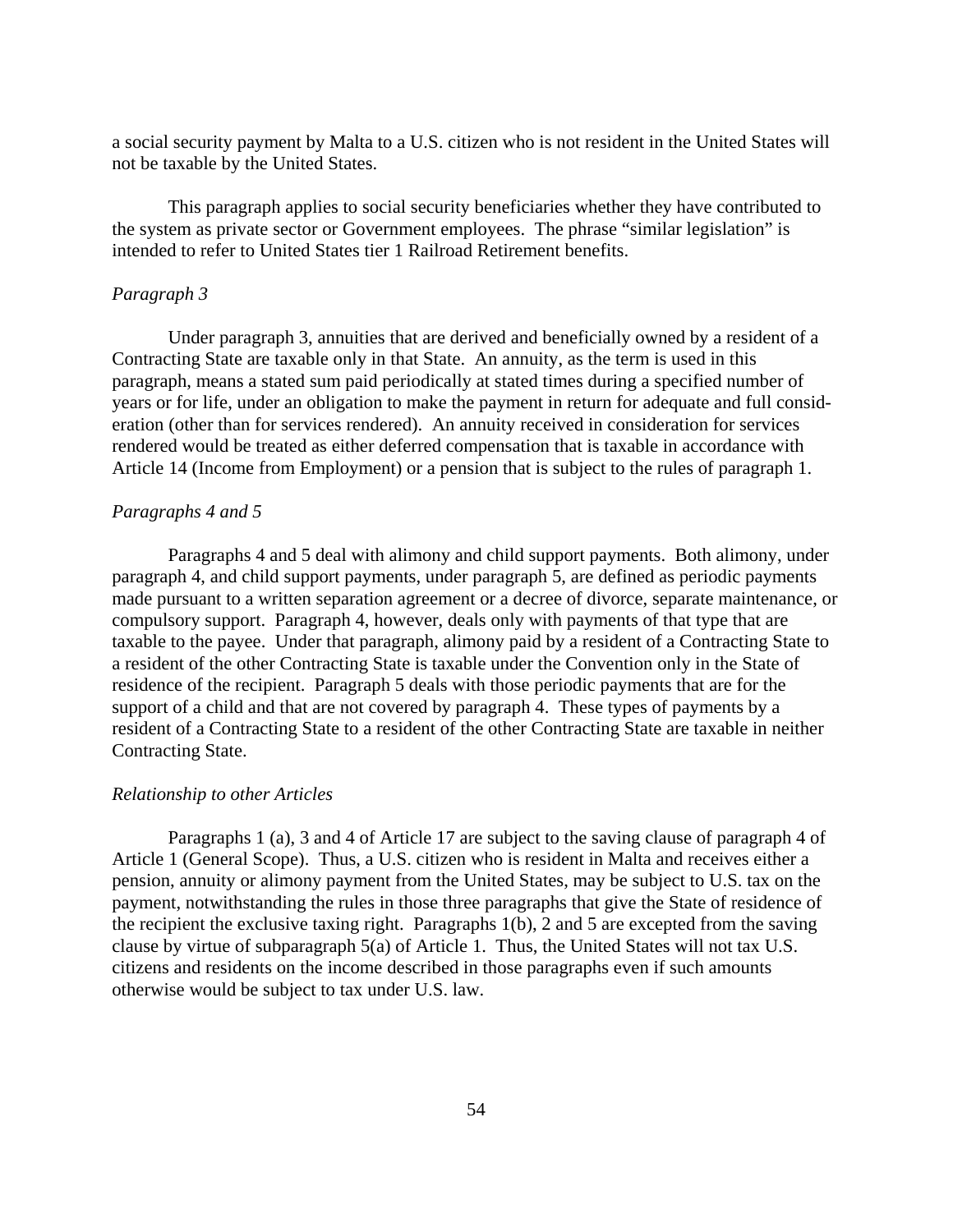a social security payment by Malta to a U.S. citizen who is not resident in the United States will not be taxable by the United States.

This paragraph applies to social security beneficiaries whether they have contributed to the system as private sector or Government employees. The phrase "similar legislation" is intended to refer to United States tier 1 Railroad Retirement benefits.

*Paragraph 3*

Under paragraph 3, annuities that are derived and beneficially owned by a resident of a Contracting State are taxable only in that State. An annuity, as the term is used in this paragraph, means a stated sum paid periodically at stated times during a specified number of years or for life, under an obligation to make the payment in return for adequate and full consideration (other than for services rendered). An annuity received in consideration for services rendered would be treated as either deferred compensation that is taxable in accordance with Article 14 (Income from Employment) or a pension that is subject to the rules of paragraph 1.

*Paragraphs 4 and 5*

Paragraphs 4 and 5 deal with alimony and child support payments. Both alimony, under paragraph 4, and child support payments, under paragraph 5, are defined as periodic payments made pursuant to a written separation agreement or a decree of divorce, separate maintenance, or compulsory support. Paragraph 4, however, deals only with payments of that type that are taxable to the payee. Under that paragraph, alimony paid by a resident of a Contracting State to a resident of the other Contracting State is taxable under the Convention only in the State of residence of the recipient. Paragraph 5 deals with those periodic payments that are for the support of a child and that are not covered by paragraph 4. These types of payments by a resident of a Contracting State to a resident of the other Contracting State are taxable in neither Contracting State.

*Relationship to other Articles*

Paragraphs 1 (a), 3 and 4 of Article 17 are subject to the saving clause of paragraph 4 of Article 1 (General Scope). Thus, a U.S. citizen who is resident in Malta and receives either a pension, annuity or alimony payment from the United States, may be subject to U.S. tax on the payment, notwithstanding the rules in those three paragraphs that give the State of residence of the recipient the exclusive taxing right. Paragraphs 1(b), 2 and 5 are excepted from the saving clause by virtue of subparagraph 5(a) of Article 1. Thus, the United States will not tax U.S. citizens and residents on the income described in those paragraphs even if such amounts otherwise would be subject to tax under U.S. law.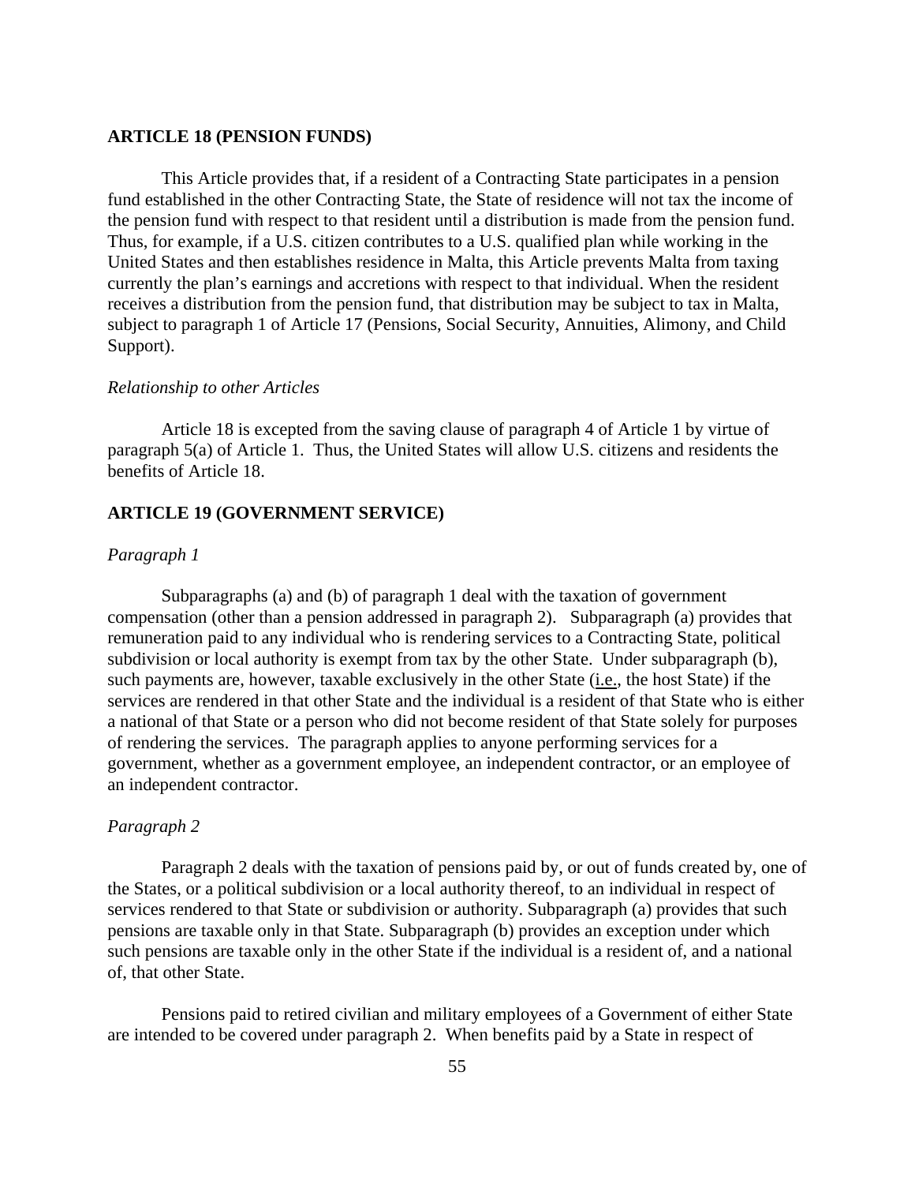## ARTICLE 18 (PENSION FUNDS)

This Article provides that, if a resident of a Contracting State participates in a pension fund established in the other Contracting State, the State of residence will not tax the income of the pension fund with respect to that resident until a distribution is made from the pension fund. Thus, for example, if a U.S. citizen contributes to a U.S. qualified plan while working in the United States and then establishes residence in Malta, this Article prevents Malta from taxing currently the plan's earnings and accretions with respect to that individual. When the resident receives a distribution from the pension fund, that distribution may be subject to tax in Malta, subject to paragraph 1 of Article 17 (Pensions, Social Security, Annuities, Alimony, and Child Support).

*Relationship to other Articles*

Article 18 is excepted from the saving clause of paragraph 4 of Article 1 by virtue of paragraph 5(a) of Article 1. Thus, the United States will allow U.S. citizens and residents the benefits of Article 18.

## ARTICLE 19 (GOVERNMENT SERVICE)

*Paragraph 1*

Subparagraphs (a) and (b) of paragraph 1 deal with the taxation of government compensation (other than a pension addressed in paragraph 2). Subparagraph (a) provides that remuneration paid to any individual who is rendering services to a Contracting State, political subdivision or local authority is exempt from tax by the other State. Under subparagraph (b), such payments are, however, taxable exclusively in the other State (i.e., the host State) if the services are rendered in that other State and the individual is a resident of that State who is either a national of that State or a person who did not become resident of that State solely for purposes of rendering the services. The paragraph applies to anyone performing services for a government, whether as a government employee, an independent contractor, or an employee of an independent contractor.

*Paragraph 2*

Paragraph 2 deals with the taxation of pensions paid by, or out of funds created by, one of the States, or a political subdivision or a local authority thereof, to an individual in respect of services rendered to that State or subdivision or authority. Subparagraph (a) provides that such pensions are taxable only in that State. Subparagraph (b) provides an exception under which such pensions are taxable only in the other State if the individual is a resident of, and a national of, that other State.

Pensions paid to retired civilian and military employees of a Government of either State are intended to be covered under paragraph 2. When benefits paid by a State in respect of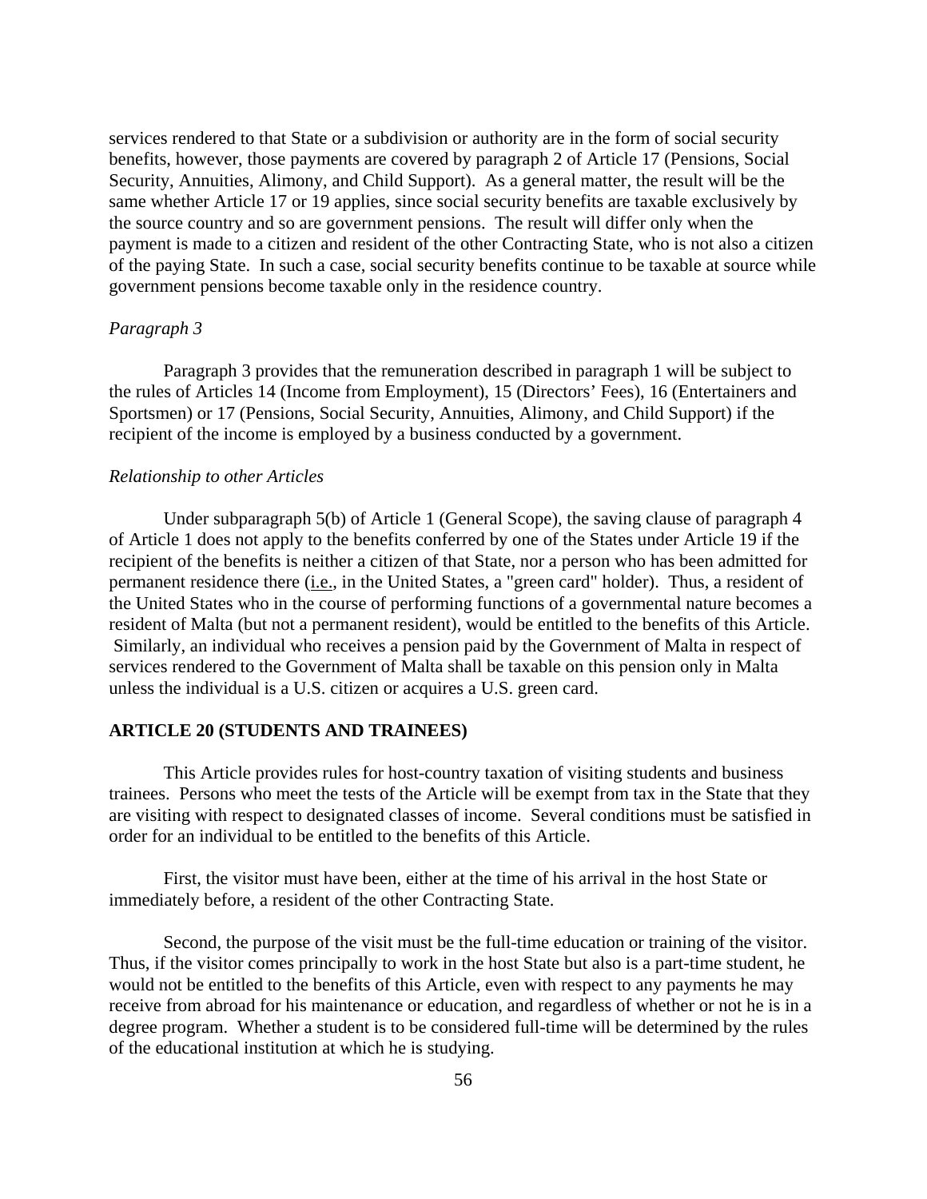services rendered to that State or a subdivision or authority are in the form of social security benefits, however, those payments are covered by paragraph 2 of Article 17 (Pensions, Social Security, Annuities, Alimony, and Child Support). As a general matter, the result will be the same whether Article 17 or 19 applies, since social security benefits are taxable exclusively by the source country and so are government pensions. The result will differ only when the payment is made to a citizen and resident of the other Contracting State, who is not also a citizen of the paying State. In such a case, social security benefits continue to be taxable at source while government pensions become taxable only in the residence country.

*Paragraph 3*

Paragraph 3 provides that the remuneration described in paragraph 1 will be subject to the rules of Articles 14 (Income from Employment), 15 (Directors' Fees), 16 (Entertainers and Sportsmen) or 17 (Pensions, Social Security, Annuities, Alimony, and Child Support) if the recipient of the income is employed by a business conducted by a government.

*Relationship to other Articles*

Under subparagraph 5(b) of Article 1 (General Scope), the saving clause of paragraph 4 of Article 1 does not apply to the benefits conferred by one of the States under Article 19 if the recipient of the benefits is neither a citizen of that State, nor a person who has been admitted for permanent residence there (i.e., in the United States, a "green card" holder). Thus, a resident of the United States who in the course of performing functions of a governmental nature becomes a resident of Malta (but not a permanent resident), would be entitled to the benefits of this Article. Similarly, an individual who receives a pension paid by the Government of Malta in respect of services rendered to the Government of Malta shall be taxable on this pension only in Malta unless the individual is a U.S. citizen or acquires a U.S. green card.

**ARTICLE 20 (STUDENTS AND TRAINEES)**

This Article provides rules for host-country taxation of visiting students and business trainees. Persons who meet the tests of the Article will be exempt from tax in the State that they are visiting with respect to designated classes of income. Several conditions must be satisfied in order for an individual to be entitled to the benefits of this Article.

First, the visitor must have been, either at the time of his arrival in the host State or immediately before, a resident of the other Contracting State.

Second, the purpose of the visit must be the full-time education or training of the visitor. Thus, if the visitor comes principally to work in the host State but also is a part-time student, he would not be entitled to the benefits of this Article, even with respect to any payments he may receive from abroad for his maintenance or education, and regardless of whether or not he is in a degree program. Whether a student is to be considered full-time will be determined by the rules of the educational institution at which he is studying.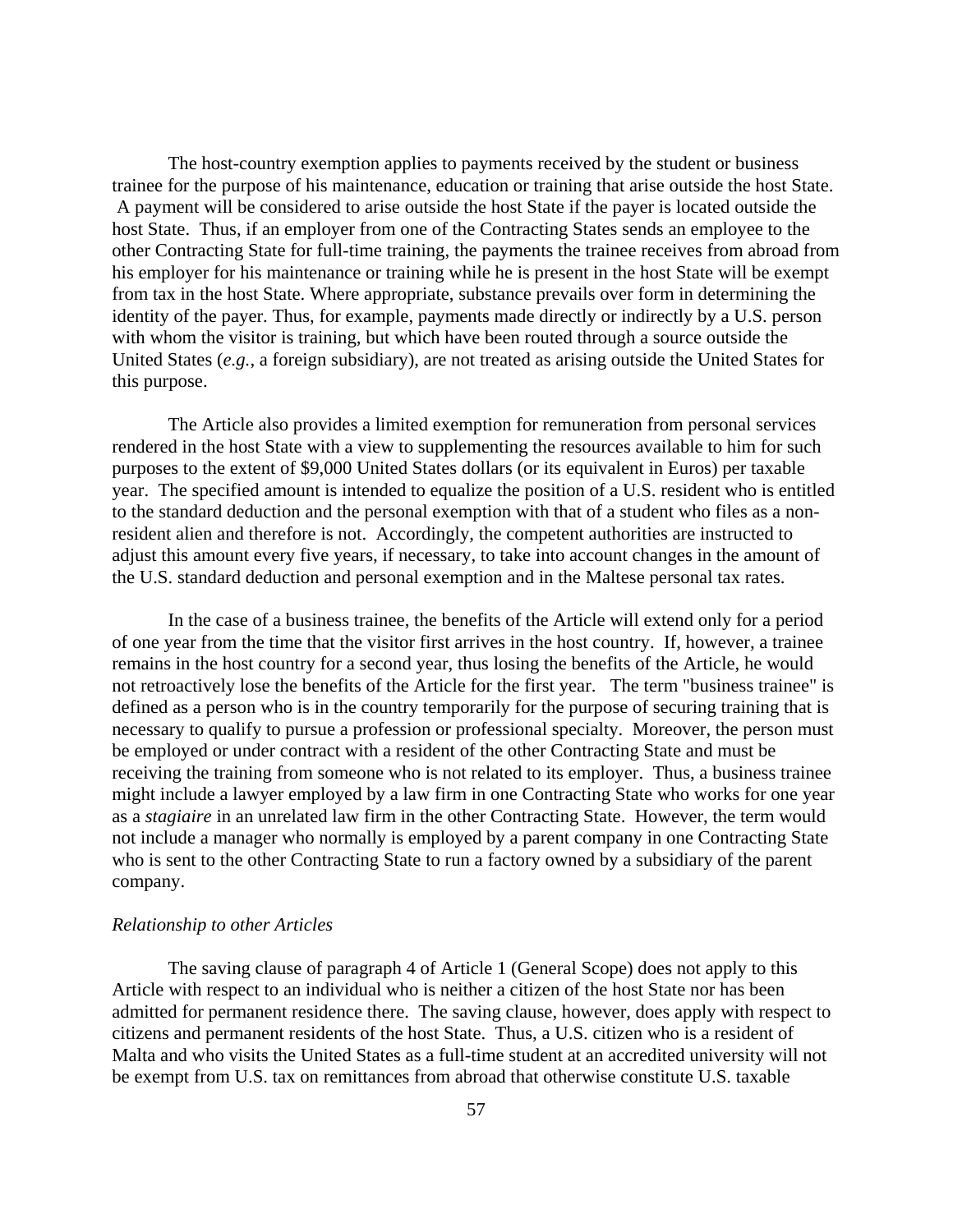The host-country exemption applies to payments received by the student or business trainee for the purpose of his maintenance, education or training that arise outside the host State. A payment will be considered to arise outside the host State if the payer is located outside the host State. Thus, if an employer from one of the Contracting States sends an employee to the other Contracting State for full-time training, the payments the trainee receives from abroad from his employer for his maintenance or training while he is present in the host State will be exempt from tax in the host State. Where appropriate, substance prevails over form in determining the identity of the payer. Thus, for example, payments made directly or indirectly by a U.S. person with whom the visitor is training, but which have been routed through a source outside the United States (*e.g.*, a foreign subsidiary), are not treated as arising outside the United States for this purpose.

The Article also provides a limited exemption for remuneration from personal services rendered in the host State with a view to supplementing the resources available to him for such purposes to the extent of $9,000 United States dollars (or its equivalent in Euros) per taxable year. The specified amount is intended to equalize the position of a U.S. resident who is entitled to the standard deduction and the personal exemption with that of a student who files as a non-resident alien and therefore is not. Accordingly, the competent authorities are instructed to adjust this amount every five years, if necessary, to take into account changes in the amount of the U.S. standard deduction and personal exemption and in the Maltese personal tax rates.

In the case of a business trainee, the benefits of the Article will extend only for a period of one year from the time that the visitor first arrives in the host country. If, however, a trainee remains in the host country for a second year, thus losing the benefits of the Article, he would not retroactively lose the benefits of the Article for the first year. The term "business trainee" is defined as a person who is in the country temporarily for the purpose of securing training that is necessary to qualify to pursue a profession or professional specialty. Moreover, the person must be employed or under contract with a resident of the other Contracting State and must be receiving the training from someone who is not related to its employer. Thus, a business trainee might include a lawyer employed by a law firm in one Contracting State who works for one year as a *stagiaire* in an unrelated law firm in the other Contracting State. However, the term would not include a manager who normally is employed by a parent company in one Contracting State who is sent to the other Contracting State to run a factory owned by a subsidiary of the parent company.

*Relationship to other Articles*

The saving clause of paragraph 4 of Article 1 (General Scope) does not apply to this Article with respect to an individual who is neither a citizen of the host State nor has been admitted for permanent residence there. The saving clause, however, does apply with respect to citizens and permanent residents of the host State. Thus, a U.S. citizen who is a resident of Malta and who visits the United States as a full-time student at an accredited university will not be exempt from U.S. tax on remittances from abroad that otherwise constitute U.S. taxable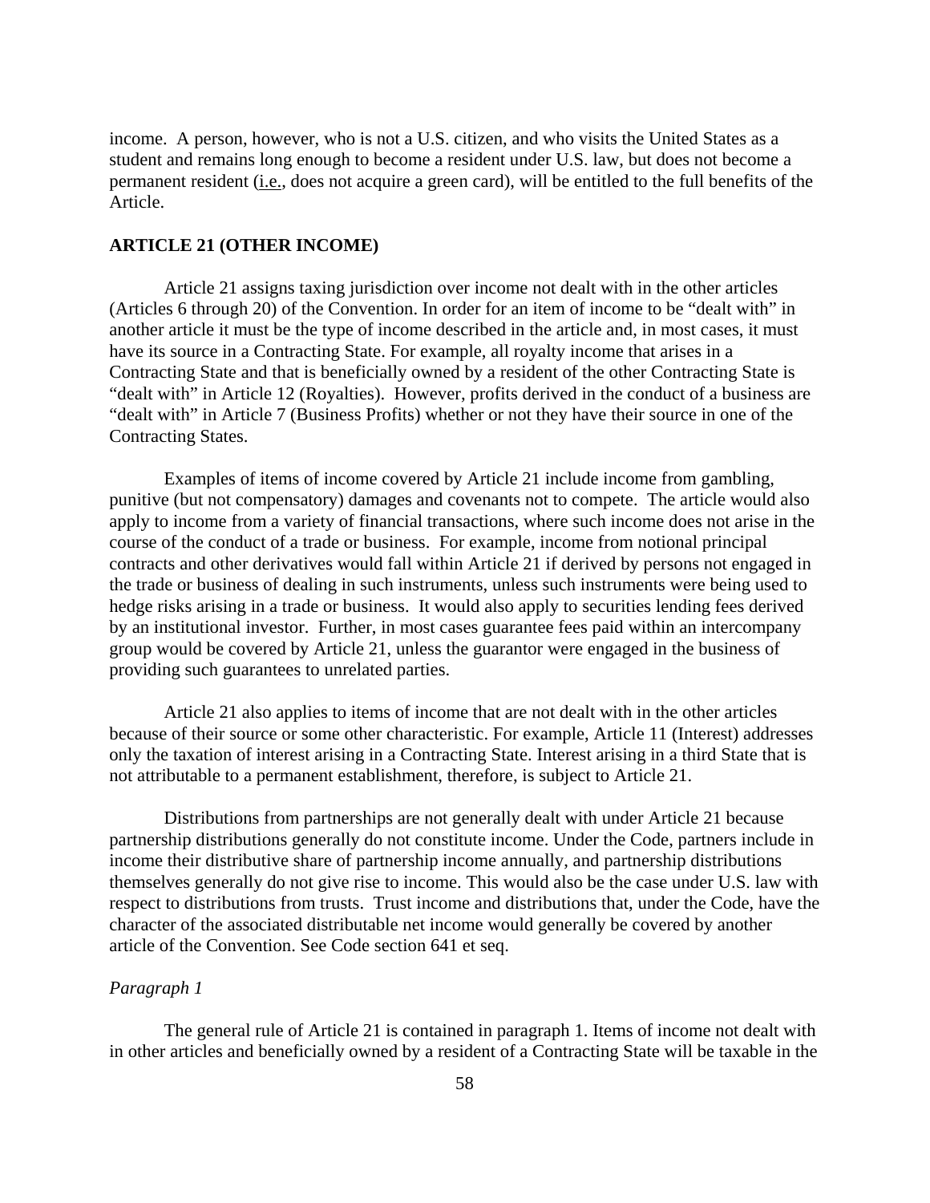income. A person, however, who is not a U.S. citizen, and who visits the United States as a student and remains long enough to become a resident under U.S. law, but does not become a permanent resident (i.e., does not acquire a green card), will be entitled to the full benefits of the Article.

**ARTICLE 21 (OTHER INCOME)**

Article 21 assigns taxing jurisdiction over income not dealt with in the other articles (Articles 6 through 20) of the Convention. In order for an item of income to be "dealt with" in another article it must be the type of income described in the article and, in most cases, it must have its source in a Contracting State. For example, all royalty income that arises in a Contracting State and that is beneficially owned by a resident of the other Contracting State is "dealt with" in Article 12 (Royalties). However, profits derived in the conduct of a business are "dealt with" in Article 7 (Business Profits) whether or not they have their source in one of the Contracting States.

Examples of items of income covered by Article 21 include income from gambling, punitive (but not compensatory) damages and covenants not to compete. The article would also apply to income from a variety of financial transactions, where such income does not arise in the course of the conduct of a trade or business. For example, income from notional principal contracts and other derivatives would fall within Article 21 if derived by persons not engaged in the trade or business of dealing in such instruments, unless such instruments were being used to hedge risks arising in a trade or business. It would also apply to securities lending fees derived by an institutional investor. Further, in most cases guarantee fees paid within an intercompany group would be covered by Article 21, unless the guarantor were engaged in the business of providing such guarantees to unrelated parties.

Article 21 also applies to items of income that are not dealt with in the other articles because of their source or some other characteristic. For example, Article 11 (Interest) addresses only the taxation of interest arising in a Contracting State. Interest arising in a third State that is not attributable to a permanent establishment, therefore, is subject to Article 21.

Distributions from partnerships are not generally dealt with under Article 21 because partnership distributions generally do not constitute income. Under the Code, partners include in income their distributive share of partnership income annually, and partnership distributions themselves generally do not give rise to income. This would also be the case under U.S. law with respect to distributions from trusts. Trust income and distributions that, under the Code, have the character of the associated distributable net income would generally be covered by another article of the Convention. See Code section 641 et seq.

*Paragraph 1*

The general rule of Article 21 is contained in paragraph 1. Items of income not dealt with in other articles and beneficially owned by a resident of a Contracting State will be taxable in the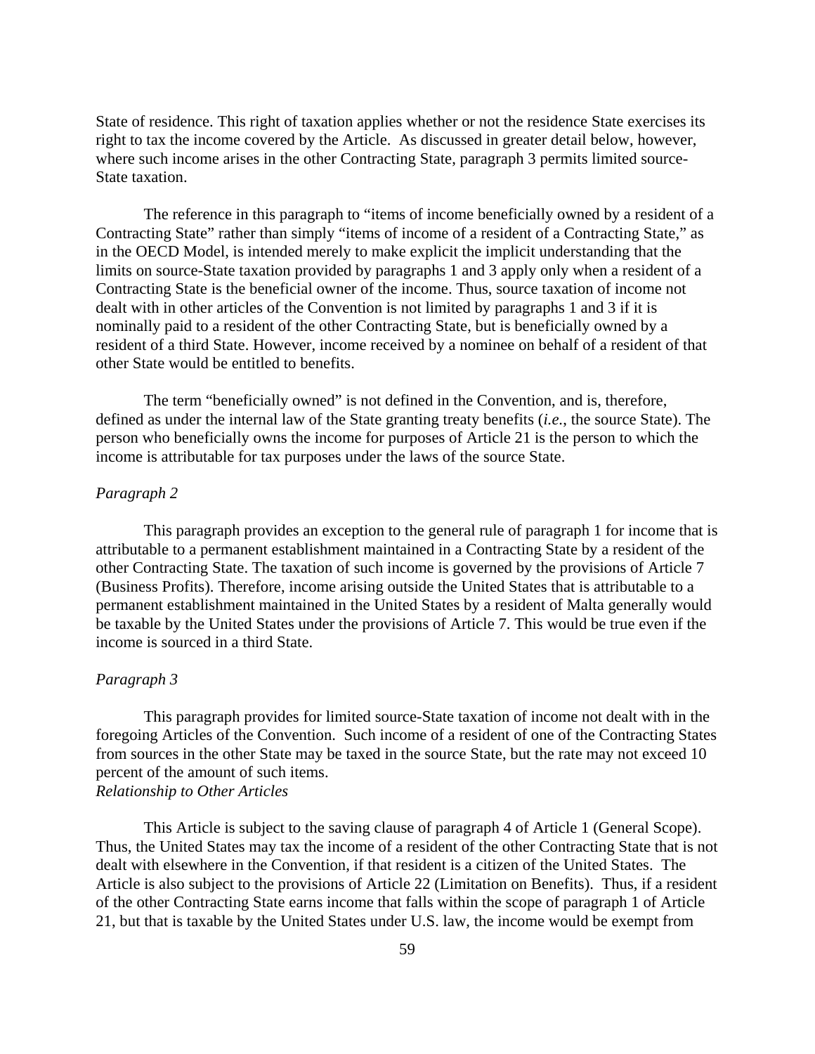State of residence. This right of taxation applies whether or not the residence State exercises its right to tax the income covered by the Article. As discussed in greater detail below, however, where such income arises in the other Contracting State, paragraph 3 permits limited source-State taxation.

The reference in this paragraph to "items of income beneficially owned by a resident of a Contracting State" rather than simply "items of income of a resident of a Contracting State," as in the OECD Model, is intended merely to make explicit the implicit understanding that the limits on source-State taxation provided by paragraphs 1 and 3 apply only when a resident of a Contracting State is the beneficial owner of the income. Thus, source taxation of income not dealt with in other articles of the Convention is not limited by paragraphs 1 and 3 if it is nominally paid to a resident of the other Contracting State, but is beneficially owned by a resident of a third State. However, income received by a nominee on behalf of a resident of that other State would be entitled to benefits.

The term "beneficially owned" is not defined in the Convention, and is, therefore, defined as under the internal law of the State granting treaty benefits (*i.e.*, the source State). The person who beneficially owns the income for purposes of Article 21 is the person to which the income is attributable for tax purposes under the laws of the source State.

*Paragraph 2*

This paragraph provides an exception to the general rule of paragraph 1 for income that is attributable to a permanent establishment maintained in a Contracting State by a resident of the other Contracting State. The taxation of such income is governed by the provisions of Article 7 (Business Profits). Therefore, income arising outside the United States that is attributable to a permanent establishment maintained in the United States by a resident of Malta generally would be taxable by the United States under the provisions of Article 7. This would be true even if the income is sourced in a third State.

*Paragraph 3*

This paragraph provides for limited source-State taxation of income not dealt with in the foregoing Articles of the Convention. Such income of a resident of one of the Contracting States from sources in the other State may be taxed in the source State, but the rate may not exceed 10 percent of the amount of such items.

*Relationship to Other Articles*

This Article is subject to the saving clause of paragraph 4 of Article 1 (General Scope). Thus, the United States may tax the income of a resident of the other Contracting State that is not dealt with elsewhere in the Convention, if that resident is a citizen of the United States. The Article is also subject to the provisions of Article 22 (Limitation on Benefits). Thus, if a resident of the other Contracting State earns income that falls within the scope of paragraph 1 of Article 21, but that is taxable by the United States under U.S. law, the income would be exempt from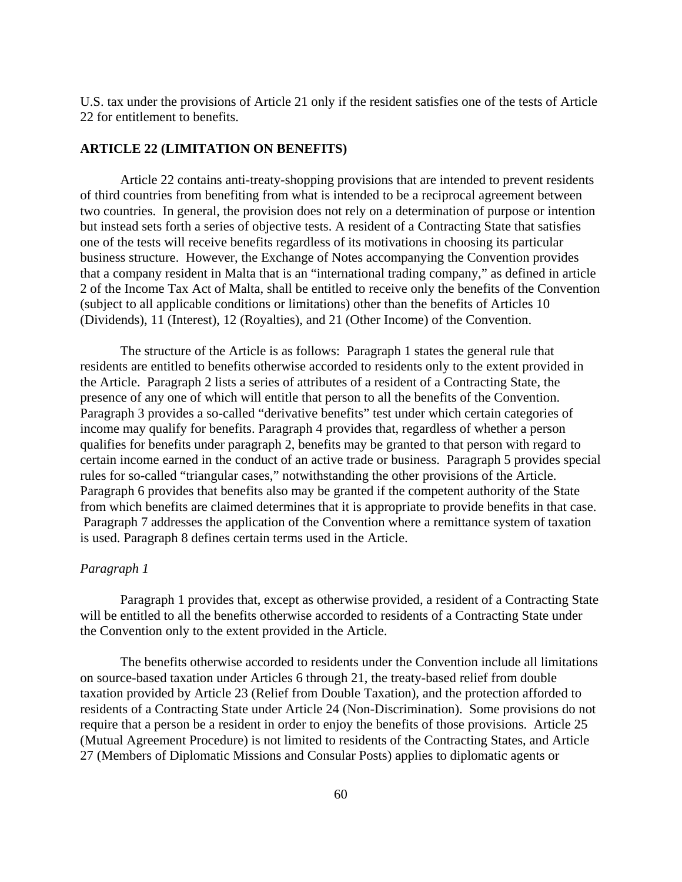U.S. tax under the provisions of Article 21 only if the resident satisfies one of the tests of Article 22 for entitlement to benefits.

## ARTICLE 22 (LIMITATION ON BENEFITS)

Article 22 contains anti-treaty-shopping provisions that are intended to prevent residents of third countries from benefiting from what is intended to be a reciprocal agreement between two countries. In general, the provision does not rely on a determination of purpose or intention but instead sets forth a series of objective tests. A resident of a Contracting State that satisfies one of the tests will receive benefits regardless of its motivations in choosing its particular business structure. However, the Exchange of Notes accompanying the Convention provides that a company resident in Malta that is an "international trading company," as defined in article 2 of the Income Tax Act of Malta, shall be entitled to receive only the benefits of the Convention (subject to all applicable conditions or limitations) other than the benefits of Articles 10 (Dividends), 11 (Interest), 12 (Royalties), and 21 (Other Income) of the Convention.

The structure of the Article is as follows: Paragraph 1 states the general rule that residents are entitled to benefits otherwise accorded to residents only to the extent provided in the Article. Paragraph 2 lists a series of attributes of a resident of a Contracting State, the presence of any one of which will entitle that person to all the benefits of the Convention. Paragraph 3 provides a so-called "derivative benefits" test under which certain categories of income may qualify for benefits. Paragraph 4 provides that, regardless of whether a person qualifies for benefits under paragraph 2, benefits may be granted to that person with regard to certain income earned in the conduct of an active trade or business. Paragraph 5 provides special rules for so-called "triangular cases," notwithstanding the other provisions of the Article. Paragraph 6 provides that benefits also may be granted if the competent authority of the State from which benefits are claimed determines that it is appropriate to provide benefits in that case. Paragraph 7 addresses the application of the Convention where a remittance system of taxation is used. Paragraph 8 defines certain terms used in the Article.

*Paragraph 1*

Paragraph 1 provides that, except as otherwise provided, a resident of a Contracting State will be entitled to all the benefits otherwise accorded to residents of a Contracting State under the Convention only to the extent provided in the Article.

The benefits otherwise accorded to residents under the Convention include all limitations on source-based taxation under Articles 6 through 21, the treaty-based relief from double taxation provided by Article 23 (Relief from Double Taxation), and the protection afforded to residents of a Contracting State under Article 24 (Non-Discrimination). Some provisions do not require that a person be a resident in order to enjoy the benefits of those provisions. Article 25 (Mutual Agreement Procedure) is not limited to residents of the Contracting States, and Article 27 (Members of Diplomatic Missions and Consular Posts) applies to diplomatic agents or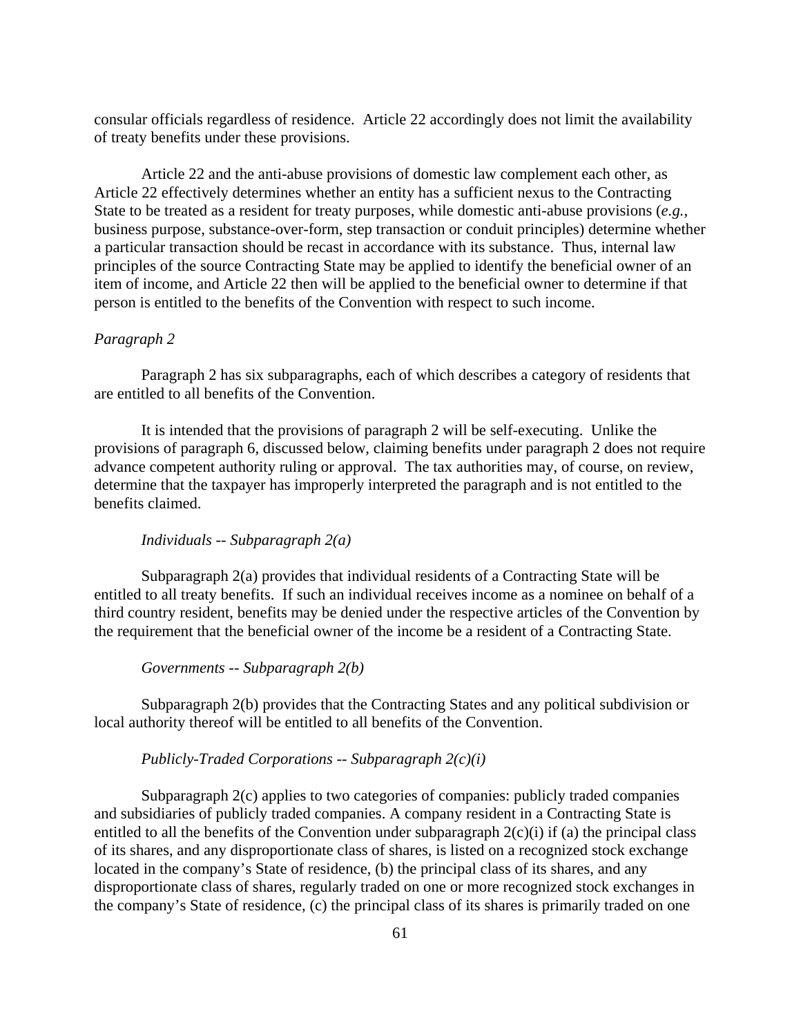consular officials regardless of residence. Article 22 accordingly does not limit the availability of treaty benefits under these provisions.

Article 22 and the anti-abuse provisions of domestic law complement each other, as Article 22 effectively determines whether an entity has a sufficient nexus to the Contracting State to be treated as a resident for treaty purposes, while domestic anti-abuse provisions (*e.g.*, business purpose, substance-over-form, step transaction or conduit principles) determine whether a particular transaction should be recast in accordance with its substance. Thus, internal law principles of the source Contracting State may be applied to identify the beneficial owner of an item of income, and Article 22 then will be applied to the beneficial owner to determine if that person is entitled to the benefits of the Convention with respect to such income.

*Paragraph 2*

Paragraph 2 has six subparagraphs, each of which describes a category of residents that are entitled to all benefits of the Convention.

It is intended that the provisions of paragraph 2 will be self-executing. Unlike the provisions of paragraph 6, discussed below, claiming benefits under paragraph 2 does not require advance competent authority ruling or approval. The tax authorities may, of course, on review, determine that the taxpayer has improperly interpreted the paragraph and is not entitled to the benefits claimed.

*Individuals -- Subparagraph 2(a)*

Subparagraph 2(a) provides that individual residents of a Contracting State will be entitled to all treaty benefits. If such an individual receives income as a nominee on behalf of a third country resident, benefits may be denied under the respective articles of the Convention by the requirement that the beneficial owner of the income be a resident of a Contracting State.

*Governments -- Subparagraph 2(b)*

Subparagraph 2(b) provides that the Contracting States and any political subdivision or local authority thereof will be entitled to all benefits of the Convention.

*Publicly-Traded Corporations -- Subparagraph 2(c)(i)*

Subparagraph 2(c) applies to two categories of companies: publicly traded companies and subsidiaries of publicly traded companies. A company resident in a Contracting State is entitled to all the benefits of the Convention under subparagraph 2(c)(i) if (a) the principal class of its shares, and any disproportionate class of shares, is listed on a recognized stock exchange located in the company's State of residence, (b) the principal class of its shares, and any disproportionate class of shares, regularly traded on one or more recognized stock exchanges in the company's State of residence, (c) the principal class of its shares is primarily traded on one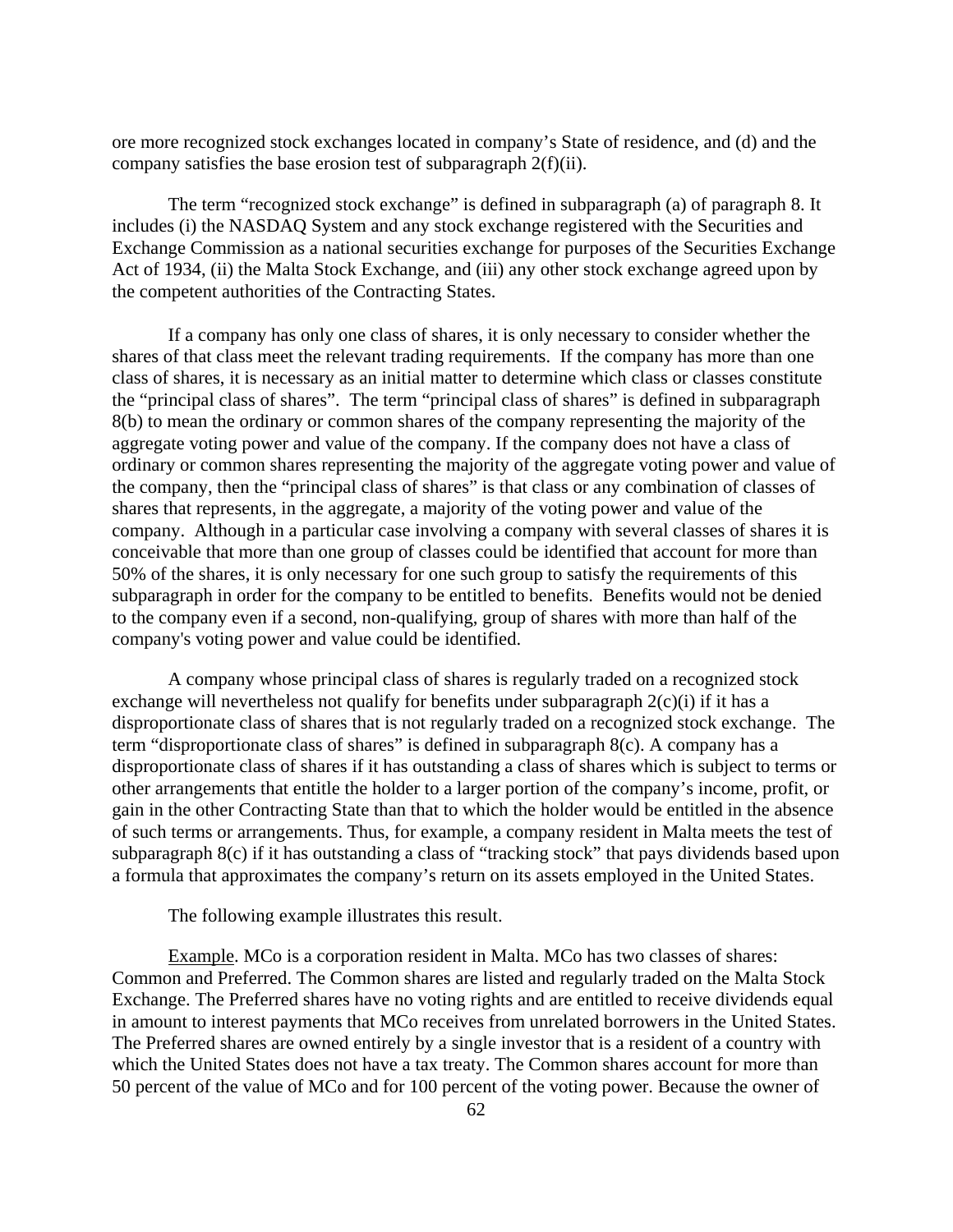ore more recognized stock exchanges located in company's State of residence, and (d) and the company satisfies the base erosion test of subparagraph 2(f)(ii).

The term "recognized stock exchange" is defined in subparagraph (a) of paragraph 8. It includes (i) the NASDAQ System and any stock exchange registered with the Securities and Exchange Commission as a national securities exchange for purposes of the Securities Exchange Act of 1934, (ii) the Malta Stock Exchange, and (iii) any other stock exchange agreed upon by the competent authorities of the Contracting States.

If a company has only one class of shares, it is only necessary to consider whether the shares of that class meet the relevant trading requirements. If the company has more than one class of shares, it is necessary as an initial matter to determine which class or classes constitute the "principal class of shares". The term "principal class of shares" is defined in subparagraph 8(b) to mean the ordinary or common shares of the company representing the majority of the aggregate voting power and value of the company. If the company does not have a class of ordinary or common shares representing the majority of the aggregate voting power and value of the company, then the "principal class of shares" is that class or any combination of classes of shares that represents, in the aggregate, a majority of the voting power and value of the company. Although in a particular case involving a company with several classes of shares it is conceivable that more than one group of classes could be identified that account for more than 50% of the shares, it is only necessary for one such group to satisfy the requirements of this subparagraph in order for the company to be entitled to benefits. Benefits would not be denied to the company even if a second, non-qualifying, group of shares with more than half of the company's voting power and value could be identified.

A company whose principal class of shares is regularly traded on a recognized stock exchange will nevertheless not qualify for benefits under subparagraph 2(c)(i) if it has a disproportionate class of shares that is not regularly traded on a recognized stock exchange. The term "disproportionate class of shares" is defined in subparagraph 8(c). A company has a disproportionate class of shares if it has outstanding a class of shares which is subject to terms or other arrangements that entitle the holder to a larger portion of the company's income, profit, or gain in the other Contracting State than that to which the holder would be entitled in the absence of such terms or arrangements. Thus, for example, a company resident in Malta meets the test of subparagraph 8(c) if it has outstanding a class of "tracking stock" that pays dividends based upon a formula that approximates the company's return on its assets employed in the United States.

The following example illustrates this result.

Example. MCo is a corporation resident in Malta. MCo has two classes of shares: Common and Preferred. The Common shares are listed and regularly traded on the Malta Stock Exchange. The Preferred shares have no voting rights and are entitled to receive dividends equal in amount to interest payments that MCo receives from unrelated borrowers in the United States. The Preferred shares are owned entirely by a single investor that is a resident of a country with which the United States does not have a tax treaty. The Common shares account for more than 50 percent of the value of MCo and for 100 percent of the voting power. Because the owner of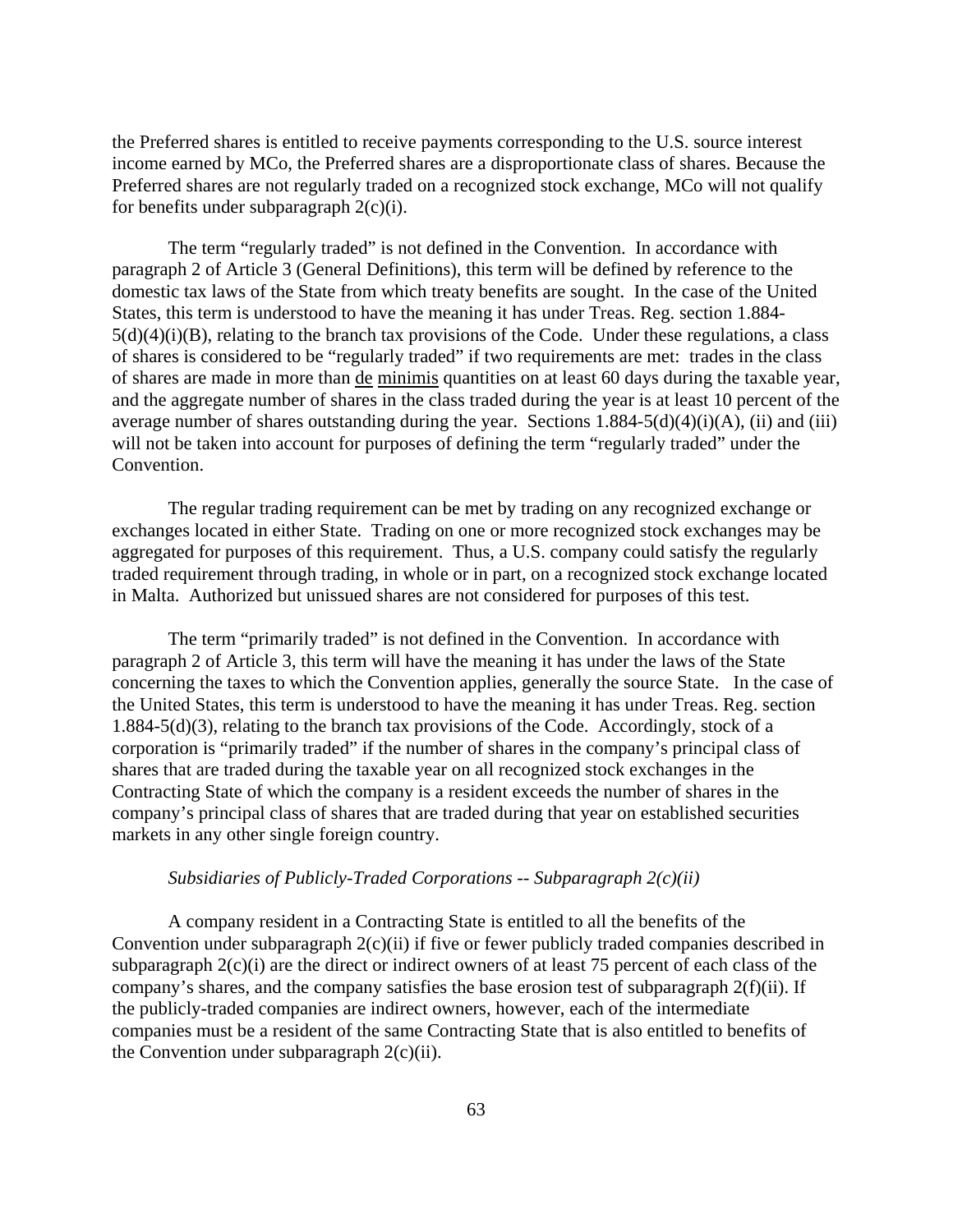the Preferred shares is entitled to receive payments corresponding to the U.S. source interest income earned by MCo, the Preferred shares are a disproportionate class of shares. Because the Preferred shares are not regularly traded on a recognized stock exchange, MCo will not qualify for benefits under subparagraph 2(c)(i).

The term "regularly traded" is not defined in the Convention. In accordance with paragraph 2 of Article 3 (General Definitions), this term will be defined by reference to the domestic tax laws of the State from which treaty benefits are sought. In the case of the United States, this term is understood to have the meaning it has under Treas. Reg. section 1.884-5(d)(4)(i)(B), relating to the branch tax provisions of the Code. Under these regulations, a class of shares is considered to be "regularly traded" if two requirements are met: trades in the class of shares are made in more than de minimis quantities on at least 60 days during the taxable year, and the aggregate number of shares in the class traded during the year is at least 10 percent of the average number of shares outstanding during the year. Sections 1.884-5(d)(4)(i)(A), (ii) and (iii) will not be taken into account for purposes of defining the term "regularly traded" under the Convention.

The regular trading requirement can be met by trading on any recognized exchange or exchanges located in either State. Trading on one or more recognized stock exchanges may be aggregated for purposes of this requirement. Thus, a U.S. company could satisfy the regularly traded requirement through trading, in whole or in part, on a recognized stock exchange located in Malta. Authorized but unissued shares are not considered for purposes of this test.

The term "primarily traded" is not defined in the Convention. In accordance with paragraph 2 of Article 3, this term will have the meaning it has under the laws of the State concerning the taxes to which the Convention applies, generally the source State. In the case of the United States, this term is understood to have the meaning it has under Treas. Reg. section 1.884-5(d)(3), relating to the branch tax provisions of the Code. Accordingly, stock of a corporation is "primarily traded" if the number of shares in the company's principal class of shares that are traded during the taxable year on all recognized stock exchanges in the Contracting State of which the company is a resident exceeds the number of shares in the company's principal class of shares that are traded during that year on established securities markets in any other single foreign country.

*Subsidiaries of Publicly-Traded Corporations -- Subparagraph 2(c)(ii)*

A company resident in a Contracting State is entitled to all the benefits of the Convention under subparagraph 2(c)(ii) if five or fewer publicly traded companies described in subparagraph 2(c)(i) are the direct or indirect owners of at least 75 percent of each class of the company's shares, and the company satisfies the base erosion test of subparagraph 2(f)(ii). If the publicly-traded companies are indirect owners, however, each of the intermediate companies must be a resident of the same Contracting State that is also entitled to benefits of the Convention under subparagraph 2(c)(ii).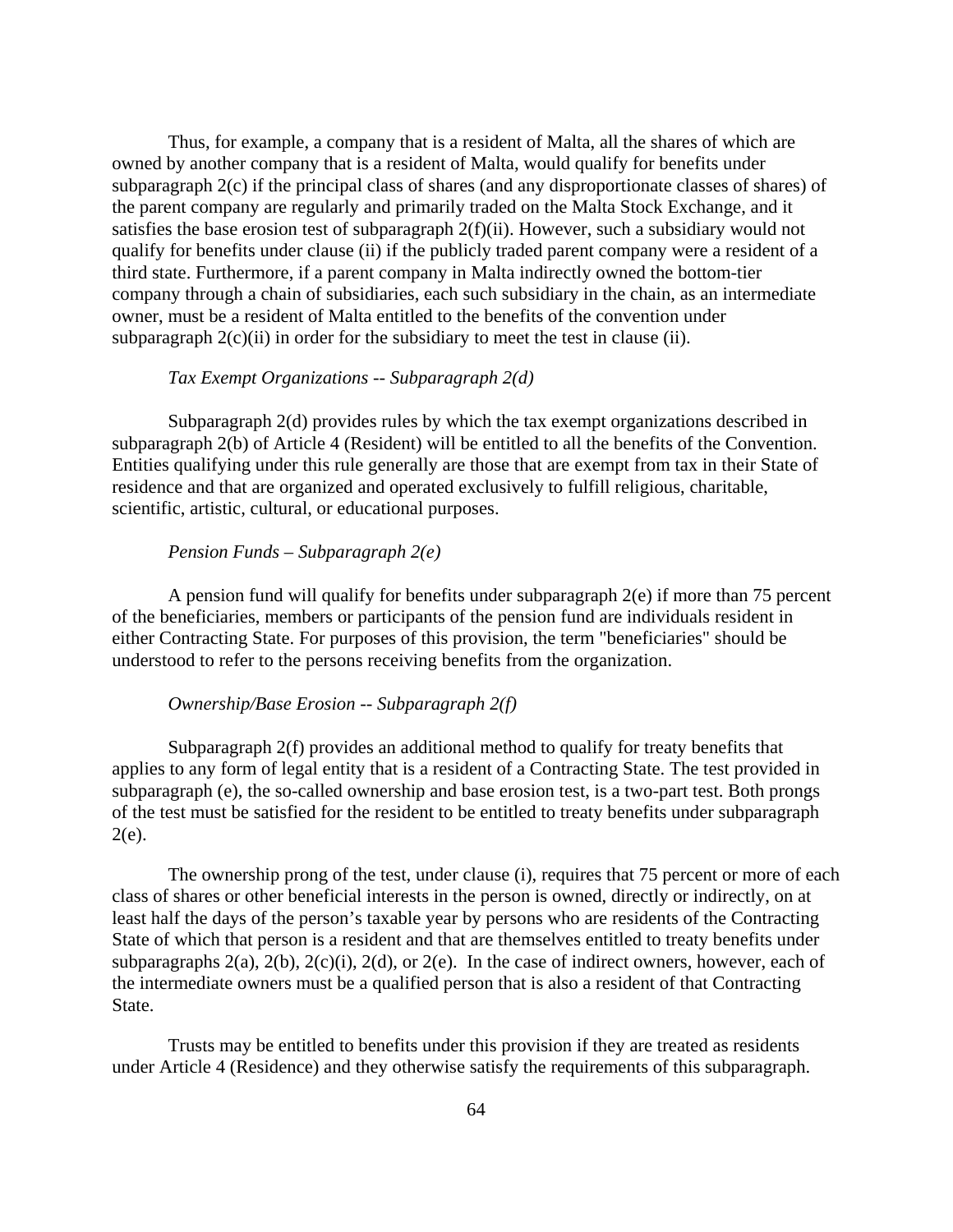Thus, for example, a company that is a resident of Malta, all the shares of which are owned by another company that is a resident of Malta, would qualify for benefits under subparagraph 2(c) if the principal class of shares (and any disproportionate classes of shares) of the parent company are regularly and primarily traded on the Malta Stock Exchange, and it satisfies the base erosion test of subparagraph 2(f)(ii). However, such a subsidiary would not qualify for benefits under clause (ii) if the publicly traded parent company were a resident of a third state. Furthermore, if a parent company in Malta indirectly owned the bottom-tier company through a chain of subsidiaries, each such subsidiary in the chain, as an intermediate owner, must be a resident of Malta entitled to the benefits of the convention under subparagraph 2(c)(ii) in order for the subsidiary to meet the test in clause (ii).

*Tax Exempt Organizations -- Subparagraph 2(d)*

Subparagraph 2(d) provides rules by which the tax exempt organizations described in subparagraph 2(b) of Article 4 (Resident) will be entitled to all the benefits of the Convention. Entities qualifying under this rule generally are those that are exempt from tax in their State of residence and that are organized and operated exclusively to fulfill religious, charitable, scientific, artistic, cultural, or educational purposes.

*Pension Funds – Subparagraph 2(e)*

A pension fund will qualify for benefits under subparagraph 2(e) if more than 75 percent of the beneficiaries, members or participants of the pension fund are individuals resident in either Contracting State. For purposes of this provision, the term "beneficiaries" should be understood to refer to the persons receiving benefits from the organization.

*Ownership/Base Erosion -- Subparagraph 2(f)*

Subparagraph 2(f) provides an additional method to qualify for treaty benefits that applies to any form of legal entity that is a resident of a Contracting State. The test provided in subparagraph (e), the so-called ownership and base erosion test, is a two-part test. Both prongs of the test must be satisfied for the resident to be entitled to treaty benefits under subparagraph 2(e).

The ownership prong of the test, under clause (i), requires that 75 percent or more of each class of shares or other beneficial interests in the person is owned, directly or indirectly, on at least half the days of the person's taxable year by persons who are residents of the Contracting State of which that person is a resident and that are themselves entitled to treaty benefits under subparagraphs 2(a), 2(b), 2(c)(i), 2(d), or 2(e). In the case of indirect owners, however, each of the intermediate owners must be a qualified person that is also a resident of that Contracting State.

Trusts may be entitled to benefits under this provision if they are treated as residents under Article 4 (Residence) and they otherwise satisfy the requirements of this subparagraph.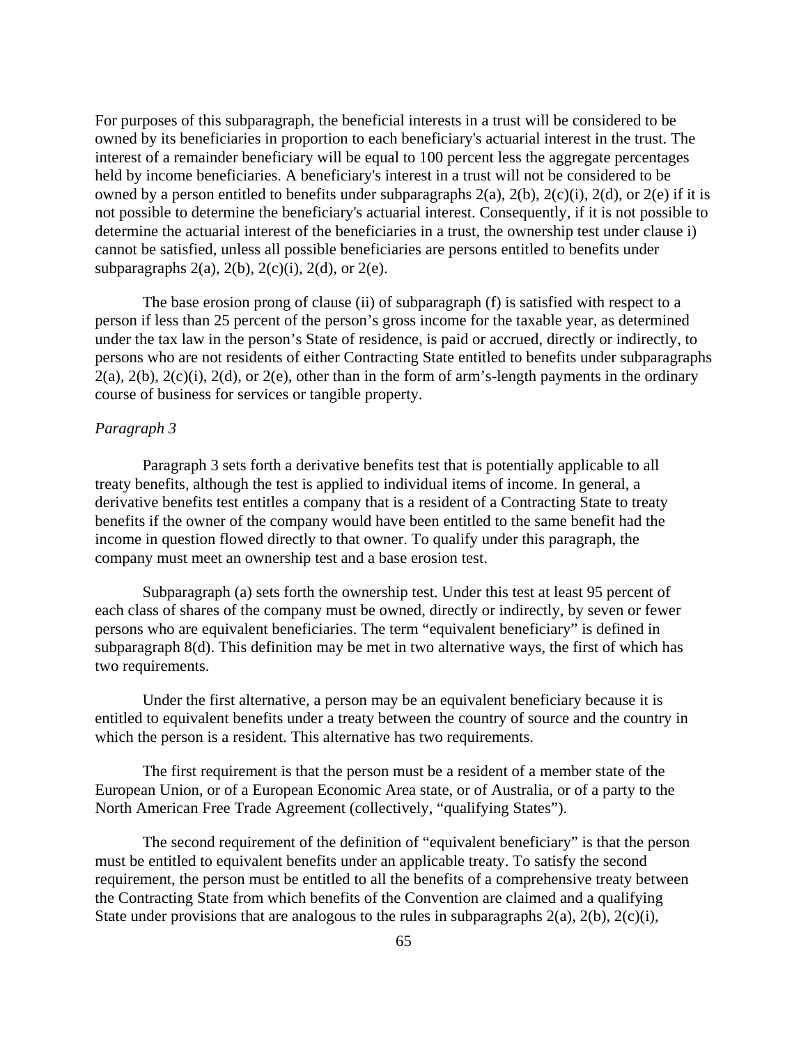For purposes of this subparagraph, the beneficial interests in a trust will be considered to be owned by its beneficiaries in proportion to each beneficiary's actuarial interest in the trust. The interest of a remainder beneficiary will be equal to 100 percent less the aggregate percentages held by income beneficiaries. A beneficiary's interest in a trust will not be considered to be owned by a person entitled to benefits under subparagraphs 2(a), 2(b), 2(c)(i), 2(d), or 2(e) if it is not possible to determine the beneficiary's actuarial interest. Consequently, if it is not possible to determine the actuarial interest of the beneficiaries in a trust, the ownership test under clause i) cannot be satisfied, unless all possible beneficiaries are persons entitled to benefits under subparagraphs 2(a), 2(b), 2(c)(i), 2(d), or 2(e).

The base erosion prong of clause (ii) of subparagraph (f) is satisfied with respect to a person if less than 25 percent of the person's gross income for the taxable year, as determined under the tax law in the person's State of residence, is paid or accrued, directly or indirectly, to persons who are not residents of either Contracting State entitled to benefits under subparagraphs 2(a), 2(b), 2(c)(i), 2(d), or 2(e), other than in the form of arm's-length payments in the ordinary course of business for services or tangible property.

*Paragraph 3*

Paragraph 3 sets forth a derivative benefits test that is potentially applicable to all treaty benefits, although the test is applied to individual items of income. In general, a derivative benefits test entitles a company that is a resident of a Contracting State to treaty benefits if the owner of the company would have been entitled to the same benefit had the income in question flowed directly to that owner. To qualify under this paragraph, the company must meet an ownership test and a base erosion test.

Subparagraph (a) sets forth the ownership test. Under this test at least 95 percent of each class of shares of the company must be owned, directly or indirectly, by seven or fewer persons who are equivalent beneficiaries. The term "equivalent beneficiary" is defined in subparagraph 8(d). This definition may be met in two alternative ways, the first of which has two requirements.

Under the first alternative, a person may be an equivalent beneficiary because it is entitled to equivalent benefits under a treaty between the country of source and the country in which the person is a resident. This alternative has two requirements.

The first requirement is that the person must be a resident of a member state of the European Union, or of a European Economic Area state, or of Australia, or of a party to the North American Free Trade Agreement (collectively, "qualifying States").

The second requirement of the definition of "equivalent beneficiary" is that the person must be entitled to equivalent benefits under an applicable treaty. To satisfy the second requirement, the person must be entitled to all the benefits of a comprehensive treaty between the Contracting State from which benefits of the Convention are claimed and a qualifying State under provisions that are analogous to the rules in subparagraphs 2(a), 2(b), 2(c)(i),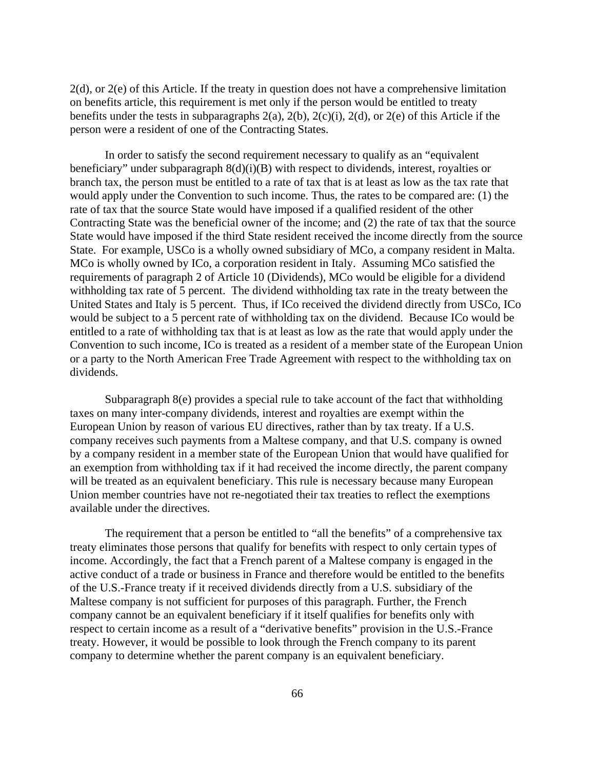2(d), or 2(e) of this Article. If the treaty in question does not have a comprehensive limitation on benefits article, this requirement is met only if the person would be entitled to treaty benefits under the tests in subparagraphs 2(a), 2(b), 2(c)(i), 2(d), or 2(e) of this Article if the person were a resident of one of the Contracting States.

In order to satisfy the second requirement necessary to qualify as an "equivalent beneficiary" under subparagraph 8(d)(i)(B) with respect to dividends, interest, royalties or branch tax, the person must be entitled to a rate of tax that is at least as low as the tax rate that would apply under the Convention to such income. Thus, the rates to be compared are: (1) the rate of tax that the source State would have imposed if a qualified resident of the other Contracting State was the beneficial owner of the income; and (2) the rate of tax that the source State would have imposed if the third State resident received the income directly from the source State. For example, USCo is a wholly owned subsidiary of MCo, a company resident in Malta. MCo is wholly owned by ICo, a corporation resident in Italy. Assuming MCo satisfied the requirements of paragraph 2 of Article 10 (Dividends), MCo would be eligible for a dividend withholding tax rate of 5 percent. The dividend withholding tax rate in the treaty between the United States and Italy is 5 percent. Thus, if ICo received the dividend directly from USCo, ICo would be subject to a 5 percent rate of withholding tax on the dividend. Because ICo would be entitled to a rate of withholding tax that is at least as low as the rate that would apply under the Convention to such income, ICo is treated as a resident of a member state of the European Union or a party to the North American Free Trade Agreement with respect to the withholding tax on dividends.

Subparagraph 8(e) provides a special rule to take account of the fact that withholding taxes on many inter-company dividends, interest and royalties are exempt within the European Union by reason of various EU directives, rather than by tax treaty. If a U.S. company receives such payments from a Maltese company, and that U.S. company is owned by a company resident in a member state of the European Union that would have qualified for an exemption from withholding tax if it had received the income directly, the parent company will be treated as an equivalent beneficiary. This rule is necessary because many European Union member countries have not re-negotiated their tax treaties to reflect the exemptions available under the directives.

The requirement that a person be entitled to "all the benefits" of a comprehensive tax treaty eliminates those persons that qualify for benefits with respect to only certain types of income. Accordingly, the fact that a French parent of a Maltese company is engaged in the active conduct of a trade or business in France and therefore would be entitled to the benefits of the U.S.-France treaty if it received dividends directly from a U.S. subsidiary of the Maltese company is not sufficient for purposes of this paragraph. Further, the French company cannot be an equivalent beneficiary if it itself qualifies for benefits only with respect to certain income as a result of a "derivative benefits" provision in the U.S.-France treaty. However, it would be possible to look through the French company to its parent company to determine whether the parent company is an equivalent beneficiary.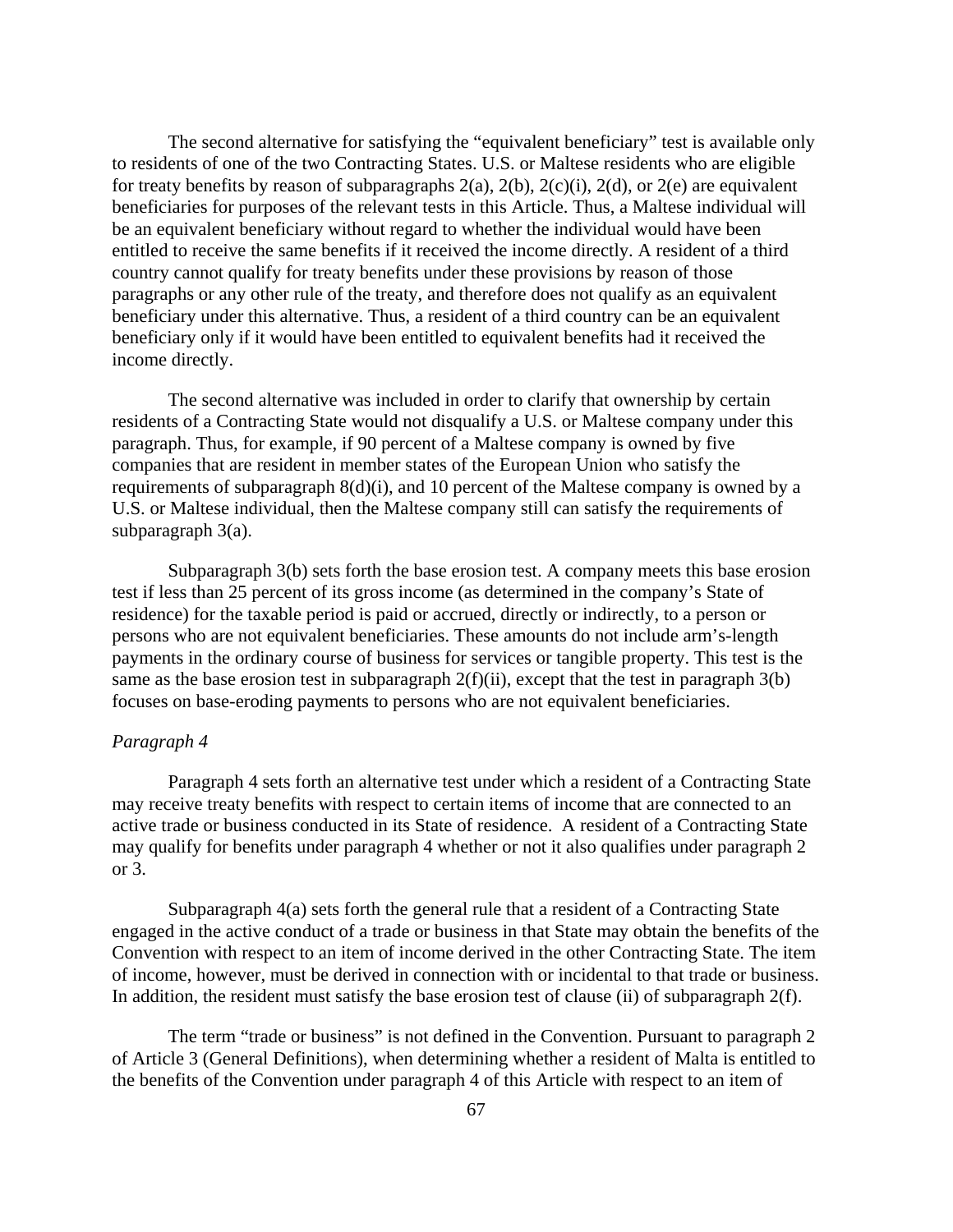The second alternative for satisfying the "equivalent beneficiary" test is available only to residents of one of the two Contracting States. U.S. or Maltese residents who are eligible for treaty benefits by reason of subparagraphs 2(a), 2(b), 2(c)(i), 2(d), or 2(e) are equivalent beneficiaries for purposes of the relevant tests in this Article. Thus, a Maltese individual will be an equivalent beneficiary without regard to whether the individual would have been entitled to receive the same benefits if it received the income directly. A resident of a third country cannot qualify for treaty benefits under these provisions by reason of those paragraphs or any other rule of the treaty, and therefore does not qualify as an equivalent beneficiary under this alternative. Thus, a resident of a third country can be an equivalent beneficiary only if it would have been entitled to equivalent benefits had it received the income directly.

The second alternative was included in order to clarify that ownership by certain residents of a Contracting State would not disqualify a U.S. or Maltese company under this paragraph. Thus, for example, if 90 percent of a Maltese company is owned by five companies that are resident in member states of the European Union who satisfy the requirements of subparagraph 8(d)(i), and 10 percent of the Maltese company is owned by a U.S. or Maltese individual, then the Maltese company still can satisfy the requirements of subparagraph 3(a).

Subparagraph 3(b) sets forth the base erosion test. A company meets this base erosion test if less than 25 percent of its gross income (as determined in the company's State of residence) for the taxable period is paid or accrued, directly or indirectly, to a person or persons who are not equivalent beneficiaries. These amounts do not include arm's-length payments in the ordinary course of business for services or tangible property. This test is the same as the base erosion test in subparagraph 2(f)(ii), except that the test in paragraph 3(b) focuses on base-eroding payments to persons who are not equivalent beneficiaries.

*Paragraph 4*

Paragraph 4 sets forth an alternative test under which a resident of a Contracting State may receive treaty benefits with respect to certain items of income that are connected to an active trade or business conducted in its State of residence. A resident of a Contracting State may qualify for benefits under paragraph 4 whether or not it also qualifies under paragraph 2 or 3.

Subparagraph 4(a) sets forth the general rule that a resident of a Contracting State engaged in the active conduct of a trade or business in that State may obtain the benefits of the Convention with respect to an item of income derived in the other Contracting State. The item of income, however, must be derived in connection with or incidental to that trade or business. In addition, the resident must satisfy the base erosion test of clause (ii) of subparagraph 2(f).

The term "trade or business" is not defined in the Convention. Pursuant to paragraph 2 of Article 3 (General Definitions), when determining whether a resident of Malta is entitled to the benefits of the Convention under paragraph 4 of this Article with respect to an item of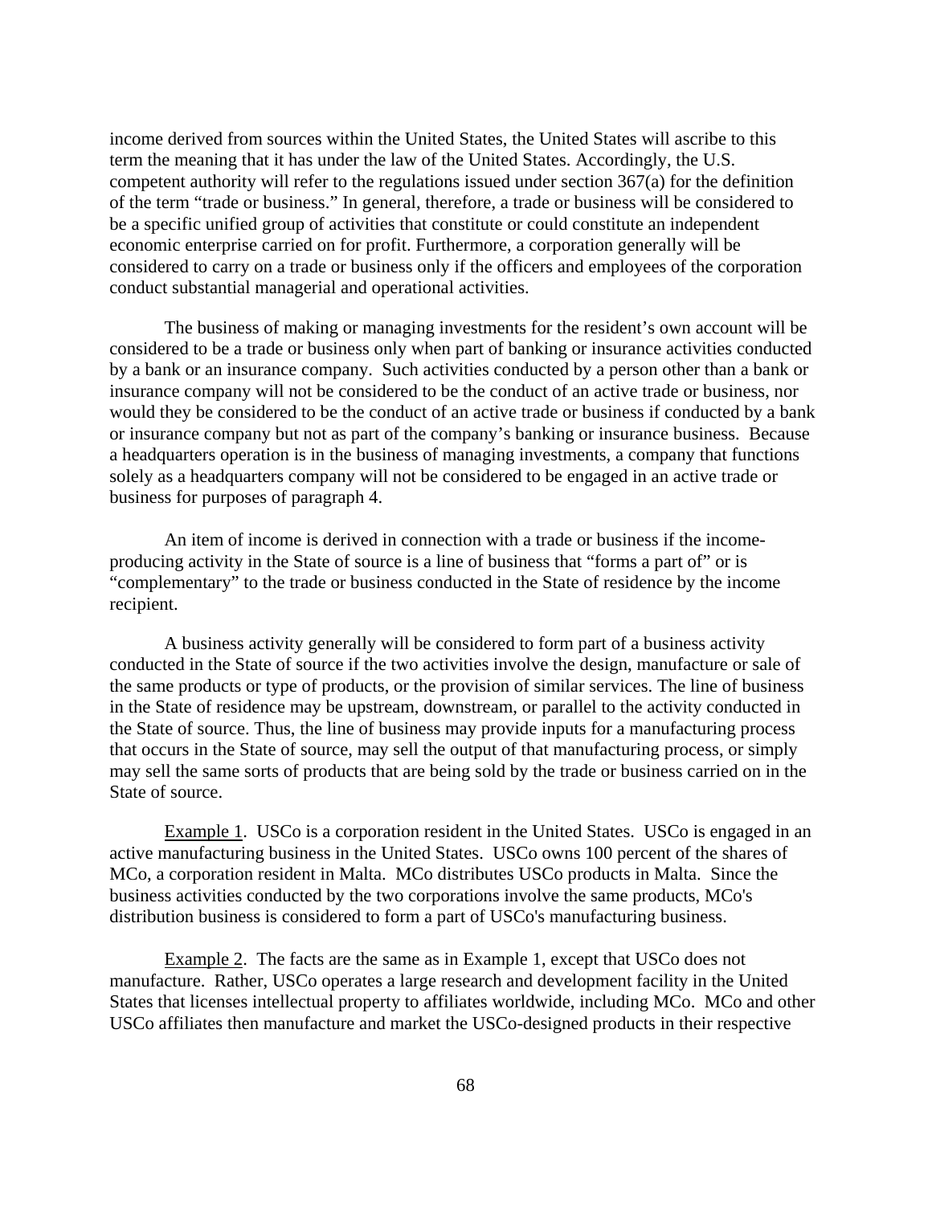income derived from sources within the United States, the United States will ascribe to this term the meaning that it has under the law of the United States. Accordingly, the U.S. competent authority will refer to the regulations issued under section 367(a) for the definition of the term "trade or business." In general, therefore, a trade or business will be considered to be a specific unified group of activities that constitute or could constitute an independent economic enterprise carried on for profit. Furthermore, a corporation generally will be considered to carry on a trade or business only if the officers and employees of the corporation conduct substantial managerial and operational activities.

The business of making or managing investments for the resident's own account will be considered to be a trade or business only when part of banking or insurance activities conducted by a bank or an insurance company. Such activities conducted by a person other than a bank or insurance company will not be considered to be the conduct of an active trade or business, nor would they be considered to be the conduct of an active trade or business if conducted by a bank or insurance company but not as part of the company's banking or insurance business. Because a headquarters operation is in the business of managing investments, a company that functions solely as a headquarters company will not be considered to be engaged in an active trade or business for purposes of paragraph 4.

An item of income is derived in connection with a trade or business if the income-producing activity in the State of source is a line of business that "forms a part of" or is "complementary" to the trade or business conducted in the State of residence by the income recipient.

A business activity generally will be considered to form part of a business activity conducted in the State of source if the two activities involve the design, manufacture or sale of the same products or type of products, or the provision of similar services. The line of business in the State of residence may be upstream, downstream, or parallel to the activity conducted in the State of source. Thus, the line of business may provide inputs for a manufacturing process that occurs in the State of source, may sell the output of that manufacturing process, or simply may sell the same sorts of products that are being sold by the trade or business carried on in the State of source.

Example 1. USCo is a corporation resident in the United States. USCo is engaged in an active manufacturing business in the United States. USCo owns 100 percent of the shares of MCo, a corporation resident in Malta. MCo distributes USCo products in Malta. Since the business activities conducted by the two corporations involve the same products, MCo's distribution business is considered to form a part of USCo's manufacturing business.

Example 2. The facts are the same as in Example 1, except that USCo does not manufacture. Rather, USCo operates a large research and development facility in the United States that licenses intellectual property to affiliates worldwide, including MCo. MCo and other USCo affiliates then manufacture and market the USCo-designed products in their respective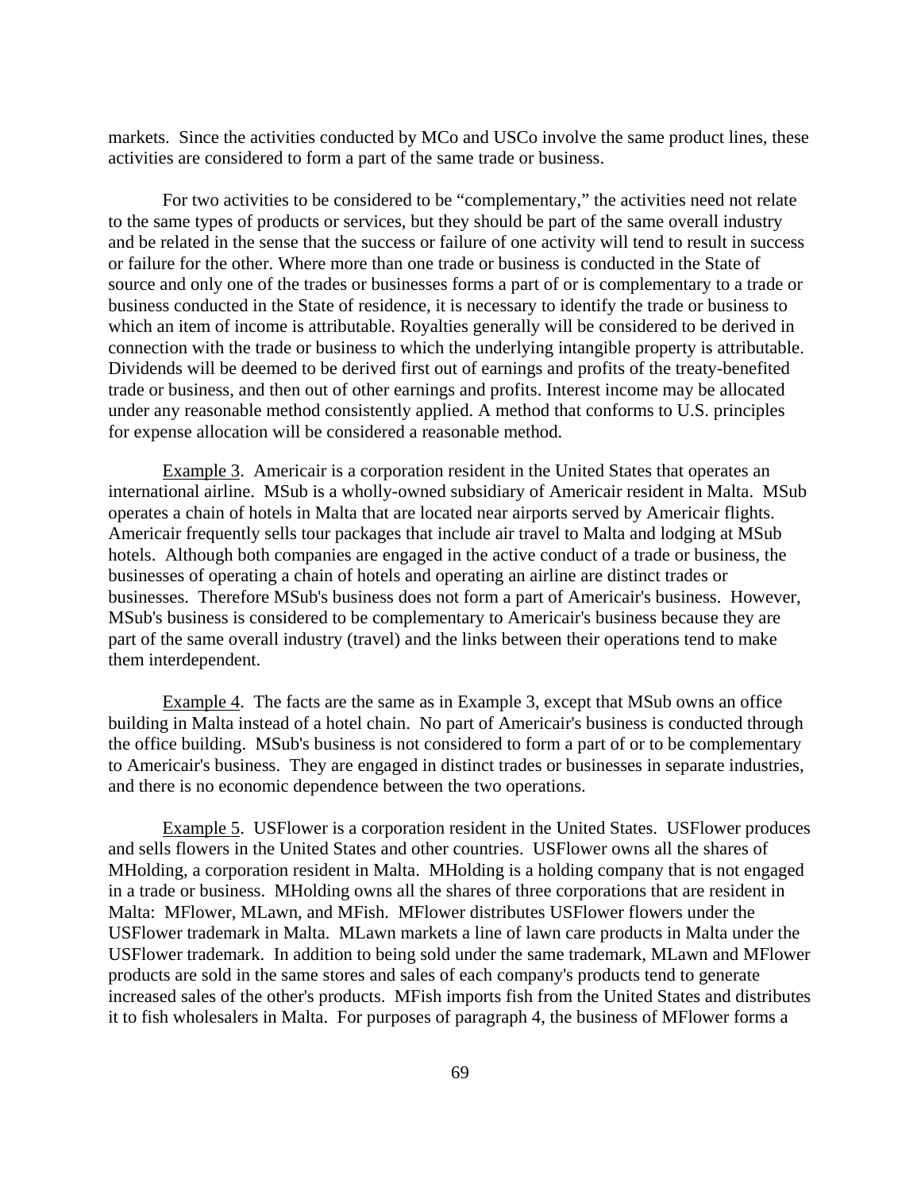markets. Since the activities conducted by MCo and USCo involve the same product lines, these activities are considered to form a part of the same trade or business.

For two activities to be considered to be "complementary," the activities need not relate to the same types of products or services, but they should be part of the same overall industry and be related in the sense that the success or failure of one activity will tend to result in success or failure for the other. Where more than one trade or business is conducted in the State of source and only one of the trades or businesses forms a part of or is complementary to a trade or business conducted in the State of residence, it is necessary to identify the trade or business to which an item of income is attributable. Royalties generally will be considered to be derived in connection with the trade or business to which the underlying intangible property is attributable. Dividends will be deemed to be derived first out of earnings and profits of the treaty-benefited trade or business, and then out of other earnings and profits. Interest income may be allocated under any reasonable method consistently applied. A method that conforms to U.S. principles for expense allocation will be considered a reasonable method.

Example 3. Americair is a corporation resident in the United States that operates an international airline. MSub is a wholly-owned subsidiary of Americair resident in Malta. MSub operates a chain of hotels in Malta that are located near airports served by Americair flights. Americair frequently sells tour packages that include air travel to Malta and lodging at MSub hotels. Although both companies are engaged in the active conduct of a trade or business, the businesses of operating a chain of hotels and operating an airline are distinct trades or businesses. Therefore MSub's business does not form a part of Americair's business. However, MSub's business is considered to be complementary to Americair's business because they are part of the same overall industry (travel) and the links between their operations tend to make them interdependent.

Example 4. The facts are the same as in Example 3, except that MSub owns an office building in Malta instead of a hotel chain. No part of Americair's business is conducted through the office building. MSub's business is not considered to form a part of or to be complementary to Americair's business. They are engaged in distinct trades or businesses in separate industries, and there is no economic dependence between the two operations.

Example 5. USFlower is a corporation resident in the United States. USFlower produces and sells flowers in the United States and other countries. USFlower owns all the shares of MHolding, a corporation resident in Malta. MHolding is a holding company that is not engaged in a trade or business. MHolding owns all the shares of three corporations that are resident in Malta: MFlower, MLawn, and MFish. MFlower distributes USFlower flowers under the USFlower trademark in Malta. MLawn markets a line of lawn care products in Malta under the USFlower trademark. In addition to being sold under the same trademark, MLawn and MFlower products are sold in the same stores and sales of each company's products tend to generate increased sales of the other's products. MFish imports fish from the United States and distributes it to fish wholesalers in Malta. For purposes of paragraph 4, the business of MFlower forms a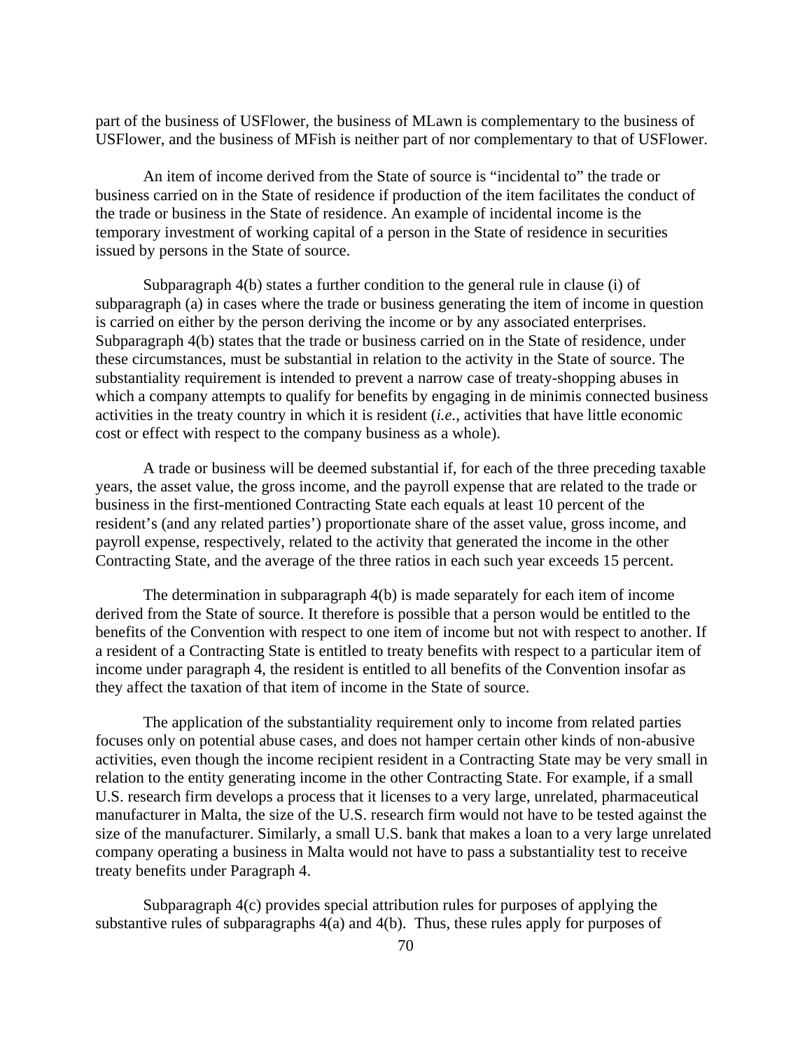part of the business of USFlower, the business of MLawn is complementary to the business of USFlower, and the business of MFish is neither part nor complementary to that of USFlower.

An item of income derived from the State of source is "incidental to" the trade or business carried on in the State of residence if production of the item facilitates the conduct of the trade or business in the State of residence. An example of incidental income is the temporary investment of working capital of a person in the State of residence in securities issued by persons in the State of source.

Subparagraph 4(b) states a further condition to the general rule in clause (i) of subparagraph (a) in cases where the trade or business generating the item of income in question is carried on either by the person deriving the income or by any associated enterprises. Subparagraph 4(b) states that the trade or business carried on in the State of residence, under these circumstances, must be substantial in relation to the activity in the State of source. The substantiality requirement is intended to prevent a narrow case of treaty-shopping abuses in which a company attempts to qualify for benefits by engaging in de minimis connected business activities in the treaty country in which it is resident (*i.e.*, activities that have little economic cost or effect with respect to the company business as a whole).

A trade or business will be deemed substantial if, for each of the three preceding taxable years, the asset value, the gross income, and the payroll expense that are related to the trade or business in the first-mentioned Contracting State each equals at least 10 percent of the resident's (and any related parties') proportionate share of the asset value, gross income, and payroll expense, respectively, related to the activity that generated the income in the other Contracting State, and the average of the three ratios in each such year exceeds 15 percent.

The determination in subparagraph 4(b) is made separately for each item of income derived from the State of source. It therefore is possible that a person would be entitled to the benefits of the Convention with respect to one item of income but not with respect to another. If a resident of a Contracting State is entitled to treaty benefits with respect to a particular item of income under paragraph 4, the resident is entitled to all benefits of the Convention insofar as they affect the taxation of that item of income in the State of source.

The application of the substantiality requirement only to income from related parties focuses only on potential abuse cases, and does not hamper certain other kinds of non-abusive activities, even though the income recipient resident in a Contracting State may be very small in relation to the entity generating income in the other Contracting State. For example, if a small U.S. research firm develops a process that it licenses to a very large, unrelated, pharmaceutical manufacturer in Malta, the size of the U.S. research firm would not have to be tested against the size of the manufacturer. Similarly, a small U.S. bank that makes a loan to a very large unrelated company operating a business in Malta would not have to pass a substantiality test to receive treaty benefits under Paragraph 4.

Subparagraph 4(c) provides special attribution rules for purposes of applying the substantive rules of subparagraphs 4(a) and 4(b). Thus, these rules apply for purposes of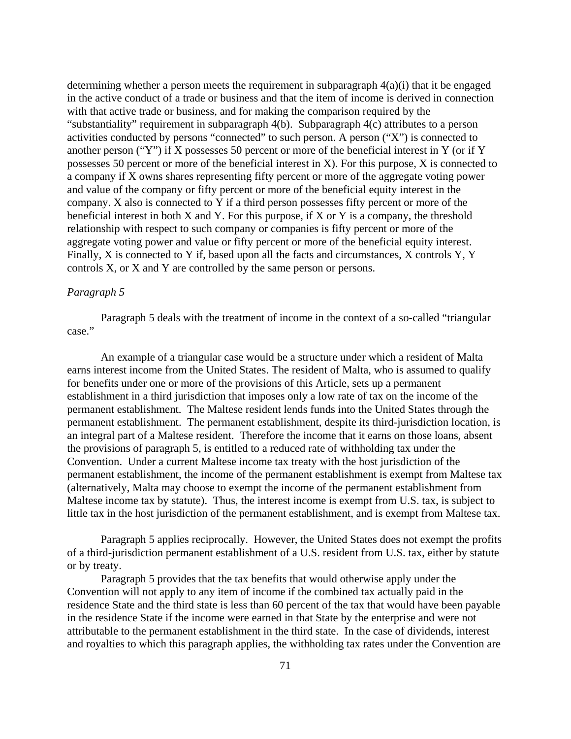determining whether a person meets the requirement in subparagraph 4(a)(i) that it be engaged in the active conduct of a trade or business and that the item of income is derived in connection with that active trade or business, and for making the comparison required by the "substantiality" requirement in subparagraph 4(b). Subparagraph 4(c) attributes to a person activities conducted by persons "connected" to such person. A person ("X") is connected to another person ("Y") if X possesses 50 percent or more of the beneficial interest in Y (or if Y possesses 50 percent or more of the beneficial interest in X). For this purpose, X is connected to a company if X owns shares representing fifty percent or more of the aggregate voting power and value of the company or fifty percent or more of the beneficial equity interest in the company. X also is connected to Y if a third person possesses fifty percent or more of the beneficial interest in both X and Y. For this purpose, if X or Y is a company, the threshold relationship with respect to such company or companies is fifty percent or more of the aggregate voting power and value or fifty percent or more of the beneficial equity interest. Finally, X is connected to Y if, based upon all the facts and circumstances, X controls Y, Y controls X, or X and Y are controlled by the same person or persons.

*Paragraph 5*

Paragraph 5 deals with the treatment of income in the context of a so-called "triangular case."

An example of a triangular case would be a structure under which a resident of Malta earns interest income from the United States. The resident of Malta, who is assumed to qualify for benefits under one or more of the provisions of this Article, sets up a permanent establishment in a third jurisdiction that imposes only a low rate of tax on the income of the permanent establishment. The Maltese resident lends funds into the United States through the permanent establishment. The permanent establishment, despite its third-jurisdiction location, is an integral part of a Maltese resident. Therefore the income that it earns on those loans, absent the provisions of paragraph 5, is entitled to a reduced rate of withholding tax under the Convention. Under a current Maltese income tax treaty with the host jurisdiction of the permanent establishment, the income of the permanent establishment is exempt from Maltese tax (alternatively, Malta may choose to exempt the income of the permanent establishment from Maltese income tax by statute). Thus, the interest income is exempt from U.S. tax, is subject to little tax in the host jurisdiction of the permanent establishment, and is exempt from Maltese tax.

Paragraph 5 applies reciprocally. However, the United States does not exempt the profits of a third-jurisdiction permanent establishment of a U.S. resident from U.S. tax, either by statute or by treaty.

Paragraph 5 provides that the tax benefits that would otherwise apply under the Convention will not apply to any item of income if the combined tax actually paid in the residence State and the third state is less than 60 percent of the tax that would have been payable in the residence State if the income were earned in that State by the enterprise and were not attributable to the permanent establishment in the third state. In the case of dividends, interest and royalties to which this paragraph applies, the withholding tax rates under the Convention are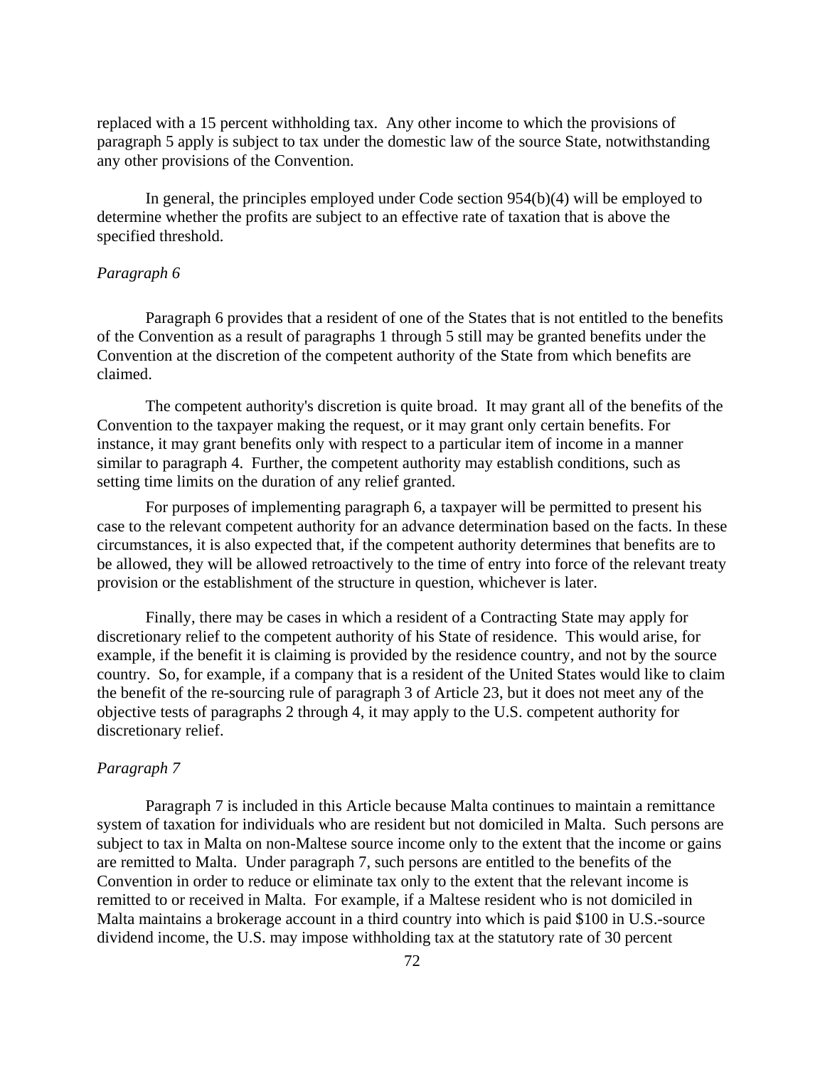replaced with a 15 percent withholding tax. Any other income to which the provisions of paragraph 5 apply is subject to tax under the domestic law of the source State, notwithstanding any other provisions of the Convention.

In general, the principles employed under Code section 954(b)(4) will be employed to determine whether the profits are subject to an effective rate of taxation that is above the specified threshold.

*Paragraph 6*

Paragraph 6 provides that a resident of one of the States that is not entitled to the benefits of the Convention as a result of paragraphs 1 through 5 still may be granted benefits under the Convention at the discretion of the competent authority of the State from which benefits are claimed.

The competent authority's discretion is quite broad. It may grant all of the benefits of the Convention to the taxpayer making the request, or it may grant only certain benefits. For instance, it may grant benefits only with respect to a particular item of income in a manner similar to paragraph 4. Further, the competent authority may establish conditions, such as setting time limits on the duration of any relief granted.

For purposes of implementing paragraph 6, a taxpayer will be permitted to present his case to the relevant competent authority for an advance determination based on the facts. In these circumstances, it is also expected that, if the competent authority determines that benefits are to be allowed, they will be allowed retroactively to the time of entry into force of the relevant treaty provision or the establishment of the structure in question, whichever is later.

Finally, there may be cases in which a resident of a Contracting State may apply for discretionary relief to the competent authority of his State of residence. This would arise, for example, if the benefit it is claiming is provided by the residence country, and not by the source country. So, for example, if a company that is a resident of the United States would like to claim the benefit of the re-sourcing rule of paragraph 3 of Article 23, but it does not meet any of the objective tests of paragraphs 2 through 4, it may apply to the U.S. competent authority for discretionary relief.

*Paragraph 7*

Paragraph 7 is included in this Article because Malta continues to maintain a remittance system of taxation for individuals who are resident but not domiciled in Malta. Such persons are subject to tax in Malta on non-Maltese source income only to the extent that the income or gains are remitted to Malta. Under paragraph 7, such persons are entitled to the benefits of the Convention in order to reduce or eliminate tax only to the extent that the relevant income is remitted to or received in Malta. For example, if a Maltese resident who is not domiciled in Malta maintains a brokerage account in a third country into which is paid $100 in U.S.-source dividend income, the U.S. may impose withholding tax at the statutory rate of 30 percent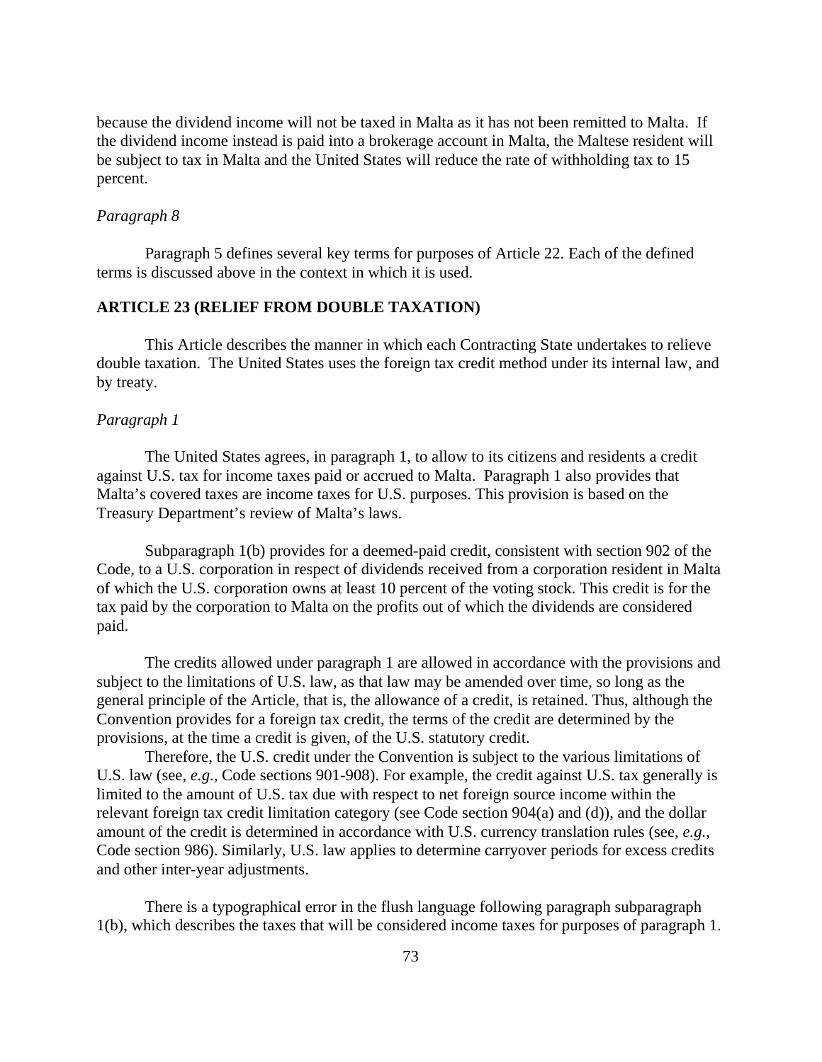because the dividend income will not be taxed in Malta as it has not been remitted to Malta. If the dividend income instead is paid into a brokerage account in Malta, the Maltese resident will be subject to tax in Malta and the United States will reduce the rate of withholding tax to 15 percent.

*Paragraph 8*

Paragraph 5 defines several key terms for purposes of Article 22. Each of the defined terms is discussed above in the context in which it is used.

**ARTICLE 23 (RELIEF FROM DOUBLE TAXATION)**

This Article describes the manner in which each Contracting State undertakes to relieve double taxation. The United States uses the foreign tax credit method under its internal law, and by treaty.

*Paragraph 1*

The United States agrees, in paragraph 1, to allow to its citizens and residents a credit against U.S. tax for income taxes paid or accrued to Malta. Paragraph 1 also provides that Malta's covered taxes are income taxes for U.S. purposes. This provision is based on the Treasury Department's review of Malta's laws.

Subparagraph 1(b) provides for a deemed-paid credit, consistent with section 902 of the Code, to a U.S. corporation in respect of dividends received from a corporation resident in Malta of which the U.S. corporation owns at least 10 percent of the voting stock. This credit is for the tax paid by the corporation to Malta on the profits out of which the dividends are considered paid.

The credits allowed under paragraph 1 are allowed in accordance with the provisions and subject to the limitations of U.S. law, as that law may be amended over time, so long as the general principle of the Article, that is, the allowance of a credit, is retained. Thus, although the Convention provides for a foreign tax credit, the terms of the credit are determined by the provisions, at the time a credit is given, of the U.S. statutory credit.

Therefore, the U.S. credit under the Convention is subject to the various limitations of U.S. law (see, *e.g*., Code sections 901-908). For example, the credit against U.S. tax generally is limited to the amount of U.S. tax due with respect to net foreign source income within the relevant foreign tax credit limitation category (see Code section 904(a) and (d)), and the dollar amount of the credit is determined in accordance with U.S. currency translation rules (see, *e.g.*, Code section 986). Similarly, U.S. law applies to determine carryover periods for excess credits and other inter-year adjustments.

There is a typographical error in the flush language following paragraph subparagraph 1(b), which describes the taxes that will be considered income taxes for purposes of paragraph 1.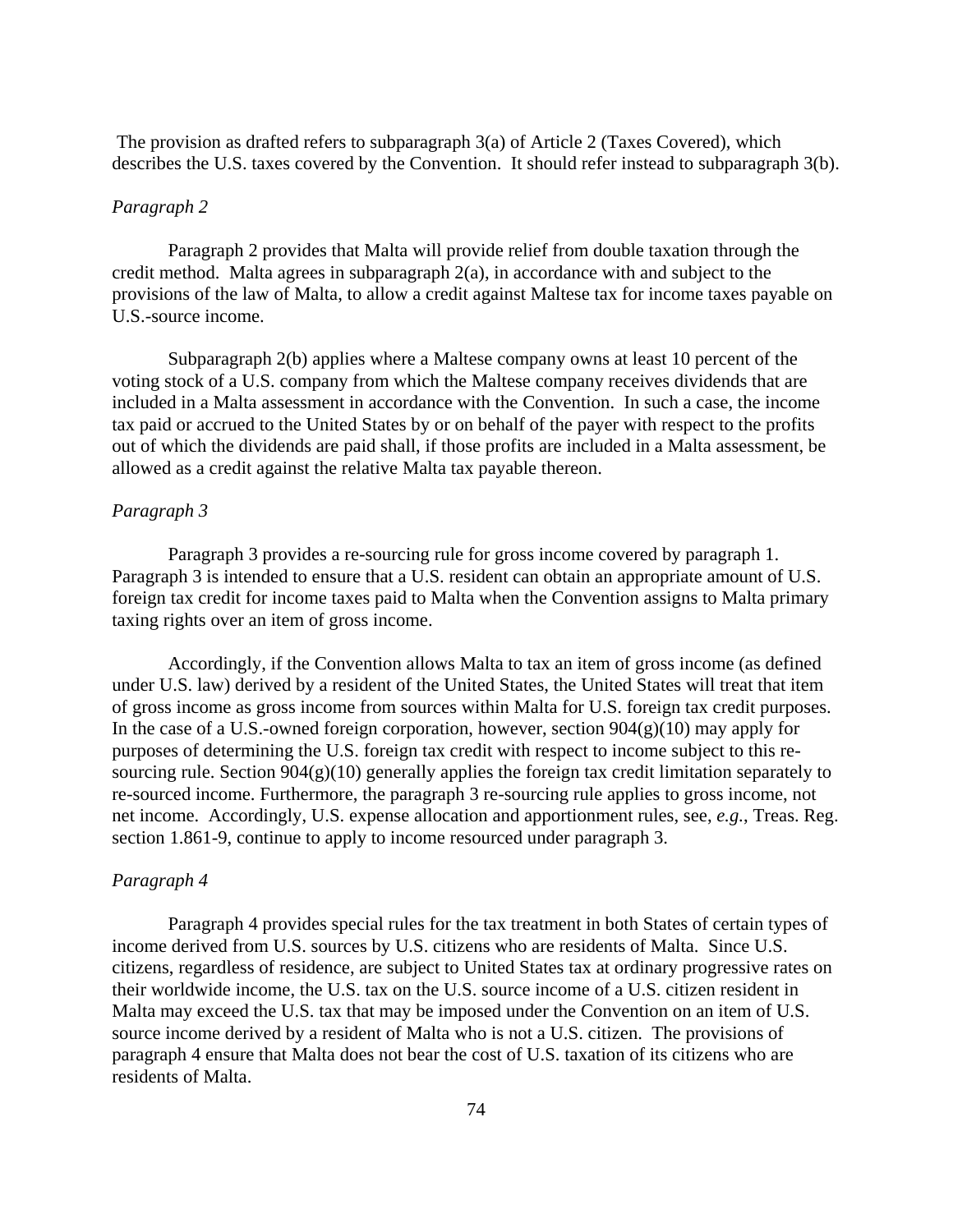The provision as drafted refers to subparagraph 3(a) of Article 2 (Taxes Covered), which describes the U.S. taxes covered by the Convention. It should refer instead to subparagraph 3(b).

*Paragraph 2*

Paragraph 2 provides that Malta will provide relief from double taxation through the credit method. Malta agrees in subparagraph 2(a), in accordance with and subject to the provisions of the law of Malta, to allow a credit against Maltese tax for income taxes payable on U.S.-source income.

Subparagraph 2(b) applies where a Maltese company owns at least 10 percent of the voting stock of a U.S. company from which the Maltese company receives dividends that are included in a Malta assessment in accordance with the Convention. In such a case, the income tax paid or accrued to the United States by or on behalf of the payer with respect to the profits out of which the dividends are paid shall, if those profits are included in a Malta assessment, be allowed as a credit against the relative Malta tax payable thereon.

*Paragraph 3*

Paragraph 3 provides a re-sourcing rule for gross income covered by paragraph 1. Paragraph 3 is intended to ensure that a U.S. resident can obtain an appropriate amount of U.S. foreign tax credit for income taxes paid to Malta when the Convention assigns to Malta primary taxing rights over an item of gross income.

Accordingly, if the Convention allows Malta to tax an item of gross income (as defined under U.S. law) derived by a resident of the United States, the United States will treat that item of gross income as gross income from sources within Malta for U.S. foreign tax credit purposes. In the case of a U.S.-owned foreign corporation, however, section 904(g)(10) may apply for purposes of determining the U.S. foreign tax credit with respect to income subject to this re-sourcing rule. Section 904(g)(10) generally applies the foreign tax credit limitation separately to re-sourced income. Furthermore, the paragraph 3 re-sourcing rule applies to gross income, not net income. Accordingly, U.S. expense allocation and apportionment rules, see, *e.g.*, Treas. Reg. section 1.861-9, continue to apply to income resourced under paragraph 3.

*Paragraph 4*

Paragraph 4 provides special rules for the tax treatment in both States of certain types of income derived from U.S. sources by U.S. citizens who are residents of Malta. Since U.S. citizens, regardless of residence, are subject to United States tax at ordinary progressive rates on their worldwide income, the U.S. tax on the U.S. source income of a U.S. citizen resident in Malta may exceed the U.S. tax that may be imposed under the Convention on an item of U.S. source income derived by a resident of Malta who is not a U.S. citizen. The provisions of paragraph 4 ensure that Malta does not bear the cost of U.S. taxation of its citizens who are residents of Malta.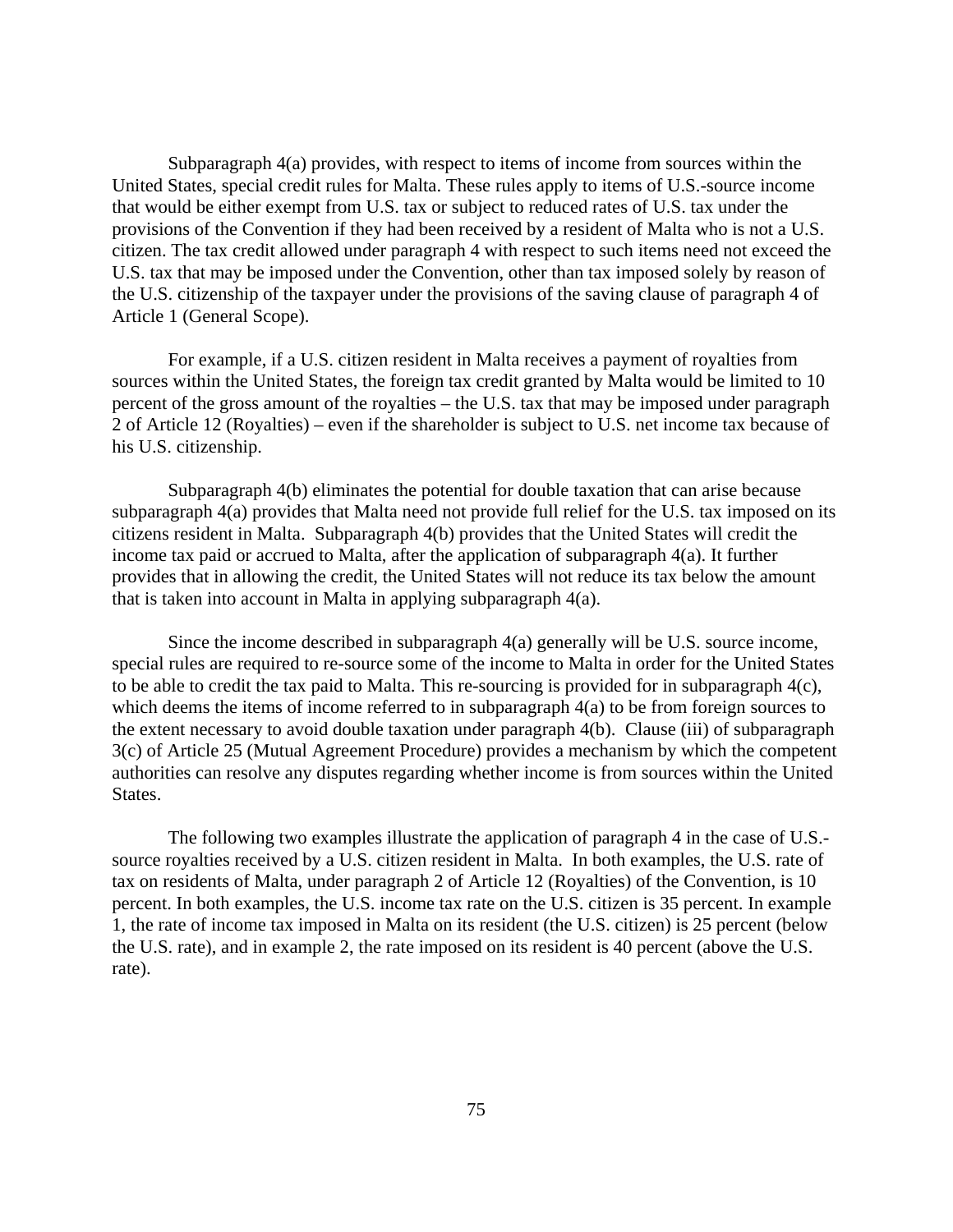Subparagraph 4(a) provides, with respect to items of income from sources within the United States, special credit rules for Malta. These rules apply to items of U.S.-source income that would be either exempt from U.S. tax or subject to reduced rates of U.S. tax under the provisions of the Convention if they had been received by a resident of Malta who is not a U.S. citizen. The tax credit allowed under paragraph 4 with respect to such items need not exceed the U.S. tax that may be imposed under the Convention, other than tax imposed solely by reason of the U.S. citizenship of the taxpayer under the provisions of the saving clause of paragraph 4 of Article 1 (General Scope).

For example, if a U.S. citizen resident in Malta receives a payment of royalties from sources within the United States, the foreign tax credit granted by Malta would be limited to 10 percent of the gross amount of the royalties – the U.S. tax that may be imposed under paragraph 2 of Article 12 (Royalties) – even if the shareholder is subject to U.S. net income tax because of his U.S. citizenship.

Subparagraph 4(b) eliminates the potential for double taxation that can arise because subparagraph 4(a) provides that Malta need not provide full relief for the U.S. tax imposed on its citizens resident in Malta. Subparagraph 4(b) provides that the United States will credit the income tax paid or accrued to Malta, after the application of subparagraph 4(a). It further provides that in allowing the credit, the United States will not reduce its tax below the amount that is taken into account in Malta in applying subparagraph 4(a).

Since the income described in subparagraph 4(a) generally will be U.S. source income, special rules are required to re-source some of the income to Malta in order for the United States to be able to credit the tax paid to Malta. This re-sourcing is provided for in subparagraph 4(c), which deems the items of income referred to in subparagraph 4(a) to be from foreign sources to the extent necessary to avoid double taxation under paragraph 4(b). Clause (iii) of subparagraph 3(c) of Article 25 (Mutual Agreement Procedure) provides a mechanism by which the competent authorities can resolve any disputes regarding whether income is from sources within the United States.

The following two examples illustrate the application of paragraph 4 in the case of U.S.-source royalties received by a U.S. citizen resident in Malta. In both examples, the U.S. rate of tax on residents of Malta, under paragraph 2 of Article 12 (Royalties) of the Convention, is 10 percent. In both examples, the U.S. income tax rate on the U.S. citizen is 35 percent. In example 1, the rate of income tax imposed in Malta on its resident (the U.S. citizen) is 25 percent (below the U.S. rate), and in example 2, the rate imposed on its resident is 40 percent (above the U.S. rate).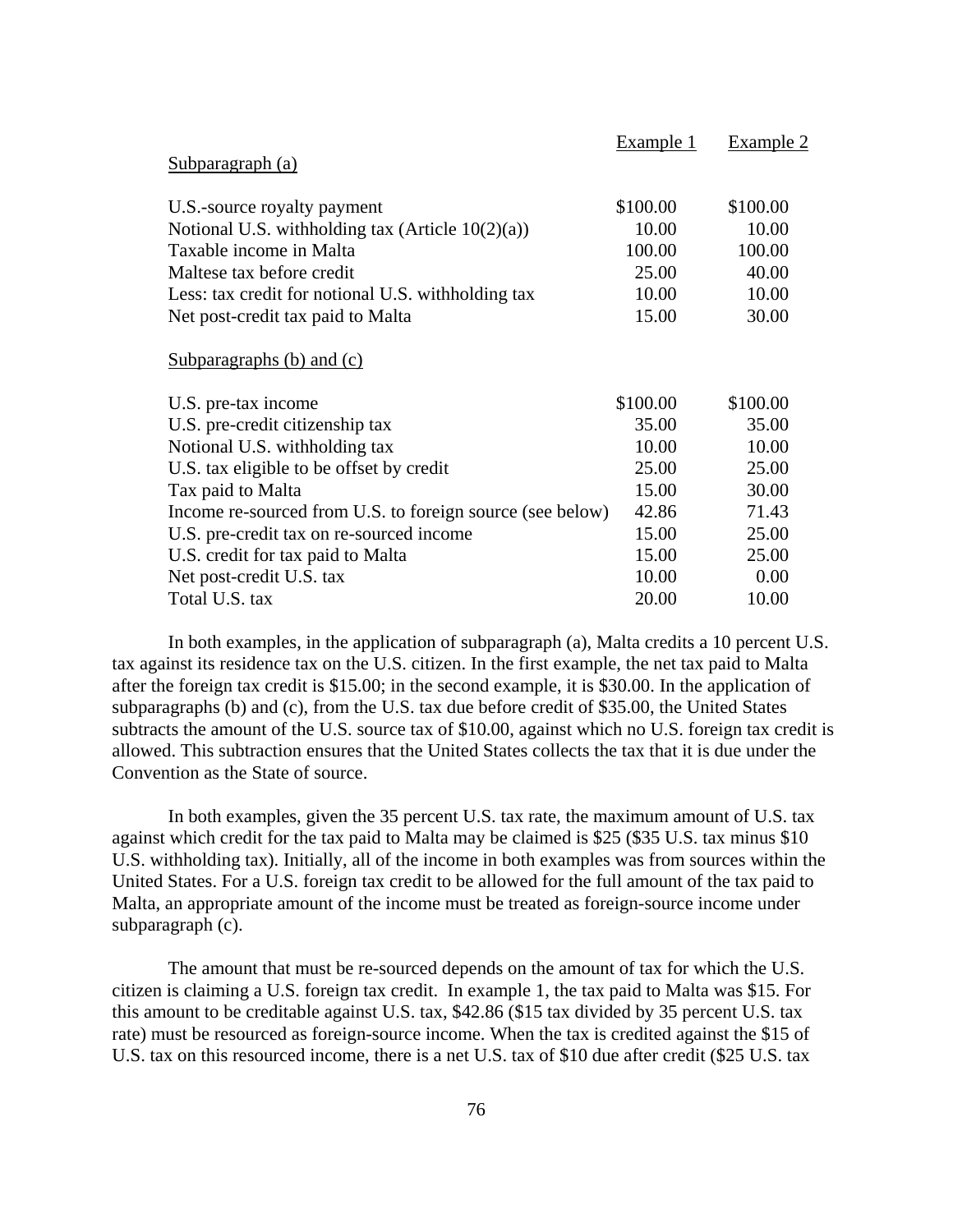| | Example 1 | Example 2 |
|---|---|---|
| Subparagraph (a) | | |
| U.S.-source royalty payment | \$100.00 | \$100.00 |
| Notional U.S. withholding tax (Article 10(2)(a)) | 10.00 | 10.00 |
| Taxable income in Malta | 100.00 | 100.00 |
| Maltese tax before credit | 25.00 | 40.00 |
| Less: tax credit for notional U.S. withholding tax | 10.00 | 10.00 |
| Net post-credit tax paid to Malta | 15.00 | 30.00 |
| Subparagraphs (b) and (c) | | |
| U.S. pre-tax income | \$100.00 | \$100.00 |
| U.S. pre-credit citizenship tax | 35.00 | 35.00 |
| Notional U.S. withholding tax | 10.00 | 10.00 |
| U.S. tax eligible to be offset by credit | 25.00 | 25.00 |
| Tax paid to Malta | 15.00 | 30.00 |
| Income re-sourced from U.S. to foreign source (see below) | 42.86 | 71.43 |
| U.S. pre-credit tax on re-sourced income | 15.00 | 25.00 |
| U.S. credit for tax paid to Malta | 15.00 | 25.00 |
| Net post-credit U.S. tax | 10.00 | 0.00 |
| Total U.S. tax | 20.00 | 10.00 |

In both examples, in the application of subparagraph (a), Malta credits a 10 percent U.S. tax against its residence tax on the U.S. citizen. In the first example, the net tax paid to Malta after the foreign tax credit is \$15.00; in the second example, it is \$30.00. In the application of subparagraphs (b) and (c), from the U.S. tax due before credit of \$35.00, the United States subtracts the amount of the U.S. source tax of \$10.00, against which no U.S. foreign tax credit is allowed. This subtraction ensures that the United States collects the tax that it is due under the Convention as the State of source.

In both examples, given the 35 percent U.S. tax rate, the maximum amount of U.S. tax against which credit for the tax paid to Malta may be claimed is \$25 (\$35 U.S. tax minus \$10 U.S. withholding tax). Initially, all of the income in both examples was from sources within the United States. For a U.S. foreign tax credit to be allowed for the full amount of the tax paid to Malta, an appropriate amount of the income must be treated as foreign-source income under subparagraph (c).

The amount that must be re-sourced depends on the amount of tax for which the U.S. citizen is claiming a U.S. foreign tax credit. In example 1, the tax paid to Malta was \$15. For this amount to be creditable against U.S. tax, \$42.86 (\$15 tax divided by 35 percent U.S. tax rate) must be resourced as foreign-source income. When the tax is credited against the \$15 of U.S. tax on this resourced income, there is a net U.S. tax of \$10 due after credit (\$25 U.S. tax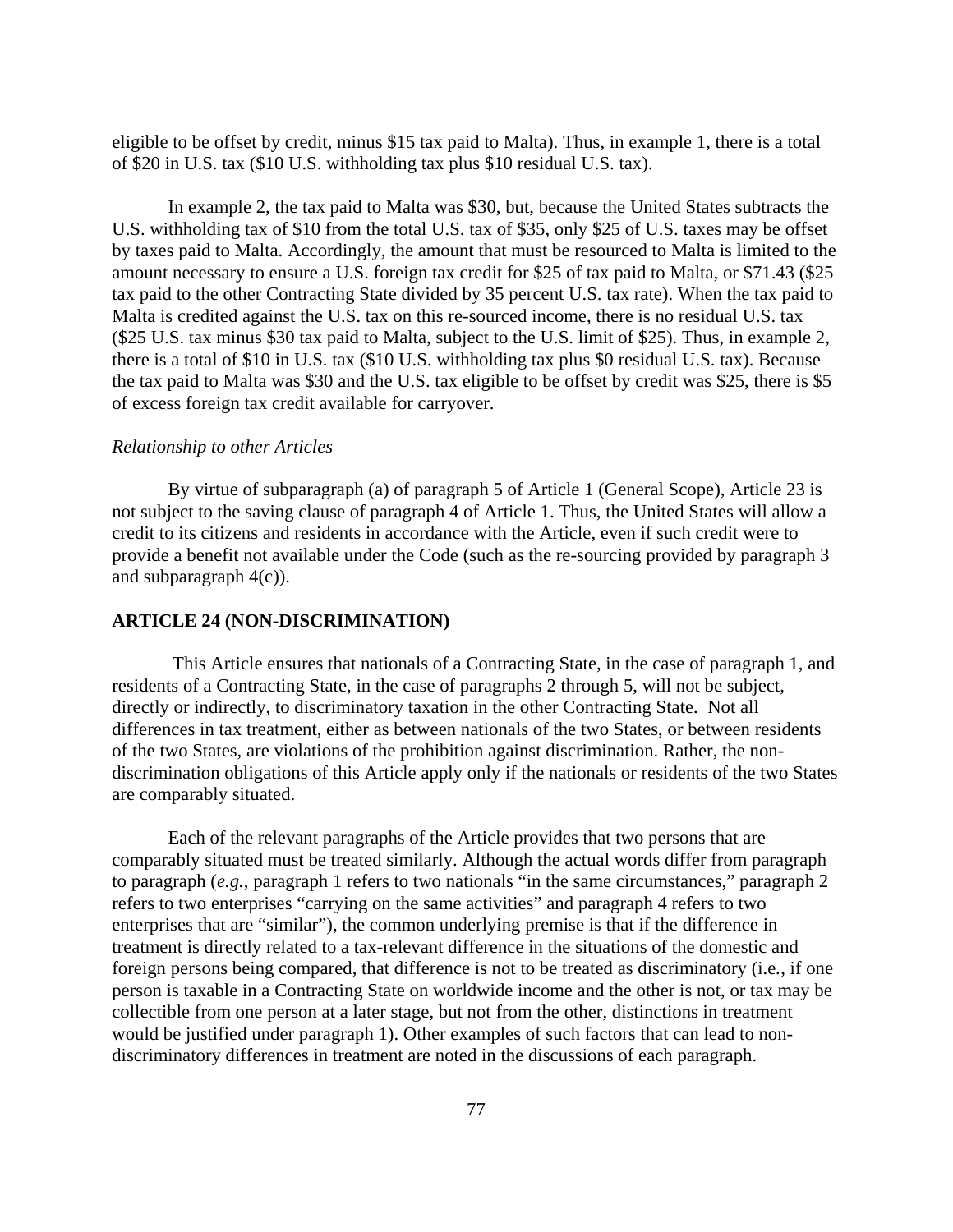eligible to be offset by credit, minus $15 tax paid to Malta). Thus, in example 1, there is a total of $20 in U.S. tax ($10 U.S. withholding tax plus $10 residual U.S. tax).

In example 2, the tax paid to Malta was $30, but, because the United States subtracts the U.S. withholding tax of $10 from the total U.S. tax of $35, only $25 of U.S. taxes may be offset by taxes paid to Malta. Accordingly, the amount that must be resourced to Malta is limited to the amount necessary to ensure a U.S. foreign tax credit for $25 of tax paid to Malta, or $71.43 ($25 tax paid to the other Contracting State divided by 35 percent U.S. tax rate). When the tax paid to Malta is credited against the U.S. tax on this re-sourced income, there is no residual U.S. tax ($25 U.S. tax minus $30 tax paid to Malta, subject to the U.S. limit of $25). Thus, in example 2, there is a total of $10 in U.S. tax ($10 U.S. withholding tax plus $0 residual U.S. tax). Because the tax paid to Malta was $30 and the U.S. tax eligible to be offset by credit was $25, there is $5 of excess foreign tax credit available for carryover.

*Relationship to other Articles*

By virtue of subparagraph (a) of paragraph 5 of Article 1 (General Scope), Article 23 is not subject to the saving clause of paragraph 4 of Article 1. Thus, the United States will allow a credit to its citizens and residents in accordance with the Article, even if such credit were to provide a benefit not available under the Code (such as the re-sourcing provided by paragraph 3 and subparagraph 4(c)).

## ARTICLE 24 (NON-DISCRIMINATION)

This Article ensures that nationals of a Contracting State, in the case of paragraph 1, and residents of a Contracting State, in the case of paragraphs 2 through 5, will not be subject, directly or indirectly, to discriminatory taxation in the other Contracting State. Not all differences in tax treatment, either as between nationals of the two States, or between residents of the two States, are violations of the prohibition against discrimination. Rather, the non-discrimination obligations of this Article apply only if the nationals or residents of the two States are comparably situated.

Each of the relevant paragraphs of the Article provides that two persons that are comparably situated must be treated similarly. Although the actual words differ from paragraph to paragraph (*e.g.*, paragraph 1 refers to two nationals "in the same circumstances," paragraph 2 refers to two enterprises "carrying on the same activities" and paragraph 4 refers to two enterprises that are "similar"), the common underlying premise is that if the difference in treatment is directly related to a tax-relevant difference in the situations of the domestic and foreign persons being compared, that difference is not to be treated as discriminatory (i.e., if one person is taxable in a Contracting State on worldwide income and the other is not, or tax may be collectible from one person at a later stage, but not from the other, distinctions in treatment would be justified under paragraph 1). Other examples of such factors that can lead to non-discriminatory differences in treatment are noted in the discussions of each paragraph.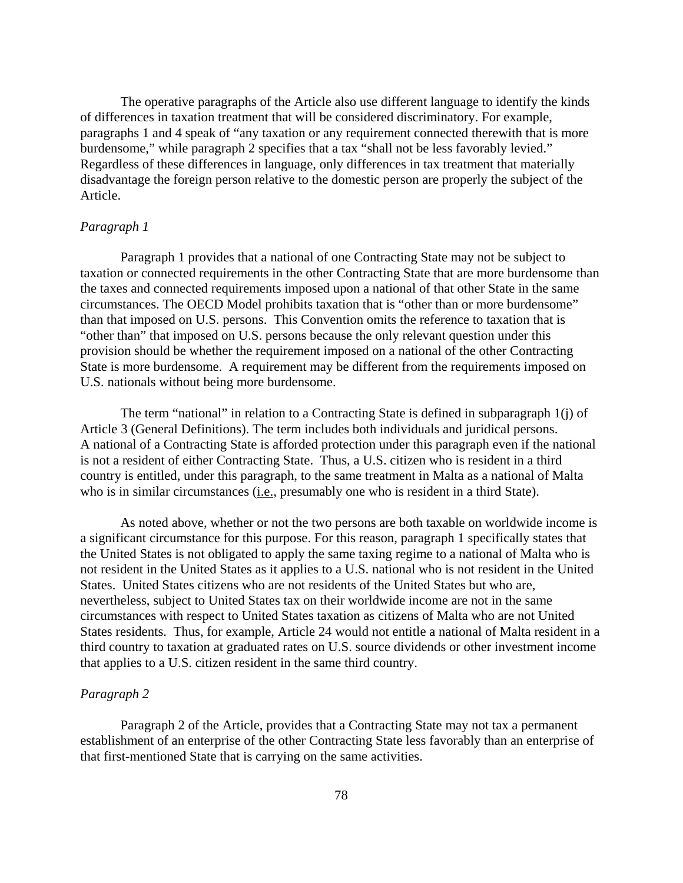The operative paragraphs of the Article also use different language to identify the kinds of differences in taxation treatment that will be considered discriminatory. For example, paragraphs 1 and 4 speak of "any taxation or any requirement connected therewith that is more burdensome," while paragraph 2 specifies that a tax "shall not be less favorably levied." Regardless of these differences in language, only differences in tax treatment that materially disadvantage the foreign person relative to the domestic person are properly the subject of the Article.

*Paragraph 1*

Paragraph 1 provides that a national of one Contracting State may not be subject to taxation or connected requirements in the other Contracting State that are more burdensome than the taxes and connected requirements imposed upon a national of that other State in the same circumstances. The OECD Model prohibits taxation that is "other than or more burdensome" than that imposed on U.S. persons. This Convention omits the reference to taxation that is "other than" that imposed on U.S. persons because the only relevant question under this provision should be whether the requirement imposed on a national of the other Contracting State is more burdensome. A requirement may be different from the requirements imposed on U.S. nationals without being more burdensome.

The term "national" in relation to a Contracting State is defined in subparagraph 1(j) of Article 3 (General Definitions). The term includes both individuals and juridical persons. A national of a Contracting State is afforded protection under this paragraph even if the national is not a resident of either Contracting State. Thus, a U.S. citizen who is resident in a third country is entitled, under this paragraph, to the same treatment in Malta as a national of Malta who is in similar circumstances (i.e., presumably one who is resident in a third State).

As noted above, whether or not the two persons are both taxable on worldwide income is a significant circumstance for this purpose. For this reason, paragraph 1 specifically states that the United States is not obligated to apply the same taxing regime to a national of Malta who is not resident in the United States as it applies to a U.S. national who is not resident in the United States. United States citizens who are not residents of the United States but who are, nevertheless, subject to United States tax on their worldwide income are not in the same circumstances with respect to United States taxation as citizens of Malta who are not United States residents. Thus, for example, Article 24 would not entitle a national of Malta resident in a third country to taxation at graduated rates on U.S. source dividends or other investment income that applies to a U.S. citizen resident in the same third country.

*Paragraph 2*

Paragraph 2 of the Article, provides that a Contracting State may not tax a permanent establishment of an enterprise of the other Contracting State less favorably than an enterprise of that first-mentioned State that is carrying on the same activities.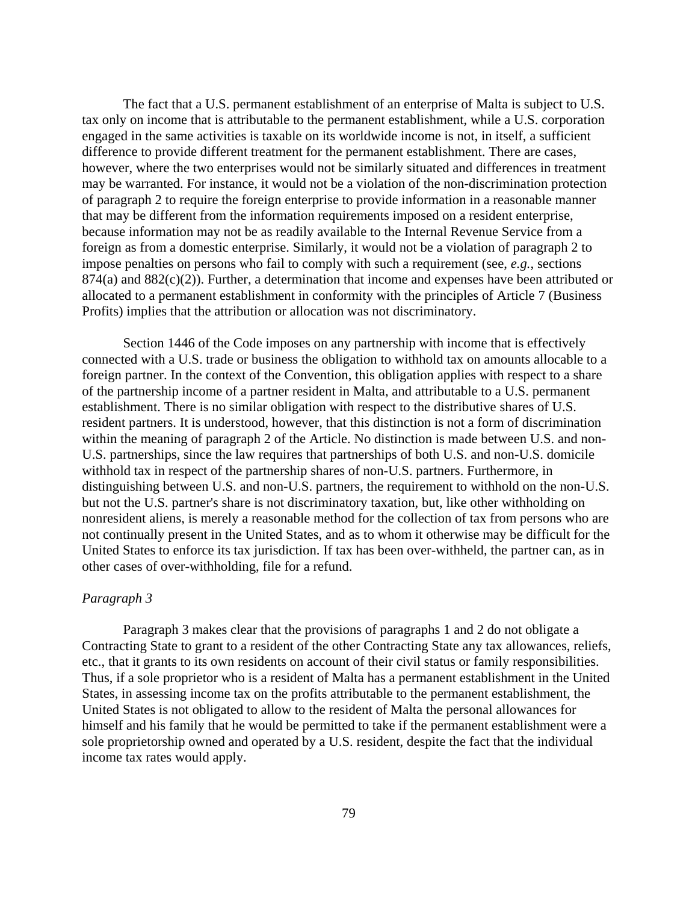The fact that a U.S. permanent establishment of an enterprise of Malta is subject to U.S. tax only on income that is attributable to the permanent establishment, while a U.S. corporation engaged in the same activities is taxable on its worldwide income is not, in itself, a sufficient difference to provide different treatment for the permanent establishment. There are cases, however, where the two enterprises would not be similarly situated and differences in treatment may be warranted. For instance, it would not be a violation of the non-discrimination protection of paragraph 2 to require the foreign enterprise to provide information in a reasonable manner that may be different from the information requirements imposed on a resident enterprise, because information may not be as readily available to the Internal Revenue Service from a foreign as from a domestic enterprise. Similarly, it would not be a violation of paragraph 2 to impose penalties on persons who fail to comply with such a requirement (see, *e.g.*, sections 874(a) and 882(c)(2)). Further, a determination that income and expenses have been attributed or allocated to a permanent establishment in conformity with the principles of Article 7 (Business Profits) implies that the attribution or allocation was not discriminatory.

Section 1446 of the Code imposes on any partnership with income that is effectively connected with a U.S. trade or business the obligation to withhold tax on amounts allocable to a foreign partner. In the context of the Convention, this obligation applies with respect to a share of the partnership income of a partner resident in Malta, and attributable to a U.S. permanent establishment. There is no similar obligation with respect to the distributive shares of U.S. resident partners. It is understood, however, that this distinction is not a form of discrimination within the meaning of paragraph 2 of the Article. No distinction is made between U.S. and non-U.S. partnerships, since the law requires that partnerships of both U.S. and non-U.S. domicile withhold tax in respect of the partnership shares of non-U.S. partners. Furthermore, in distinguishing between U.S. and non-U.S. partners, the requirement to withhold on the non-U.S. but not the U.S. partner's share is not discriminatory taxation, but, like other withholding on nonresident aliens, is merely a reasonable method for the collection of tax from persons who are not continually present in the United States, and as to whom it otherwise may be difficult for the United States to enforce its tax jurisdiction. If tax has been over-withheld, the partner can, as in other cases of over-withholding, file for a refund.

*Paragraph 3*

Paragraph 3 makes clear that the provisions of paragraphs 1 and 2 do not obligate a Contracting State to grant to a resident of the other Contracting State any tax allowances, reliefs, etc., that it grants to its own residents on account of their civil status or family responsibilities. Thus, if a sole proprietor who is a resident of Malta has a permanent establishment in the United States, in assessing income tax on the profits attributable to the permanent establishment, the United States is not obligated to allow to the resident of Malta the personal allowances for himself and his family that he would be permitted to take if the permanent establishment were a sole proprietorship owned and operated by a U.S. resident, despite the fact that the individual income tax rates would apply.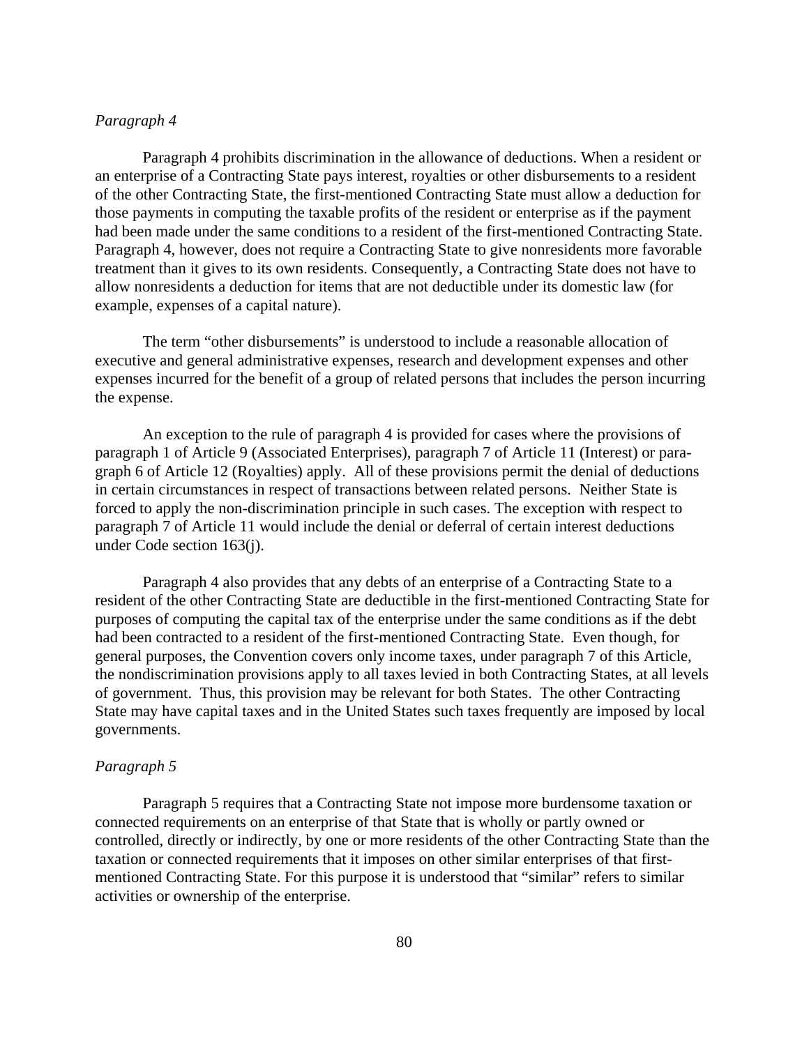*Paragraph 4*

Paragraph 4 prohibits discrimination in the allowance of deductions. When a resident or an enterprise of a Contracting State pays interest, royalties or other disbursements to a resident of the other Contracting State, the first-mentioned Contracting State must allow a deduction for those payments in computing the taxable profits of the resident or enterprise as if the payment had been made under the same conditions to a resident of the first-mentioned Contracting State. Paragraph 4, however, does not require a Contracting State to give nonresidents more favorable treatment than it gives to its own residents. Consequently, a Contracting State does not have to allow nonresidents a deduction for items that are not deductible under its domestic law (for example, expenses of a capital nature).

The term "other disbursements" is understood to include a reasonable allocation of executive and general administrative expenses, research and development expenses and other expenses incurred for the benefit of a group of related persons that includes the person incurring the expense.

An exception to the rule of paragraph 4 is provided for cases where the provisions of paragraph 1 of Article 9 (Associated Enterprises), paragraph 7 of Article 11 (Interest) or paragraph 6 of Article 12 (Royalties) apply. All of these provisions permit the denial of deductions in certain circumstances in respect of transactions between related persons. Neither State is forced to apply the non-discrimination principle in such cases. The exception with respect to paragraph 7 of Article 11 would include the denial or deferral of certain interest deductions under Code section 163(j).

Paragraph 4 also provides that any debts of an enterprise of a Contracting State to a resident of the other Contracting State are deductible in the first-mentioned Contracting State for purposes of computing the capital tax of the enterprise under the same conditions as if the debt had been contracted to a resident of the first-mentioned Contracting State. Even though, for general purposes, the Convention covers only income taxes, under paragraph 7 of this Article, the nondiscrimination provisions apply to all taxes levied in both Contracting States, at all levels of government. Thus, this provision may be relevant for both States. The other Contracting State may have capital taxes and in the United States such taxes frequently are imposed by local governments.

*Paragraph 5*

Paragraph 5 requires that a Contracting State not impose more burdensome taxation or connected requirements on an enterprise of that State that is wholly or partly owned or controlled, directly or indirectly, by one or more residents of the other Contracting State than the taxation or connected requirements that it imposes on other similar enterprises of that first-mentioned Contracting State. For this purpose it is understood that "similar" refers to similar activities or ownership of the enterprise.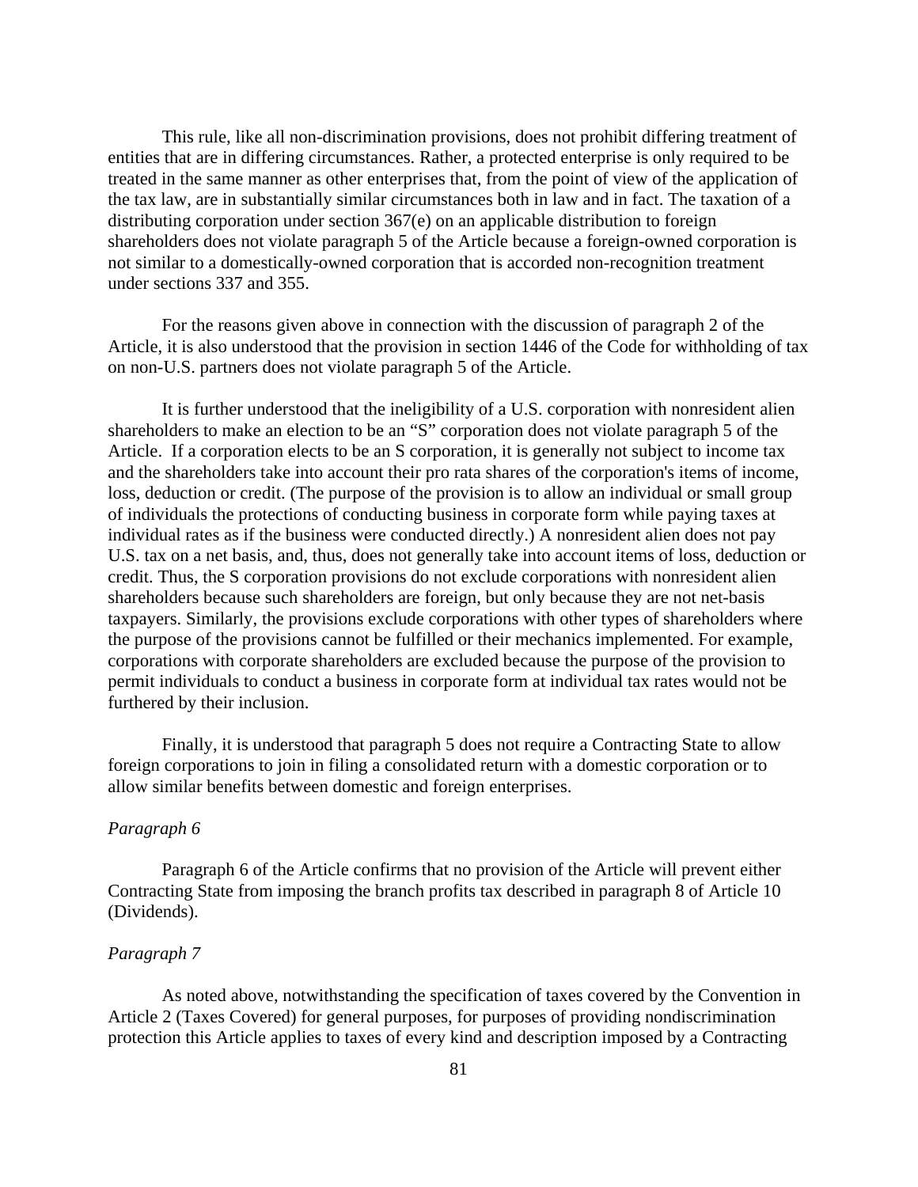This rule, like all non-discrimination provisions, does not prohibit differing treatment of entities that are in differing circumstances. Rather, a protected enterprise is only required to be treated in the same manner as other enterprises that, from the point of view of the application of the tax law, are in substantially similar circumstances both in law and in fact. The taxation of a distributing corporation under section 367(e) on an applicable distribution to foreign shareholders does not violate paragraph 5 of the Article because a foreign-owned corporation is not similar to a domestically-owned corporation that is accorded non-recognition treatment under sections 337 and 355.

For the reasons given above in connection with the discussion of paragraph 2 of the Article, it is also understood that the provision in section 1446 of the Code for withholding of tax on non-U.S. partners does not violate paragraph 5 of the Article.

It is further understood that the ineligibility of a U.S. corporation with nonresident alien shareholders to make an election to be an "S" corporation does not violate paragraph 5 of the Article. If a corporation elects to be an S corporation, it is generally not subject to income tax and the shareholders take into account their pro rata shares of the corporation's items of income, loss, deduction or credit. (The purpose of the provision is to allow an individual or small group of individuals the protections of conducting business in corporate form while paying taxes at individual rates as if the business were conducted directly.) A nonresident alien does not pay U.S. tax on a net basis, and, thus, does not generally take into account items of loss, deduction or credit. Thus, the S corporation provisions do not exclude corporations with nonresident alien shareholders because such shareholders are foreign, but only because they are not net-basis taxpayers. Similarly, the provisions exclude corporations with other types of shareholders where the purpose of the provisions cannot be fulfilled or their mechanics implemented. For example, corporations with corporate shareholders are excluded because the purpose of the provision to permit individuals to conduct a business in corporate form at individual tax rates would not be furthered by their inclusion.

Finally, it is understood that paragraph 5 does not require a Contracting State to allow foreign corporations to join in filing a consolidated return with a domestic corporation or to allow similar benefits between domestic and foreign enterprises.

*Paragraph 6*

Paragraph 6 of the Article confirms that no provision of the Article will prevent either Contracting State from imposing the branch profits tax described in paragraph 8 of Article 10 (Dividends).

*Paragraph 7*

As noted above, notwithstanding the specification of taxes covered by the Convention in Article 2 (Taxes Covered) for general purposes, for purposes of providing nondiscrimination protection this Article applies to taxes of every kind and description imposed by a Contracting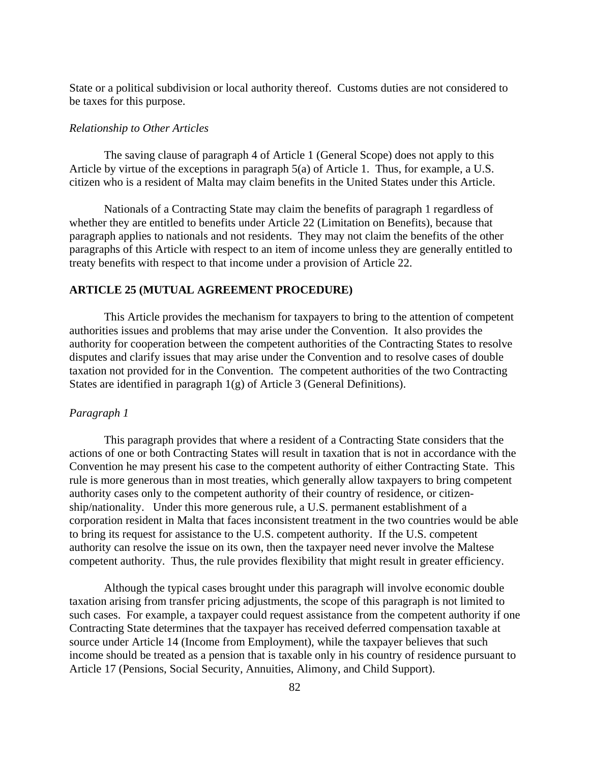State or a political subdivision or local authority thereof. Customs duties are not considered to be taxes for this purpose.

*Relationship to Other Articles*

The saving clause of paragraph 4 of Article 1 (General Scope) does not apply to this Article by virtue of the exceptions in paragraph 5(a) of Article 1. Thus, for example, a U.S. citizen who is a resident of Malta may claim benefits in the United States under this Article.

Nationals of a Contracting State may claim the benefits of paragraph 1 regardless of whether they are entitled to benefits under Article 22 (Limitation on Benefits), because that paragraph applies to nationals and not residents. They may not claim the benefits of the other paragraphs of this Article with respect to an item of income unless they are generally entitled to treaty benefits with respect to that income under a provision of Article 22.

**ARTICLE 25 (MUTUAL AGREEMENT PROCEDURE)**

This Article provides the mechanism for taxpayers to bring to the attention of competent authorities issues and problems that may arise under the Convention. It also provides the authority for cooperation between the competent authorities of the Contracting States to resolve disputes and clarify issues that may arise under the Convention and to resolve cases of double taxation not provided for in the Convention. The competent authorities of the two Contracting States are identified in paragraph 1(g) of Article 3 (General Definitions).

*Paragraph 1*

This paragraph provides that where a resident of a Contracting State considers that the actions of one or both Contracting States will result in taxation that is not in accordance with the Convention he may present his case to the competent authority of either Contracting State. This rule is more generous than in most treaties, which generally allow taxpayers to bring competent authority cases only to the competent authority of their country of residence, or citizenship/nationality. Under this more generous rule, a U.S. permanent establishment of a corporation resident in Malta that faces inconsistent treatment in the two countries would be able to bring its request for assistance to the U.S. competent authority. If the U.S. competent authority can resolve the issue on its own, then the taxpayer need never involve the Maltese competent authority. Thus, the rule provides flexibility that might result in greater efficiency.

Although the typical cases brought under this paragraph will involve economic double taxation arising from transfer pricing adjustments, the scope of this paragraph is not limited to such cases. For example, a taxpayer could request assistance from the competent authority if one Contracting State determines that the taxpayer has received deferred compensation taxable at source under Article 14 (Income from Employment), while the taxpayer believes that such income should be treated as a pension that is taxable only in his country of residence pursuant to Article 17 (Pensions, Social Security, Annuities, Alimony, and Child Support).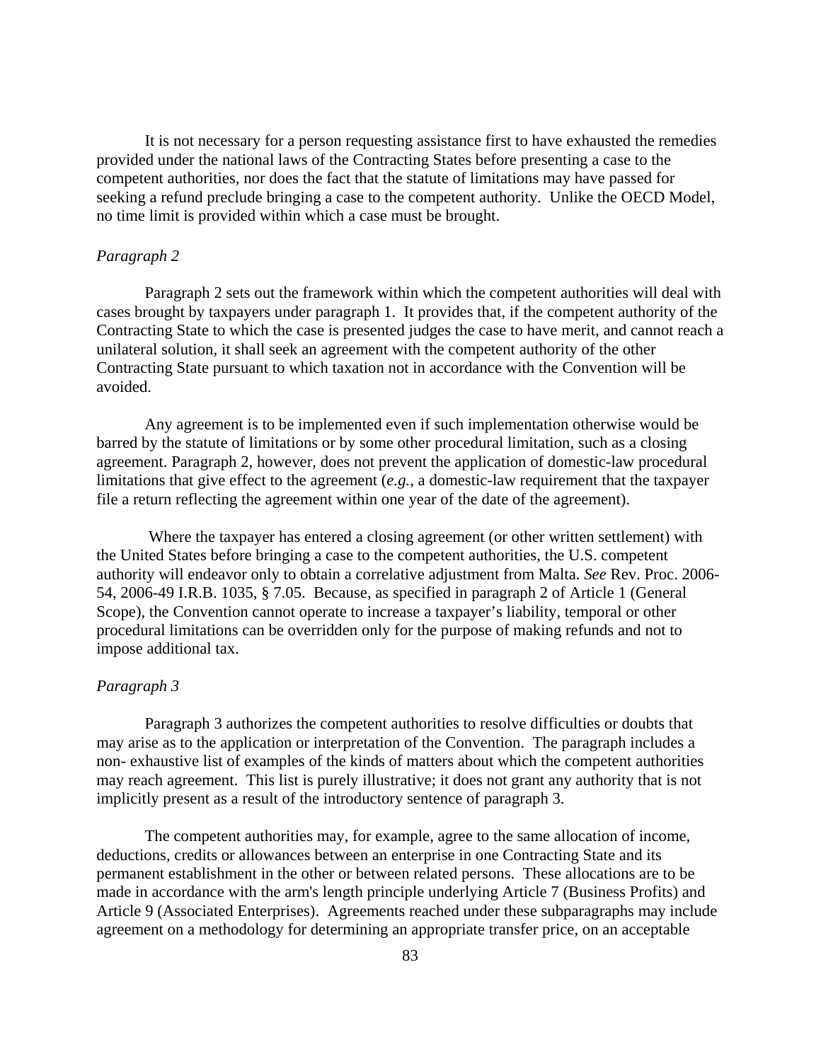It is not necessary for a person requesting assistance first to have exhausted the remedies provided under the national laws of the Contracting States before presenting a case to the competent authorities, nor does the fact that the statute of limitations may have passed for seeking a refund preclude bringing a case to the competent authority. Unlike the OECD Model, no time limit is provided within which a case must be brought.

*Paragraph 2*

Paragraph 2 sets out the framework within which the competent authorities will deal with cases brought by taxpayers under paragraph 1. It provides that, if the competent authority of the Contracting State to which the case is presented judges the case to have merit, and cannot reach a unilateral solution, it shall seek an agreement with the competent authority of the other Contracting State pursuant to which taxation not in accordance with the Convention will be avoided.

Any agreement is to be implemented even if such implementation otherwise would be barred by the statute of limitations or by some other procedural limitation, such as a closing agreement. Paragraph 2, however, does not prevent the application of domestic-law procedural limitations that give effect to the agreement (*e.g.*, a domestic-law requirement that the taxpayer file a return reflecting the agreement within one year of the date of the agreement).

Where the taxpayer has entered a closing agreement (or other written settlement) with the United States before bringing a case to the competent authorities, the U.S. competent authority will endeavor only to obtain a correlative adjustment from Malta. *See* Rev. Proc. 2006-54, 2006-49 I.R.B. 1035, § 7.05. Because, as specified in paragraph 2 of Article 1 (General Scope), the Convention cannot operate to increase a taxpayer's liability, temporal or other procedural limitations can be overridden only for the purpose of making refunds and not to impose additional tax.

*Paragraph 3*

Paragraph 3 authorizes the competent authorities to resolve difficulties or doubts that may arise as to the application or interpretation of the Convention. The paragraph includes a non- exhaustive list of examples of the kinds of matters about which the competent authorities may reach agreement. This list is purely illustrative; it does not grant any authority that is not implicitly present as a result of the introductory sentence of paragraph 3.

The competent authorities may, for example, agree to the same allocation of income, deductions, credits or allowances between an enterprise in one Contracting State and its permanent establishment in the other or between related persons. These allocations are to be made in accordance with the arm's length principle underlying Article 7 (Business Profits) and Article 9 (Associated Enterprises). Agreements reached under these subparagraphs may include agreement on a methodology for determining an appropriate transfer price, on an acceptable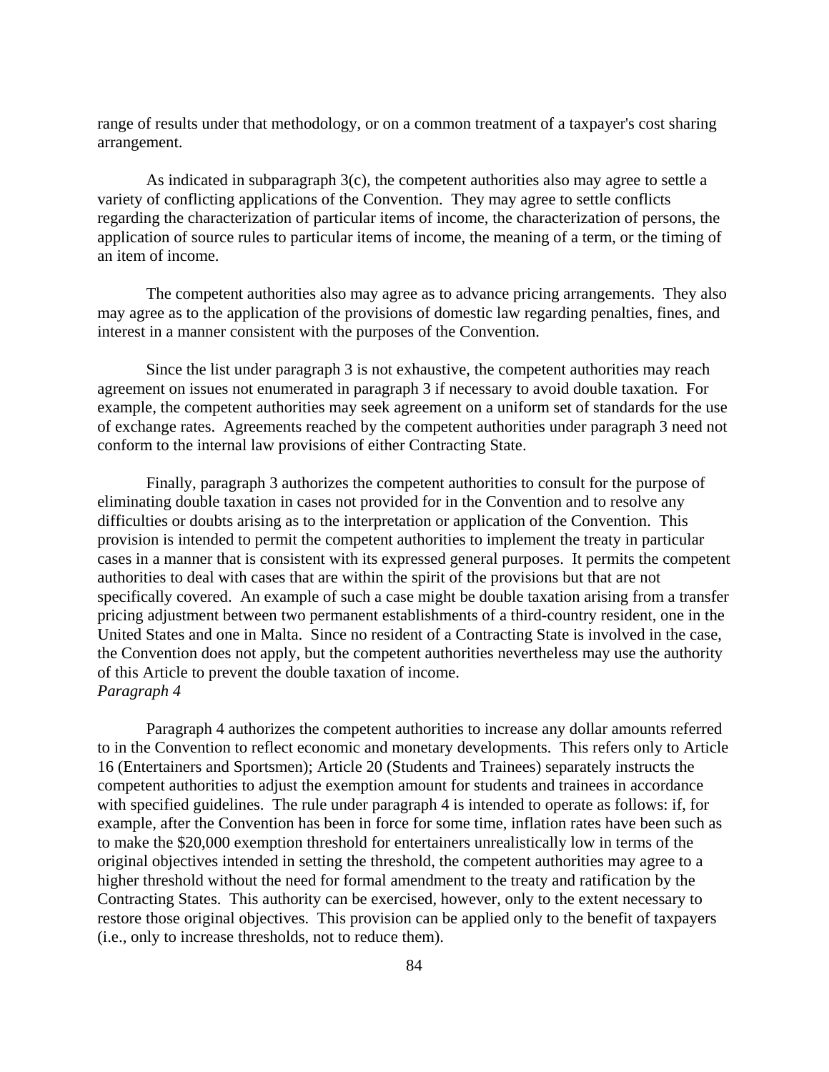range of results under that methodology, or on a common treatment of a taxpayer's cost sharing arrangement.

As indicated in subparagraph 3(c), the competent authorities also may agree to settle a variety of conflicting applications of the Convention. They may agree to settle conflicts regarding the characterization of particular items of income, the characterization of persons, the application of source rules to particular items of income, the meaning of a term, or the timing of an item of income.

The competent authorities also may agree as to advance pricing arrangements. They also may agree as to the application of the provisions of domestic law regarding penalties, fines, and interest in a manner consistent with the purposes of the Convention.

Since the list under paragraph 3 is not exhaustive, the competent authorities may reach agreement on issues not enumerated in paragraph 3 if necessary to avoid double taxation. For example, the competent authorities may seek agreement on a uniform set of standards for the use of exchange rates. Agreements reached by the competent authorities under paragraph 3 need not conform to the internal law provisions of either Contracting State.

Finally, paragraph 3 authorizes the competent authorities to consult for the purpose of eliminating double taxation in cases not provided for in the Convention and to resolve any difficulties or doubts arising as to the interpretation or application of the Convention. This provision is intended to permit the competent authorities to implement the treaty in particular cases in a manner that is consistent with its expressed general purposes. It permits the competent authorities to deal with cases that are within the spirit of the provisions but that are not specifically covered. An example of such a case might be double taxation arising from a transfer pricing adjustment between two permanent establishments of a third-country resident, one in the United States and one in Malta. Since no resident of a Contracting State is involved in the case, the Convention does not apply, but the competent authorities nevertheless may use the authority of this Article to prevent the double taxation of income.

*Paragraph 4*

Paragraph 4 authorizes the competent authorities to increase any dollar amounts referred to in the Convention to reflect economic and monetary developments. This refers only to Article 16 (Entertainers and Sportsmen); Article 20 (Students and Trainees) separately instructs the competent authorities to adjust the exemption amount for students and trainees in accordance with specified guidelines. The rule under paragraph 4 is intended to operate as follows: if, for example, after the Convention has been in force for some time, inflation rates have been such as to make the $20,000 exemption threshold for entertainers unrealistically low in terms of the original objectives intended in setting the threshold, the competent authorities may agree to a higher threshold without the need for formal amendment to the treaty and ratification by the Contracting States. This authority can be exercised, however, only to the extent necessary to restore those original objectives. This provision can be applied only to the benefit of taxpayers (i.e., only to increase thresholds, not to reduce them).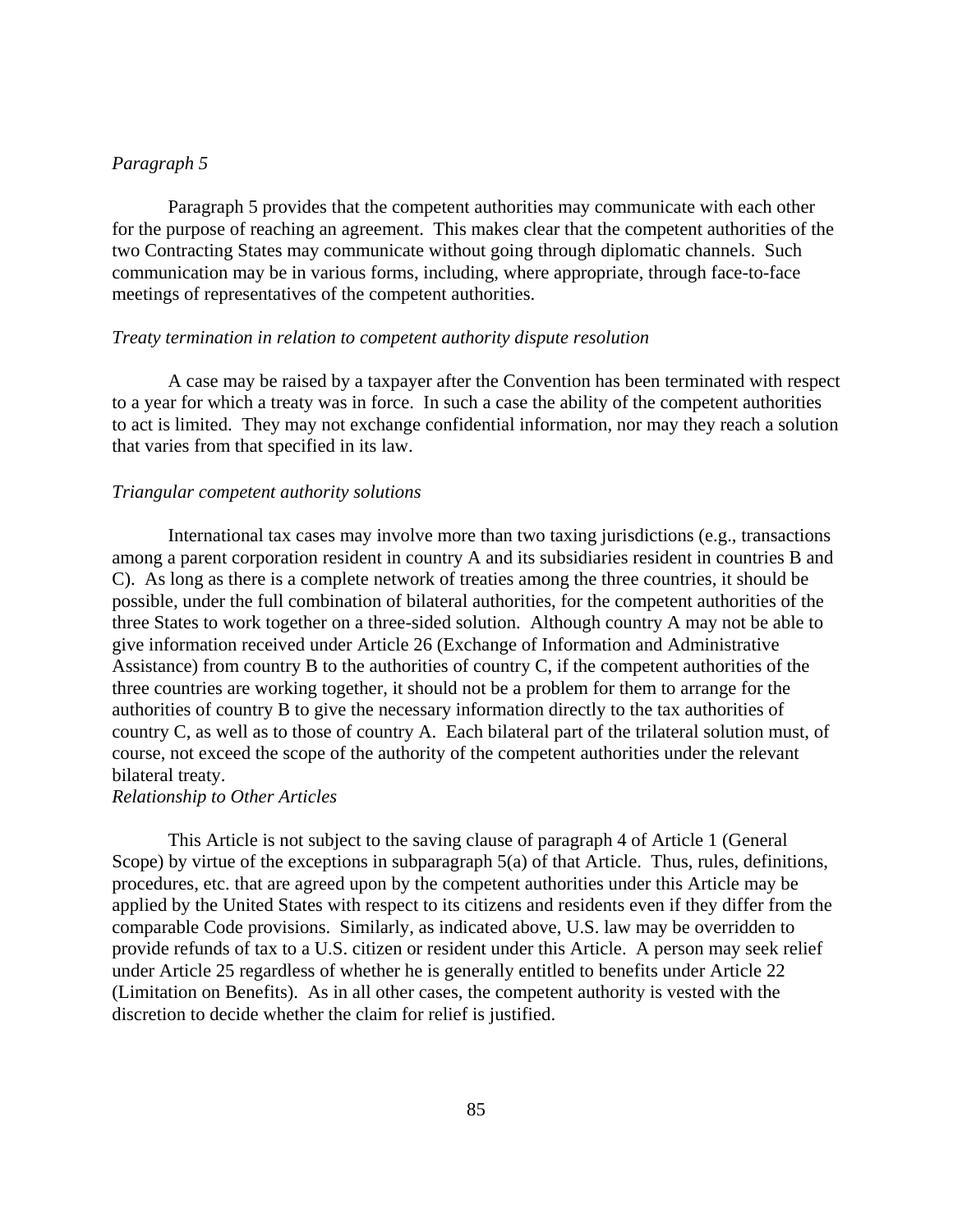*Paragraph 5*

Paragraph 5 provides that the competent authorities may communicate with each other for the purpose of reaching an agreement. This makes clear that the competent authorities of the two Contracting States may communicate without going through diplomatic channels. Such communication may be in various forms, including, where appropriate, through face-to-face meetings of representatives of the competent authorities.

*Treaty termination in relation to competent authority dispute resolution*

A case may be raised by a taxpayer after the Convention has been terminated with respect to a year for which a treaty was in force. In such a case the ability of the competent authorities to act is limited. They may not exchange confidential information, nor may they reach a solution that varies from that specified in its law.

*Triangular competent authority solutions*

International tax cases may involve more than two taxing jurisdictions (e.g., transactions among a parent corporation resident in country A and its subsidiaries resident in countries B and C). As long as there is a complete network of treaties among the three countries, it should be possible, under the full combination of bilateral authorities, for the competent authorities of the three States to work together on a three-sided solution. Although country A may not be able to give information received under Article 26 (Exchange of Information and Administrative Assistance) from country B to the authorities of country C, if the competent authorities of the three countries are working together, it should not be a problem for them to arrange for the authorities of country B to give the necessary information directly to the tax authorities of country C, as well as to those of country A. Each bilateral part of the trilateral solution must, of course, not exceed the scope of the authority of the competent authorities under the relevant bilateral treaty.

*Relationship to Other Articles*

This Article is not subject to the saving clause of paragraph 4 of Article 1 (General Scope) by virtue of the exceptions in subparagraph 5(a) of that Article. Thus, rules, definitions, procedures, etc. that are agreed upon by the competent authorities under this Article may be applied by the United States with respect to its citizens and residents even if they differ from the comparable Code provisions. Similarly, as indicated above, U.S. law may be overridden to provide refunds of tax to a U.S. citizen or resident under this Article. A person may seek relief under Article 25 regardless of whether he is generally entitled to benefits under Article 22 (Limitation on Benefits). As in all other cases, the competent authority is vested with the discretion to decide whether the claim for relief is justified.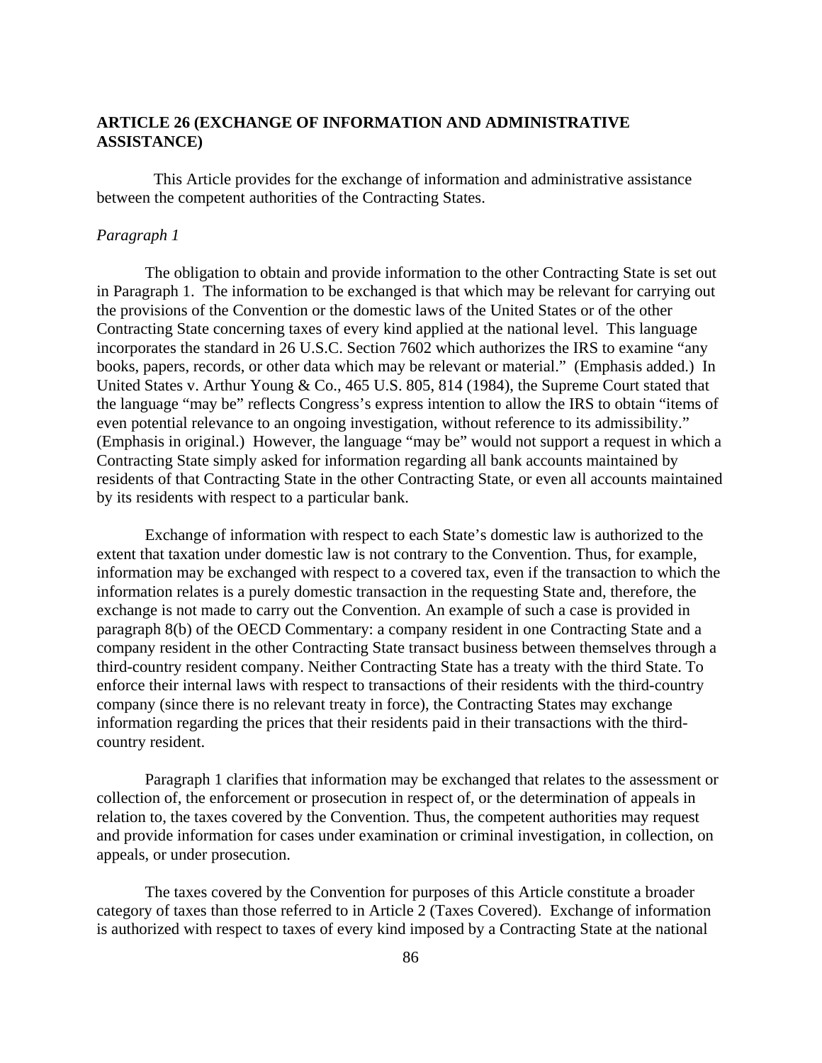## ARTICLE 26 (EXCHANGE OF INFORMATION AND ADMINISTRATIVE ASSISTANCE)

This Article provides for the exchange of information and administrative assistance between the competent authorities of the Contracting States.

*Paragraph 1*

The obligation to obtain and provide information to the other Contracting State is set out in Paragraph 1. The information to be exchanged is that which may be relevant for carrying out the provisions of the Convention or the domestic laws of the United States or of the other Contracting State concerning taxes of every kind applied at the national level. This language incorporates the standard in 26 U.S.C. Section 7602 which authorizes the IRS to examine "any books, papers, records, or other data which may be relevant or material." (Emphasis added.) In United States v. Arthur Young & Co., 465 U.S. 805, 814 (1984), the Supreme Court stated that the language "may be" reflects Congress's express intention to allow the IRS to obtain "items of even potential relevance to an ongoing investigation, without reference to its admissibility." (Emphasis in original.) However, the language "may be" would not support a request in which a Contracting State simply asked for information regarding all bank accounts maintained by residents of that Contracting State in the other Contracting State, or even all accounts maintained by its residents with respect to a particular bank.

Exchange of information with respect to each State's domestic law is authorized to the extent that taxation under domestic law is not contrary to the Convention. Thus, for example, information may be exchanged with respect to a covered tax, even if the transaction to which the information relates is a purely domestic transaction in the requesting State and, therefore, the exchange is not made to carry out the Convention. An example of such a case is provided in paragraph 8(b) of the OECD Commentary: a company resident in one Contracting State and a company resident in the other Contracting State transact business between themselves through a third-country resident company. Neither Contracting State has a treaty with the third State. To enforce their internal laws with respect to transactions of their residents with the third-country company (since there is no relevant treaty in force), the Contracting States may exchange information regarding the prices that their residents paid in their transactions with the third-country resident.

Paragraph 1 clarifies that information may be exchanged that relates to the assessment or collection of, the enforcement or prosecution in respect of, or the determination of appeals in relation to, the taxes covered by the Convention. Thus, the competent authorities may request and provide information for cases under examination or criminal investigation, in collection, on appeals, or under prosecution.

The taxes covered by the Convention for purposes of this Article constitute a broader category of taxes than those referred to in Article 2 (Taxes Covered). Exchange of information is authorized with respect to taxes of every kind imposed by a Contracting State at the national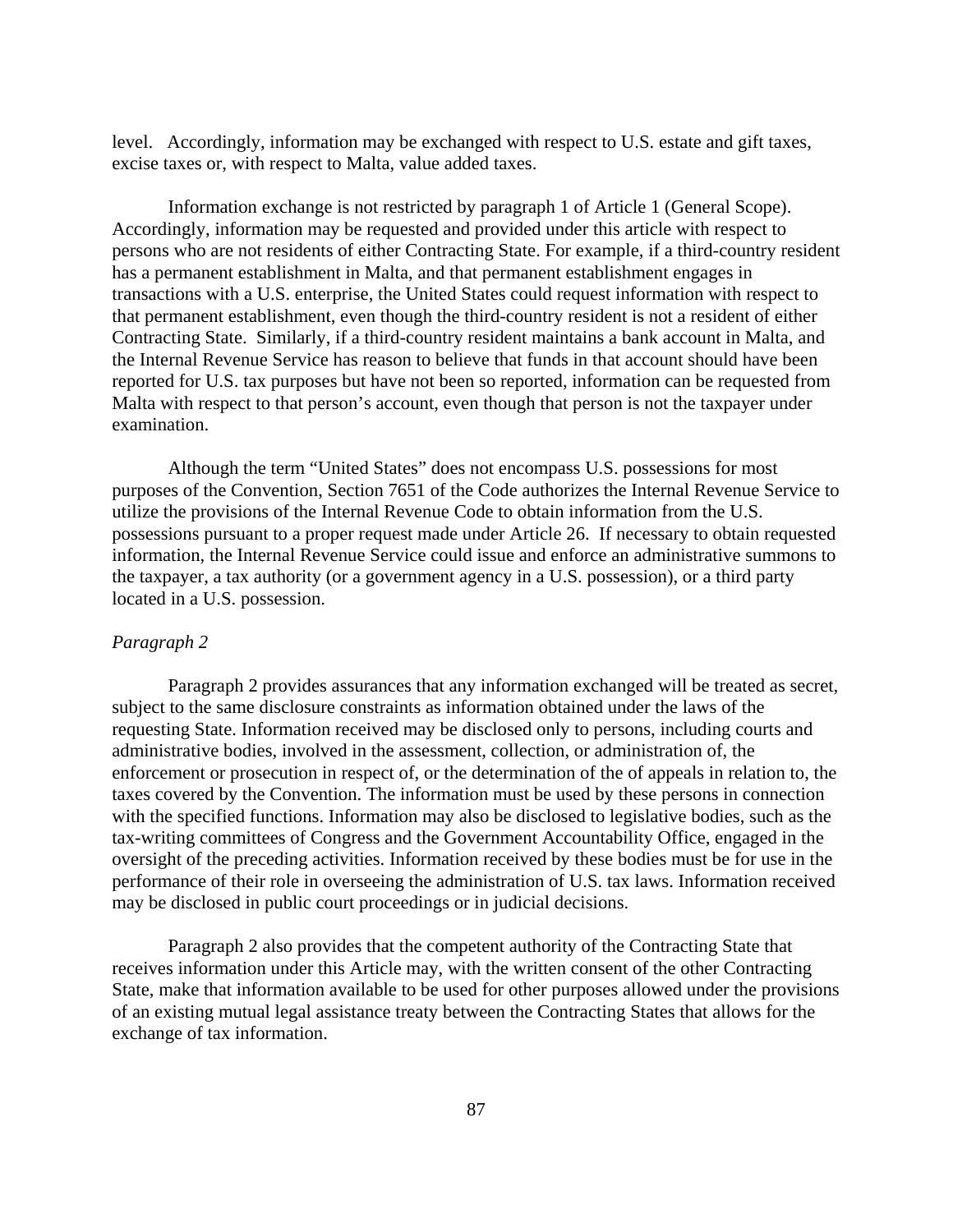level. Accordingly, information may be exchanged with respect to U.S. estate and gift taxes, excise taxes or, with respect to Malta, value added taxes.

Information exchange is not restricted by paragraph 1 of Article 1 (General Scope). Accordingly, information may be requested and provided under this article with respect to persons who are not residents of either Contracting State. For example, if a third-country resident has a permanent establishment in Malta, and that permanent establishment engages in transactions with a U.S. enterprise, the United States could request information with respect to that permanent establishment, even though the third-country resident is not a resident of either Contracting State. Similarly, if a third-country resident maintains a bank account in Malta, and the Internal Revenue Service has reason to believe that funds in that account should have been reported for U.S. tax purposes but have not been so reported, information can be requested from Malta with respect to that person's account, even though that person is not the taxpayer under examination.

Although the term "United States" does not encompass U.S. possessions for most purposes of the Convention, Section 7651 of the Code authorizes the Internal Revenue Service to utilize the provisions of the Internal Revenue Code to obtain information from the U.S. possessions pursuant to a proper request made under Article 26. If necessary to obtain requested information, the Internal Revenue Service could issue and enforce an administrative summons to the taxpayer, a tax authority (or a government agency in a U.S. possession), or a third party located in a U.S. possession.

*Paragraph 2*

Paragraph 2 provides assurances that any information exchanged will be treated as secret, subject to the same disclosure constraints as information obtained under the laws of the requesting State. Information received may be disclosed only to persons, including courts and administrative bodies, involved in the assessment, collection, or administration of, the enforcement or prosecution in respect of, or the determination of the of appeals in relation to, the taxes covered by the Convention. The information must be used by these persons in connection with the specified functions. Information may also be disclosed to legislative bodies, such as the tax-writing committees of Congress and the Government Accountability Office, engaged in the oversight of the preceding activities. Information received by these bodies must be for use in the performance of their role in overseeing the administration of U.S. tax laws. Information received may be disclosed in public court proceedings or in judicial decisions.

Paragraph 2 also provides that the competent authority of the Contracting State that receives information under this Article may, with the written consent of the other Contracting State, make that information available to be used for other purposes allowed under the provisions of an existing mutual legal assistance treaty between the Contracting States that allows for the exchange of tax information.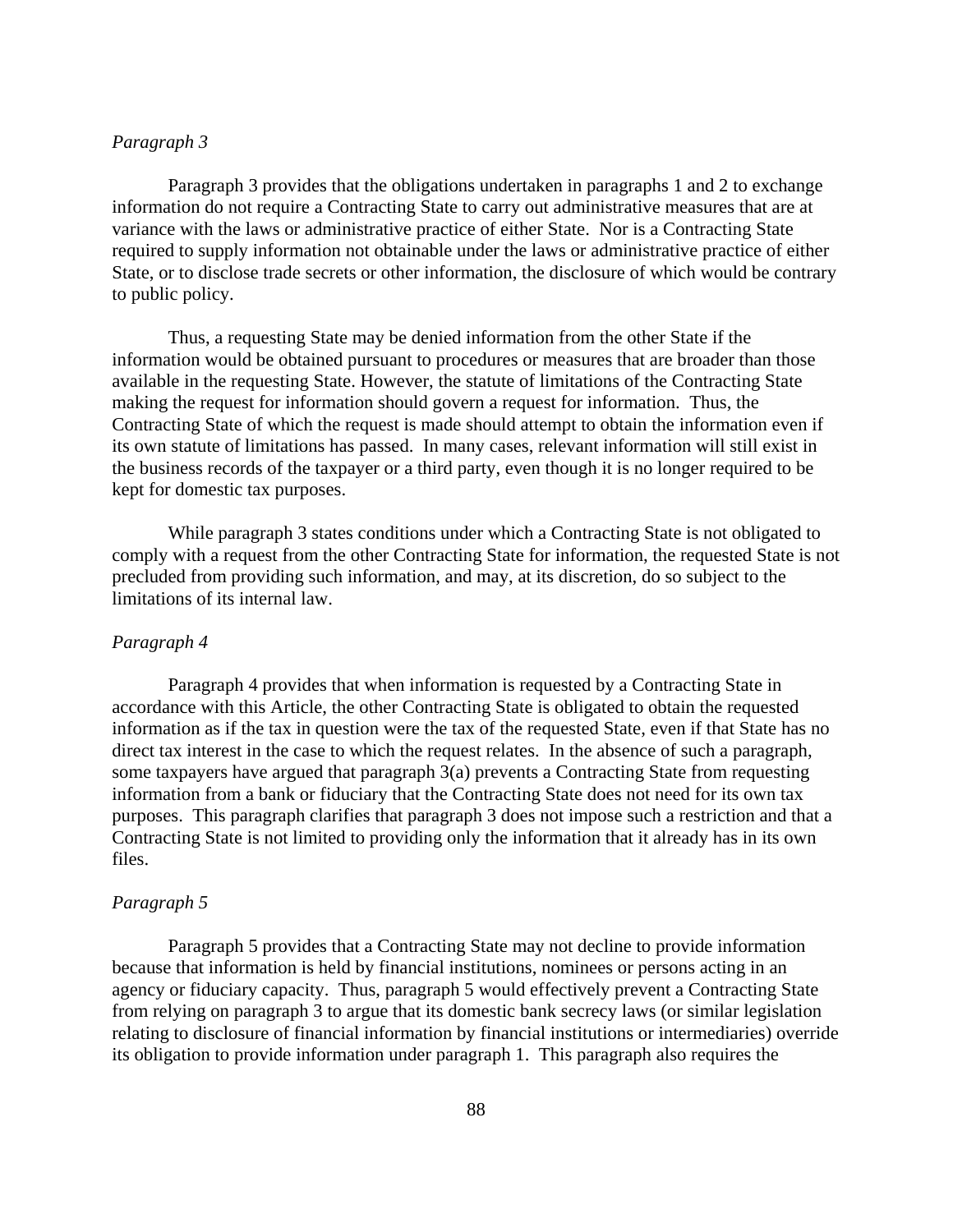*Paragraph 3*

Paragraph 3 provides that the obligations undertaken in paragraphs 1 and 2 to exchange information do not require a Contracting State to carry out administrative measures that are at variance with the laws or administrative practice of either State. Nor is a Contracting State required to supply information not obtainable under the laws or administrative practice of either State, or to disclose trade secrets or other information, the disclosure of which would be contrary to public policy.

Thus, a requesting State may be denied information from the other State if the information would be obtained pursuant to procedures or measures that are broader than those available in the requesting State. However, the statute of limitations of the Contracting State making the request for information should govern a request for information. Thus, the Contracting State of which the request is made should attempt to obtain the information even if its own statute of limitations has passed. In many cases, relevant information will still exist in the business records of the taxpayer or a third party, even though it is no longer required to be kept for domestic tax purposes.

While paragraph 3 states conditions under which a Contracting State is not obligated to comply with a request from the other Contracting State for information, the requested State is not precluded from providing such information, and may, at its discretion, do so subject to the limitations of its internal law.

*Paragraph 4*

Paragraph 4 provides that when information is requested by a Contracting State in accordance with this Article, the other Contracting State is obligated to obtain the requested information as if the tax in question were the tax of the requested State, even if that State has no direct tax interest in the case to which the request relates. In the absence of such a paragraph, some taxpayers have argued that paragraph 3(a) prevents a Contracting State from requesting information from a bank or fiduciary that the Contracting State does not need for its own tax purposes. This paragraph clarifies that paragraph 3 does not impose such a restriction and that a Contracting State is not limited to providing only the information that it already has in its own files.

*Paragraph 5*

Paragraph 5 provides that a Contracting State may not decline to provide information because that information is held by financial institutions, nominees or persons acting in an agency or fiduciary capacity. Thus, paragraph 5 would effectively prevent a Contracting State from relying on paragraph 3 to argue that its domestic bank secrecy laws (or similar legislation relating to disclosure of financial information by financial institutions or intermediaries) override its obligation to provide information under paragraph 1. This paragraph also requires the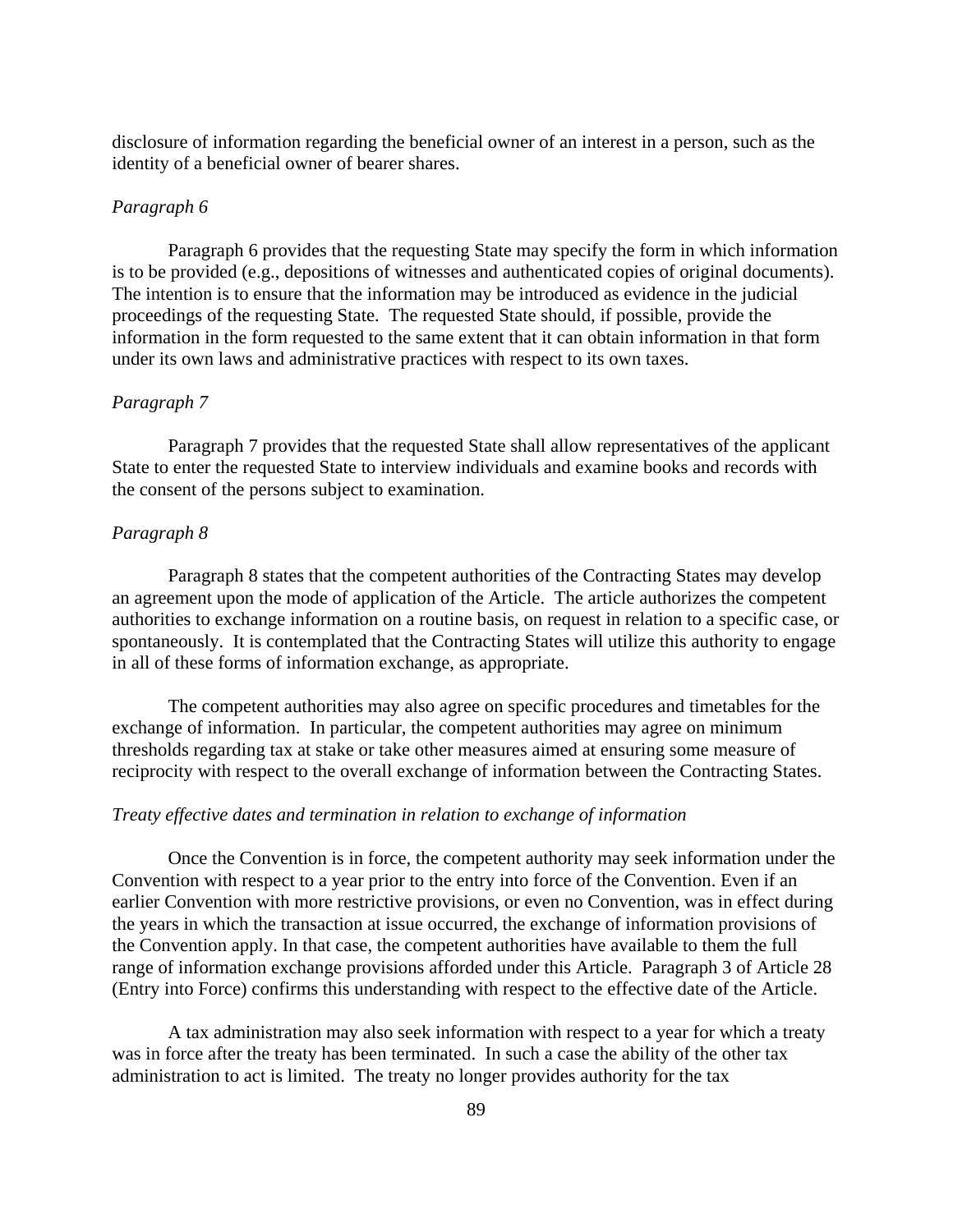disclosure of information regarding the beneficial owner of an interest in a person, such as the identity of a beneficial owner of bearer shares.

*Paragraph 6*

Paragraph 6 provides that the requesting State may specify the form in which information is to be provided (e.g., depositions of witnesses and authenticated copies of original documents). The intention is to ensure that the information may be introduced as evidence in the judicial proceedings of the requesting State. The requested State should, if possible, provide the information in the form requested to the same extent that it can obtain information in that form under its own laws and administrative practices with respect to its own taxes.

*Paragraph 7*

Paragraph 7 provides that the requested State shall allow representatives of the applicant State to enter the requested State to interview individuals and examine books and records with the consent of the persons subject to examination.

*Paragraph 8*

Paragraph 8 states that the competent authorities of the Contracting States may develop an agreement upon the mode of application of the Article. The article authorizes the competent authorities to exchange information on a routine basis, on request in relation to a specific case, or spontaneously. It is contemplated that the Contracting States will utilize this authority to engage in all of these forms of information exchange, as appropriate.

The competent authorities may also agree on specific procedures and timetables for the exchange of information. In particular, the competent authorities may agree on minimum thresholds regarding tax at stake or take other measures aimed at ensuring some measure of reciprocity with respect to the overall exchange of information between the Contracting States.

*Treaty effective dates and termination in relation to exchange of information*

Once the Convention is in force, the competent authority may seek information under the Convention with respect to a year prior to the entry into force of the Convention. Even if an earlier Convention with more restrictive provisions, or even no Convention, was in effect during the years in which the transaction at issue occurred, the exchange of information provisions of the Convention apply. In that case, the competent authorities have available to them the full range of information exchange provisions afforded under this Article. Paragraph 3 of Article 28 (Entry into Force) confirms this understanding with respect to the effective date of the Article.

A tax administration may also seek information with respect to a year for which a treaty was in force after the treaty has been terminated. In such a case the ability of the other tax administration to act is limited. The treaty no longer provides authority for the tax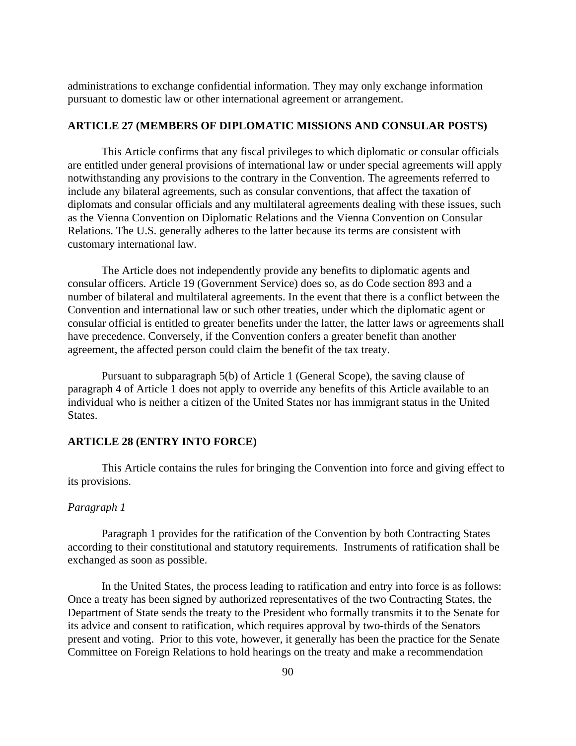administrations to exchange confidential information. They may only exchange information pursuant to domestic law or other international agreement or arrangement.

## ARTICLE 27 (MEMBERS OF DIPLOMATIC MISSIONS AND CONSULAR POSTS)

This Article confirms that any fiscal privileges to which diplomatic or consular officials are entitled under general provisions of international law or under special agreements will apply notwithstanding any provisions to the contrary in the Convention. The agreements referred to include any bilateral agreements, such as consular conventions, that affect the taxation of diplomats and consular officials and any multilateral agreements dealing with these issues, such as the Vienna Convention on Diplomatic Relations and the Vienna Convention on Consular Relations. The U.S. generally adheres to the latter because its terms are consistent with customary international law.

The Article does not independently provide any benefits to diplomatic agents and consular officers. Article 19 (Government Service) does so, as do Code section 893 and a number of bilateral and multilateral agreements. In the event that there is a conflict between the Convention and international law or such other treaties, under which the diplomatic agent or consular official is entitled to greater benefits under the latter, the latter laws or agreements shall have precedence. Conversely, if the Convention confers a greater benefit than another agreement, the affected person could claim the benefit of the tax treaty.

Pursuant to subparagraph 5(b) of Article 1 (General Scope), the saving clause of paragraph 4 of Article 1 does not apply to override any benefits of this Article available to an individual who is neither a citizen of the United States nor has immigrant status in the United States.

## ARTICLE 28 (ENTRY INTO FORCE)

This Article contains the rules for bringing the Convention into force and giving effect to its provisions.

*Paragraph 1*

Paragraph 1 provides for the ratification of the Convention by both Contracting States according to their constitutional and statutory requirements. Instruments of ratification shall be exchanged as soon as possible.

In the United States, the process leading to ratification and entry into force is as follows: Once a treaty has been signed by authorized representatives of the two Contracting States, the Department of State sends the treaty to the President who formally transmits it to the Senate for its advice and consent to ratification, which requires approval by two-thirds of the Senators present and voting. Prior to this vote, however, it generally has been the practice for the Senate Committee on Foreign Relations to hold hearings on the treaty and make a recommendation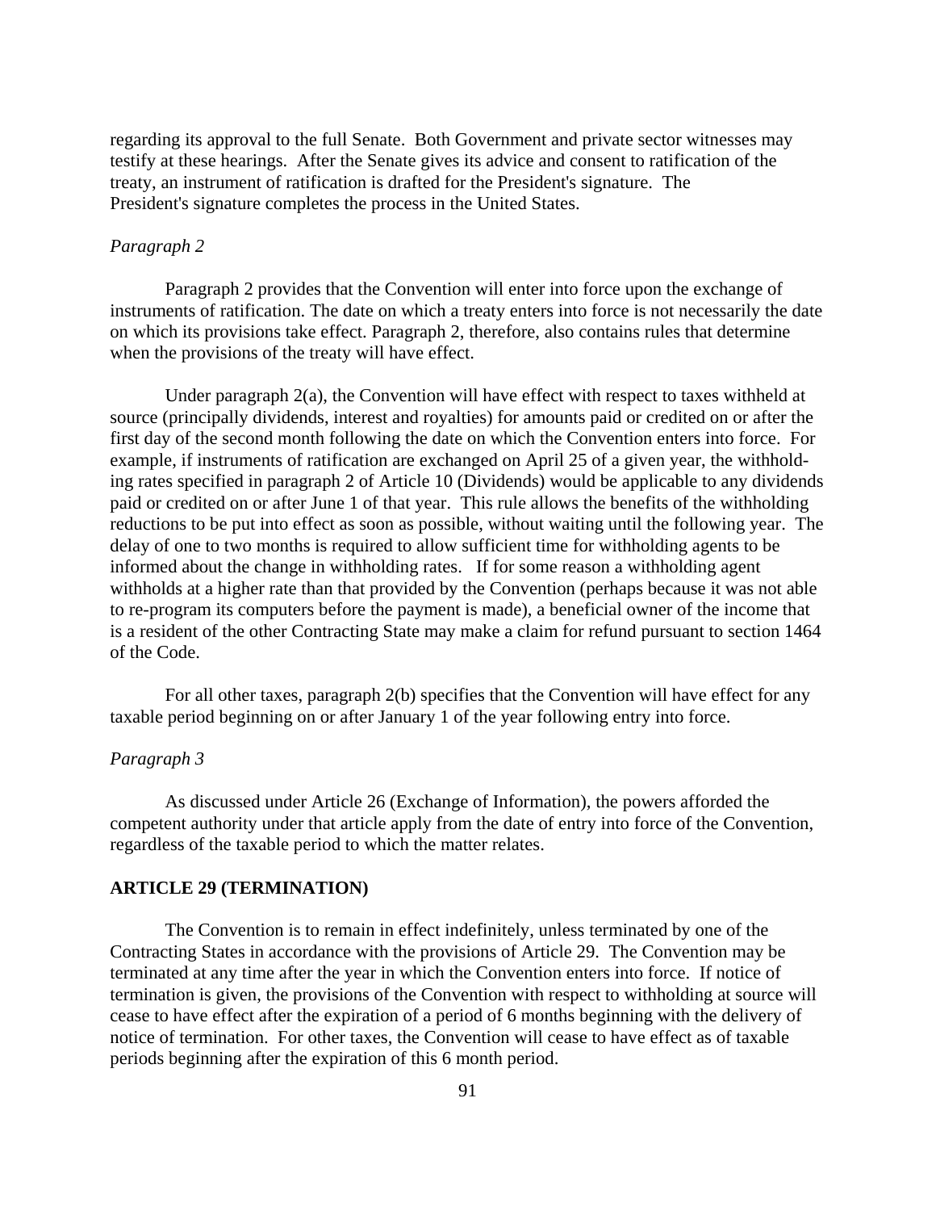regarding its approval to the full Senate. Both Government and private sector witnesses may testify at these hearings. After the Senate gives its advice and consent to ratification of the treaty, an instrument of ratification is drafted for the President's signature. The President's signature completes the process in the United States.

*Paragraph 2*

Paragraph 2 provides that the Convention will enter into force upon the exchange of instruments of ratification. The date on which a treaty enters into force is not necessarily the date on which its provisions take effect. Paragraph 2, therefore, also contains rules that determine when the provisions of the treaty will have effect.

Under paragraph 2(a), the Convention will have effect with respect to taxes withheld at source (principally dividends, interest and royalties) for amounts paid or credited on or after the first day of the second month following the date on which the Convention enters into force. For example, if instruments of ratification are exchanged on April 25 of a given year, the withholding rates specified in paragraph 2 of Article 10 (Dividends) would be applicable to any dividends paid or credited on or after June 1 of that year. This rule allows the benefits of the withholding reductions to be put into effect as soon as possible, without waiting until the following year. The delay of one to two months is required to allow sufficient time for withholding agents to be informed about the change in withholding rates. If for some reason a withholding agent withholds at a higher rate than that provided by the Convention (perhaps because it was not able to re-program its computers before the payment is made), a beneficial owner of the income that is a resident of the other Contracting State may make a claim for refund pursuant to section 1464 of the Code.

For all other taxes, paragraph 2(b) specifies that the Convention will have effect for any taxable period beginning on or after January 1 of the year following entry into force.

*Paragraph 3*

As discussed under Article 26 (Exchange of Information), the powers afforded the competent authority under that article apply from the date of entry into force of the Convention, regardless of the taxable period to which the matter relates.

**ARTICLE 29 (TERMINATION)**

The Convention is to remain in effect indefinitely, unless terminated by one of the Contracting States in accordance with the provisions of Article 29. The Convention may be terminated at any time after the year in which the Convention enters into force. If notice of termination is given, the provisions of the Convention with respect to withholding at source will cease to have effect after the expiration of a period of 6 months beginning with the delivery of notice of termination. For other taxes, the Convention will cease to have effect as of taxable periods beginning after the expiration of this 6 month period.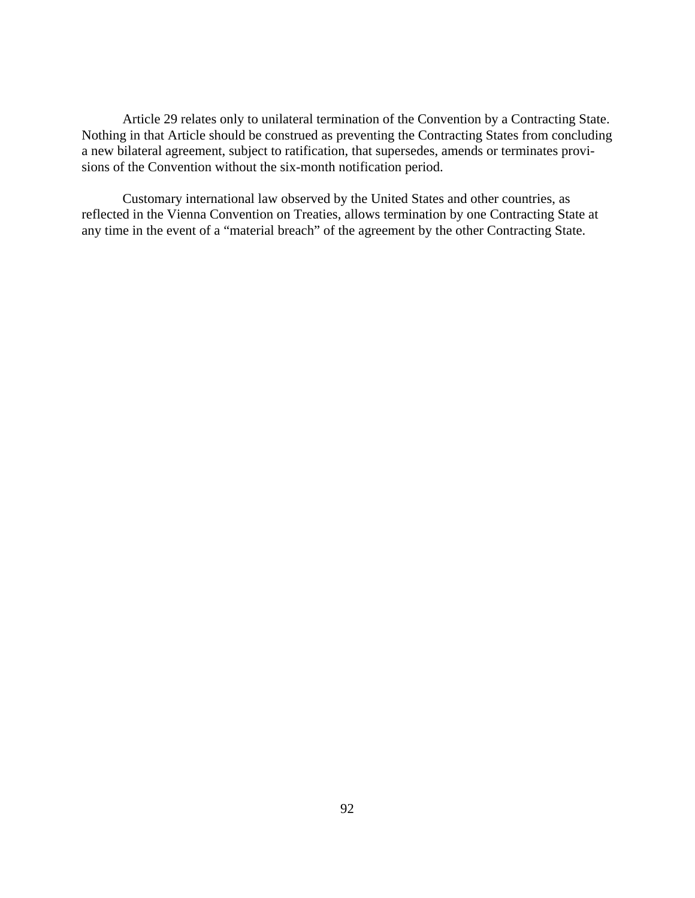Article 29 relates only to unilateral termination of the Convention by a Contracting State. Nothing in that Article should be construed as preventing the Contracting States from concluding a new bilateral agreement, subject to ratification, that supersedes, amends or terminates provisions of the Convention without the six-month notification period.

Customary international law observed by the United States and other countries, as reflected in the Vienna Convention on Treaties, allows termination by one Contracting State at any time in the event of a "material breach" of the agreement by the other Contracting State.